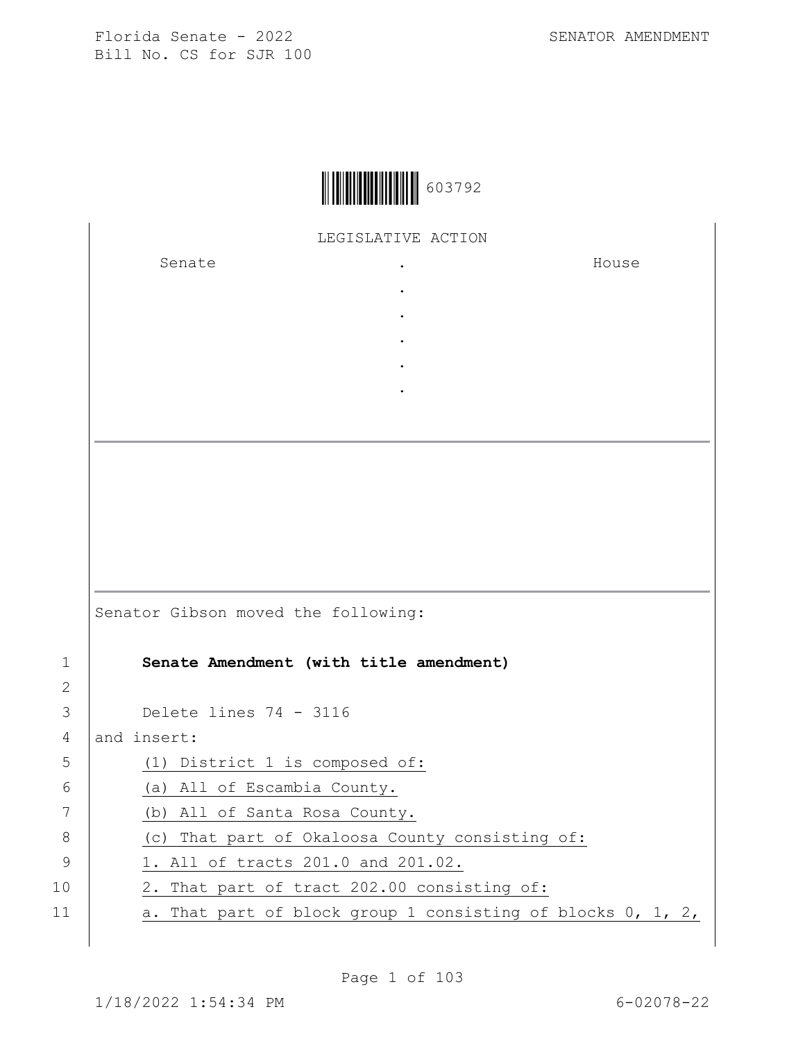Florida Senate - 2022 SENATOR AMENDMENT
Bill No. CS for SJR 100

603792

LEGISLATIVE ACTION

| Senate | . | House |
|---|---|---|
| | . | |
| | . | |
| | . | |
| | . | |
| | . | |

---

Senator Gibson moved the following:

**Senate Amendment (with title amendment)**

Delete lines 74 - 3116

and insert:

(1) District 1 is composed of:

(a) All of Escambia County.

(b) All of Santa Rosa County.

(c) That part of Okaloosa County consisting of:

1. All of tracts 201.0 and 201.02.

2. That part of tract 202.00 consisting of:

a. That part of block group 1 consisting of blocks 0, 1, 2,

1/18/2022 1:54:34 PM 6-02078-22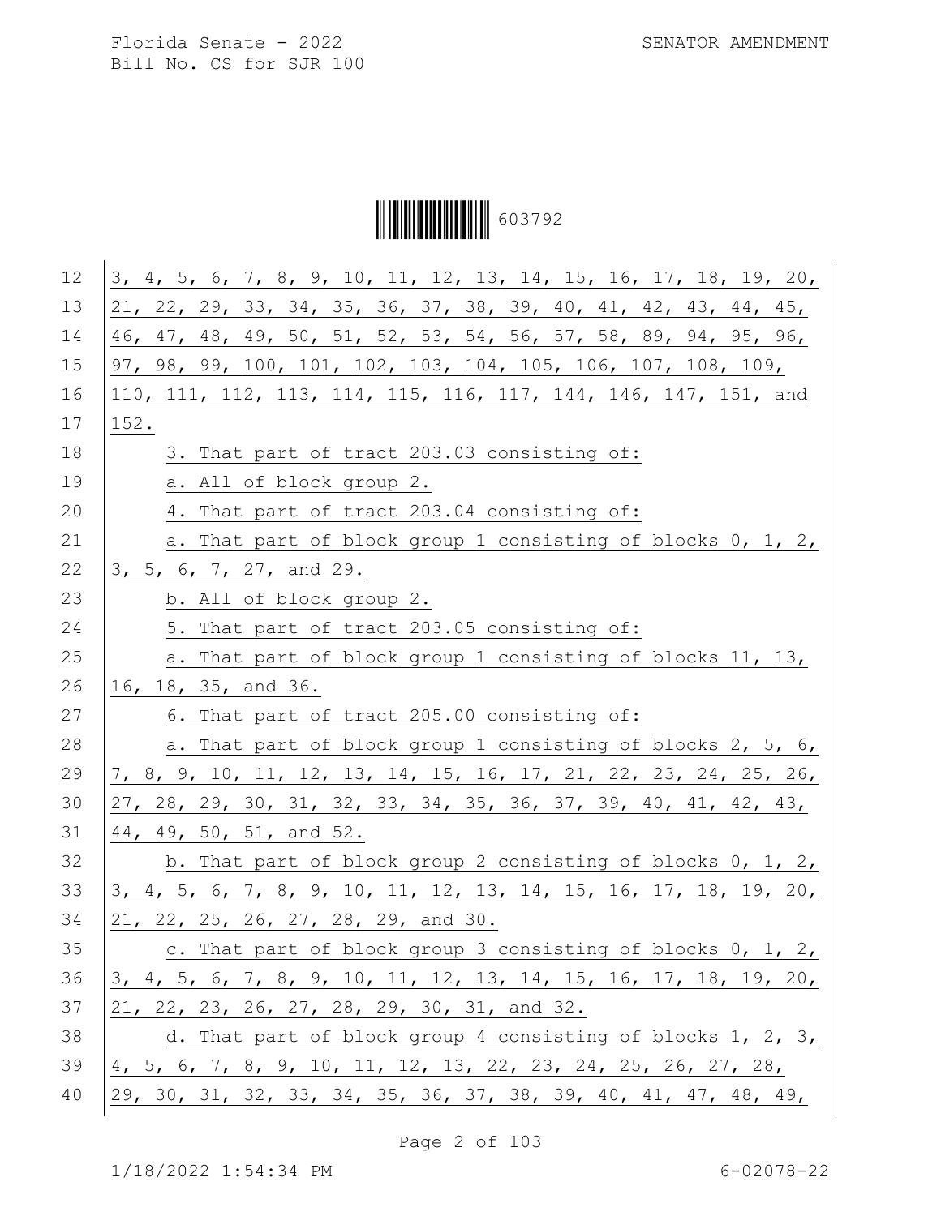3, 4, 5, 6, 7, 8, 9, 10, 11, 12, 13, 14, 15, 16, 17, 18, 19, 20, 21, 22, 29, 33, 34, 35, 36, 37, 38, 39, 40, 41, 42, 43, 44, 45, 46, 47, 48, 49, 50, 51, 52, 53, 54, 56, 57, 58, 89, 94, 95, 96, 97, 98, 99, 100, 101, 102, 103, 104, 105, 106, 107, 108, 109, 110, 111, 112, 113, 114, 115, 116, 117, 144, 146, 147, 151, and 152.

3. That part of tract 203.03 consisting of:

a. All of block group 2.

4. That part of tract 203.04 consisting of:

a. That part of block group 1 consisting of blocks 0, 1, 2, 3, 5, 6, 7, 27, and 29.

b. All of block group 2.

5. That part of tract 203.05 consisting of:

a. That part of block group 1 consisting of blocks 11, 13, 16, 18, 35, and 36.

6. That part of tract 205.00 consisting of:

a. That part of block group 1 consisting of blocks 2, 5, 6, 7, 8, 9, 10, 11, 12, 13, 14, 15, 16, 17, 21, 22, 23, 24, 25, 26, 27, 28, 29, 30, 31, 32, 33, 34, 35, 36, 37, 39, 40, 41, 42, 43, 44, 49, 50, 51, and 52.

b. That part of block group 2 consisting of blocks 0, 1, 2, 3, 4, 5, 6, 7, 8, 9, 10, 11, 12, 13, 14, 15, 16, 17, 18, 19, 20, 21, 22, 25, 26, 27, 28, 29, and 30.

c. That part of block group 3 consisting of blocks 0, 1, 2, 3, 4, 5, 6, 7, 8, 9, 10, 11, 12, 13, 14, 15, 16, 17, 18, 19, 20, 21, 22, 23, 26, 27, 28, 29, 30, 31, and 32.

d. That part of block group 4 consisting of blocks 1, 2, 3, 4, 5, 6, 7, 8, 9, 10, 11, 12, 13, 22, 23, 24, 25, 26, 27, 28, 29, 30, 31, 32, 33, 34, 35, 36, 37, 38, 39, 40, 41, 47, 48, 49,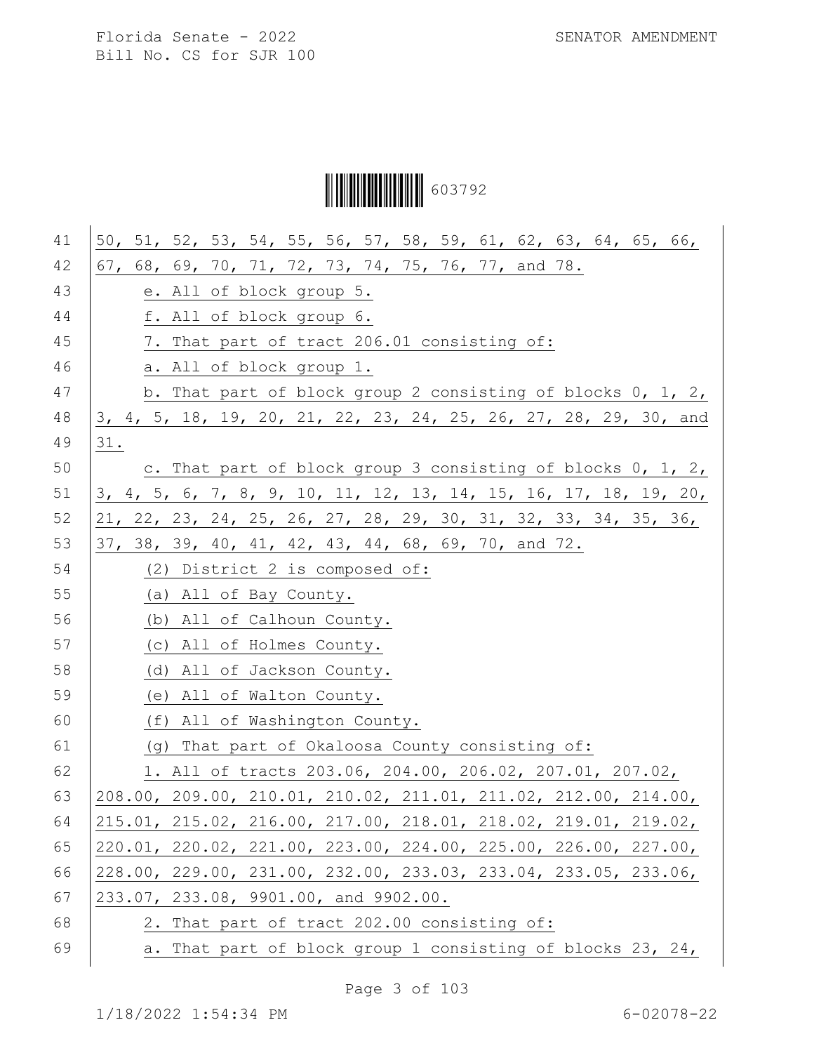50, 51, 52, 53, 54, 55, 56, 57, 58, 59, 61, 62, 63, 64, 65, 66, 67, 68, 69, 70, 71, 72, 73, 74, 75, 76, 77, and 78.

e. All of block group 5.

f. All of block group 6.

7. That part of tract 206.01 consisting of:

a. All of block group 1.

b. That part of block group 2 consisting of blocks 0, 1, 2, 3, 4, 5, 18, 19, 20, 21, 22, 23, 24, 25, 26, 27, 28, 29, 30, and 31.

c. That part of block group 3 consisting of blocks 0, 1, 2, 3, 4, 5, 6, 7, 8, 9, 10, 11, 12, 13, 14, 15, 16, 17, 18, 19, 20, 21, 22, 23, 24, 25, 26, 27, 28, 29, 30, 31, 32, 33, 34, 35, 36, 37, 38, 39, 40, 41, 42, 43, 44, 68, 69, 70, and 72.

(2) District 2 is composed of:

(a) All of Bay County.

(b) All of Calhoun County.

(c) All of Holmes County.

(d) All of Jackson County.

(e) All of Walton County.

(f) All of Washington County.

(g) That part of Okaloosa County consisting of:

1. All of tracts 203.06, 204.00, 206.02, 207.01, 207.02, 208.00, 209.00, 210.01, 210.02, 211.01, 211.02, 212.00, 214.00, 215.01, 215.02, 216.00, 217.00, 218.01, 218.02, 219.01, 219.02, 220.01, 220.02, 221.00, 223.00, 224.00, 225.00, 226.00, 227.00, 228.00, 229.00, 231.00, 232.00, 233.03, 233.04, 233.05, 233.06, 233.07, 233.08, 9901.00, and 9902.00.

2. That part of tract 202.00 consisting of:

a. That part of block group 1 consisting of blocks 23, 24,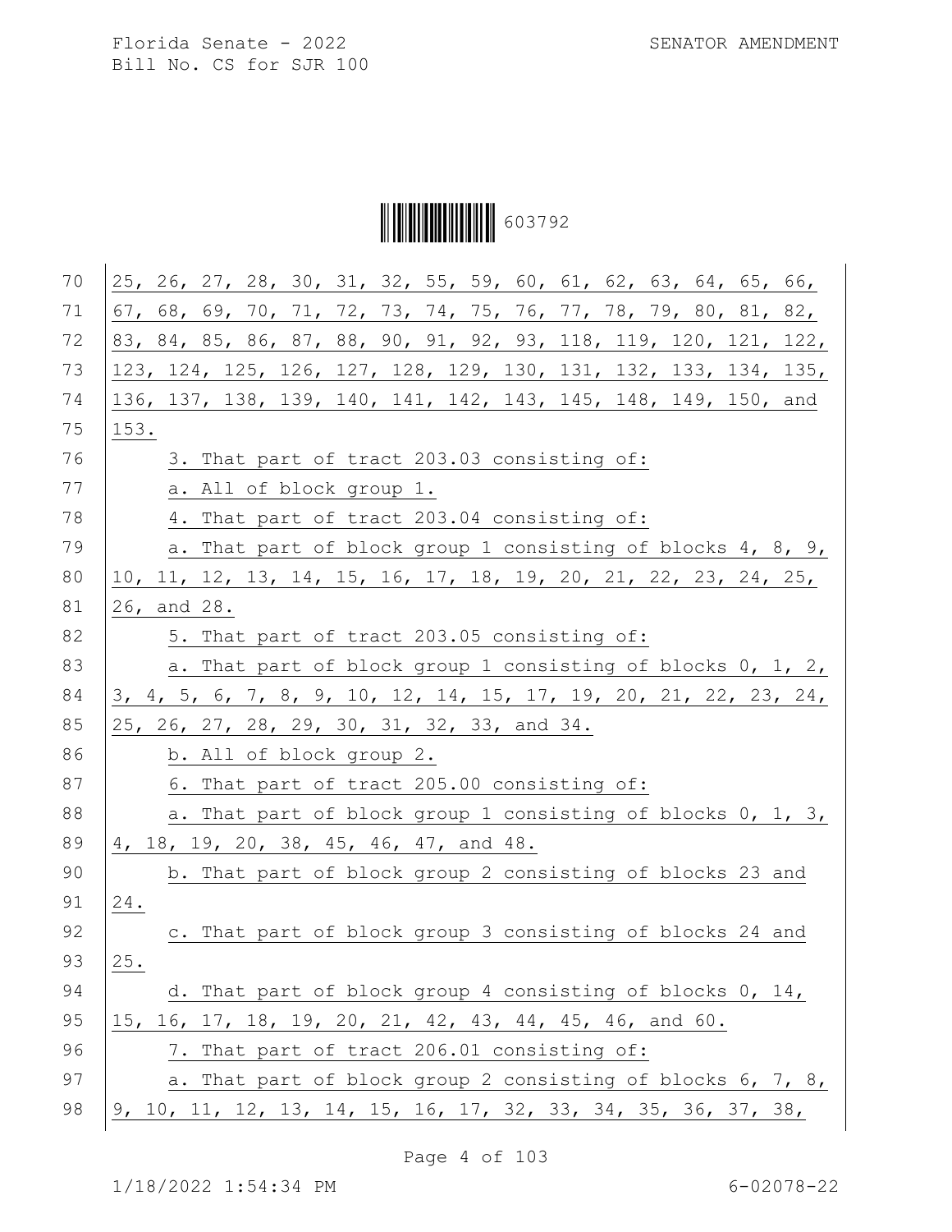25, 26, 27, 28, 30, 31, 32, 55, 59, 60, 61, 62, 63, 64, 65, 66, 67, 68, 69, 70, 71, 72, 73, 74, 75, 76, 77, 78, 79, 80, 81, 82, 83, 84, 85, 86, 87, 88, 90, 91, 92, 93, 118, 119, 120, 121, 122, 123, 124, 125, 126, 127, 128, 129, 130, 131, 132, 133, 134, 135, 136, 137, 138, 139, 140, 141, 142, 143, 145, 148, 149, 150, and 153.

3. That part of tract 203.03 consisting of:

a. All of block group 1.

4. That part of tract 203.04 consisting of:

a. That part of block group 1 consisting of blocks 4, 8, 9, 10, 11, 12, 13, 14, 15, 16, 17, 18, 19, 20, 21, 22, 23, 24, 25, 26, and 28.

5. That part of tract 203.05 consisting of:

a. That part of block group 1 consisting of blocks 0, 1, 2, 3, 4, 5, 6, 7, 8, 9, 10, 12, 14, 15, 17, 19, 20, 21, 22, 23, 24, 25, 26, 27, 28, 29, 30, 31, 32, 33, and 34.

b. All of block group 2.

6. That part of tract 205.00 consisting of:

a. That part of block group 1 consisting of blocks 0, 1, 3, 4, 18, 19, 20, 38, 45, 46, 47, and 48.

b. That part of block group 2 consisting of blocks 23 and 24.

c. That part of block group 3 consisting of blocks 24 and 25.

d. That part of block group 4 consisting of blocks 0, 14, 15, 16, 17, 18, 19, 20, 21, 42, 43, 44, 45, 46, and 60.

7. That part of tract 206.01 consisting of:

a. That part of block group 2 consisting of blocks 6, 7, 8, 9, 10, 11, 12, 13, 14, 15, 16, 17, 32, 33, 34, 35, 36, 37, 38,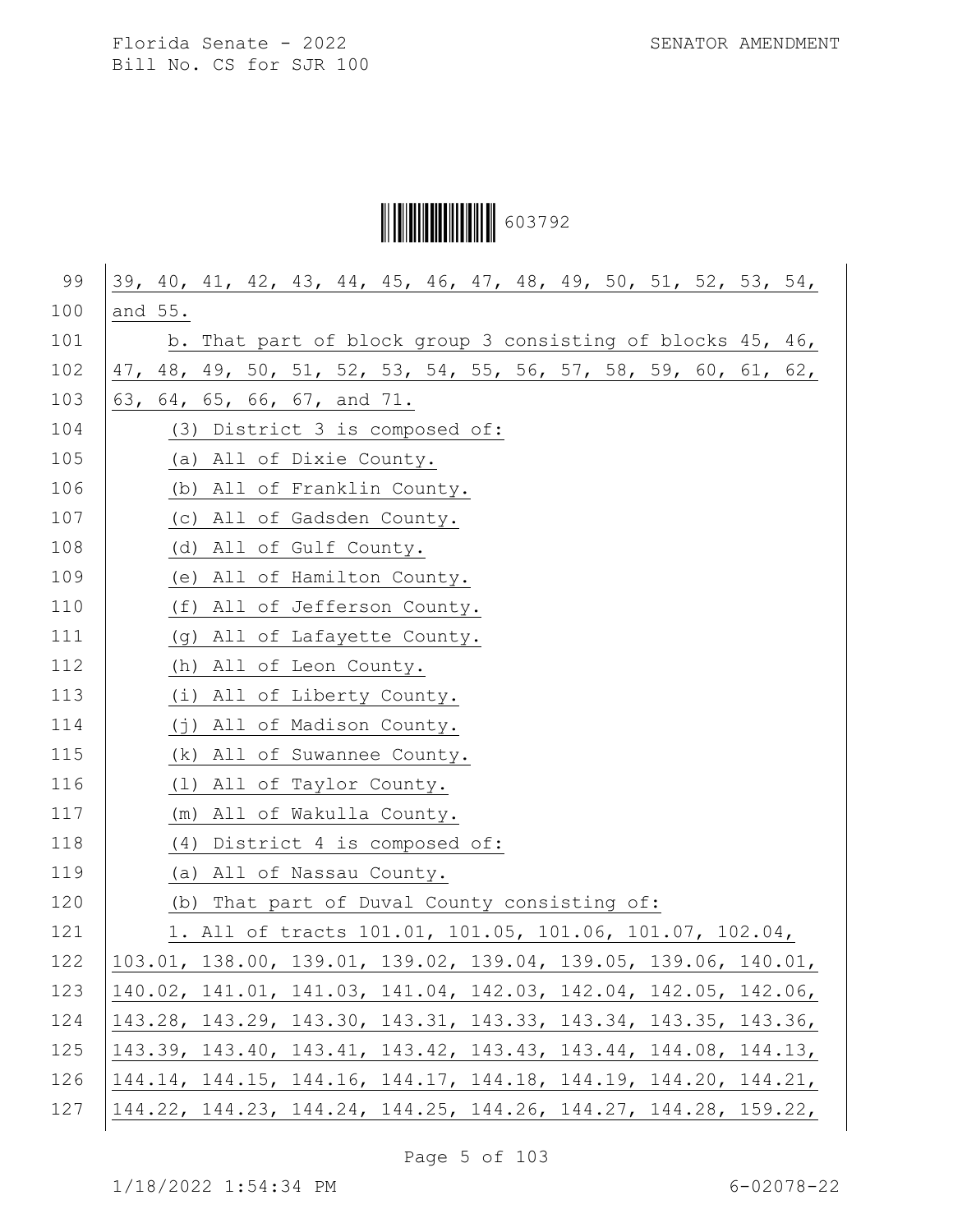39, 40, 41, 42, 43, 44, 45, 46, 47, 48, 49, 50, 51, 52, 53, 54, and 55.

b. That part of block group 3 consisting of blocks 45, 46, 47, 48, 49, 50, 51, 52, 53, 54, 55, 56, 57, 58, 59, 60, 61, 62, 63, 64, 65, 66, 67, and 71.

(3) District 3 is composed of:

(a) All of Dixie County.

(b) All of Franklin County.

(c) All of Gadsden County.

(d) All of Gulf County.

(e) All of Hamilton County.

(f) All of Jefferson County.

(g) All of Lafayette County.

(h) All of Leon County.

(i) All of Liberty County.

(j) All of Madison County.

(k) All of Suwannee County.

(l) All of Taylor County.

(m) All of Wakulla County.

(4) District 4 is composed of:

(a) All of Nassau County.

(b) That part of Duval County consisting of:

1. All of tracts 101.01, 101.05, 101.06, 101.07, 102.04, 103.01, 138.00, 139.01, 139.02, 139.04, 139.05, 139.06, 140.01, 140.02, 141.01, 141.03, 141.04, 142.03, 142.04, 142.05, 142.06, 143.28, 143.29, 143.30, 143.31, 143.33, 143.34, 143.35, 143.36, 143.39, 143.40, 143.41, 143.42, 143.43, 143.44, 144.08, 144.13, 144.14, 144.15, 144.16, 144.17, 144.18, 144.19, 144.20, 144.21, 144.22, 144.23, 144.24, 144.25, 144.26, 144.27, 144.28, 159.22,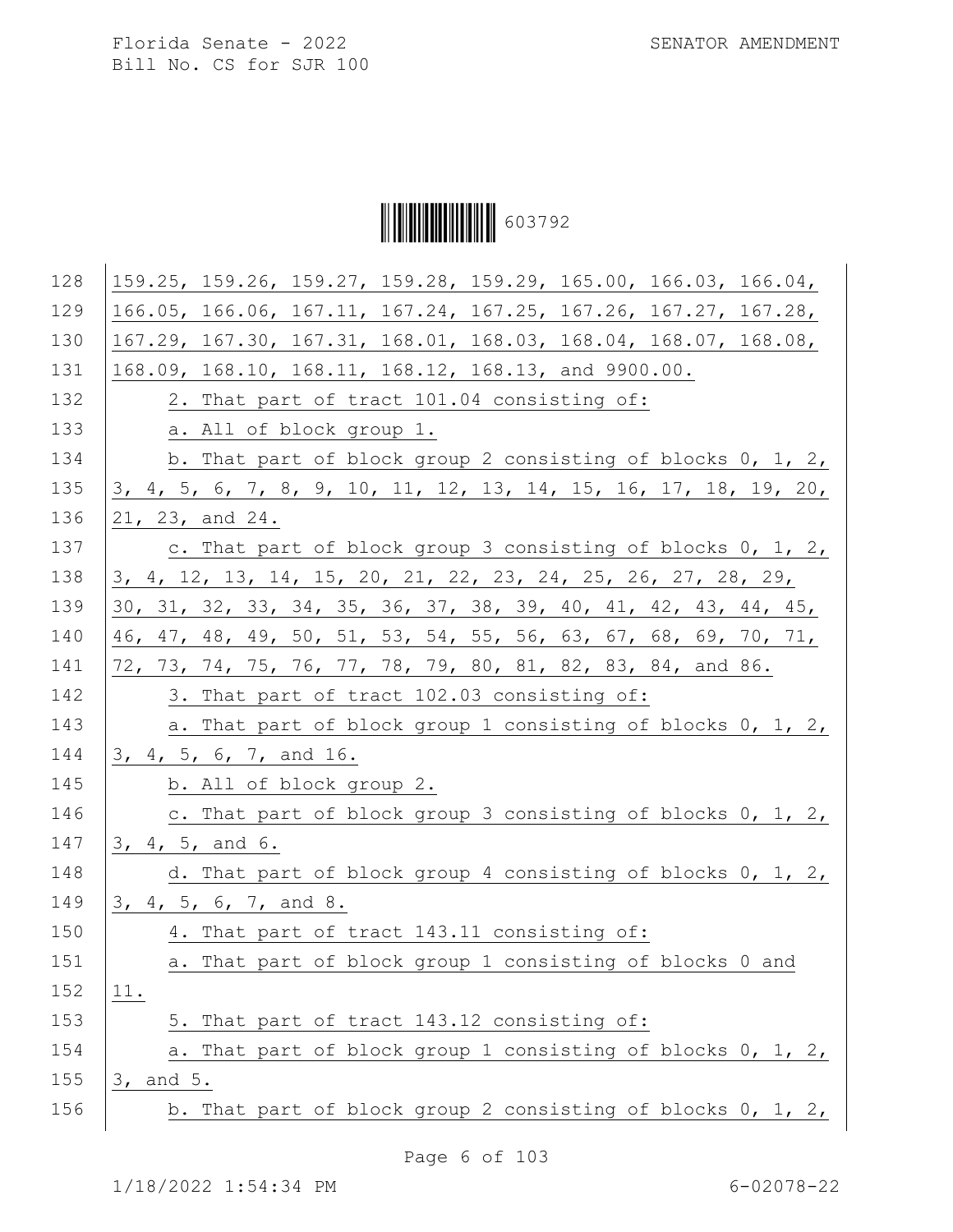159.25, 159.26, 159.27, 159.28, 159.29, 165.00, 166.03, 166.04, 166.05, 166.06, 167.11, 167.24, 167.25, 167.26, 167.27, 167.28, 167.29, 167.30, 167.31, 168.01, 168.03, 168.04, 168.07, 168.08, 168.09, 168.10, 168.11, 168.12, 168.13, and 9900.00.

2. That part of tract 101.04 consisting of:

a. All of block group 1.

b. That part of block group 2 consisting of blocks 0, 1, 2, 3, 4, 5, 6, 7, 8, 9, 10, 11, 12, 13, 14, 15, 16, 17, 18, 19, 20, 21, 23, and 24.

c. That part of block group 3 consisting of blocks 0, 1, 2, 3, 4, 12, 13, 14, 15, 20, 21, 22, 23, 24, 25, 26, 27, 28, 29, 30, 31, 32, 33, 34, 35, 36, 37, 38, 39, 40, 41, 42, 43, 44, 45, 46, 47, 48, 49, 50, 51, 53, 54, 55, 56, 63, 67, 68, 69, 70, 71, 72, 73, 74, 75, 76, 77, 78, 79, 80, 81, 82, 83, 84, and 86.

3. That part of tract 102.03 consisting of:

a. That part of block group 1 consisting of blocks 0, 1, 2, 3, 4, 5, 6, 7, and 16.

b. All of block group 2.

c. That part of block group 3 consisting of blocks 0, 1, 2, 3, 4, 5, and 6.

d. That part of block group 4 consisting of blocks 0, 1, 2, 3, 4, 5, 6, 7, and 8.

4. That part of tract 143.11 consisting of:

a. That part of block group 1 consisting of blocks 0 and 11.

5. That part of tract 143.12 consisting of:

a. That part of block group 1 consisting of blocks 0, 1, 2, 3, and 5.

b. That part of block group 2 consisting of blocks 0, 1, 2,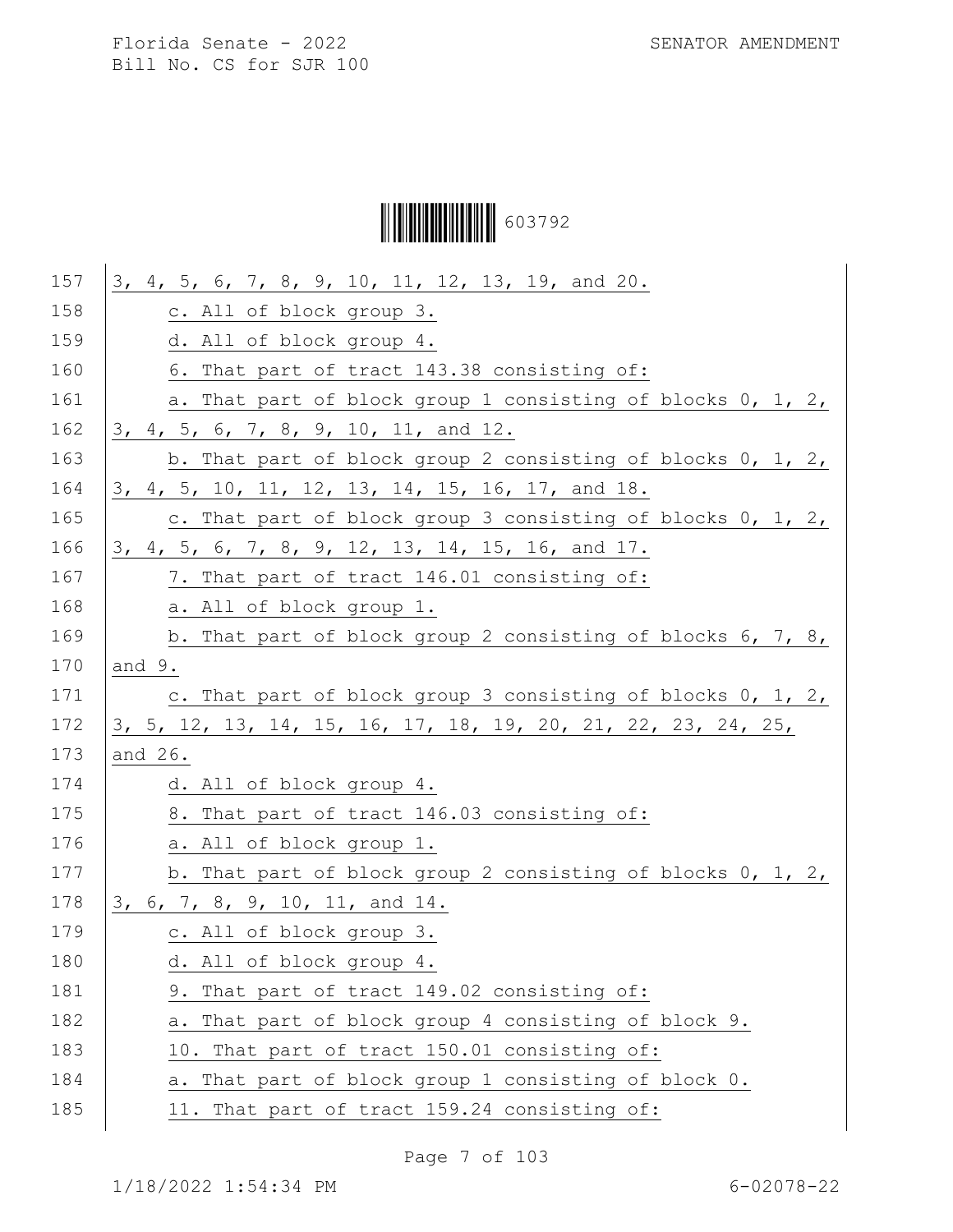3, 4, 5, 6, 7, 8, 9, 10, 11, 12, 13, 19, and 20.

c. All of block group 3.

d. All of block group 4.

6. That part of tract 143.38 consisting of:

a. That part of block group 1 consisting of blocks 0, 1, 2, 3, 4, 5, 6, 7, 8, 9, 10, 11, and 12.

b. That part of block group 2 consisting of blocks 0, 1, 2, 3, 4, 5, 10, 11, 12, 13, 14, 15, 16, 17, and 18.

c. That part of block group 3 consisting of blocks 0, 1, 2, 3, 4, 5, 6, 7, 8, 9, 12, 13, 14, 15, 16, and 17.

7. That part of tract 146.01 consisting of:

a. All of block group 1.

b. That part of block group 2 consisting of blocks 6, 7, 8, and 9.

c. That part of block group 3 consisting of blocks 0, 1, 2, 3, 5, 12, 13, 14, 15, 16, 17, 18, 19, 20, 21, 22, 23, 24, 25, and 26.

d. All of block group 4.

8. That part of tract 146.03 consisting of:

a. All of block group 1.

b. That part of block group 2 consisting of blocks 0, 1, 2, 3, 6, 7, 8, 9, 10, 11, and 14.

c. All of block group 3.

d. All of block group 4.

9. That part of tract 149.02 consisting of:

a. That part of block group 4 consisting of block 9.

10. That part of tract 150.01 consisting of:

a. That part of block group 1 consisting of block 0.

11. That part of tract 159.24 consisting of: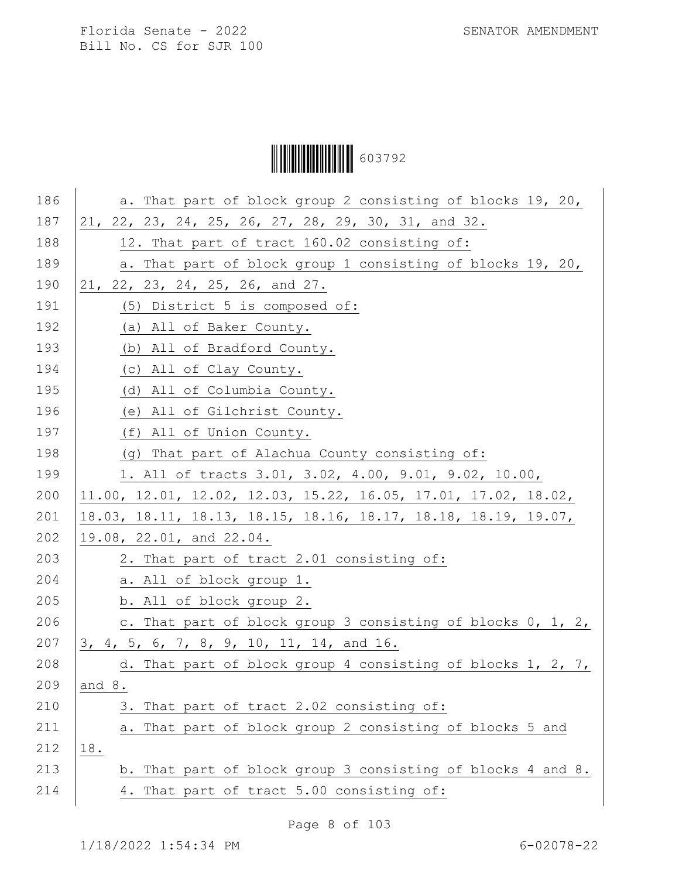a. That part of block group 2 consisting of blocks 19, 20, 21, 22, 23, 24, 25, 26, 27, 28, 29, 30, 31, and 32.

12. That part of tract 160.02 consisting of:

a. That part of block group 1 consisting of blocks 19, 20, 21, 22, 23, 24, 25, 26, and 27.

(5) District 5 is composed of:

(a) All of Baker County.

(b) All of Bradford County.

(c) All of Clay County.

(d) All of Columbia County.

(e) All of Gilchrist County.

(f) All of Union County.

(g) That part of Alachua County consisting of:

1. All of tracts 3.01, 3.02, 4.00, 9.01, 9.02, 10.00, 11.00, 12.01, 12.02, 12.03, 15.22, 16.05, 17.01, 17.02, 18.02, 18.03, 18.11, 18.13, 18.15, 18.16, 18.17, 18.18, 18.19, 19.07, 19.08, 22.01, and 22.04.

2. That part of tract 2.01 consisting of:

a. All of block group 1.

b. All of block group 2.

c. That part of block group 3 consisting of blocks 0, 1, 2, 3, 4, 5, 6, 7, 8, 9, 10, 11, 14, and 16.

d. That part of block group 4 consisting of blocks 1, 2, 7, and 8.

3. That part of tract 2.02 consisting of:

a. That part of block group 2 consisting of blocks 5 and 18.

b. That part of block group 3 consisting of blocks 4 and 8.

4. That part of tract 5.00 consisting of: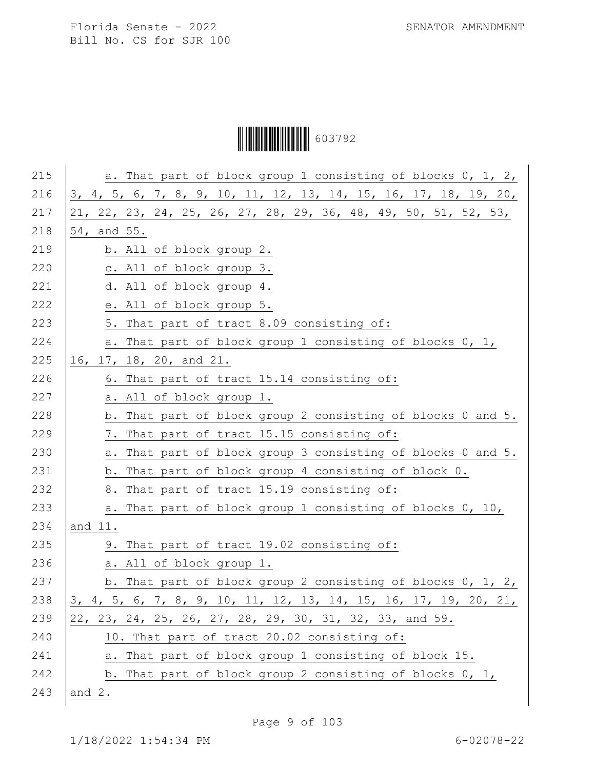a. That part of block group 1 consisting of blocks 0, 1, 2, 3, 4, 5, 6, 7, 8, 9, 10, 11, 12, 13, 14, 15, 16, 17, 18, 19, 20, 21, 22, 23, 24, 25, 26, 27, 28, 29, 36, 48, 49, 50, 51, 52, 53, 54, and 55.

b. All of block group 2.

c. All of block group 3.

d. All of block group 4.

e. All of block group 5.

5. That part of tract 8.09 consisting of:

a. That part of block group 1 consisting of blocks 0, 1, 16, 17, 18, 20, and 21.

6. That part of tract 15.14 consisting of:

a. All of block group 1.

b. That part of block group 2 consisting of blocks 0 and 5.

7. That part of tract 15.15 consisting of:

a. That part of block group 3 consisting of blocks 0 and 5.

b. That part of block group 4 consisting of block 0.

8. That part of tract 15.19 consisting of:

a. That part of block group 1 consisting of blocks 0, 10, and 11.

9. That part of tract 19.02 consisting of:

a. All of block group 1.

b. That part of block group 2 consisting of blocks 0, 1, 2, 3, 4, 5, 6, 7, 8, 9, 10, 11, 12, 13, 14, 15, 16, 17, 19, 20, 21, 22, 23, 24, 25, 26, 27, 28, 29, 30, 31, 32, 33, and 59.

10. That part of tract 20.02 consisting of:

a. That part of block group 1 consisting of block 15.

b. That part of block group 2 consisting of blocks 0, 1, and 2.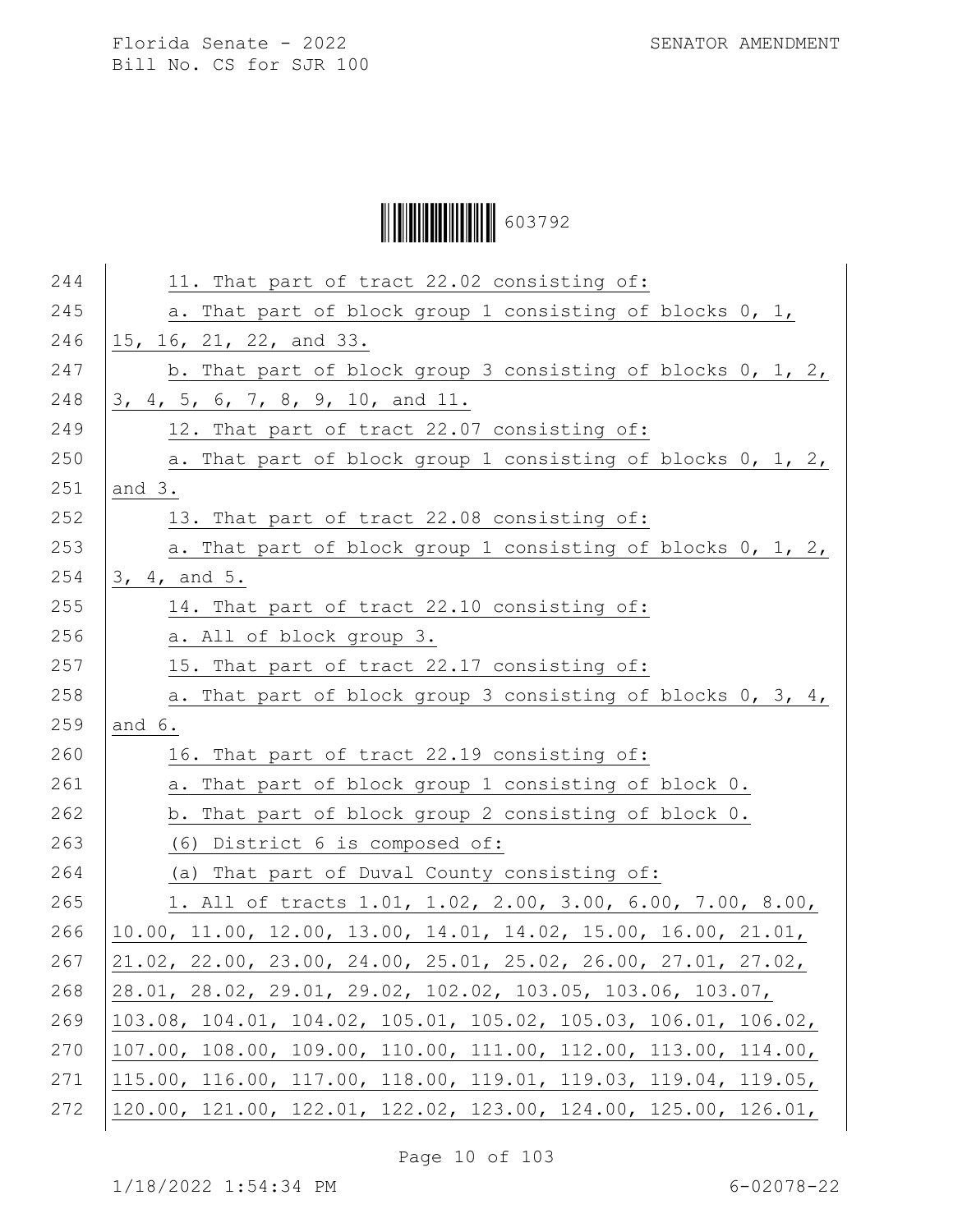11. That part of tract 22.02 consisting of:

a. That part of block group 1 consisting of blocks 0, 1, 15, 16, 21, 22, and 33.

b. That part of block group 3 consisting of blocks 0, 1, 2, 3, 4, 5, 6, 7, 8, 9, 10, and 11.

12. That part of tract 22.07 consisting of:

a. That part of block group 1 consisting of blocks 0, 1, 2, and 3.

13. That part of tract 22.08 consisting of:

a. That part of block group 1 consisting of blocks 0, 1, 2, 3, 4, and 5.

14. That part of tract 22.10 consisting of:

a. All of block group 3.

15. That part of tract 22.17 consisting of:

a. That part of block group 3 consisting of blocks 0, 3, 4, and 6.

16. That part of tract 22.19 consisting of:

a. That part of block group 1 consisting of block 0.

b. That part of block group 2 consisting of block 0.

(6) District 6 is composed of:

(a) That part of Duval County consisting of:

1. All of tracts 1.01, 1.02, 2.00, 3.00, 6.00, 7.00, 8.00, 10.00, 11.00, 12.00, 13.00, 14.01, 14.02, 15.00, 16.00, 21.01, 21.02, 22.00, 23.00, 24.00, 25.01, 25.02, 26.00, 27.01, 27.02, 28.01, 28.02, 29.01, 29.02, 102.02, 103.05, 103.06, 103.07, 103.08, 104.01, 104.02, 105.01, 105.02, 105.03, 106.01, 106.02, 107.00, 108.00, 109.00, 110.00, 111.00, 112.00, 113.00, 114.00, 115.00, 116.00, 117.00, 118.00, 119.01, 119.03, 119.04, 119.05, 120.00, 121.00, 122.01, 122.02, 123.00, 124.00, 125.00, 126.01,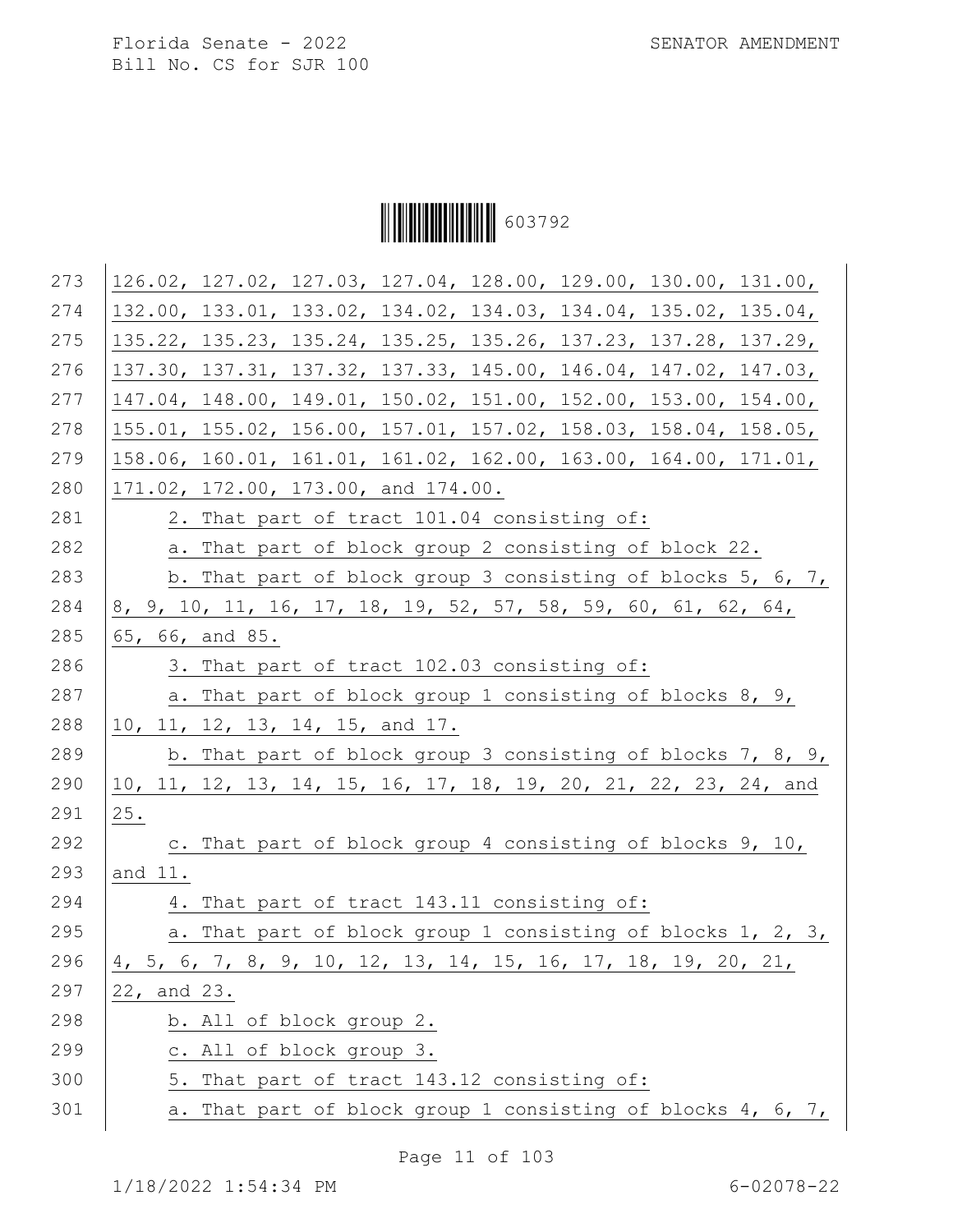126.02, 127.02, 127.03, 127.04, 128.00, 129.00, 130.00, 131.00, 132.00, 133.01, 133.02, 134.02, 134.03, 134.04, 135.02, 135.04, 135.22, 135.23, 135.24, 135.25, 135.26, 137.23, 137.28, 137.29, 137.30, 137.31, 137.32, 137.33, 145.00, 146.04, 147.02, 147.03, 147.04, 148.00, 149.01, 150.02, 151.00, 152.00, 153.00, 154.00, 155.01, 155.02, 156.00, 157.01, 157.02, 158.03, 158.04, 158.05, 158.06, 160.01, 161.01, 161.02, 162.00, 163.00, 164.00, 171.01, 171.02, 172.00, 173.00, and 174.00.

2. That part of tract 101.04 consisting of:

a. That part of block group 2 consisting of block 22.

b. That part of block group 3 consisting of blocks 5, 6, 7, 8, 9, 10, 11, 16, 17, 18, 19, 52, 57, 58, 59, 60, 61, 62, 64, 65, 66, and 85.

3. That part of tract 102.03 consisting of:

a. That part of block group 1 consisting of blocks 8, 9, 10, 11, 12, 13, 14, 15, and 17.

b. That part of block group 3 consisting of blocks 7, 8, 9, 10, 11, 12, 13, 14, 15, 16, 17, 18, 19, 20, 21, 22, 23, 24, and 25.

c. That part of block group 4 consisting of blocks 9, 10, and 11.

4. That part of tract 143.11 consisting of:

a. That part of block group 1 consisting of blocks 1, 2, 3, 4, 5, 6, 7, 8, 9, 10, 12, 13, 14, 15, 16, 17, 18, 19, 20, 21, 22, and 23.

b. All of block group 2.

c. All of block group 3.

5. That part of tract 143.12 consisting of:

a. That part of block group 1 consisting of blocks 4, 6, 7,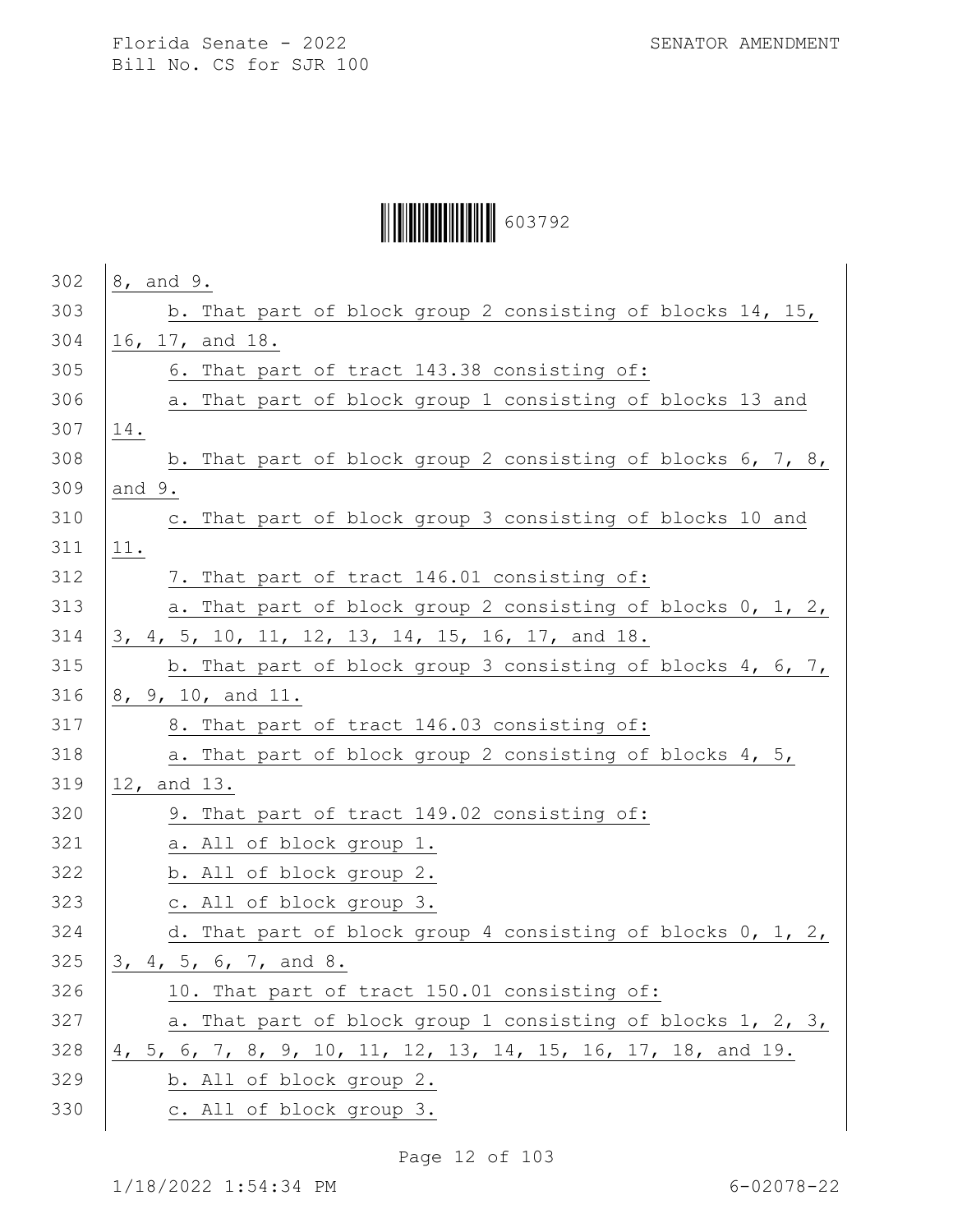8, and 9.

b. That part of block group 2 consisting of blocks 14, 15, 16, 17, and 18.

6. That part of tract 143.38 consisting of:

a. That part of block group 1 consisting of blocks 13 and 14.

b. That part of block group 2 consisting of blocks 6, 7, 8, and 9.

c. That part of block group 3 consisting of blocks 10 and 11.

7. That part of tract 146.01 consisting of:

a. That part of block group 2 consisting of blocks 0, 1, 2, 3, 4, 5, 10, 11, 12, 13, 14, 15, 16, 17, and 18.

b. That part of block group 3 consisting of blocks 4, 6, 7, 8, 9, 10, and 11.

8. That part of tract 146.03 consisting of:

a. That part of block group 2 consisting of blocks 4, 5, 12, and 13.

9. That part of tract 149.02 consisting of:

a. All of block group 1.

b. All of block group 2.

c. All of block group 3.

d. That part of block group 4 consisting of blocks 0, 1, 2, 3, 4, 5, 6, 7, and 8.

10. That part of tract 150.01 consisting of:

a. That part of block group 1 consisting of blocks 1, 2, 3, 4, 5, 6, 7, 8, 9, 10, 11, 12, 13, 14, 15, 16, 17, 18, and 19.

b. All of block group 2.

c. All of block group 3.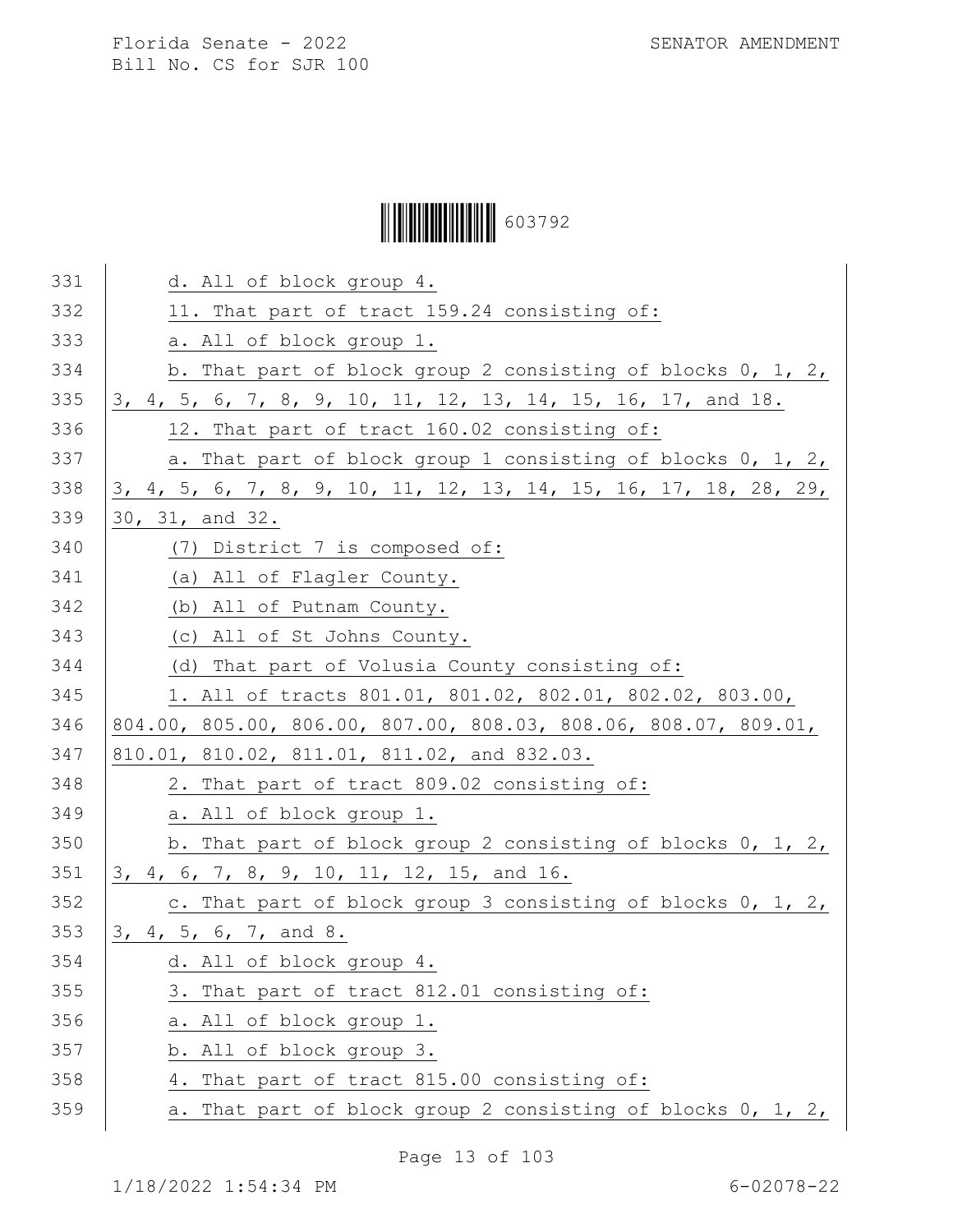d. All of block group 4.

11. That part of tract 159.24 consisting of:

a. All of block group 1.

b. That part of block group 2 consisting of blocks 0, 1, 2, 3, 4, 5, 6, 7, 8, 9, 10, 11, 12, 13, 14, 15, 16, 17, and 18.

12. That part of tract 160.02 consisting of:

a. That part of block group 1 consisting of blocks 0, 1, 2, 3, 4, 5, 6, 7, 8, 9, 10, 11, 12, 13, 14, 15, 16, 17, 18, 28, 29, 30, 31, and 32.

(7) District 7 is composed of:

(a) All of Flagler County.

(b) All of Putnam County.

(c) All of St Johns County.

(d) That part of Volusia County consisting of:

1. All of tracts 801.01, 801.02, 802.01, 802.02, 803.00, 804.00, 805.00, 806.00, 807.00, 808.03, 808.06, 808.07, 809.01, 810.01, 810.02, 811.01, 811.02, and 832.03.

2. That part of tract 809.02 consisting of:

a. All of block group 1.

b. That part of block group 2 consisting of blocks 0, 1, 2, 3, 4, 6, 7, 8, 9, 10, 11, 12, 15, and 16.

c. That part of block group 3 consisting of blocks 0, 1, 2, 3, 4, 5, 6, 7, and 8.

d. All of block group 4.

3. That part of tract 812.01 consisting of:

a. All of block group 1.

b. All of block group 3.

4. That part of tract 815.00 consisting of:

a. That part of block group 2 consisting of blocks 0, 1, 2,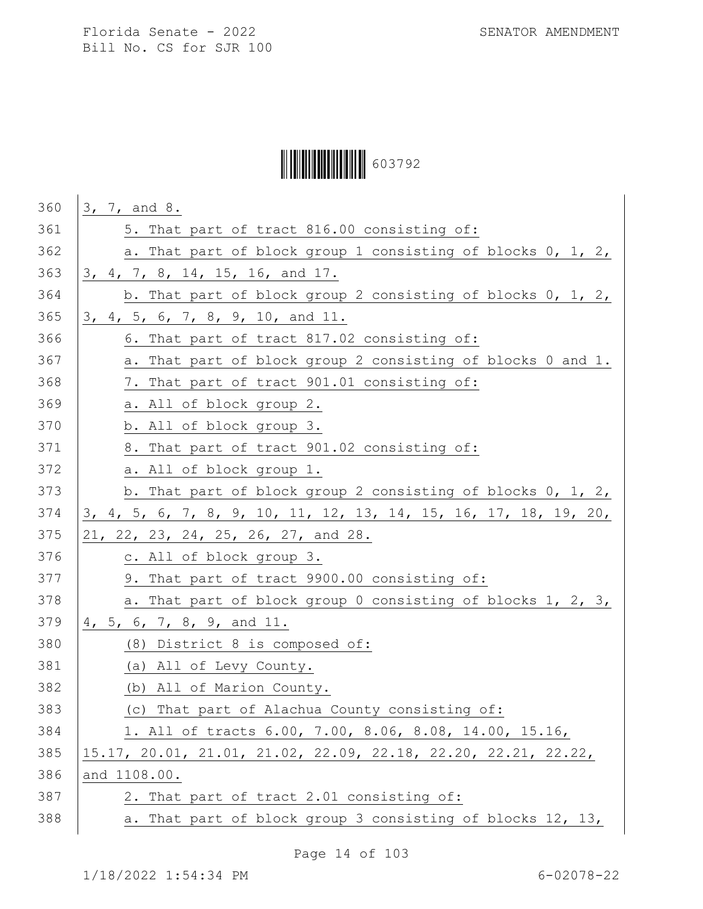3, 7, and 8.

5. That part of tract 816.00 consisting of:

a. That part of block group 1 consisting of blocks 0, 1, 2, 3, 4, 7, 8, 14, 15, 16, and 17.

b. That part of block group 2 consisting of blocks 0, 1, 2, 3, 4, 5, 6, 7, 8, 9, 10, and 11.

6. That part of tract 817.02 consisting of:

a. That part of block group 2 consisting of blocks 0 and 1.

7. That part of tract 901.01 consisting of:

a. All of block group 2.

b. All of block group 3.

8. That part of tract 901.02 consisting of:

a. All of block group 1.

b. That part of block group 2 consisting of blocks 0, 1, 2, 3, 4, 5, 6, 7, 8, 9, 10, 11, 12, 13, 14, 15, 16, 17, 18, 19, 20, 21, 22, 23, 24, 25, 26, 27, and 28.

c. All of block group 3.

9. That part of tract 9900.00 consisting of:

a. That part of block group 0 consisting of blocks 1, 2, 3, 4, 5, 6, 7, 8, 9, and 11.

(8) District 8 is composed of:

(a) All of Levy County.

(b) All of Marion County.

(c) That part of Alachua County consisting of:

1. All of tracts 6.00, 7.00, 8.06, 8.08, 14.00, 15.16, 15.17, 20.01, 21.01, 21.02, 22.09, 22.18, 22.20, 22.21, 22.22, and 1108.00.

2. That part of tract 2.01 consisting of:

a. That part of block group 3 consisting of blocks 12, 13,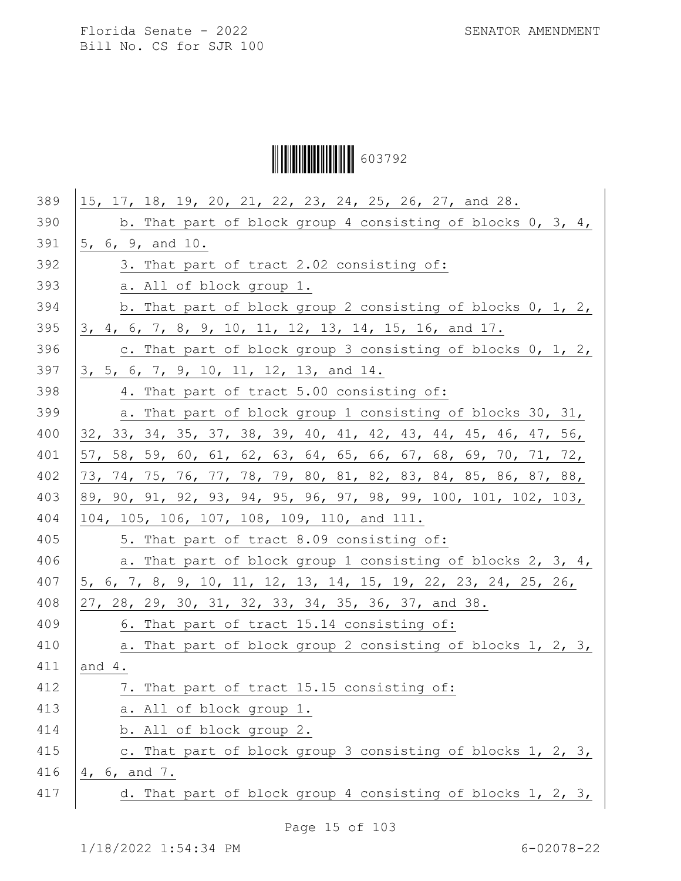15, 17, 18, 19, 20, 21, 22, 23, 24, 25, 26, 27, and 28.

b. That part of block group 4 consisting of blocks 0, 3, 4, 5, 6, 9, and 10.

3. That part of tract 2.02 consisting of:

a. All of block group 1.

b. That part of block group 2 consisting of blocks 0, 1, 2, 3, 4, 6, 7, 8, 9, 10, 11, 12, 13, 14, 15, 16, and 17.

c. That part of block group 3 consisting of blocks 0, 1, 2, 3, 5, 6, 7, 9, 10, 11, 12, 13, and 14.

4. That part of tract 5.00 consisting of:

a. That part of block group 1 consisting of blocks 30, 31, 32, 33, 34, 35, 37, 38, 39, 40, 41, 42, 43, 44, 45, 46, 47, 56, 57, 58, 59, 60, 61, 62, 63, 64, 65, 66, 67, 68, 69, 70, 71, 72, 73, 74, 75, 76, 77, 78, 79, 80, 81, 82, 83, 84, 85, 86, 87, 88, 89, 90, 91, 92, 93, 94, 95, 96, 97, 98, 99, 100, 101, 102, 103, 104, 105, 106, 107, 108, 109, 110, and 111.

5. That part of tract 8.09 consisting of:

a. That part of block group 1 consisting of blocks 2, 3, 4, 5, 6, 7, 8, 9, 10, 11, 12, 13, 14, 15, 19, 22, 23, 24, 25, 26, 27, 28, 29, 30, 31, 32, 33, 34, 35, 36, 37, and 38.

6. That part of tract 15.14 consisting of:

a. That part of block group 2 consisting of blocks 1, 2, 3, and 4.

7. That part of tract 15.15 consisting of:

a. All of block group 1.

b. All of block group 2.

c. That part of block group 3 consisting of blocks 1, 2, 3, 4, 6, and 7.

d. That part of block group 4 consisting of blocks 1, 2, 3,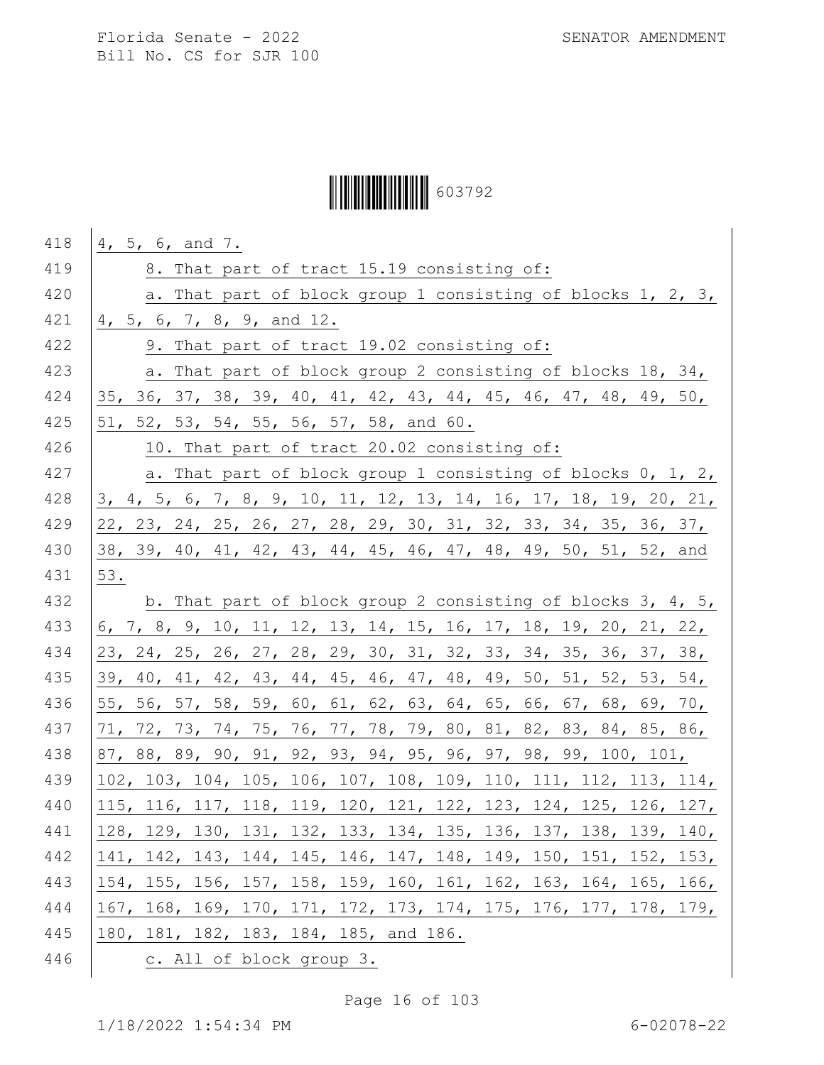4, 5, 6, and 7.

8. That part of tract 15.19 consisting of:

a. That part of block group 1 consisting of blocks 1, 2, 3, 4, 5, 6, 7, 8, 9, and 12.

9. That part of tract 19.02 consisting of:

a. That part of block group 2 consisting of blocks 18, 34, 35, 36, 37, 38, 39, 40, 41, 42, 43, 44, 45, 46, 47, 48, 49, 50, 51, 52, 53, 54, 55, 56, 57, 58, and 60.

10. That part of tract 20.02 consisting of:

a. That part of block group 1 consisting of blocks 0, 1, 2, 3, 4, 5, 6, 7, 8, 9, 10, 11, 12, 13, 14, 16, 17, 18, 19, 20, 21, 22, 23, 24, 25, 26, 27, 28, 29, 30, 31, 32, 33, 34, 35, 36, 37, 38, 39, 40, 41, 42, 43, 44, 45, 46, 47, 48, 49, 50, 51, 52, and 53.

b. That part of block group 2 consisting of blocks 3, 4, 5, 6, 7, 8, 9, 10, 11, 12, 13, 14, 15, 16, 17, 18, 19, 20, 21, 22, 23, 24, 25, 26, 27, 28, 29, 30, 31, 32, 33, 34, 35, 36, 37, 38, 39, 40, 41, 42, 43, 44, 45, 46, 47, 48, 49, 50, 51, 52, 53, 54, 55, 56, 57, 58, 59, 60, 61, 62, 63, 64, 65, 66, 67, 68, 69, 70, 71, 72, 73, 74, 75, 76, 77, 78, 79, 80, 81, 82, 83, 84, 85, 86, 87, 88, 89, 90, 91, 92, 93, 94, 95, 96, 97, 98, 99, 100, 101, 102, 103, 104, 105, 106, 107, 108, 109, 110, 111, 112, 113, 114, 115, 116, 117, 118, 119, 120, 121, 122, 123, 124, 125, 126, 127, 128, 129, 130, 131, 132, 133, 134, 135, 136, 137, 138, 139, 140, 141, 142, 143, 144, 145, 146, 147, 148, 149, 150, 151, 152, 153, 154, 155, 156, 157, 158, 159, 160, 161, 162, 163, 164, 165, 166, 167, 168, 169, 170, 171, 172, 173, 174, 175, 176, 177, 178, 179, 180, 181, 182, 183, 184, 185, and 186.

c. All of block group 3.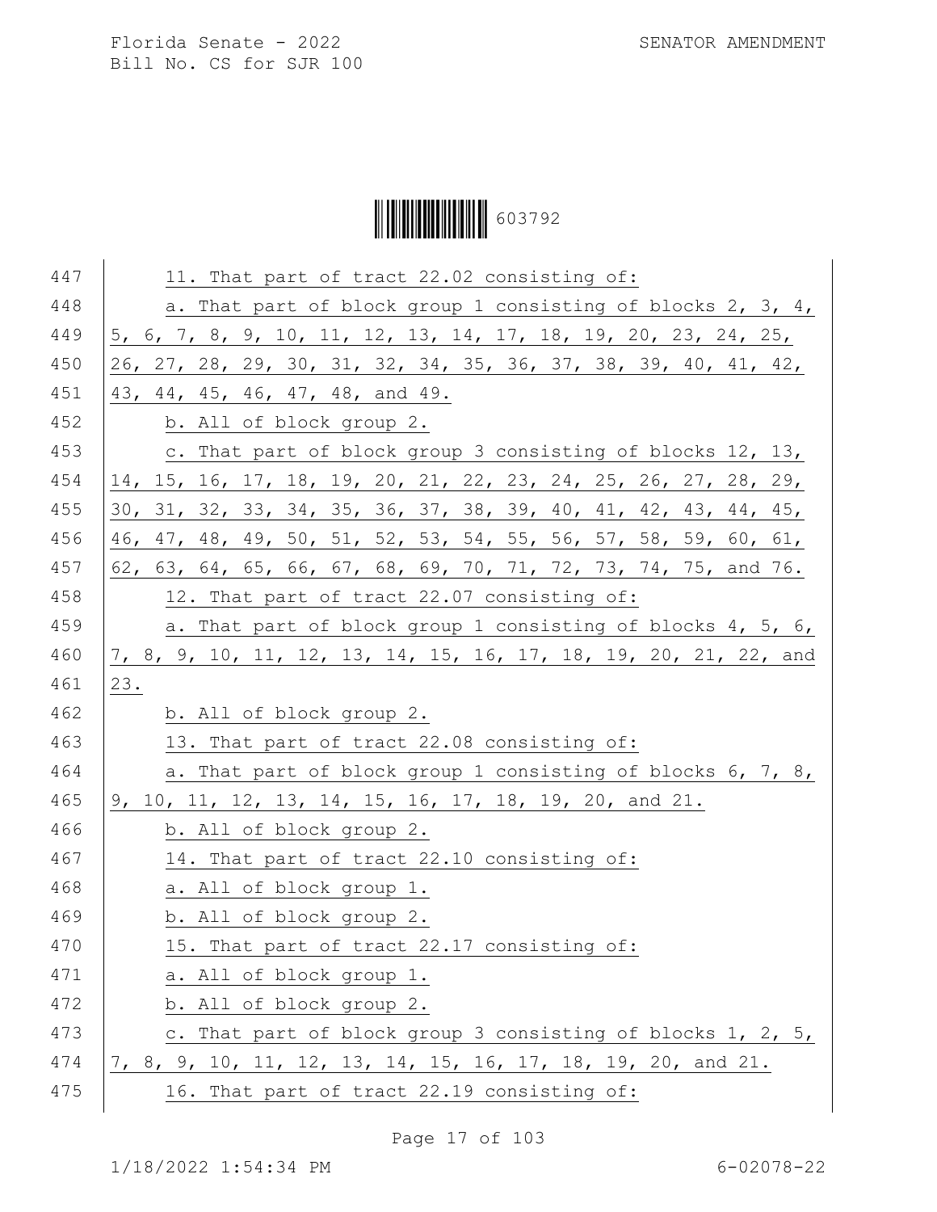11. That part of tract 22.02 consisting of:

a. That part of block group 1 consisting of blocks 2, 3, 4, 5, 6, 7, 8, 9, 10, 11, 12, 13, 14, 17, 18, 19, 20, 23, 24, 25, 26, 27, 28, 29, 30, 31, 32, 34, 35, 36, 37, 38, 39, 40, 41, 42, 43, 44, 45, 46, 47, 48, and 49.

b. All of block group 2.

c. That part of block group 3 consisting of blocks 12, 13, 14, 15, 16, 17, 18, 19, 20, 21, 22, 23, 24, 25, 26, 27, 28, 29, 30, 31, 32, 33, 34, 35, 36, 37, 38, 39, 40, 41, 42, 43, 44, 45, 46, 47, 48, 49, 50, 51, 52, 53, 54, 55, 56, 57, 58, 59, 60, 61, 62, 63, 64, 65, 66, 67, 68, 69, 70, 71, 72, 73, 74, 75, and 76.

12. That part of tract 22.07 consisting of:

a. That part of block group 1 consisting of blocks 4, 5, 6, 7, 8, 9, 10, 11, 12, 13, 14, 15, 16, 17, 18, 19, 20, 21, 22, and 23.

b. All of block group 2.

13. That part of tract 22.08 consisting of:

a. That part of block group 1 consisting of blocks 6, 7, 8, 9, 10, 11, 12, 13, 14, 15, 16, 17, 18, 19, 20, and 21.

b. All of block group 2.

14. That part of tract 22.10 consisting of:

a. All of block group 1.

b. All of block group 2.

15. That part of tract 22.17 consisting of:

a. All of block group 1.

b. All of block group 2.

c. That part of block group 3 consisting of blocks 1, 2, 5, 7, 8, 9, 10, 11, 12, 13, 14, 15, 16, 17, 18, 19, 20, and 21.

16. That part of tract 22.19 consisting of: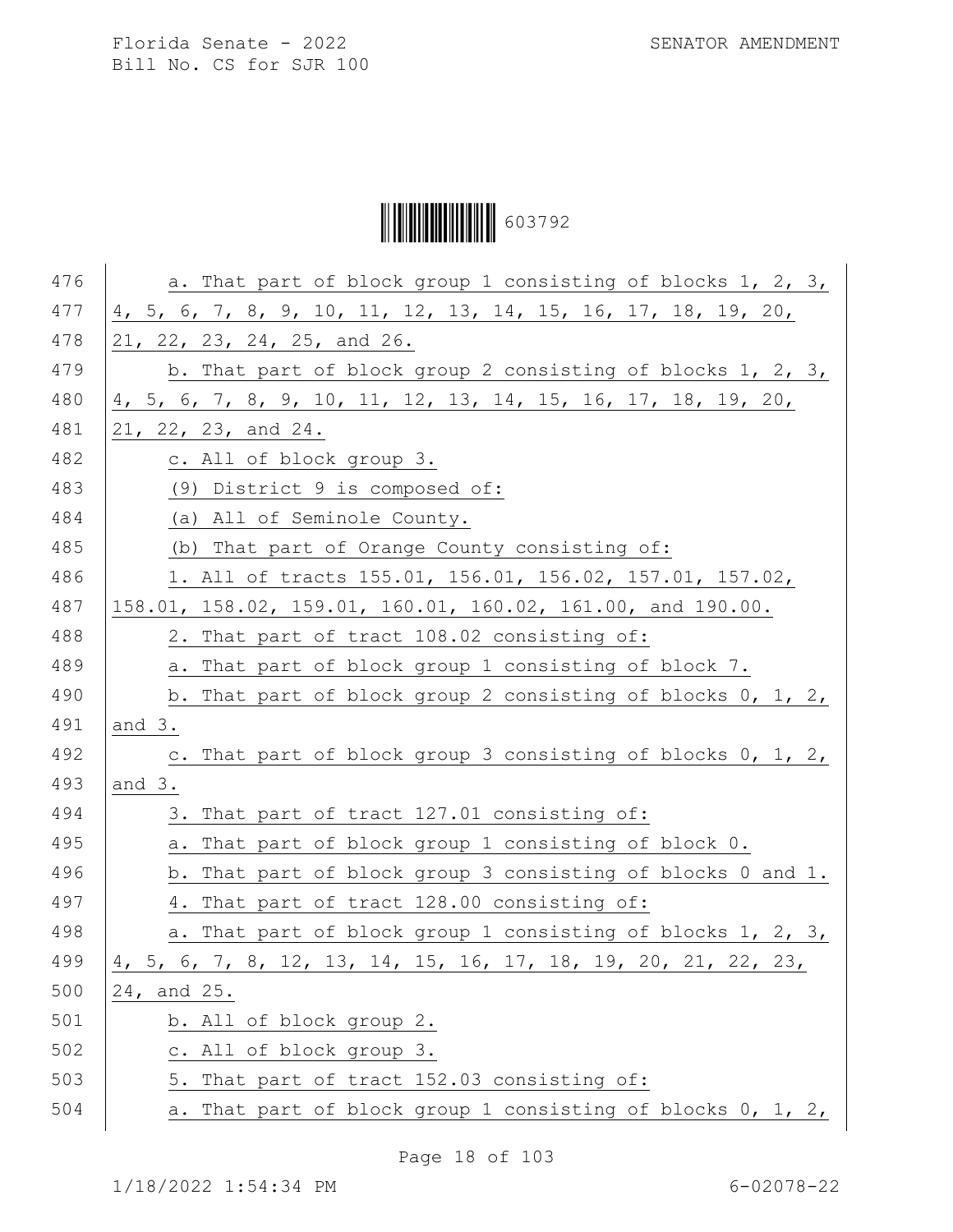a. That part of block group 1 consisting of blocks 1, 2, 3, 4, 5, 6, 7, 8, 9, 10, 11, 12, 13, 14, 15, 16, 17, 18, 19, 20, 21, 22, 23, 24, 25, and 26.

b. That part of block group 2 consisting of blocks 1, 2, 3, 4, 5, 6, 7, 8, 9, 10, 11, 12, 13, 14, 15, 16, 17, 18, 19, 20, 21, 22, 23, and 24.

c. All of block group 3.

(9) District 9 is composed of:

(a) All of Seminole County.

(b) That part of Orange County consisting of:

1. All of tracts 155.01, 156.01, 156.02, 157.01, 157.02, 158.01, 158.02, 159.01, 160.01, 160.02, 161.00, and 190.00.

2. That part of tract 108.02 consisting of:

a. That part of block group 1 consisting of block 7.

b. That part of block group 2 consisting of blocks 0, 1, 2, and 3.

c. That part of block group 3 consisting of blocks 0, 1, 2, and 3.

3. That part of tract 127.01 consisting of:

a. That part of block group 1 consisting of block 0.

b. That part of block group 3 consisting of blocks 0 and 1.

4. That part of tract 128.00 consisting of:

a. That part of block group 1 consisting of blocks 1, 2, 3, 4, 5, 6, 7, 8, 12, 13, 14, 15, 16, 17, 18, 19, 20, 21, 22, 23, 24, and 25.

b. All of block group 2.

c. All of block group 3.

5. That part of tract 152.03 consisting of:

a. That part of block group 1 consisting of blocks 0, 1, 2,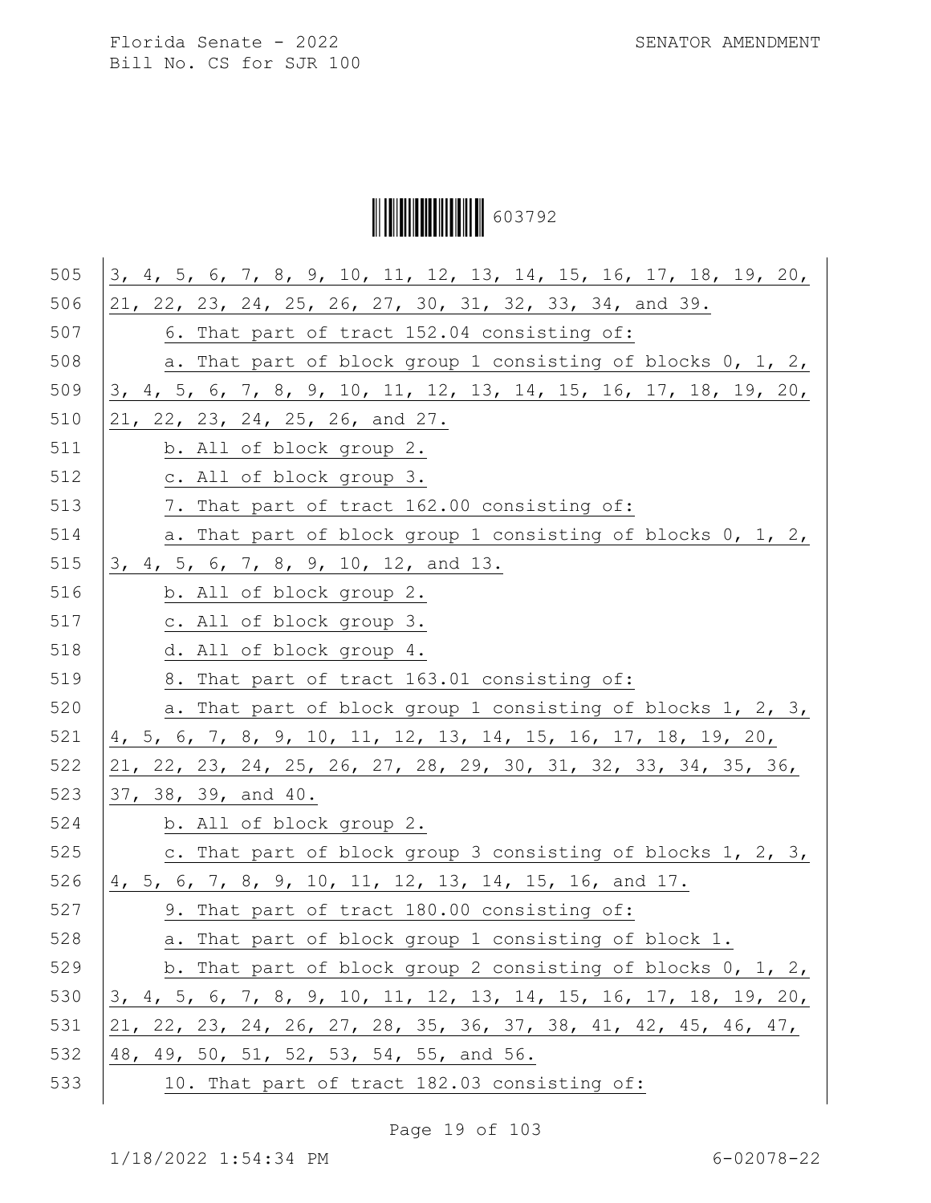3, 4, 5, 6, 7, 8, 9, 10, 11, 12, 13, 14, 15, 16, 17, 18, 19, 20, 21, 22, 23, 24, 25, 26, 27, 30, 31, 32, 33, 34, and 39.

6. That part of tract 152.04 consisting of:

a. That part of block group 1 consisting of blocks 0, 1, 2, 3, 4, 5, 6, 7, 8, 9, 10, 11, 12, 13, 14, 15, 16, 17, 18, 19, 20, 21, 22, 23, 24, 25, 26, and 27.

b. All of block group 2.

c. All of block group 3.

7. That part of tract 162.00 consisting of:

a. That part of block group 1 consisting of blocks 0, 1, 2, 3, 4, 5, 6, 7, 8, 9, 10, 12, and 13.

b. All of block group 2.

c. All of block group 3.

d. All of block group 4.

8. That part of tract 163.01 consisting of:

a. That part of block group 1 consisting of blocks 1, 2, 3, 4, 5, 6, 7, 8, 9, 10, 11, 12, 13, 14, 15, 16, 17, 18, 19, 20, 21, 22, 23, 24, 25, 26, 27, 28, 29, 30, 31, 32, 33, 34, 35, 36, 37, 38, 39, and 40.

b. All of block group 2.

c. That part of block group 3 consisting of blocks 1, 2, 3, 4, 5, 6, 7, 8, 9, 10, 11, 12, 13, 14, 15, 16, and 17.

9. That part of tract 180.00 consisting of:

a. That part of block group 1 consisting of block 1.

b. That part of block group 2 consisting of blocks 0, 1, 2, 3, 4, 5, 6, 7, 8, 9, 10, 11, 12, 13, 14, 15, 16, 17, 18, 19, 20, 21, 22, 23, 24, 26, 27, 28, 35, 36, 37, 38, 41, 42, 45, 46, 47, 48, 49, 50, 51, 52, 53, 54, 55, and 56.

10. That part of tract 182.03 consisting of: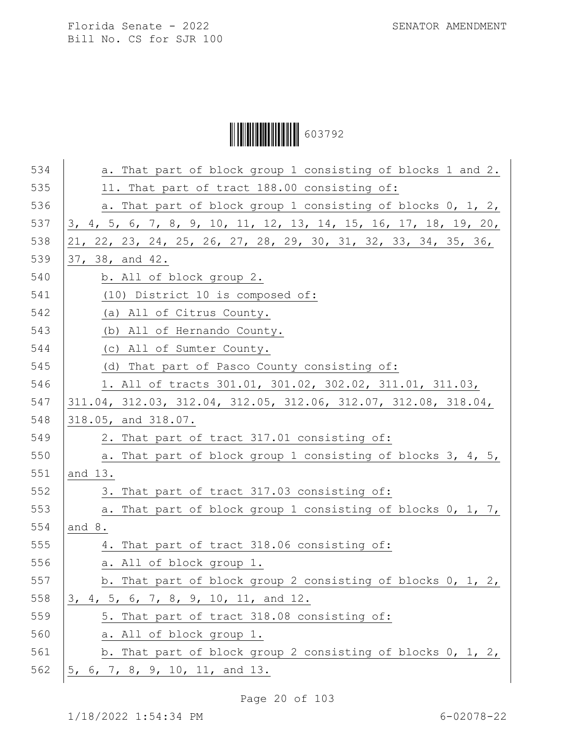a. That part of block group 1 consisting of blocks 1 and 2.

11. That part of tract 188.00 consisting of:

a. That part of block group 1 consisting of blocks 0, 1, 2, 3, 4, 5, 6, 7, 8, 9, 10, 11, 12, 13, 14, 15, 16, 17, 18, 19, 20, 21, 22, 23, 24, 25, 26, 27, 28, 29, 30, 31, 32, 33, 34, 35, 36, 37, 38, and 42.

b. All of block group 2.

(10) District 10 is composed of:

(a) All of Citrus County.

(b) All of Hernando County.

(c) All of Sumter County.

(d) That part of Pasco County consisting of:

1. All of tracts 301.01, 301.02, 302.02, 311.01, 311.03, 311.04, 312.03, 312.04, 312.05, 312.06, 312.07, 312.08, 318.04, 318.05, and 318.07.

2. That part of tract 317.01 consisting of:

a. That part of block group 1 consisting of blocks 3, 4, 5, and 13.

3. That part of tract 317.03 consisting of:

a. That part of block group 1 consisting of blocks 0, 1, 7, and 8.

4. That part of tract 318.06 consisting of:

a. All of block group 1.

b. That part of block group 2 consisting of blocks 0, 1, 2, 3, 4, 5, 6, 7, 8, 9, 10, 11, and 12.

5. That part of tract 318.08 consisting of:

a. All of block group 1.

b. That part of block group 2 consisting of blocks 0, 1, 2, 5, 6, 7, 8, 9, 10, 11, and 13.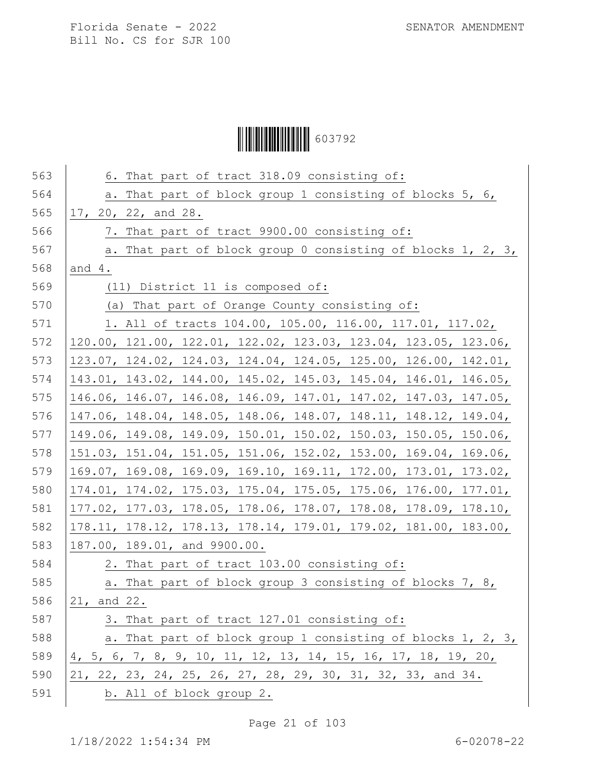6. That part of tract 318.09 consisting of:

a. That part of block group 1 consisting of blocks 5, 6, 17, 20, 22, and 28.

7. That part of tract 9900.00 consisting of:

a. That part of block group 0 consisting of blocks 1, 2, 3, and 4.

(11) District 11 is composed of:

(a) That part of Orange County consisting of:

1. All of tracts 104.00, 105.00, 116.00, 117.01, 117.02, 120.00, 121.00, 122.01, 122.02, 123.03, 123.04, 123.05, 123.06, 123.07, 124.02, 124.03, 124.04, 124.05, 125.00, 126.00, 142.01, 143.01, 143.02, 144.00, 145.02, 145.03, 145.04, 146.01, 146.05, 146.06, 146.07, 146.08, 146.09, 147.01, 147.02, 147.03, 147.05, 147.06, 148.04, 148.05, 148.06, 148.07, 148.11, 148.12, 149.04, 149.06, 149.08, 149.09, 150.01, 150.02, 150.03, 150.05, 150.06, 151.03, 151.04, 151.05, 151.06, 152.02, 153.00, 169.04, 169.06, 169.07, 169.08, 169.09, 169.10, 169.11, 172.00, 173.01, 173.02, 174.01, 174.02, 175.03, 175.04, 175.05, 175.06, 176.00, 177.01, 177.02, 177.03, 178.05, 178.06, 178.07, 178.08, 178.09, 178.10, 178.11, 178.12, 178.13, 178.14, 179.01, 179.02, 181.00, 183.00, 187.00, 189.01, and 9900.00.

2. That part of tract 103.00 consisting of:

a. That part of block group 3 consisting of blocks 7, 8, 21, and 22.

3. That part of tract 127.01 consisting of:

a. That part of block group 1 consisting of blocks 1, 2, 3, 4, 5, 6, 7, 8, 9, 10, 11, 12, 13, 14, 15, 16, 17, 18, 19, 20, 21, 22, 23, 24, 25, 26, 27, 28, 29, 30, 31, 32, 33, and 34.

b. All of block group 2.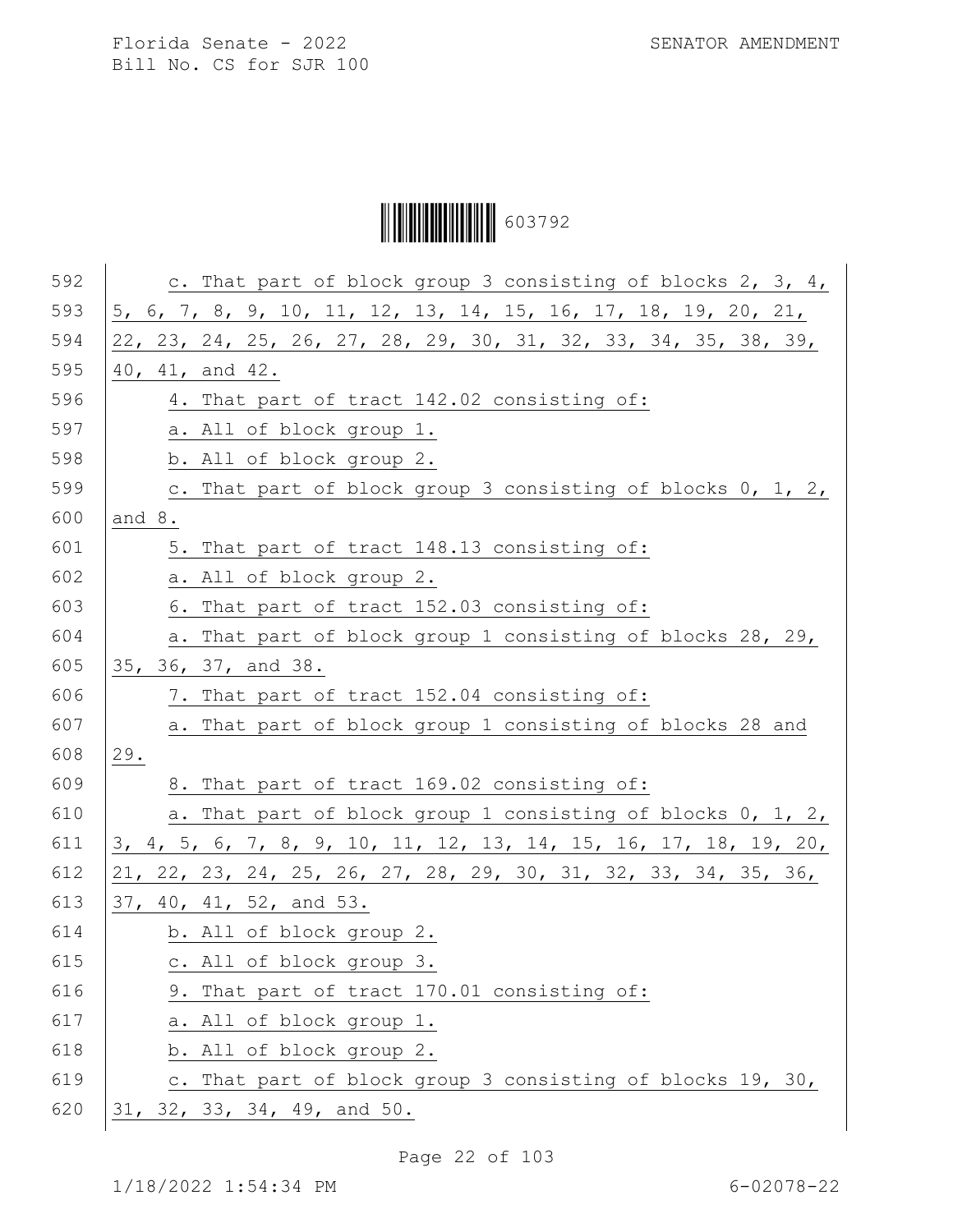c. That part of block group 3 consisting of blocks 2, 3, 4, 5, 6, 7, 8, 9, 10, 11, 12, 13, 14, 15, 16, 17, 18, 19, 20, 21, 22, 23, 24, 25, 26, 27, 28, 29, 30, 31, 32, 33, 34, 35, 38, 39, 40, 41, and 42.

4. That part of tract 142.02 consisting of:

a. All of block group 1.

b. All of block group 2.

c. That part of block group 3 consisting of blocks 0, 1, 2, and 8.

5. That part of tract 148.13 consisting of:

a. All of block group 2.

6. That part of tract 152.03 consisting of:

a. That part of block group 1 consisting of blocks 28, 29, 35, 36, 37, and 38.

7. That part of tract 152.04 consisting of:

a. That part of block group 1 consisting of blocks 28 and 29.

8. That part of tract 169.02 consisting of:

a. That part of block group 1 consisting of blocks 0, 1, 2, 3, 4, 5, 6, 7, 8, 9, 10, 11, 12, 13, 14, 15, 16, 17, 18, 19, 20, 21, 22, 23, 24, 25, 26, 27, 28, 29, 30, 31, 32, 33, 34, 35, 36, 37, 40, 41, 52, and 53.

b. All of block group 2.

c. All of block group 3.

9. That part of tract 170.01 consisting of:

a. All of block group 1.

b. All of block group 2.

c. That part of block group 3 consisting of blocks 19, 30, 31, 32, 33, 34, 49, and 50.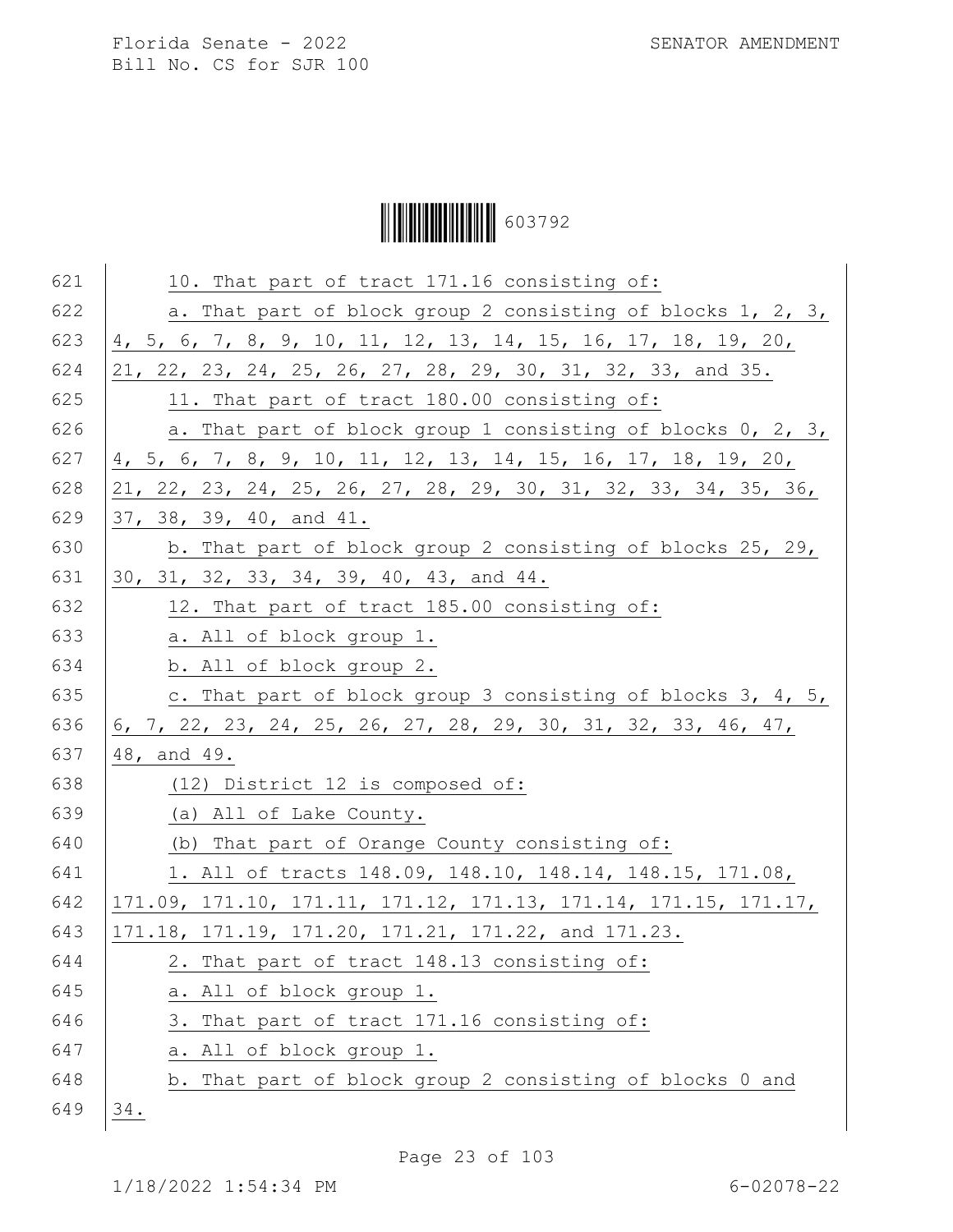10. That part of tract 171.16 consisting of:

a. That part of block group 2 consisting of blocks 1, 2, 3, 4, 5, 6, 7, 8, 9, 10, 11, 12, 13, 14, 15, 16, 17, 18, 19, 20, 21, 22, 23, 24, 25, 26, 27, 28, 29, 30, 31, 32, 33, and 35.

11. That part of tract 180.00 consisting of:

a. That part of block group 1 consisting of blocks 0, 2, 3, 4, 5, 6, 7, 8, 9, 10, 11, 12, 13, 14, 15, 16, 17, 18, 19, 20, 21, 22, 23, 24, 25, 26, 27, 28, 29, 30, 31, 32, 33, 34, 35, 36, 37, 38, 39, 40, and 41.

b. That part of block group 2 consisting of blocks 25, 29, 30, 31, 32, 33, 34, 39, 40, 43, and 44.

12. That part of tract 185.00 consisting of:

a. All of block group 1.

b. All of block group 2.

c. That part of block group 3 consisting of blocks 3, 4, 5, 6, 7, 22, 23, 24, 25, 26, 27, 28, 29, 30, 31, 32, 33, 46, 47, 48, and 49.

(12) District 12 is composed of:

(a) All of Lake County.

(b) That part of Orange County consisting of:

1. All of tracts 148.09, 148.10, 148.14, 148.15, 171.08, 171.09, 171.10, 171.11, 171.12, 171.13, 171.14, 171.15, 171.17, 171.18, 171.19, 171.20, 171.21, 171.22, and 171.23.

2. That part of tract 148.13 consisting of:

a. All of block group 1.

3. That part of tract 171.16 consisting of:

a. All of block group 1.

b. That part of block group 2 consisting of blocks 0 and 34.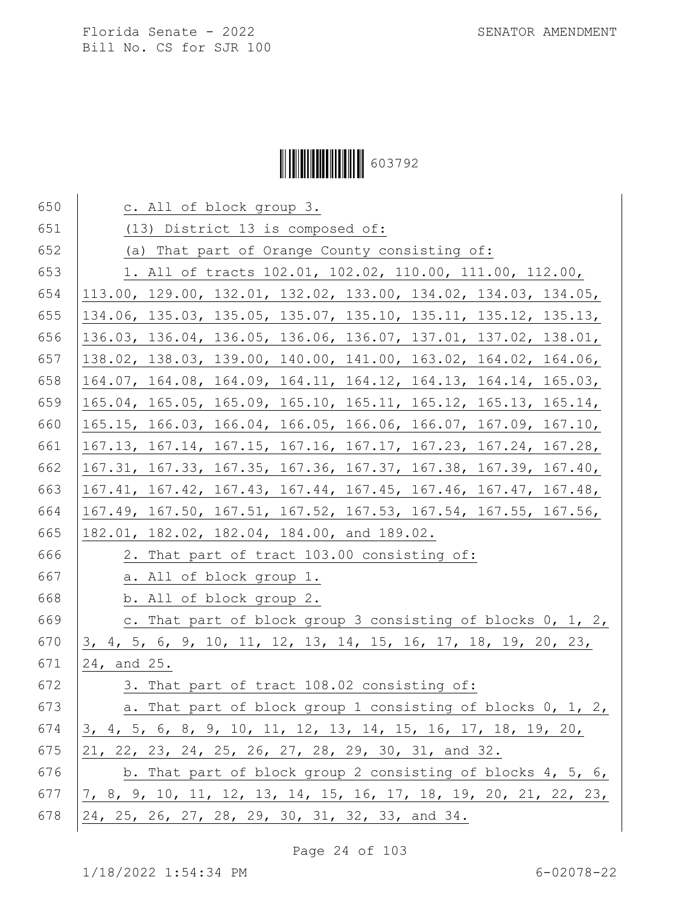c. All of block group 3.

(13) District 13 is composed of:

(a) That part of Orange County consisting of:

1. All of tracts 102.01, 102.02, 110.00, 111.00, 112.00, 113.00, 129.00, 132.01, 132.02, 133.00, 134.02, 134.03, 134.05, 134.06, 135.03, 135.05, 135.07, 135.10, 135.11, 135.12, 135.13, 136.03, 136.04, 136.05, 136.06, 136.07, 137.01, 137.02, 138.01, 138.02, 138.03, 139.00, 140.00, 141.00, 163.02, 164.02, 164.06, 164.07, 164.08, 164.09, 164.11, 164.12, 164.13, 164.14, 165.03, 165.04, 165.05, 165.09, 165.10, 165.11, 165.12, 165.13, 165.14, 165.15, 166.03, 166.04, 166.05, 166.06, 166.07, 167.09, 167.10, 167.13, 167.14, 167.15, 167.16, 167.17, 167.23, 167.24, 167.28, 167.31, 167.33, 167.35, 167.36, 167.37, 167.38, 167.39, 167.40, 167.41, 167.42, 167.43, 167.44, 167.45, 167.46, 167.47, 167.48, 167.49, 167.50, 167.51, 167.52, 167.53, 167.54, 167.55, 167.56, 182.01, 182.02, 182.04, 184.00, and 189.02.

2. That part of tract 103.00 consisting of:

a. All of block group 1.

b. All of block group 2.

c. That part of block group 3 consisting of blocks 0, 1, 2, 3, 4, 5, 6, 9, 10, 11, 12, 13, 14, 15, 16, 17, 18, 19, 20, 23, 24, and 25.

3. That part of tract 108.02 consisting of:

a. That part of block group 1 consisting of blocks 0, 1, 2, 3, 4, 5, 6, 8, 9, 10, 11, 12, 13, 14, 15, 16, 17, 18, 19, 20, 21, 22, 23, 24, 25, 26, 27, 28, 29, 30, 31, and 32.

b. That part of block group 2 consisting of blocks 4, 5, 6, 7, 8, 9, 10, 11, 12, 13, 14, 15, 16, 17, 18, 19, 20, 21, 22, 23, 24, 25, 26, 27, 28, 29, 30, 31, 32, 33, and 34.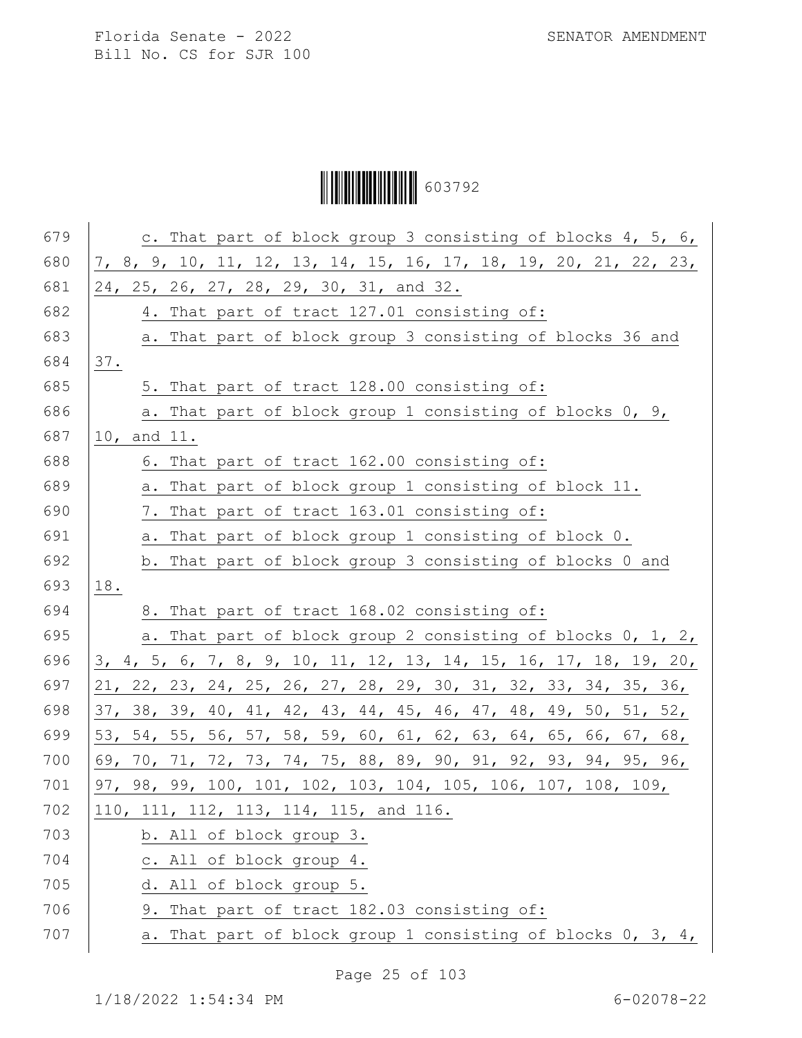c. That part of block group 3 consisting of blocks 4, 5, 6, 7, 8, 9, 10, 11, 12, 13, 14, 15, 16, 17, 18, 19, 20, 21, 22, 23, 24, 25, 26, 27, 28, 29, 30, 31, and 32.

4. That part of tract 127.01 consisting of:

a. That part of block group 3 consisting of blocks 36 and 37.

5. That part of tract 128.00 consisting of:

a. That part of block group 1 consisting of blocks 0, 9, 10, and 11.

6. That part of tract 162.00 consisting of:

a. That part of block group 1 consisting of block 11.

7. That part of tract 163.01 consisting of:

a. That part of block group 1 consisting of block 0.

b. That part of block group 3 consisting of blocks 0 and 18.

8. That part of tract 168.02 consisting of:

a. That part of block group 2 consisting of blocks 0, 1, 2, 3, 4, 5, 6, 7, 8, 9, 10, 11, 12, 13, 14, 15, 16, 17, 18, 19, 20, 21, 22, 23, 24, 25, 26, 27, 28, 29, 30, 31, 32, 33, 34, 35, 36, 37, 38, 39, 40, 41, 42, 43, 44, 45, 46, 47, 48, 49, 50, 51, 52, 53, 54, 55, 56, 57, 58, 59, 60, 61, 62, 63, 64, 65, 66, 67, 68, 69, 70, 71, 72, 73, 74, 75, 88, 89, 90, 91, 92, 93, 94, 95, 96, 97, 98, 99, 100, 101, 102, 103, 104, 105, 106, 107, 108, 109, 110, 111, 112, 113, 114, 115, and 116.

b. All of block group 3.

c. All of block group 4.

d. All of block group 5.

9. That part of tract 182.03 consisting of:

a. That part of block group 1 consisting of blocks 0, 3, 4,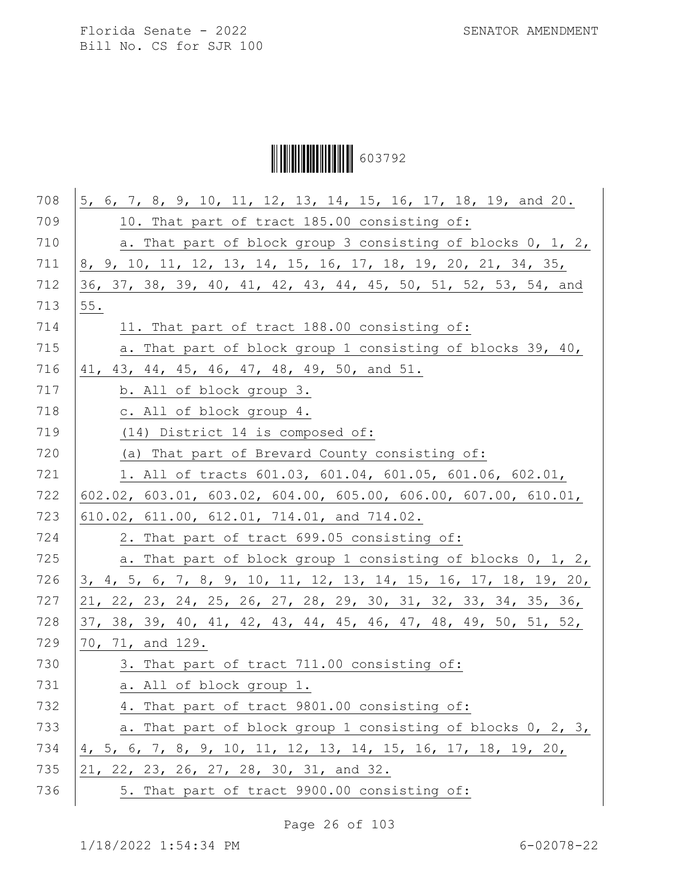5, 6, 7, 8, 9, 10, 11, 12, 13, 14, 15, 16, 17, 18, 19, and 20.

10. That part of tract 185.00 consisting of:

a. That part of block group 3 consisting of blocks 0, 1, 2, 8, 9, 10, 11, 12, 13, 14, 15, 16, 17, 18, 19, 20, 21, 34, 35, 36, 37, 38, 39, 40, 41, 42, 43, 44, 45, 50, 51, 52, 53, 54, and 55.

11. That part of tract 188.00 consisting of:

a. That part of block group 1 consisting of blocks 39, 40, 41, 43, 44, 45, 46, 47, 48, 49, 50, and 51.

b. All of block group 3.

c. All of block group 4.

(14) District 14 is composed of:

(a) That part of Brevard County consisting of:

1. All of tracts 601.03, 601.04, 601.05, 601.06, 602.01, 602.02, 603.01, 603.02, 604.00, 605.00, 606.00, 607.00, 610.01, 610.02, 611.00, 612.01, 714.01, and 714.02.

2. That part of tract 699.05 consisting of:

a. That part of block group 1 consisting of blocks 0, 1, 2, 3, 4, 5, 6, 7, 8, 9, 10, 11, 12, 13, 14, 15, 16, 17, 18, 19, 20, 21, 22, 23, 24, 25, 26, 27, 28, 29, 30, 31, 32, 33, 34, 35, 36, 37, 38, 39, 40, 41, 42, 43, 44, 45, 46, 47, 48, 49, 50, 51, 52, 70, 71, and 129.

3. That part of tract 711.00 consisting of:

a. All of block group 1.

4. That part of tract 9801.00 consisting of:

a. That part of block group 1 consisting of blocks 0, 2, 3, 4, 5, 6, 7, 8, 9, 10, 11, 12, 13, 14, 15, 16, 17, 18, 19, 20, 21, 22, 23, 26, 27, 28, 30, 31, and 32.

5. That part of tract 9900.00 consisting of: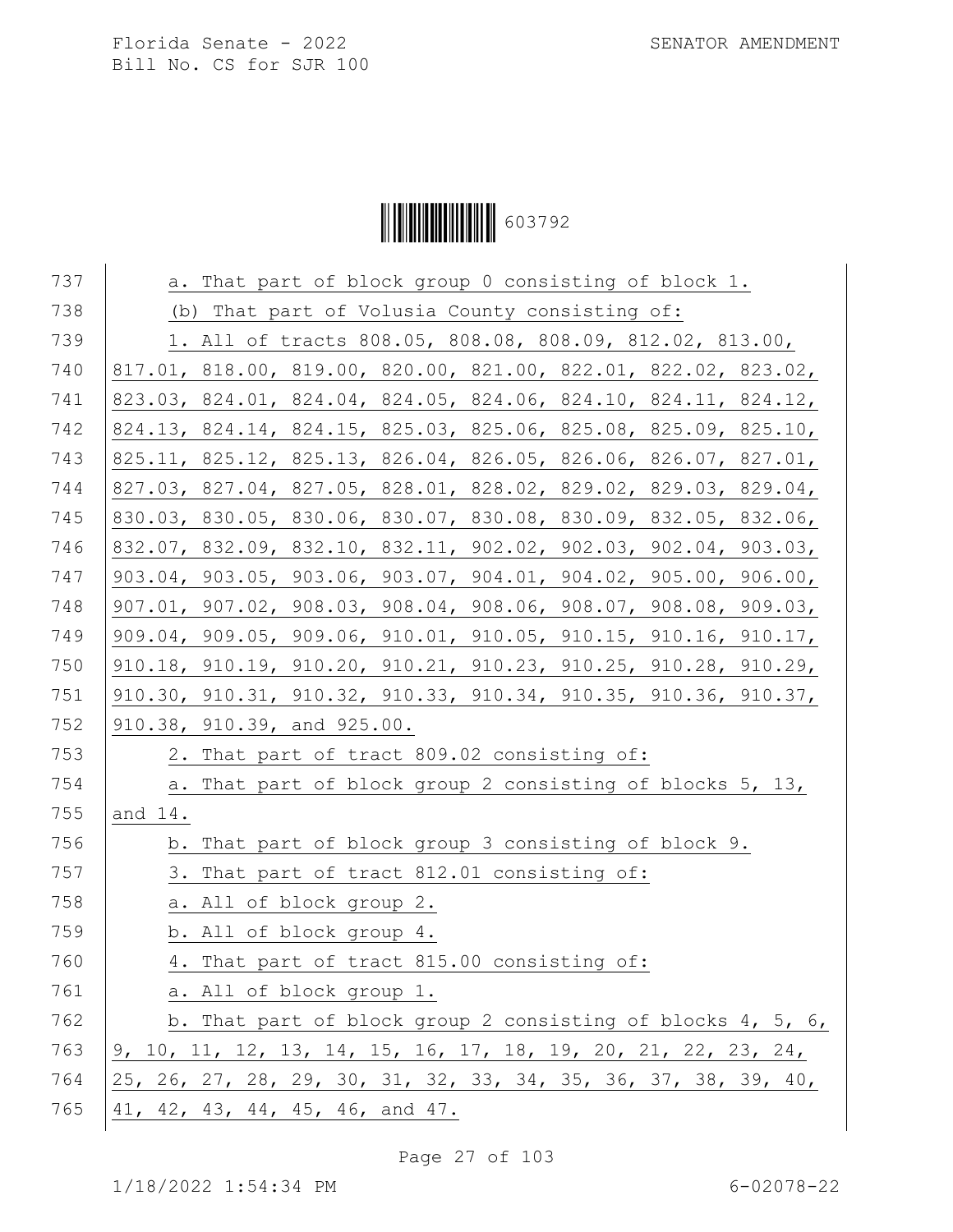a. That part of block group 0 consisting of block 1.

(b) That part of Volusia County consisting of:

1. All of tracts 808.05, 808.08, 808.09, 812.02, 813.00, 817.01, 818.00, 819.00, 820.00, 821.00, 822.01, 822.02, 823.02, 823.03, 824.01, 824.04, 824.05, 824.06, 824.10, 824.11, 824.12, 824.13, 824.14, 824.15, 825.03, 825.06, 825.08, 825.09, 825.10, 825.11, 825.12, 825.13, 826.04, 826.05, 826.06, 826.07, 827.01, 827.03, 827.04, 827.05, 828.01, 828.02, 829.02, 829.03, 829.04, 830.03, 830.05, 830.06, 830.07, 830.08, 830.09, 832.05, 832.06, 832.07, 832.09, 832.10, 832.11, 902.02, 902.03, 902.04, 903.03, 903.04, 903.05, 903.06, 903.07, 904.01, 904.02, 905.00, 906.00, 907.01, 907.02, 908.03, 908.04, 908.06, 908.07, 908.08, 909.03, 909.04, 909.05, 909.06, 910.01, 910.05, 910.15, 910.16, 910.17, 910.18, 910.19, 910.20, 910.21, 910.23, 910.25, 910.28, 910.29, 910.30, 910.31, 910.32, 910.33, 910.34, 910.35, 910.36, 910.37, 910.38, 910.39, and 925.00.

2. That part of tract 809.02 consisting of:

a. That part of block group 2 consisting of blocks 5, 13, and 14.

b. That part of block group 3 consisting of block 9.

3. That part of tract 812.01 consisting of:

a. All of block group 2.

b. All of block group 4.

4. That part of tract 815.00 consisting of:

a. All of block group 1.

b. That part of block group 2 consisting of blocks 4, 5, 6, 9, 10, 11, 12, 13, 14, 15, 16, 17, 18, 19, 20, 21, 22, 23, 24, 25, 26, 27, 28, 29, 30, 31, 32, 33, 34, 35, 36, 37, 38, 39, 40, 41, 42, 43, 44, 45, 46, and 47.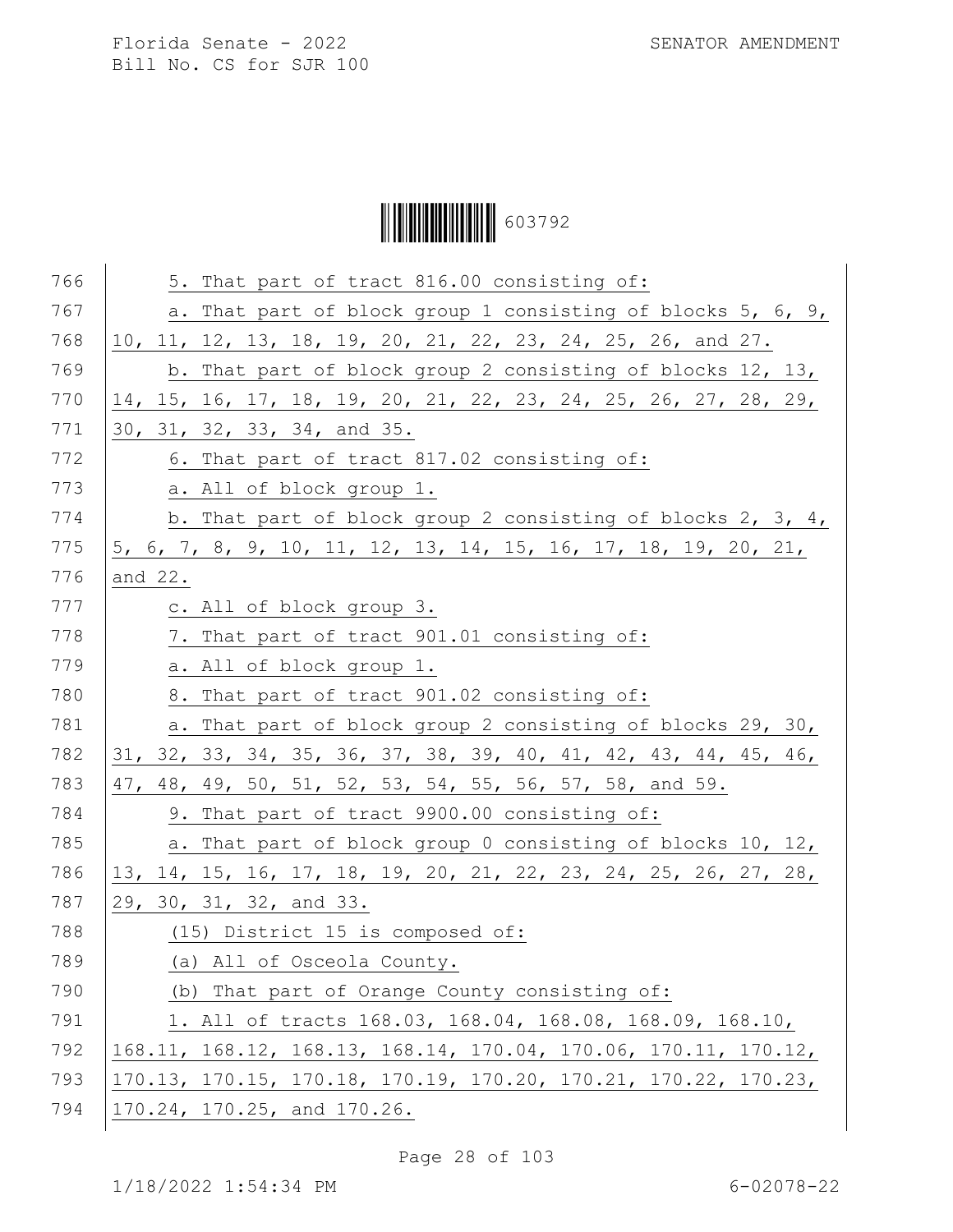5. That part of tract 816.00 consisting of:

a. That part of block group 1 consisting of blocks 5, 6, 9, 10, 11, 12, 13, 18, 19, 20, 21, 22, 23, 24, 25, 26, and 27.

b. That part of block group 2 consisting of blocks 12, 13, 14, 15, 16, 17, 18, 19, 20, 21, 22, 23, 24, 25, 26, 27, 28, 29, 30, 31, 32, 33, 34, and 35.

6. That part of tract 817.02 consisting of:

a. All of block group 1.

b. That part of block group 2 consisting of blocks 2, 3, 4, 5, 6, 7, 8, 9, 10, 11, 12, 13, 14, 15, 16, 17, 18, 19, 20, 21, and 22.

c. All of block group 3.

7. That part of tract 901.01 consisting of:

a. All of block group 1.

8. That part of tract 901.02 consisting of:

a. That part of block group 2 consisting of blocks 29, 30, 31, 32, 33, 34, 35, 36, 37, 38, 39, 40, 41, 42, 43, 44, 45, 46, 47, 48, 49, 50, 51, 52, 53, 54, 55, 56, 57, 58, and 59.

9. That part of tract 9900.00 consisting of:

a. That part of block group 0 consisting of blocks 10, 12, 13, 14, 15, 16, 17, 18, 19, 20, 21, 22, 23, 24, 25, 26, 27, 28, 29, 30, 31, 32, and 33.

(15) District 15 is composed of:

(a) All of Osceola County.

(b) That part of Orange County consisting of:

1. All of tracts 168.03, 168.04, 168.08, 168.09, 168.10, 168.11, 168.12, 168.13, 168.14, 170.04, 170.06, 170.11, 170.12, 170.13, 170.15, 170.18, 170.19, 170.20, 170.21, 170.22, 170.23, 170.24, 170.25, and 170.26.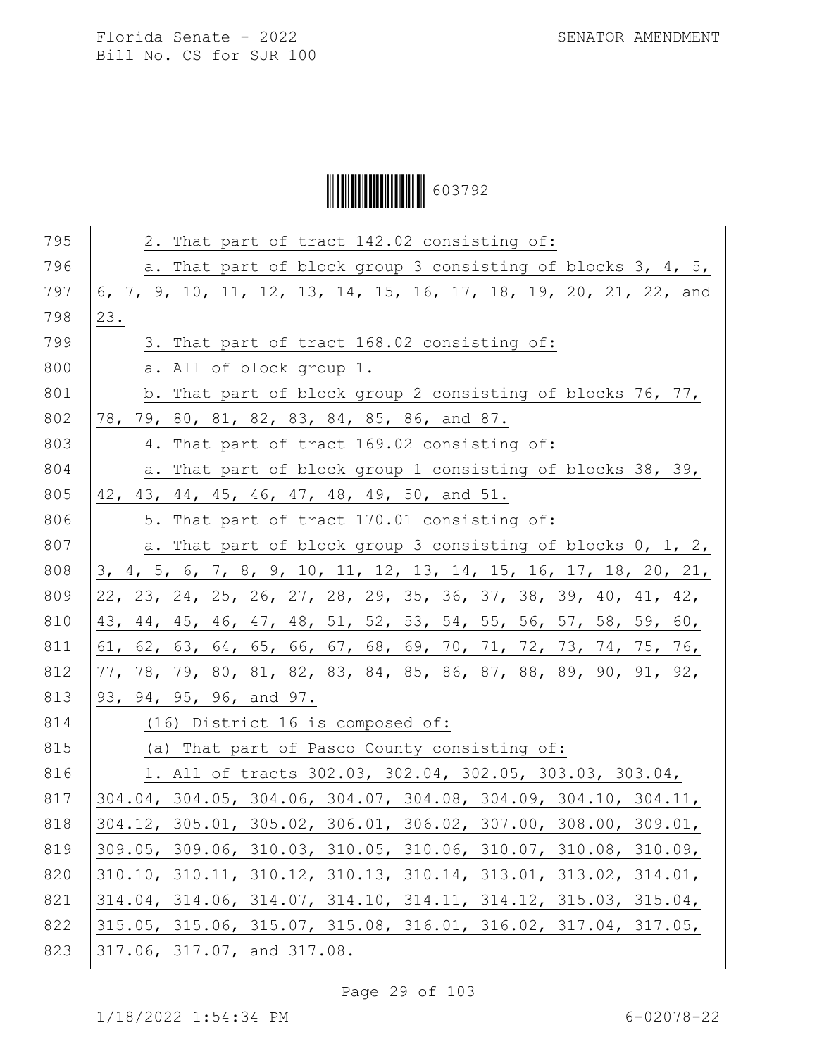2. That part of tract 142.02 consisting of:

a. That part of block group 3 consisting of blocks 3, 4, 5, 6, 7, 9, 10, 11, 12, 13, 14, 15, 16, 17, 18, 19, 20, 21, 22, and 23.

3. That part of tract 168.02 consisting of:

a. All of block group 1.

b. That part of block group 2 consisting of blocks 76, 77, 78, 79, 80, 81, 82, 83, 84, 85, 86, and 87.

4. That part of tract 169.02 consisting of:

a. That part of block group 1 consisting of blocks 38, 39, 42, 43, 44, 45, 46, 47, 48, 49, 50, and 51.

5. That part of tract 170.01 consisting of:

a. That part of block group 3 consisting of blocks 0, 1, 2, 3, 4, 5, 6, 7, 8, 9, 10, 11, 12, 13, 14, 15, 16, 17, 18, 20, 21, 22, 23, 24, 25, 26, 27, 28, 29, 35, 36, 37, 38, 39, 40, 41, 42, 43, 44, 45, 46, 47, 48, 51, 52, 53, 54, 55, 56, 57, 58, 59, 60, 61, 62, 63, 64, 65, 66, 67, 68, 69, 70, 71, 72, 73, 74, 75, 76, 77, 78, 79, 80, 81, 82, 83, 84, 85, 86, 87, 88, 89, 90, 91, 92, 93, 94, 95, 96, and 97.

(16) District 16 is composed of:

(a) That part of Pasco County consisting of:

1. All of tracts 302.03, 302.04, 302.05, 303.03, 303.04, 304.04, 304.05, 304.06, 304.07, 304.08, 304.09, 304.10, 304.11, 304.12, 305.01, 305.02, 306.01, 306.02, 307.00, 308.00, 309.01, 309.05, 309.06, 310.03, 310.05, 310.06, 310.07, 310.08, 310.09, 310.10, 310.11, 310.12, 310.13, 310.14, 313.01, 313.02, 314.01, 314.04, 314.06, 314.07, 314.10, 314.11, 314.12, 315.03, 315.04, 315.05, 315.06, 315.07, 315.08, 316.01, 316.02, 317.04, 317.05, 317.06, 317.07, and 317.08.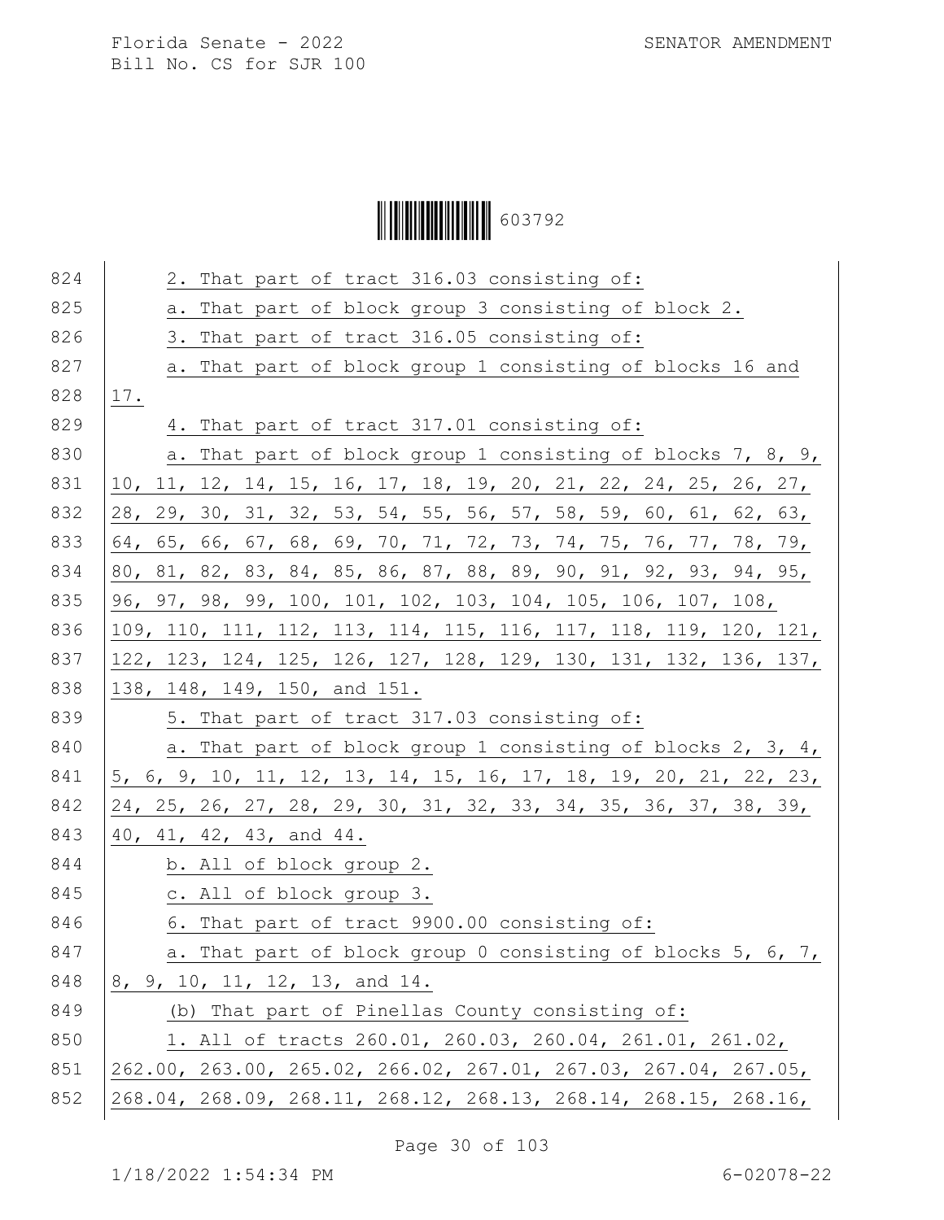2. That part of tract 316.03 consisting of:

a. That part of block group 3 consisting of block 2.

3. That part of tract 316.05 consisting of:

a. That part of block group 1 consisting of blocks 16 and 17.

4. That part of tract 317.01 consisting of:

a. That part of block group 1 consisting of blocks 7, 8, 9, 10, 11, 12, 14, 15, 16, 17, 18, 19, 20, 21, 22, 24, 25, 26, 27, 28, 29, 30, 31, 32, 53, 54, 55, 56, 57, 58, 59, 60, 61, 62, 63, 64, 65, 66, 67, 68, 69, 70, 71, 72, 73, 74, 75, 76, 77, 78, 79, 80, 81, 82, 83, 84, 85, 86, 87, 88, 89, 90, 91, 92, 93, 94, 95, 96, 97, 98, 99, 100, 101, 102, 103, 104, 105, 106, 107, 108, 109, 110, 111, 112, 113, 114, 115, 116, 117, 118, 119, 120, 121, 122, 123, 124, 125, 126, 127, 128, 129, 130, 131, 132, 136, 137, 138, 148, 149, 150, and 151.

5. That part of tract 317.03 consisting of:

a. That part of block group 1 consisting of blocks 2, 3, 4, 5, 6, 9, 10, 11, 12, 13, 14, 15, 16, 17, 18, 19, 20, 21, 22, 23, 24, 25, 26, 27, 28, 29, 30, 31, 32, 33, 34, 35, 36, 37, 38, 39, 40, 41, 42, 43, and 44.

b. All of block group 2.

c. All of block group 3.

6. That part of tract 9900.00 consisting of:

a. That part of block group 0 consisting of blocks 5, 6, 7, 8, 9, 10, 11, 12, 13, and 14.

(b) That part of Pinellas County consisting of:

1. All of tracts 260.01, 260.03, 260.04, 261.01, 261.02, 262.00, 263.00, 265.02, 266.02, 267.01, 267.03, 267.04, 267.05, 268.04, 268.09, 268.11, 268.12, 268.13, 268.14, 268.15, 268.16,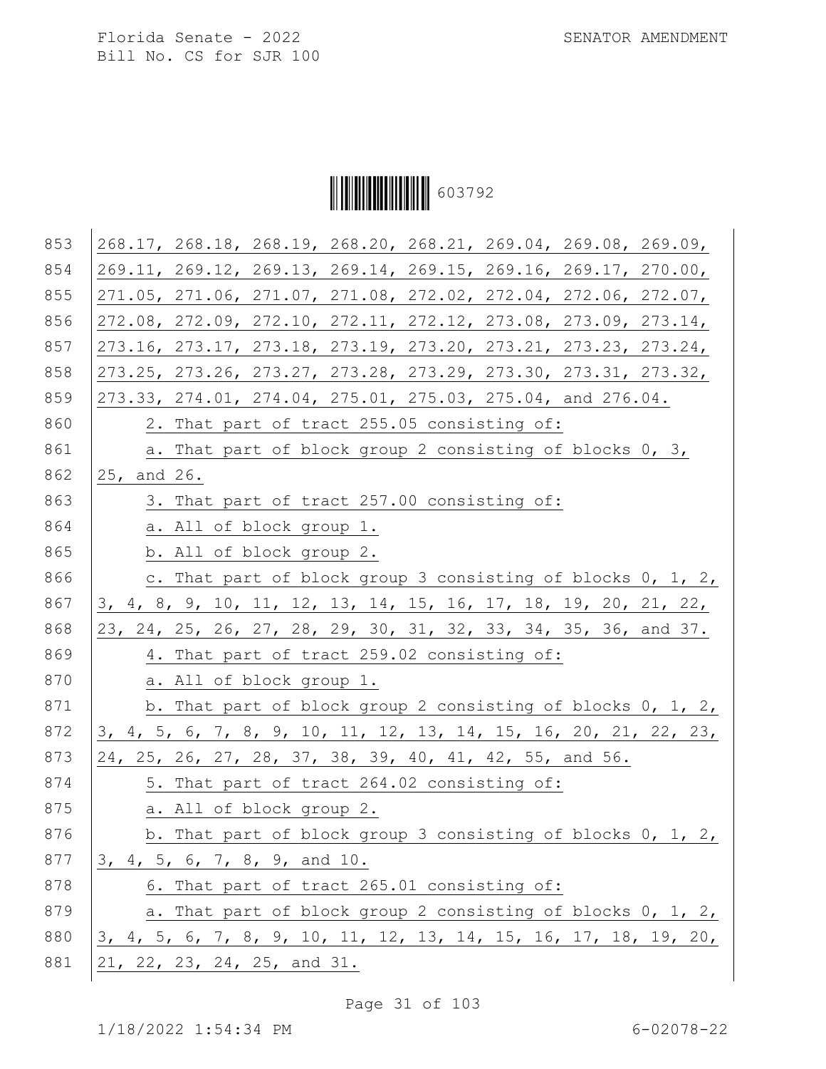268.17, 268.18, 268.19, 268.20, 268.21, 269.04, 269.08, 269.09, 269.11, 269.12, 269.13, 269.14, 269.15, 269.16, 269.17, 270.00, 271.05, 271.06, 271.07, 271.08, 272.02, 272.04, 272.06, 272.07, 272.08, 272.09, 272.10, 272.11, 272.12, 273.08, 273.09, 273.14, 273.16, 273.17, 273.18, 273.19, 273.20, 273.21, 273.23, 273.24, 273.25, 273.26, 273.27, 273.28, 273.29, 273.30, 273.31, 273.32, 273.33, 274.01, 274.04, 275.01, 275.03, 275.04, and 276.04.

2. That part of tract 255.05 consisting of:

a. That part of block group 2 consisting of blocks 0, 3, 25, and 26.

3. That part of tract 257.00 consisting of:

a. All of block group 1.

b. All of block group 2.

c. That part of block group 3 consisting of blocks 0, 1, 2, 3, 4, 8, 9, 10, 11, 12, 13, 14, 15, 16, 17, 18, 19, 20, 21, 22, 23, 24, 25, 26, 27, 28, 29, 30, 31, 32, 33, 34, 35, 36, and 37.

4. That part of tract 259.02 consisting of:

a. All of block group 1.

b. That part of block group 2 consisting of blocks 0, 1, 2, 3, 4, 5, 6, 7, 8, 9, 10, 11, 12, 13, 14, 15, 16, 20, 21, 22, 23, 24, 25, 26, 27, 28, 37, 38, 39, 40, 41, 42, 55, and 56.

5. That part of tract 264.02 consisting of:

a. All of block group 2.

b. That part of block group 3 consisting of blocks 0, 1, 2, 3, 4, 5, 6, 7, 8, 9, and 10.

6. That part of tract 265.01 consisting of:

a. That part of block group 2 consisting of blocks 0, 1, 2, 3, 4, 5, 6, 7, 8, 9, 10, 11, 12, 13, 14, 15, 16, 17, 18, 19, 20, 21, 22, 23, 24, 25, and 31.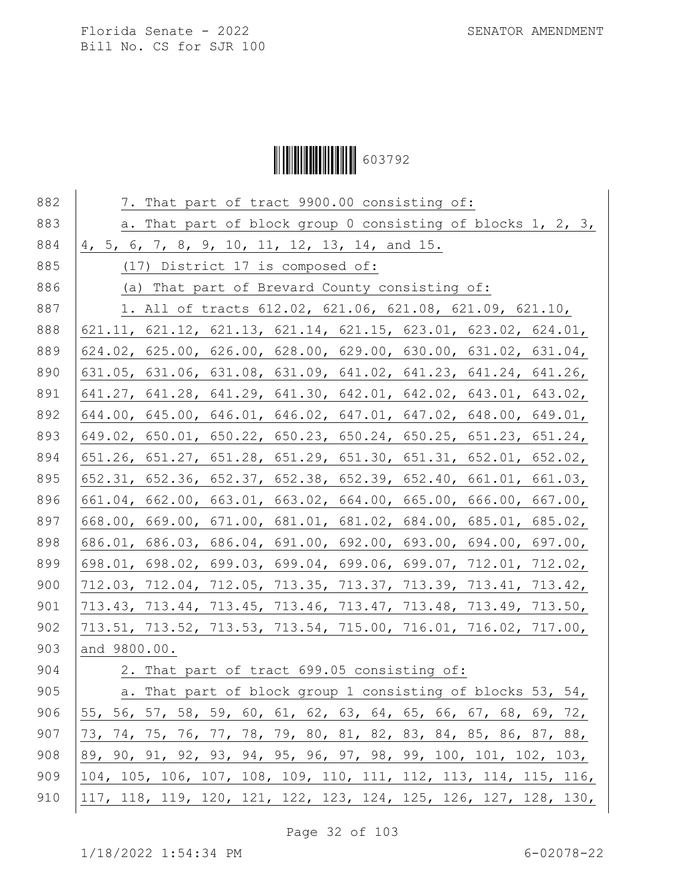7. That part of tract 9900.00 consisting of:

a. That part of block group 0 consisting of blocks 1, 2, 3, 4, 5, 6, 7, 8, 9, 10, 11, 12, 13, 14, and 15.

(17) District 17 is composed of:

(a) That part of Brevard County consisting of:

1. All of tracts 612.02, 621.06, 621.08, 621.09, 621.10, 621.11, 621.12, 621.13, 621.14, 621.15, 623.01, 623.02, 624.01, 624.02, 625.00, 626.00, 628.00, 629.00, 630.00, 631.02, 631.04, 631.05, 631.06, 631.08, 631.09, 641.02, 641.23, 641.24, 641.26, 641.27, 641.28, 641.29, 641.30, 642.01, 642.02, 643.01, 643.02, 644.00, 645.00, 646.01, 646.02, 647.01, 647.02, 648.00, 649.01, 649.02, 650.01, 650.22, 650.23, 650.24, 650.25, 651.23, 651.24, 651.26, 651.27, 651.28, 651.29, 651.30, 651.31, 652.01, 652.02, 652.31, 652.36, 652.37, 652.38, 652.39, 652.40, 661.01, 661.03, 661.04, 662.00, 663.01, 663.02, 664.00, 665.00, 666.00, 667.00, 668.00, 669.00, 671.00, 681.01, 681.02, 684.00, 685.01, 685.02, 686.01, 686.03, 686.04, 691.00, 692.00, 693.00, 694.00, 697.00, 698.01, 698.02, 699.03, 699.04, 699.06, 699.07, 712.01, 712.02, 712.03, 712.04, 712.05, 713.35, 713.37, 713.39, 713.41, 713.42, 713.43, 713.44, 713.45, 713.46, 713.47, 713.48, 713.49, 713.50, 713.51, 713.52, 713.53, 713.54, 715.00, 716.01, 716.02, 717.00, and 9800.00.

2. That part of tract 699.05 consisting of:

a. That part of block group 1 consisting of blocks 53, 54, 55, 56, 57, 58, 59, 60, 61, 62, 63, 64, 65, 66, 67, 68, 69, 72, 73, 74, 75, 76, 77, 78, 79, 80, 81, 82, 83, 84, 85, 86, 87, 88, 89, 90, 91, 92, 93, 94, 95, 96, 97, 98, 99, 100, 101, 102, 103, 104, 105, 106, 107, 108, 109, 110, 111, 112, 113, 114, 115, 116, 117, 118, 119, 120, 121, 122, 123, 124, 125, 126, 127, 128, 130,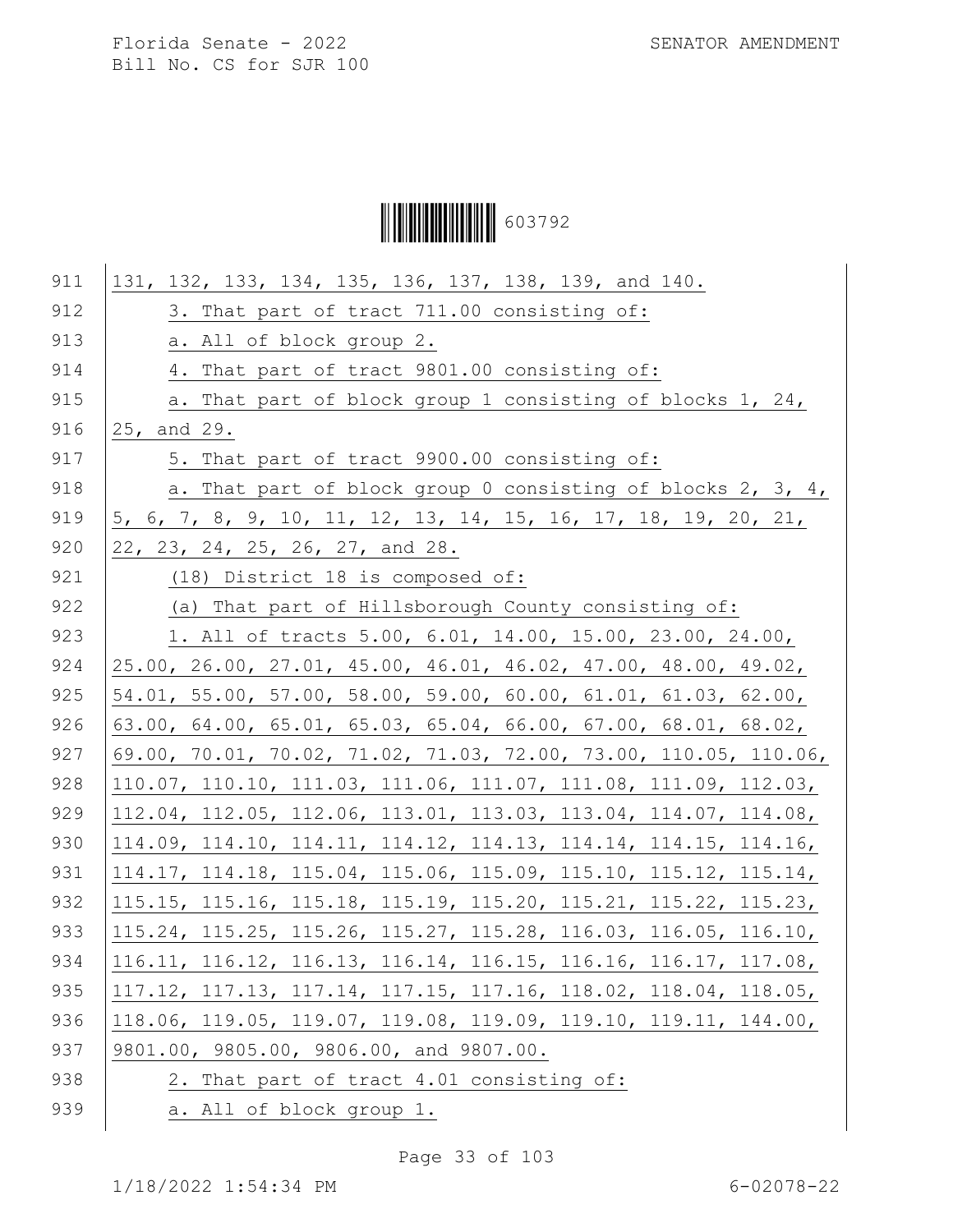131, 132, 133, 134, 135, 136, 137, 138, 139, and 140.

3. That part of tract 711.00 consisting of:

a. All of block group 2.

4. That part of tract 9801.00 consisting of:

a. That part of block group 1 consisting of blocks 1, 24, 25, and 29.

5. That part of tract 9900.00 consisting of:

a. That part of block group 0 consisting of blocks 2, 3, 4, 5, 6, 7, 8, 9, 10, 11, 12, 13, 14, 15, 16, 17, 18, 19, 20, 21, 22, 23, 24, 25, 26, 27, and 28.

(18) District 18 is composed of:

(a) That part of Hillsborough County consisting of:

1. All of tracts 5.00, 6.01, 14.00, 15.00, 23.00, 24.00, 25.00, 26.00, 27.01, 45.00, 46.01, 46.02, 47.00, 48.00, 49.02, 54.01, 55.00, 57.00, 58.00, 59.00, 60.00, 61.01, 61.03, 62.00, 63.00, 64.00, 65.01, 65.03, 65.04, 66.00, 67.00, 68.01, 68.02, 69.00, 70.01, 70.02, 71.02, 71.03, 72.00, 73.00, 110.05, 110.06, 110.07, 110.10, 111.03, 111.06, 111.07, 111.08, 111.09, 112.03, 112.04, 112.05, 112.06, 113.01, 113.03, 113.04, 114.07, 114.08, 114.09, 114.10, 114.11, 114.12, 114.13, 114.14, 114.15, 114.16, 114.17, 114.18, 115.04, 115.06, 115.09, 115.10, 115.12, 115.14, 115.15, 115.16, 115.18, 115.19, 115.20, 115.21, 115.22, 115.23, 115.24, 115.25, 115.26, 115.27, 115.28, 116.03, 116.05, 116.10, 116.11, 116.12, 116.13, 116.14, 116.15, 116.16, 116.17, 117.08, 117.12, 117.13, 117.14, 117.15, 117.16, 118.02, 118.04, 118.05, 118.06, 119.05, 119.07, 119.08, 119.09, 119.10, 119.11, 144.00, 9801.00, 9805.00, 9806.00, and 9807.00.

2. That part of tract 4.01 consisting of:

a. All of block group 1.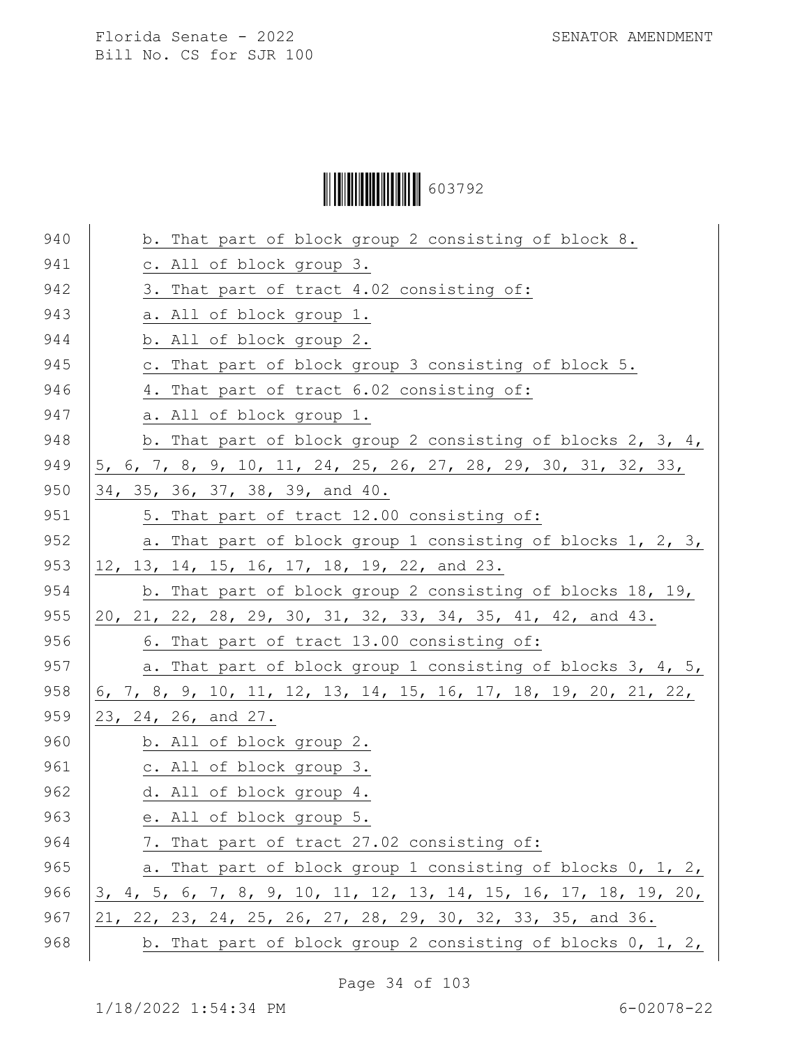b. That part of block group 2 consisting of block 8.

c. All of block group 3.

3. That part of tract 4.02 consisting of:

a. All of block group 1.

b. All of block group 2.

c. That part of block group 3 consisting of block 5.

4. That part of tract 6.02 consisting of:

a. All of block group 1.

b. That part of block group 2 consisting of blocks 2, 3, 4, 5, 6, 7, 8, 9, 10, 11, 24, 25, 26, 27, 28, 29, 30, 31, 32, 33, 34, 35, 36, 37, 38, 39, and 40.

5. That part of tract 12.00 consisting of:

a. That part of block group 1 consisting of blocks 1, 2, 3, 12, 13, 14, 15, 16, 17, 18, 19, 22, and 23.

b. That part of block group 2 consisting of blocks 18, 19, 20, 21, 22, 28, 29, 30, 31, 32, 33, 34, 35, 41, 42, and 43.

6. That part of tract 13.00 consisting of:

a. That part of block group 1 consisting of blocks 3, 4, 5, 6, 7, 8, 9, 10, 11, 12, 13, 14, 15, 16, 17, 18, 19, 20, 21, 22, 23, 24, 26, and 27.

b. All of block group 2.

c. All of block group 3.

d. All of block group 4.

e. All of block group 5.

7. That part of tract 27.02 consisting of:

a. That part of block group 1 consisting of blocks 0, 1, 2, 3, 4, 5, 6, 7, 8, 9, 10, 11, 12, 13, 14, 15, 16, 17, 18, 19, 20, 21, 22, 23, 24, 25, 26, 27, 28, 29, 30, 32, 33, 35, and 36.

b. That part of block group 2 consisting of blocks 0, 1, 2,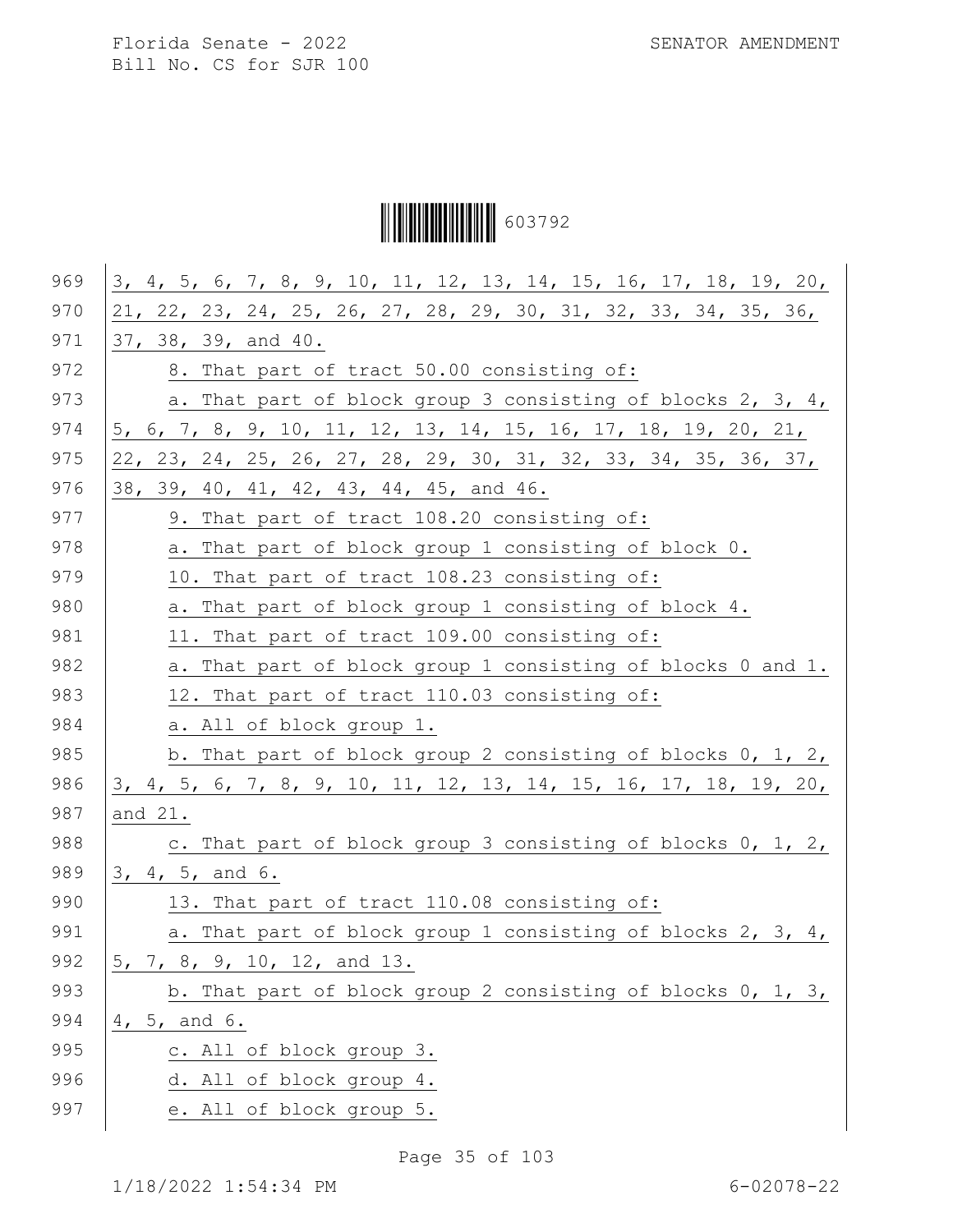3, 4, 5, 6, 7, 8, 9, 10, 11, 12, 13, 14, 15, 16, 17, 18, 19, 20, 21, 22, 23, 24, 25, 26, 27, 28, 29, 30, 31, 32, 33, 34, 35, 36, 37, 38, 39, and 40.

8. That part of tract 50.00 consisting of:

a. That part of block group 3 consisting of blocks 2, 3, 4, 5, 6, 7, 8, 9, 10, 11, 12, 13, 14, 15, 16, 17, 18, 19, 20, 21, 22, 23, 24, 25, 26, 27, 28, 29, 30, 31, 32, 33, 34, 35, 36, 37, 38, 39, 40, 41, 42, 43, 44, 45, and 46.

9. That part of tract 108.20 consisting of:

a. That part of block group 1 consisting of block 0.

10. That part of tract 108.23 consisting of:

a. That part of block group 1 consisting of block 4.

11. That part of tract 109.00 consisting of:

a. That part of block group 1 consisting of blocks 0 and 1.

12. That part of tract 110.03 consisting of:

a. All of block group 1.

b. That part of block group 2 consisting of blocks 0, 1, 2, 3, 4, 5, 6, 7, 8, 9, 10, 11, 12, 13, 14, 15, 16, 17, 18, 19, 20, and 21.

c. That part of block group 3 consisting of blocks 0, 1, 2, 3, 4, 5, and 6.

13. That part of tract 110.08 consisting of:

a. That part of block group 1 consisting of blocks 2, 3, 4, 5, 7, 8, 9, 10, 12, and 13.

b. That part of block group 2 consisting of blocks 0, 1, 3, 4, 5, and 6.

c. All of block group 3.

d. All of block group 4.

e. All of block group 5.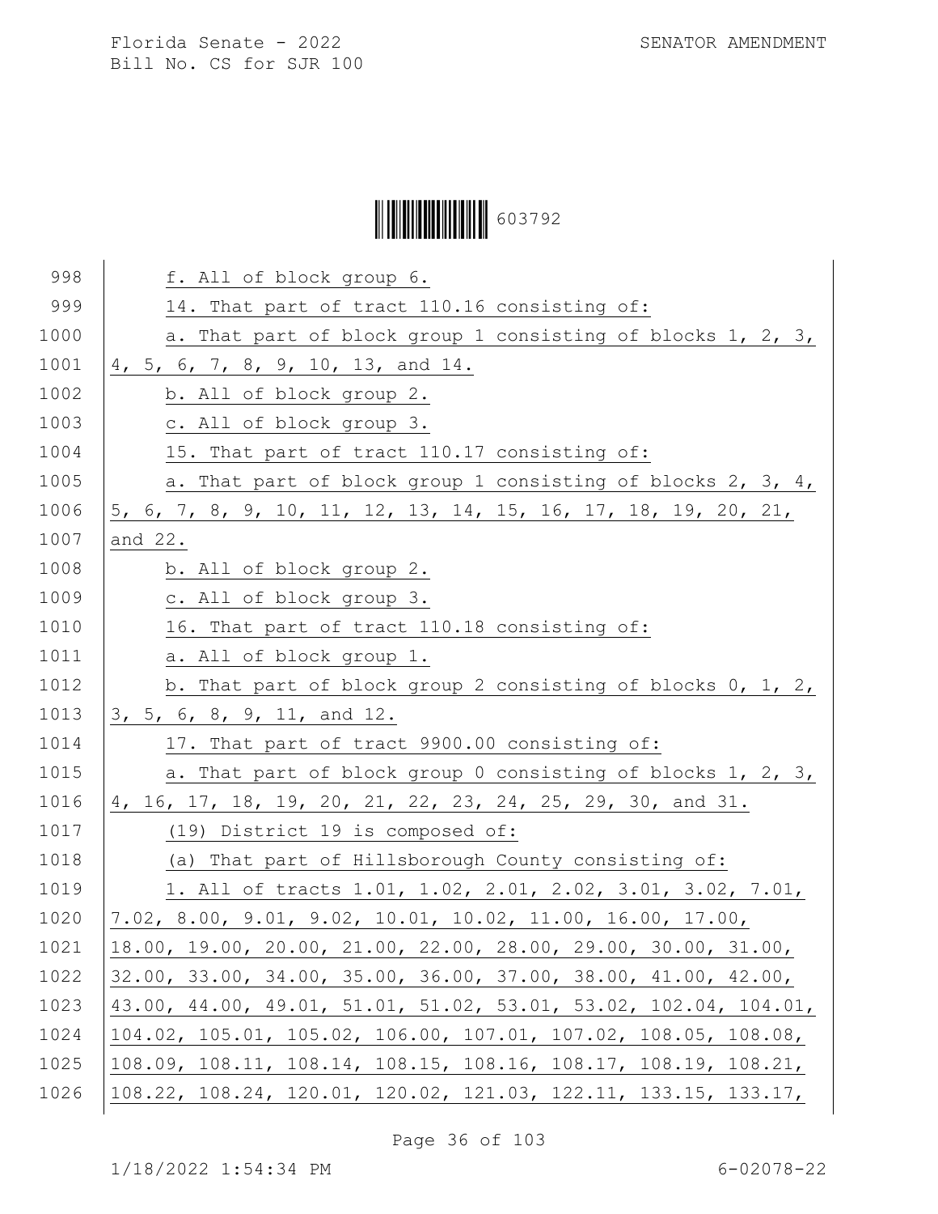f. All of block group 6.

14. That part of tract 110.16 consisting of:

a. That part of block group 1 consisting of blocks 1, 2, 3, 4, 5, 6, 7, 8, 9, 10, 13, and 14.

b. All of block group 2.

c. All of block group 3.

15. That part of tract 110.17 consisting of:

a. That part of block group 1 consisting of blocks 2, 3, 4, 5, 6, 7, 8, 9, 10, 11, 12, 13, 14, 15, 16, 17, 18, 19, 20, 21, and 22.

b. All of block group 2.

c. All of block group 3.

16. That part of tract 110.18 consisting of:

a. All of block group 1.

b. That part of block group 2 consisting of blocks 0, 1, 2, 3, 5, 6, 8, 9, 11, and 12.

17. That part of tract 9900.00 consisting of:

a. That part of block group 0 consisting of blocks 1, 2, 3, 4, 16, 17, 18, 19, 20, 21, 22, 23, 24, 25, 29, 30, and 31.

(19) District 19 is composed of:

(a) That part of Hillsborough County consisting of:

1. All of tracts 1.01, 1.02, 2.01, 2.02, 3.01, 3.02, 7.01, 7.02, 8.00, 9.01, 9.02, 10.01, 10.02, 11.00, 16.00, 17.00, 18.00, 19.00, 20.00, 21.00, 22.00, 28.00, 29.00, 30.00, 31.00, 32.00, 33.00, 34.00, 35.00, 36.00, 37.00, 38.00, 41.00, 42.00, 43.00, 44.00, 49.01, 51.01, 51.02, 53.01, 53.02, 102.04, 104.01, 104.02, 105.01, 105.02, 106.00, 107.01, 107.02, 108.05, 108.08, 108.09, 108.11, 108.14, 108.15, 108.16, 108.17, 108.19, 108.21, 108.22, 108.24, 120.01, 120.02, 121.03, 122.11, 133.15, 133.17,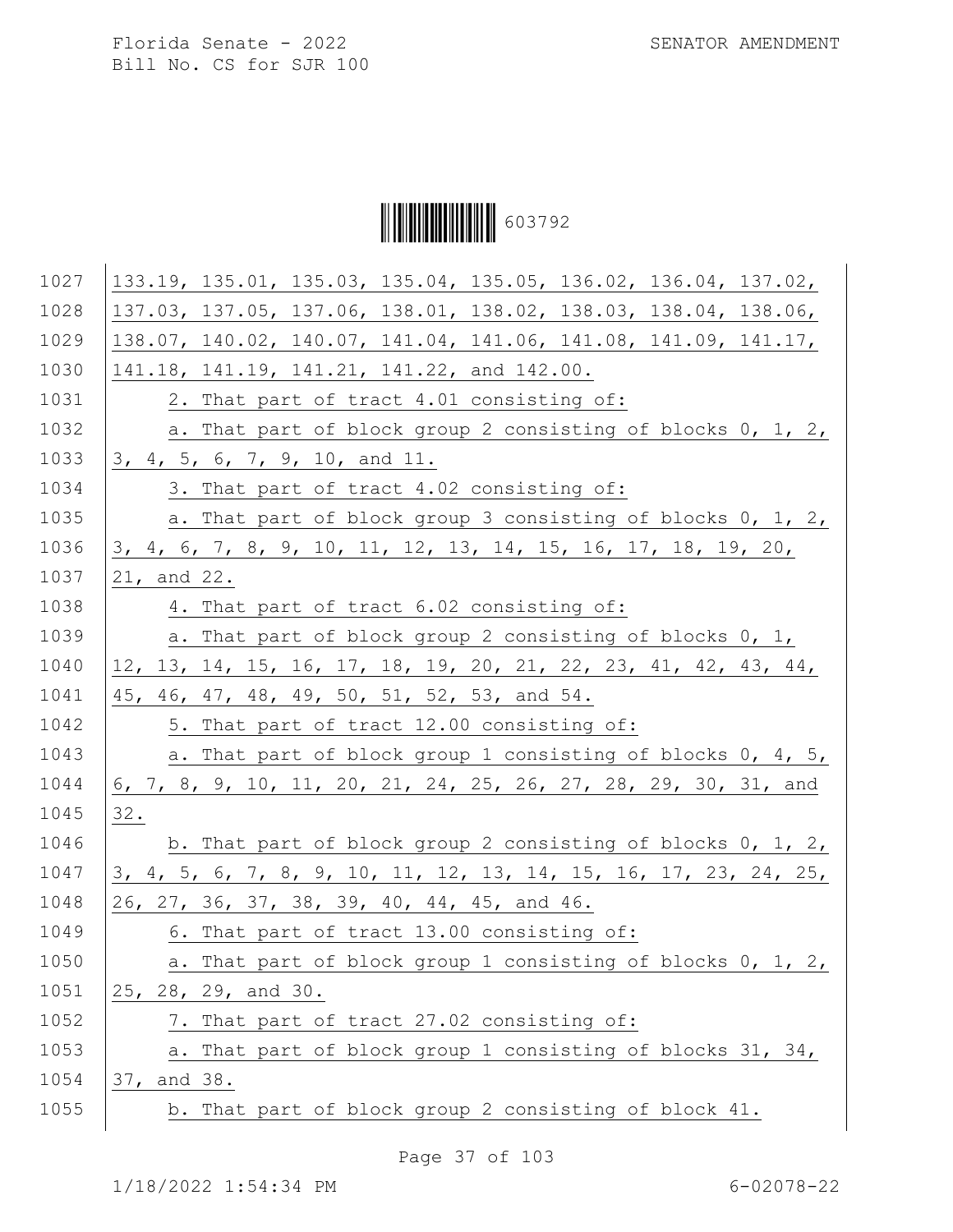133.19, 135.01, 135.03, 135.04, 135.05, 136.02, 136.04, 137.02, 137.03, 137.05, 137.06, 138.01, 138.02, 138.03, 138.04, 138.06, 138.07, 140.02, 140.07, 141.04, 141.06, 141.08, 141.09, 141.17, 141.18, 141.19, 141.21, 141.22, and 142.00.

2. That part of tract 4.01 consisting of:

a. That part of block group 2 consisting of blocks 0, 1, 2, 3, 4, 5, 6, 7, 9, 10, and 11.

3. That part of tract 4.02 consisting of:

a. That part of block group 3 consisting of blocks 0, 1, 2, 3, 4, 6, 7, 8, 9, 10, 11, 12, 13, 14, 15, 16, 17, 18, 19, 20, 21, and 22.

4. That part of tract 6.02 consisting of:

a. That part of block group 2 consisting of blocks 0, 1, 12, 13, 14, 15, 16, 17, 18, 19, 20, 21, 22, 23, 41, 42, 43, 44, 45, 46, 47, 48, 49, 50, 51, 52, 53, and 54.

5. That part of tract 12.00 consisting of:

a. That part of block group 1 consisting of blocks 0, 4, 5, 6, 7, 8, 9, 10, 11, 20, 21, 24, 25, 26, 27, 28, 29, 30, 31, and 32.

b. That part of block group 2 consisting of blocks 0, 1, 2, 3, 4, 5, 6, 7, 8, 9, 10, 11, 12, 13, 14, 15, 16, 17, 23, 24, 25, 26, 27, 36, 37, 38, 39, 40, 44, 45, and 46.

6. That part of tract 13.00 consisting of:

a. That part of block group 1 consisting of blocks 0, 1, 2, 25, 28, 29, and 30.

7. That part of tract 27.02 consisting of:

a. That part of block group 1 consisting of blocks 31, 34, 37, and 38.

b. That part of block group 2 consisting of block 41.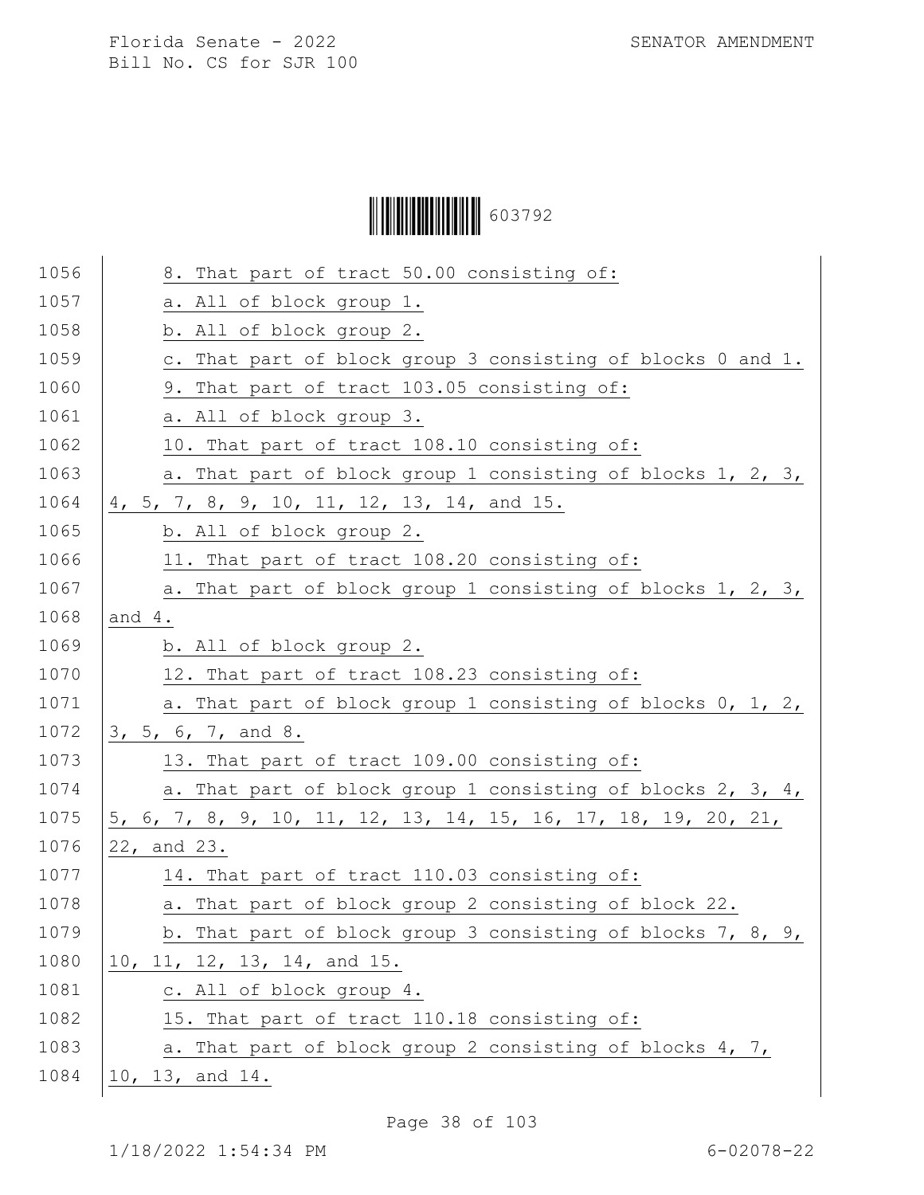8. That part of tract 50.00 consisting of:

a. All of block group 1.

b. All of block group 2.

c. That part of block group 3 consisting of blocks 0 and 1.

9. That part of tract 103.05 consisting of:

a. All of block group 3.

10. That part of tract 108.10 consisting of:

a. That part of block group 1 consisting of blocks 1, 2, 3, 4, 5, 7, 8, 9, 10, 11, 12, 13, 14, and 15.

b. All of block group 2.

11. That part of tract 108.20 consisting of:

a. That part of block group 1 consisting of blocks 1, 2, 3, and 4.

b. All of block group 2.

12. That part of tract 108.23 consisting of:

a. That part of block group 1 consisting of blocks 0, 1, 2, 3, 5, 6, 7, and 8.

13. That part of tract 109.00 consisting of:

a. That part of block group 1 consisting of blocks 2, 3, 4, 5, 6, 7, 8, 9, 10, 11, 12, 13, 14, 15, 16, 17, 18, 19, 20, 21, 22, and 23.

14. That part of tract 110.03 consisting of:

a. That part of block group 2 consisting of block 22.

b. That part of block group 3 consisting of blocks 7, 8, 9, 10, 11, 12, 13, 14, and 15.

c. All of block group 4.

15. That part of tract 110.18 consisting of:

a. That part of block group 2 consisting of blocks 4, 7, 10, 13, and 14.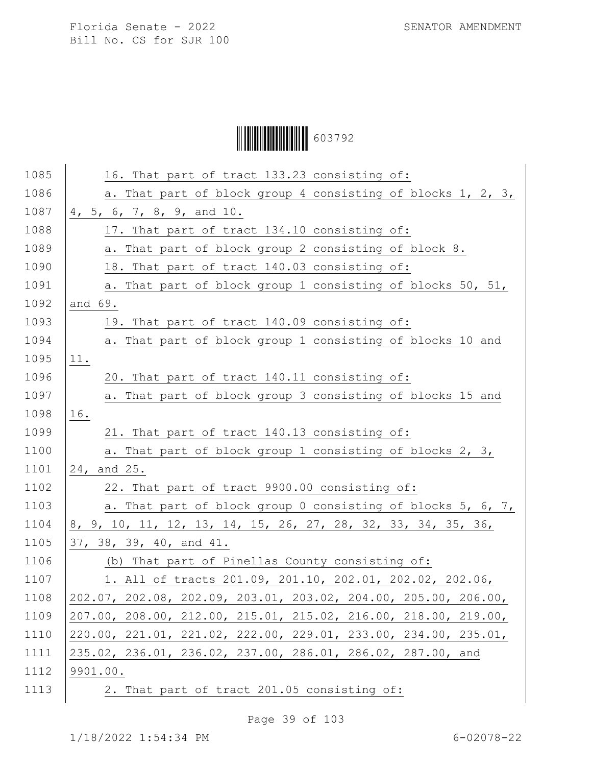16. That part of tract 133.23 consisting of:

a. That part of block group 4 consisting of blocks 1, 2, 3, 4, 5, 6, 7, 8, 9, and 10.

17. That part of tract 134.10 consisting of:

a. That part of block group 2 consisting of block 8.

18. That part of tract 140.03 consisting of:

a. That part of block group 1 consisting of blocks 50, 51, and 69.

19. That part of tract 140.09 consisting of:

a. That part of block group 1 consisting of blocks 10 and 11.

20. That part of tract 140.11 consisting of:

a. That part of block group 3 consisting of blocks 15 and 16.

21. That part of tract 140.13 consisting of:

a. That part of block group 1 consisting of blocks 2, 3, 24, and 25.

22. That part of tract 9900.00 consisting of:

a. That part of block group 0 consisting of blocks 5, 6, 7, 8, 9, 10, 11, 12, 13, 14, 15, 26, 27, 28, 32, 33, 34, 35, 36, 37, 38, 39, 40, and 41.

(b) That part of Pinellas County consisting of:

1. All of tracts 201.09, 201.10, 202.01, 202.02, 202.06, 202.07, 202.08, 202.09, 203.01, 203.02, 204.00, 205.00, 206.00, 207.00, 208.00, 212.00, 215.01, 215.02, 216.00, 218.00, 219.00, 220.00, 221.01, 221.02, 222.00, 229.01, 233.00, 234.00, 235.01, 235.02, 236.01, 236.02, 237.00, 286.01, 286.02, 287.00, and 9901.00.

2. That part of tract 201.05 consisting of: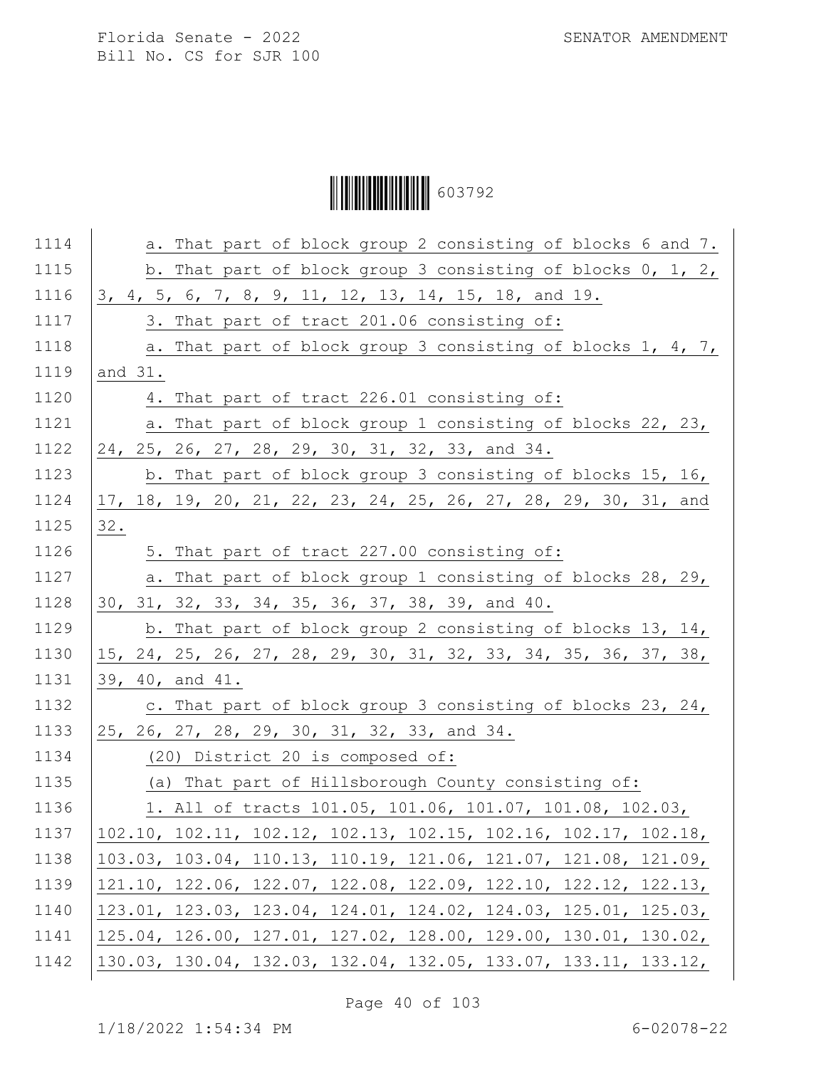a. That part of block group 2 consisting of blocks 6 and 7.

b. That part of block group 3 consisting of blocks 0, 1, 2, 3, 4, 5, 6, 7, 8, 9, 11, 12, 13, 14, 15, 18, and 19.

3. That part of tract 201.06 consisting of:

a. That part of block group 3 consisting of blocks 1, 4, 7, and 31.

4. That part of tract 226.01 consisting of:

a. That part of block group 1 consisting of blocks 22, 23, 24, 25, 26, 27, 28, 29, 30, 31, 32, 33, and 34.

b. That part of block group 3 consisting of blocks 15, 16, 17, 18, 19, 20, 21, 22, 23, 24, 25, 26, 27, 28, 29, 30, 31, and 32.

5. That part of tract 227.00 consisting of:

a. That part of block group 1 consisting of blocks 28, 29, 30, 31, 32, 33, 34, 35, 36, 37, 38, 39, and 40.

b. That part of block group 2 consisting of blocks 13, 14, 15, 24, 25, 26, 27, 28, 29, 30, 31, 32, 33, 34, 35, 36, 37, 38, 39, 40, and 41.

c. That part of block group 3 consisting of blocks 23, 24, 25, 26, 27, 28, 29, 30, 31, 32, 33, and 34.

(20) District 20 is composed of:

(a) That part of Hillsborough County consisting of:

1. All of tracts 101.05, 101.06, 101.07, 101.08, 102.03, 102.10, 102.11, 102.12, 102.13, 102.15, 102.16, 102.17, 102.18, 103.03, 103.04, 110.13, 110.19, 121.06, 121.07, 121.08, 121.09, 121.10, 122.06, 122.07, 122.08, 122.09, 122.10, 122.12, 122.13, 123.01, 123.03, 123.04, 124.01, 124.02, 124.03, 125.01, 125.03, 125.04, 126.00, 127.01, 127.02, 128.00, 129.00, 130.01, 130.02, 130.03, 130.04, 132.03, 132.04, 132.05, 133.07, 133.11, 133.12,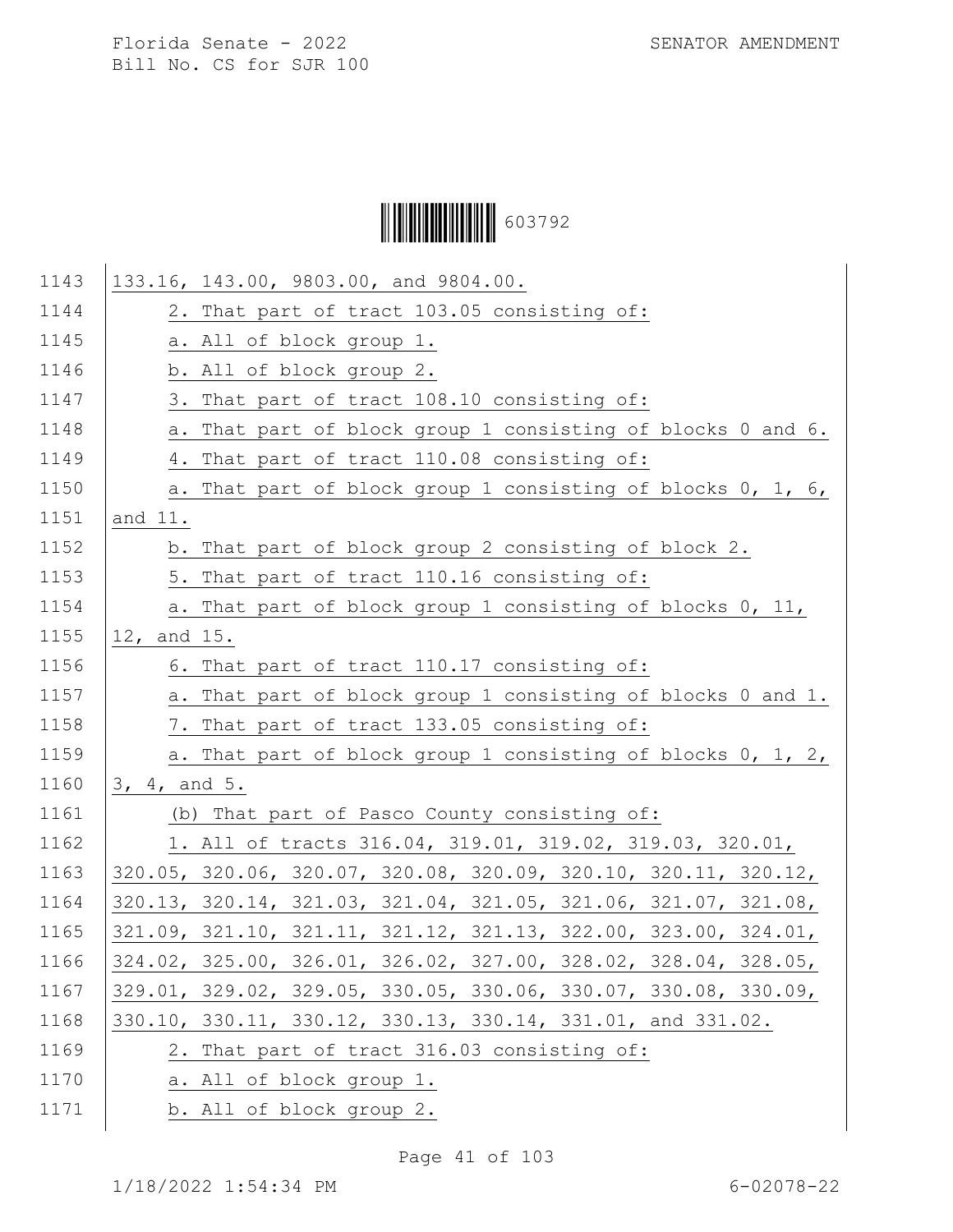133.16, 143.00, 9803.00, and 9804.00.

2. That part of tract 103.05 consisting of:

a. All of block group 1.

b. All of block group 2.

3. That part of tract 108.10 consisting of:

a. That part of block group 1 consisting of blocks 0 and 6.

4. That part of tract 110.08 consisting of:

a. That part of block group 1 consisting of blocks 0, 1, 6, and 11.

b. That part of block group 2 consisting of block 2.

5. That part of tract 110.16 consisting of:

a. That part of block group 1 consisting of blocks 0, 11, 12, and 15.

6. That part of tract 110.17 consisting of:

a. That part of block group 1 consisting of blocks 0 and 1.

7. That part of tract 133.05 consisting of:

a. That part of block group 1 consisting of blocks 0, 1, 2, 3, 4, and 5.

(b) That part of Pasco County consisting of:

1. All of tracts 316.04, 319.01, 319.02, 319.03, 320.01, 320.05, 320.06, 320.07, 320.08, 320.09, 320.10, 320.11, 320.12, 320.13, 320.14, 321.03, 321.04, 321.05, 321.06, 321.07, 321.08, 321.09, 321.10, 321.11, 321.12, 321.13, 322.00, 323.00, 324.01, 324.02, 325.00, 326.01, 326.02, 327.00, 328.02, 328.04, 328.05, 329.01, 329.02, 329.05, 330.05, 330.06, 330.07, 330.08, 330.09, 330.10, 330.11, 330.12, 330.13, 330.14, 331.01, and 331.02.

2. That part of tract 316.03 consisting of:

a. All of block group 1.

b. All of block group 2.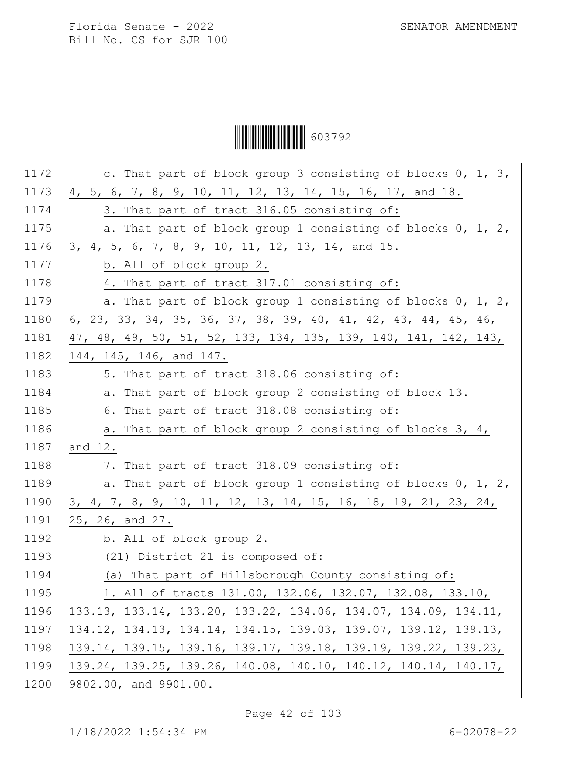c. That part of block group 3 consisting of blocks 0, 1, 3, 4, 5, 6, 7, 8, 9, 10, 11, 12, 13, 14, 15, 16, 17, and 18.

3. That part of tract 316.05 consisting of:

a. That part of block group 1 consisting of blocks 0, 1, 2, 3, 4, 5, 6, 7, 8, 9, 10, 11, 12, 13, 14, and 15.

b. All of block group 2.

4. That part of tract 317.01 consisting of:

a. That part of block group 1 consisting of blocks 0, 1, 2, 6, 23, 33, 34, 35, 36, 37, 38, 39, 40, 41, 42, 43, 44, 45, 46, 47, 48, 49, 50, 51, 52, 133, 134, 135, 139, 140, 141, 142, 143, 144, 145, 146, and 147.

5. That part of tract 318.06 consisting of:

a. That part of block group 2 consisting of block 13.

6. That part of tract 318.08 consisting of:

a. That part of block group 2 consisting of blocks 3, 4, and 12.

7. That part of tract 318.09 consisting of:

a. That part of block group 1 consisting of blocks 0, 1, 2, 3, 4, 7, 8, 9, 10, 11, 12, 13, 14, 15, 16, 18, 19, 21, 23, 24, 25, 26, and 27.

b. All of block group 2.

(21) District 21 is composed of:

(a) That part of Hillsborough County consisting of:

1. All of tracts 131.00, 132.06, 132.07, 132.08, 133.10, 133.13, 133.14, 133.20, 133.22, 134.06, 134.07, 134.09, 134.11, 134.12, 134.13, 134.14, 134.15, 139.03, 139.07, 139.12, 139.13, 139.14, 139.15, 139.16, 139.17, 139.18, 139.19, 139.22, 139.23, 139.24, 139.25, 139.26, 140.08, 140.10, 140.12, 140.14, 140.17, 9802.00, and 9901.00.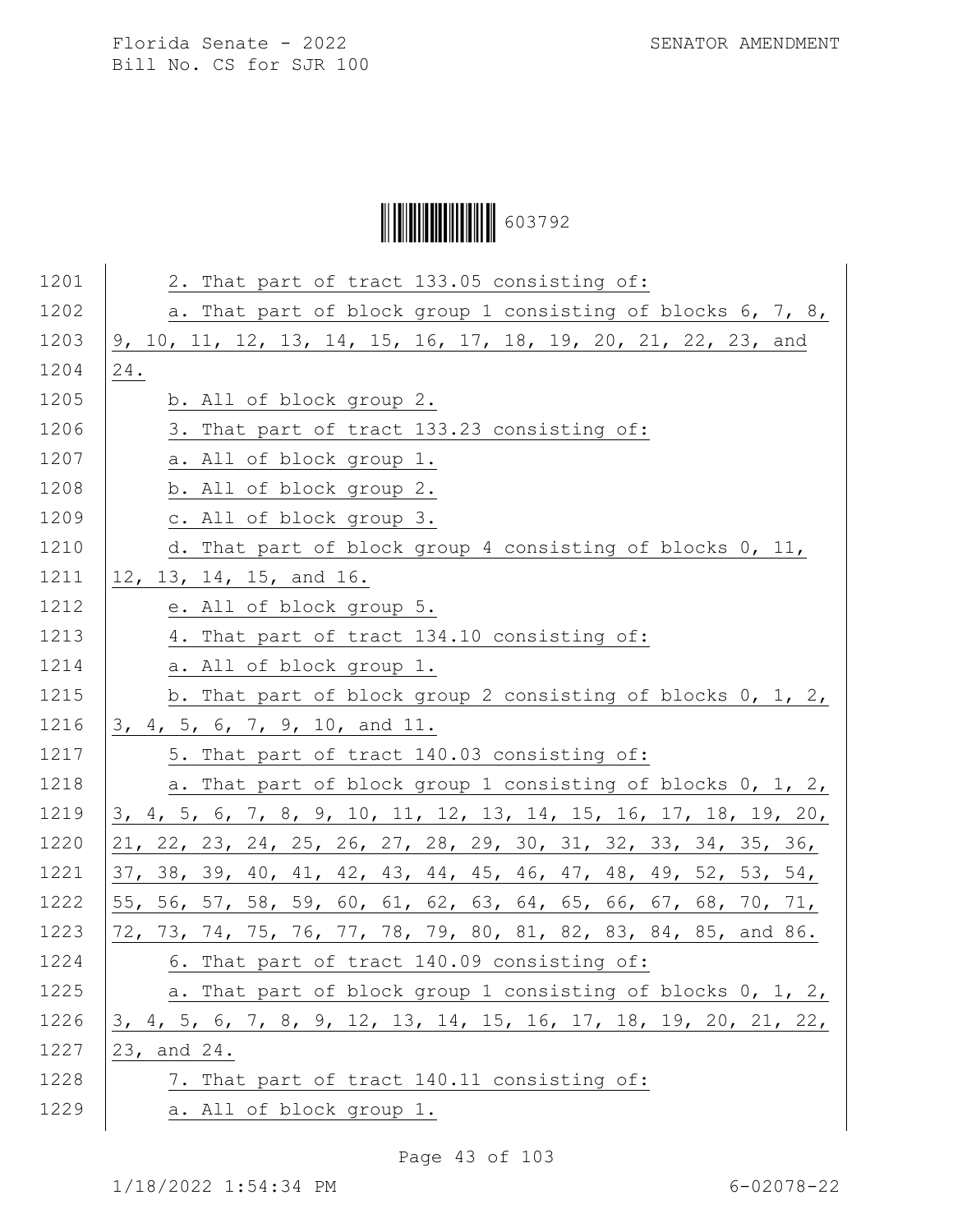2. That part of tract 133.05 consisting of:

a. That part of block group 1 consisting of blocks 6, 7, 8, 9, 10, 11, 12, 13, 14, 15, 16, 17, 18, 19, 20, 21, 22, 23, and 24.

b. All of block group 2.

3. That part of tract 133.23 consisting of:

a. All of block group 1.

b. All of block group 2.

c. All of block group 3.

d. That part of block group 4 consisting of blocks 0, 11, 12, 13, 14, 15, and 16.

e. All of block group 5.

4. That part of tract 134.10 consisting of:

a. All of block group 1.

b. That part of block group 2 consisting of blocks 0, 1, 2, 3, 4, 5, 6, 7, 9, 10, and 11.

5. That part of tract 140.03 consisting of:

a. That part of block group 1 consisting of blocks 0, 1, 2, 3, 4, 5, 6, 7, 8, 9, 10, 11, 12, 13, 14, 15, 16, 17, 18, 19, 20, 21, 22, 23, 24, 25, 26, 27, 28, 29, 30, 31, 32, 33, 34, 35, 36, 37, 38, 39, 40, 41, 42, 43, 44, 45, 46, 47, 48, 49, 52, 53, 54, 55, 56, 57, 58, 59, 60, 61, 62, 63, 64, 65, 66, 67, 68, 70, 71, 72, 73, 74, 75, 76, 77, 78, 79, 80, 81, 82, 83, 84, 85, and 86.

6. That part of tract 140.09 consisting of:

a. That part of block group 1 consisting of blocks 0, 1, 2, 3, 4, 5, 6, 7, 8, 9, 12, 13, 14, 15, 16, 17, 18, 19, 20, 21, 22, 23, and 24.

7. That part of tract 140.11 consisting of:

a. All of block group 1.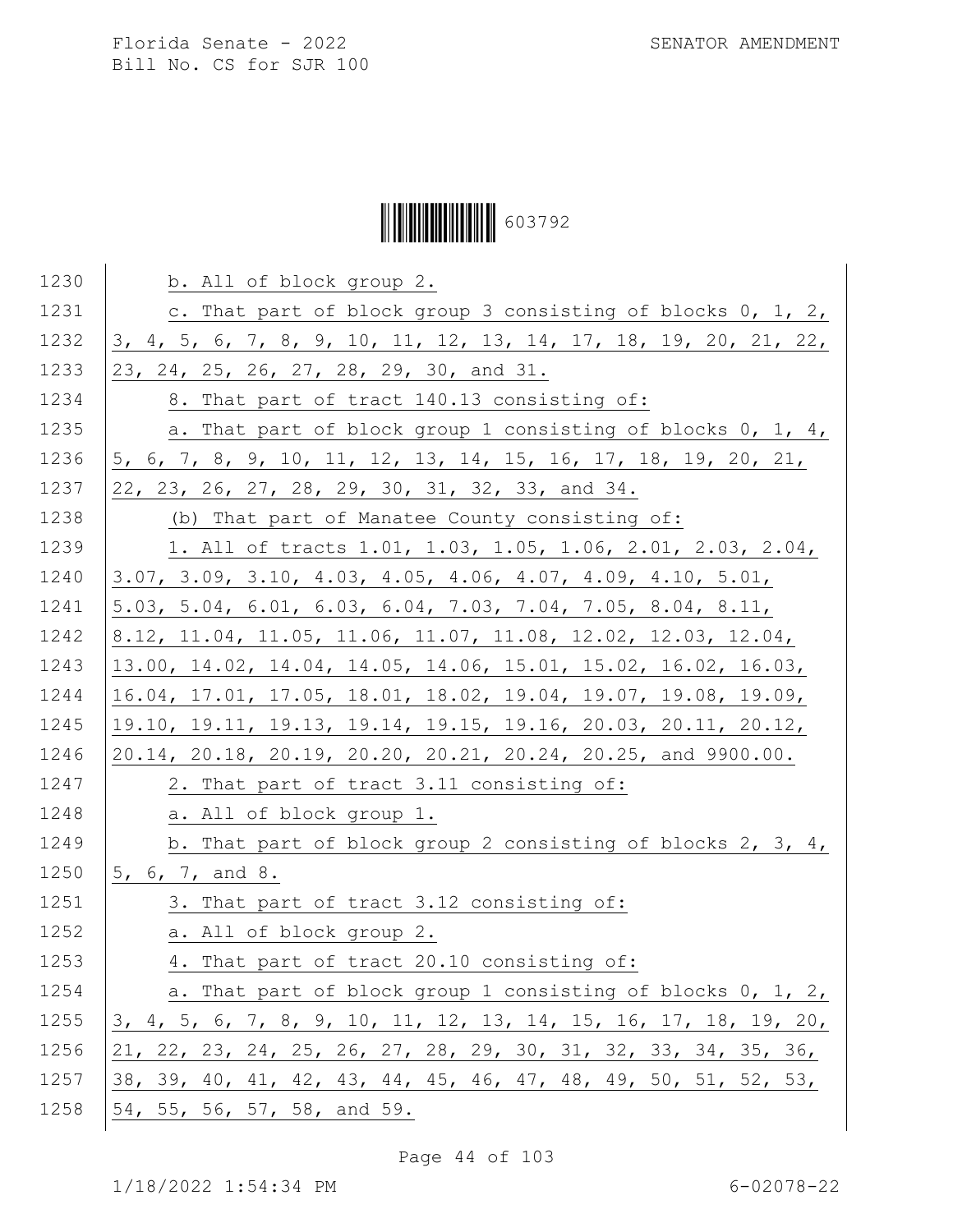b. All of block group 2.

c. That part of block group 3 consisting of blocks 0, 1, 2, 3, 4, 5, 6, 7, 8, 9, 10, 11, 12, 13, 14, 17, 18, 19, 20, 21, 22, 23, 24, 25, 26, 27, 28, 29, 30, and 31.

8. That part of tract 140.13 consisting of:

a. That part of block group 1 consisting of blocks 0, 1, 4, 5, 6, 7, 8, 9, 10, 11, 12, 13, 14, 15, 16, 17, 18, 19, 20, 21, 22, 23, 26, 27, 28, 29, 30, 31, 32, 33, and 34.

(b) That part of Manatee County consisting of:

1. All of tracts 1.01, 1.03, 1.05, 1.06, 2.01, 2.03, 2.04, 3.07, 3.09, 3.10, 4.03, 4.05, 4.06, 4.07, 4.09, 4.10, 5.01, 5.03, 5.04, 6.01, 6.03, 6.04, 7.03, 7.04, 7.05, 8.04, 8.11, 8.12, 11.04, 11.05, 11.06, 11.07, 11.08, 12.02, 12.03, 12.04, 13.00, 14.02, 14.04, 14.05, 14.06, 15.01, 15.02, 16.02, 16.03, 16.04, 17.01, 17.05, 18.01, 18.02, 19.04, 19.07, 19.08, 19.09, 19.10, 19.11, 19.13, 19.14, 19.15, 19.16, 20.03, 20.11, 20.12, 20.14, 20.18, 20.19, 20.20, 20.21, 20.24, 20.25, and 9900.00.

2. That part of tract 3.11 consisting of:

a. All of block group 1.

b. That part of block group 2 consisting of blocks 2, 3, 4, 5, 6, 7, and 8.

3. That part of tract 3.12 consisting of:

a. All of block group 2.

4. That part of tract 20.10 consisting of:

a. That part of block group 1 consisting of blocks 0, 1, 2, 3, 4, 5, 6, 7, 8, 9, 10, 11, 12, 13, 14, 15, 16, 17, 18, 19, 20, 21, 22, 23, 24, 25, 26, 27, 28, 29, 30, 31, 32, 33, 34, 35, 36, 38, 39, 40, 41, 42, 43, 44, 45, 46, 47, 48, 49, 50, 51, 52, 53, 54, 55, 56, 57, 58, and 59.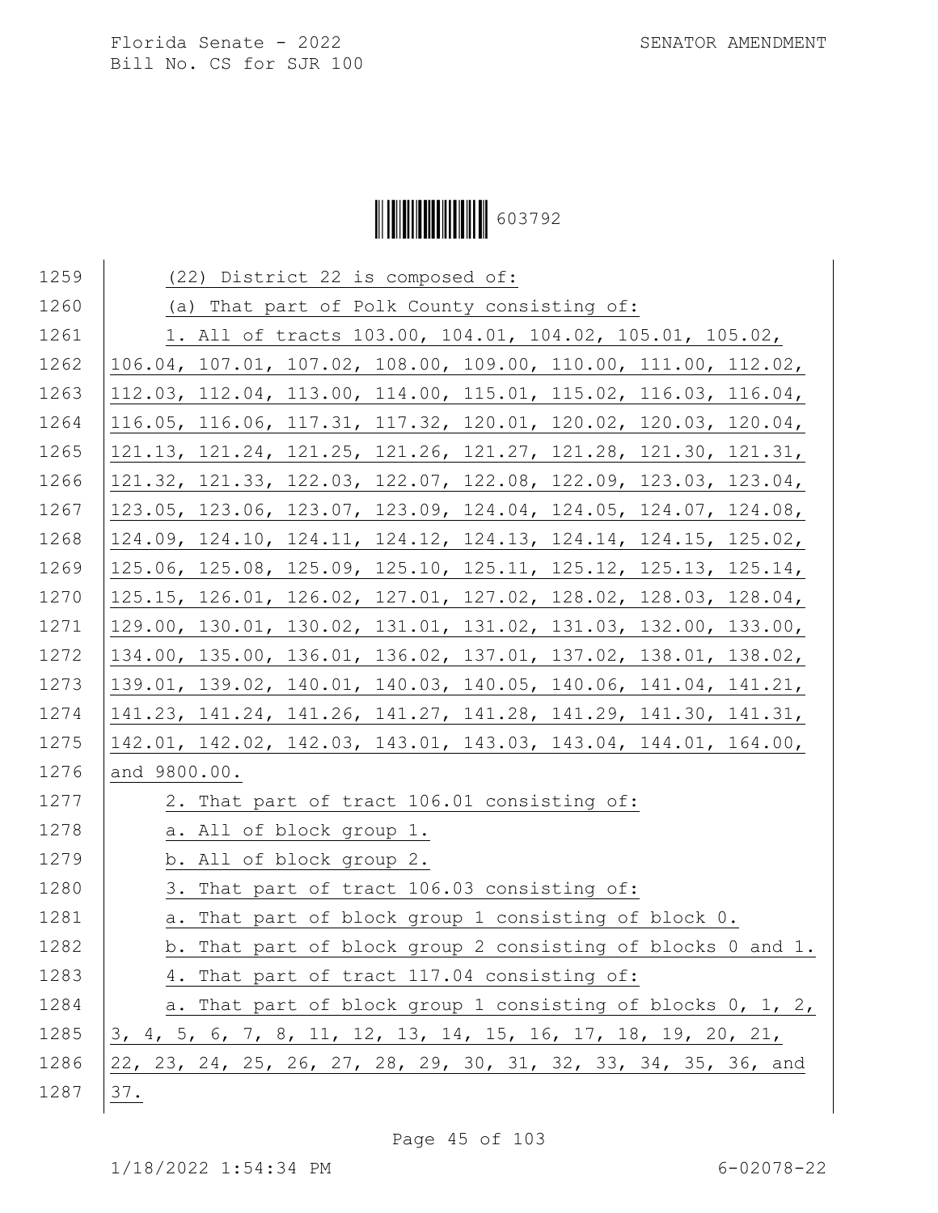(22) District 22 is composed of:

(a) That part of Polk County consisting of:

1. All of tracts 103.00, 104.01, 104.02, 105.01, 105.02, 106.04, 107.01, 107.02, 108.00, 109.00, 110.00, 111.00, 112.02, 112.03, 112.04, 113.00, 114.00, 115.01, 115.02, 116.03, 116.04, 116.05, 116.06, 117.31, 117.32, 120.01, 120.02, 120.03, 120.04, 121.13, 121.24, 121.25, 121.26, 121.27, 121.28, 121.30, 121.31, 121.32, 121.33, 122.03, 122.07, 122.08, 122.09, 123.03, 123.04, 123.05, 123.06, 123.07, 123.09, 124.04, 124.05, 124.07, 124.08, 124.09, 124.10, 124.11, 124.12, 124.13, 124.14, 124.15, 125.02, 125.06, 125.08, 125.09, 125.10, 125.11, 125.12, 125.13, 125.14, 125.15, 126.01, 126.02, 127.01, 127.02, 128.02, 128.03, 128.04, 129.00, 130.01, 130.02, 131.01, 131.02, 131.03, 132.00, 133.00, 134.00, 135.00, 136.01, 136.02, 137.01, 137.02, 138.01, 138.02, 139.01, 139.02, 140.01, 140.03, 140.05, 140.06, 141.04, 141.21, 141.23, 141.24, 141.26, 141.27, 141.28, 141.29, 141.30, 141.31, 142.01, 142.02, 142.03, 143.01, 143.03, 143.04, 144.01, 164.00, and 9800.00.

2. That part of tract 106.01 consisting of:

a. All of block group 1.

b. All of block group 2.

3. That part of tract 106.03 consisting of:

a. That part of block group 1 consisting of block 0.

b. That part of block group 2 consisting of blocks 0 and 1.

4. That part of tract 117.04 consisting of:

a. That part of block group 1 consisting of blocks 0, 1, 2, 3, 4, 5, 6, 7, 8, 11, 12, 13, 14, 15, 16, 17, 18, 19, 20, 21, 22, 23, 24, 25, 26, 27, 28, 29, 30, 31, 32, 33, 34, 35, 36, and 37.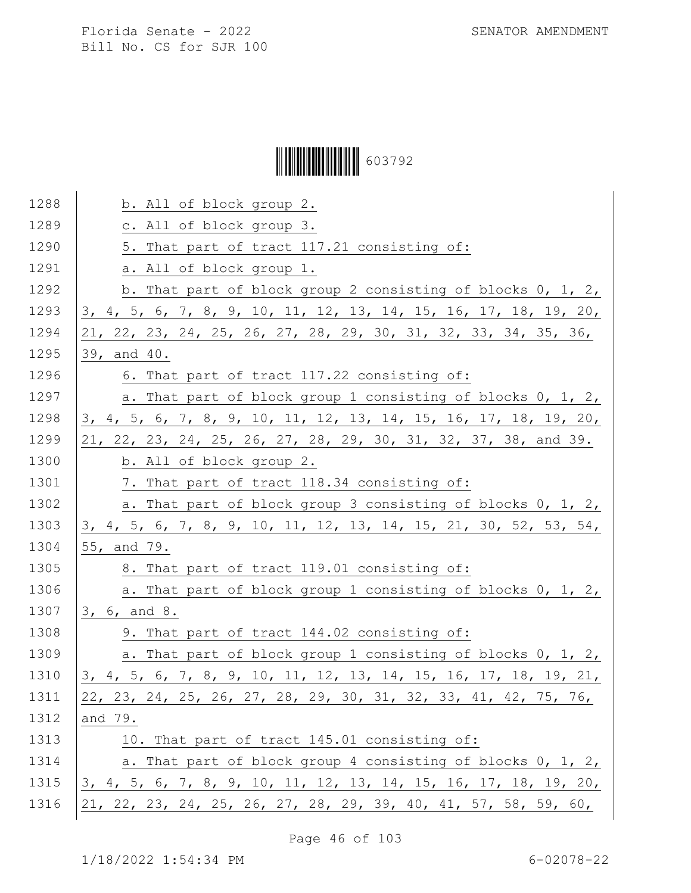b. All of block group 2.

c. All of block group 3.

5. That part of tract 117.21 consisting of:

a. All of block group 1.

b. That part of block group 2 consisting of blocks 0, 1, 2, 3, 4, 5, 6, 7, 8, 9, 10, 11, 12, 13, 14, 15, 16, 17, 18, 19, 20, 21, 22, 23, 24, 25, 26, 27, 28, 29, 30, 31, 32, 33, 34, 35, 36, 39, and 40.

6. That part of tract 117.22 consisting of:

a. That part of block group 1 consisting of blocks 0, 1, 2, 3, 4, 5, 6, 7, 8, 9, 10, 11, 12, 13, 14, 15, 16, 17, 18, 19, 20, 21, 22, 23, 24, 25, 26, 27, 28, 29, 30, 31, 32, 37, 38, and 39.

b. All of block group 2.

7. That part of tract 118.34 consisting of:

a. That part of block group 3 consisting of blocks 0, 1, 2, 3, 4, 5, 6, 7, 8, 9, 10, 11, 12, 13, 14, 15, 21, 30, 52, 53, 54, 55, and 79.

8. That part of tract 119.01 consisting of:

a. That part of block group 1 consisting of blocks 0, 1, 2, 3, 6, and 8.

9. That part of tract 144.02 consisting of:

a. That part of block group 1 consisting of blocks 0, 1, 2, 3, 4, 5, 6, 7, 8, 9, 10, 11, 12, 13, 14, 15, 16, 17, 18, 19, 21, 22, 23, 24, 25, 26, 27, 28, 29, 30, 31, 32, 33, 41, 42, 75, 76, and 79.

10. That part of tract 145.01 consisting of:

a. That part of block group 4 consisting of blocks 0, 1, 2, 3, 4, 5, 6, 7, 8, 9, 10, 11, 12, 13, 14, 15, 16, 17, 18, 19, 20, 21, 22, 23, 24, 25, 26, 27, 28, 29, 39, 40, 41, 57, 58, 59, 60,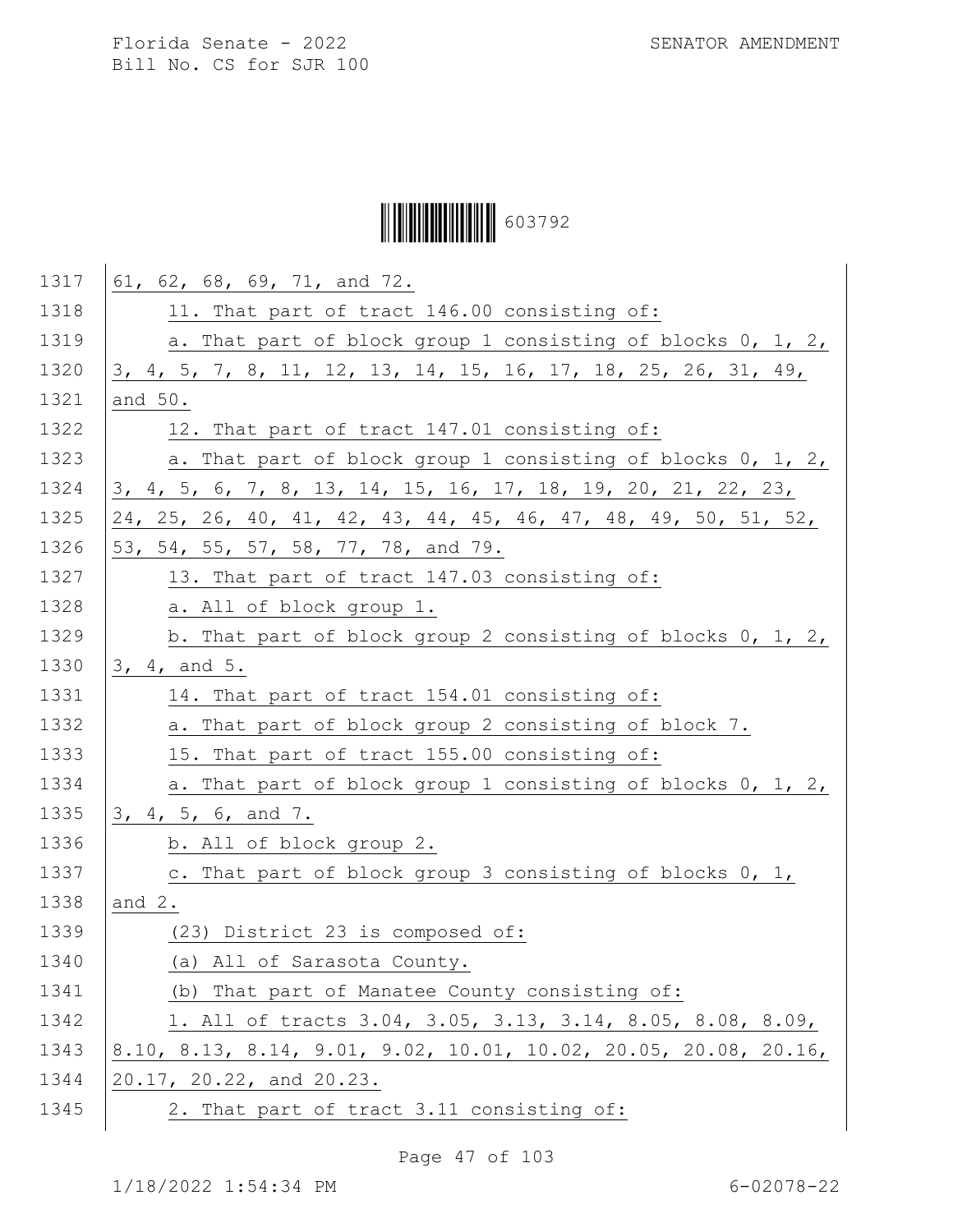61, 62, 68, 69, 71, and 72.

11. That part of tract 146.00 consisting of:

a. That part of block group 1 consisting of blocks 0, 1, 2, 3, 4, 5, 7, 8, 11, 12, 13, 14, 15, 16, 17, 18, 25, 26, 31, 49, and 50.

12. That part of tract 147.01 consisting of:

a. That part of block group 1 consisting of blocks 0, 1, 2, 3, 4, 5, 6, 7, 8, 13, 14, 15, 16, 17, 18, 19, 20, 21, 22, 23, 24, 25, 26, 40, 41, 42, 43, 44, 45, 46, 47, 48, 49, 50, 51, 52, 53, 54, 55, 57, 58, 77, 78, and 79.

13. That part of tract 147.03 consisting of:

a. All of block group 1.

b. That part of block group 2 consisting of blocks 0, 1, 2, 3, 4, and 5.

14. That part of tract 154.01 consisting of:

a. That part of block group 2 consisting of block 7.

15. That part of tract 155.00 consisting of:

a. That part of block group 1 consisting of blocks 0, 1, 2, 3, 4, 5, 6, and 7.

b. All of block group 2.

c. That part of block group 3 consisting of blocks 0, 1, and 2.

(23) District 23 is composed of:

(a) All of Sarasota County.

(b) That part of Manatee County consisting of:

1. All of tracts 3.04, 3.05, 3.13, 3.14, 8.05, 8.08, 8.09, 8.10, 8.13, 8.14, 9.01, 9.02, 10.01, 10.02, 20.05, 20.08, 20.16, 20.17, 20.22, and 20.23.

2. That part of tract 3.11 consisting of: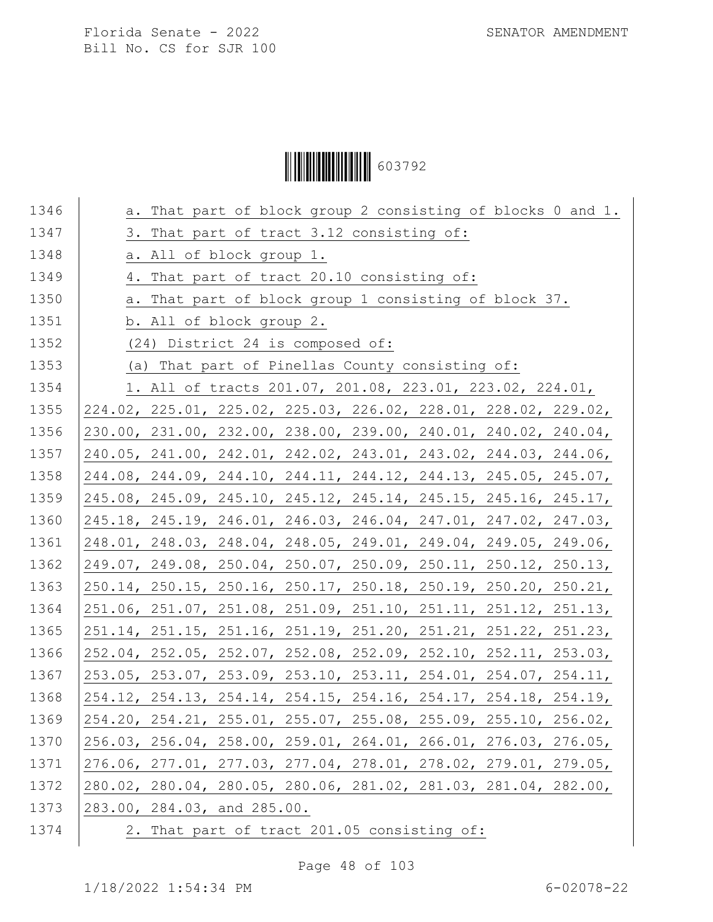a. That part of block group 2 consisting of blocks 0 and 1.

3. That part of tract 3.12 consisting of:

a. All of block group 1.

4. That part of tract 20.10 consisting of:

a. That part of block group 1 consisting of block 37.

b. All of block group 2.

(24) District 24 is composed of:

(a) That part of Pinellas County consisting of:

1. All of tracts 201.07, 201.08, 223.01, 223.02, 224.01, 224.02, 225.01, 225.02, 225.03, 226.02, 228.01, 228.02, 229.02, 230.00, 231.00, 232.00, 238.00, 239.00, 240.01, 240.02, 240.04, 240.05, 241.00, 242.01, 242.02, 243.01, 243.02, 244.03, 244.06, 244.08, 244.09, 244.10, 244.11, 244.12, 244.13, 245.05, 245.07, 245.08, 245.09, 245.10, 245.12, 245.14, 245.15, 245.16, 245.17, 245.18, 245.19, 246.01, 246.03, 246.04, 247.01, 247.02, 247.03, 248.01, 248.03, 248.04, 248.05, 249.01, 249.04, 249.05, 249.06, 249.07, 249.08, 250.04, 250.07, 250.09, 250.11, 250.12, 250.13, 250.14, 250.15, 250.16, 250.17, 250.18, 250.19, 250.20, 250.21, 251.06, 251.07, 251.08, 251.09, 251.10, 251.11, 251.12, 251.13, 251.14, 251.15, 251.16, 251.19, 251.20, 251.21, 251.22, 251.23, 252.04, 252.05, 252.07, 252.08, 252.09, 252.10, 252.11, 253.03, 253.05, 253.07, 253.09, 253.10, 253.11, 254.01, 254.07, 254.11, 254.12, 254.13, 254.14, 254.15, 254.16, 254.17, 254.18, 254.19, 254.20, 254.21, 255.01, 255.07, 255.08, 255.09, 255.10, 256.02, 256.03, 256.04, 258.00, 259.01, 264.01, 266.01, 276.03, 276.05, 276.06, 277.01, 277.03, 277.04, 278.01, 278.02, 279.01, 279.05, 280.02, 280.04, 280.05, 280.06, 281.02, 281.03, 281.04, 282.00, 283.00, 284.03, and 285.00.

2. That part of tract 201.05 consisting of: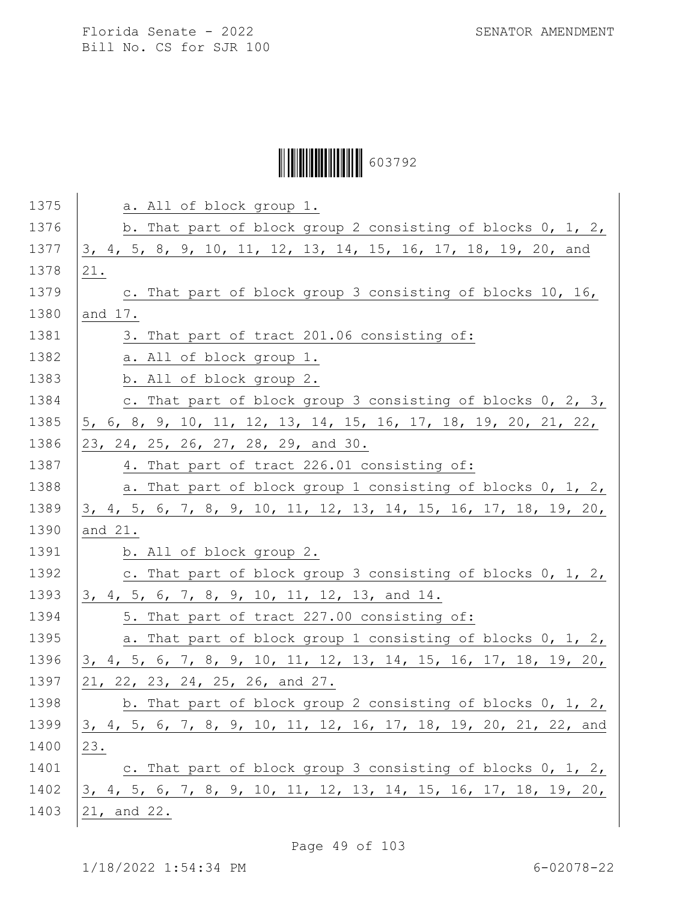a. All of block group 1.

b. That part of block group 2 consisting of blocks 0, 1, 2, 3, 4, 5, 8, 9, 10, 11, 12, 13, 14, 15, 16, 17, 18, 19, 20, and 21.

c. That part of block group 3 consisting of blocks 10, 16, and 17.

3. That part of tract 201.06 consisting of:

a. All of block group 1.

b. All of block group 2.

c. That part of block group 3 consisting of blocks 0, 2, 3, 5, 6, 8, 9, 10, 11, 12, 13, 14, 15, 16, 17, 18, 19, 20, 21, 22, 23, 24, 25, 26, 27, 28, 29, and 30.

4. That part of tract 226.01 consisting of:

a. That part of block group 1 consisting of blocks 0, 1, 2, 3, 4, 5, 6, 7, 8, 9, 10, 11, 12, 13, 14, 15, 16, 17, 18, 19, 20, and 21.

b. All of block group 2.

c. That part of block group 3 consisting of blocks 0, 1, 2, 3, 4, 5, 6, 7, 8, 9, 10, 11, 12, 13, and 14.

5. That part of tract 227.00 consisting of:

a. That part of block group 1 consisting of blocks 0, 1, 2, 3, 4, 5, 6, 7, 8, 9, 10, 11, 12, 13, 14, 15, 16, 17, 18, 19, 20, 21, 22, 23, 24, 25, 26, and 27.

b. That part of block group 2 consisting of blocks 0, 1, 2, 3, 4, 5, 6, 7, 8, 9, 10, 11, 12, 16, 17, 18, 19, 20, 21, 22, and 23.

c. That part of block group 3 consisting of blocks 0, 1, 2, 3, 4, 5, 6, 7, 8, 9, 10, 11, 12, 13, 14, 15, 16, 17, 18, 19, 20, 21, and 22.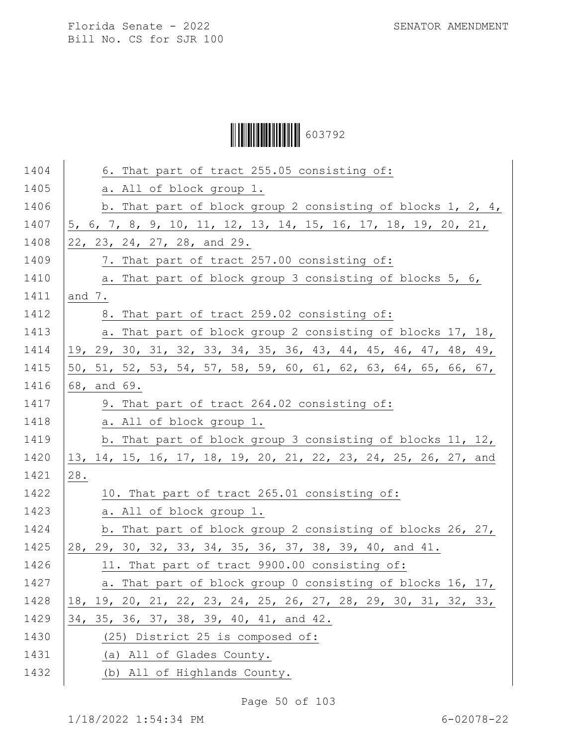6. That part of tract 255.05 consisting of:

a. All of block group 1.

b. That part of block group 2 consisting of blocks 1, 2, 4, 5, 6, 7, 8, 9, 10, 11, 12, 13, 14, 15, 16, 17, 18, 19, 20, 21, 22, 23, 24, 27, 28, and 29.

7. That part of tract 257.00 consisting of:

a. That part of block group 3 consisting of blocks 5, 6, and 7.

8. That part of tract 259.02 consisting of:

a. That part of block group 2 consisting of blocks 17, 18, 19, 29, 30, 31, 32, 33, 34, 35, 36, 43, 44, 45, 46, 47, 48, 49, 50, 51, 52, 53, 54, 57, 58, 59, 60, 61, 62, 63, 64, 65, 66, 67, 68, and 69.

9. That part of tract 264.02 consisting of:

a. All of block group 1.

b. That part of block group 3 consisting of blocks 11, 12, 13, 14, 15, 16, 17, 18, 19, 20, 21, 22, 23, 24, 25, 26, 27, and 28.

10. That part of tract 265.01 consisting of:

a. All of block group 1.

b. That part of block group 2 consisting of blocks 26, 27, 28, 29, 30, 32, 33, 34, 35, 36, 37, 38, 39, 40, and 41.

11. That part of tract 9900.00 consisting of:

a. That part of block group 0 consisting of blocks 16, 17, 18, 19, 20, 21, 22, 23, 24, 25, 26, 27, 28, 29, 30, 31, 32, 33, 34, 35, 36, 37, 38, 39, 40, 41, and 42.

(25) District 25 is composed of:

(a) All of Glades County.

(b) All of Highlands County.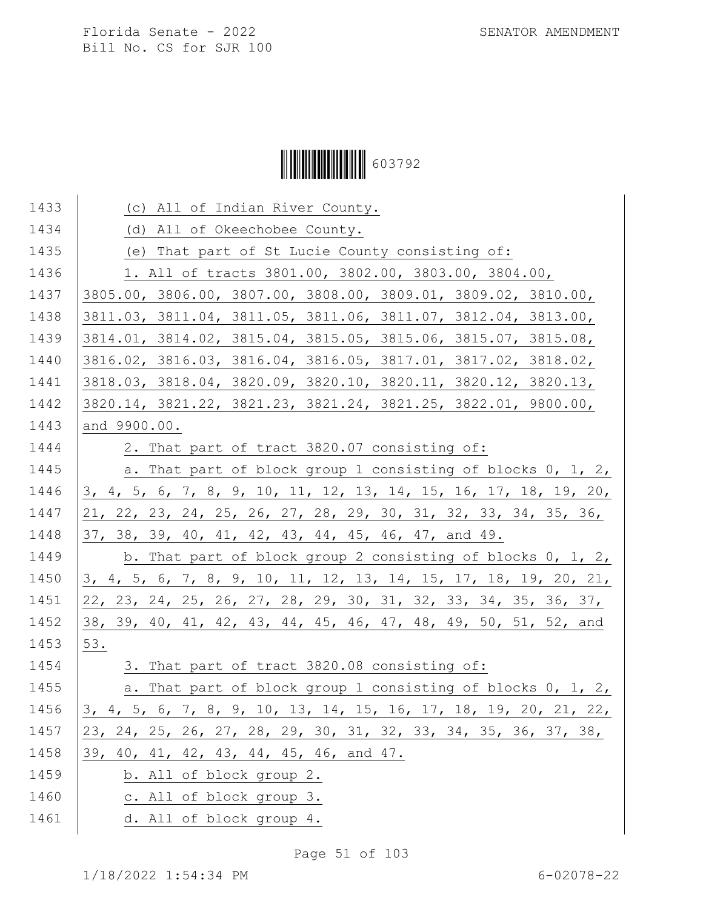(c) All of Indian River County.

(d) All of Okeechobee County.

(e) That part of St Lucie County consisting of:

1. All of tracts 3801.00, 3802.00, 3803.00, 3804.00, 3805.00, 3806.00, 3807.00, 3808.00, 3809.01, 3809.02, 3810.00, 3811.03, 3811.04, 3811.05, 3811.06, 3811.07, 3812.04, 3813.00, 3814.01, 3814.02, 3815.04, 3815.05, 3815.06, 3815.07, 3815.08, 3816.02, 3816.03, 3816.04, 3816.05, 3817.01, 3817.02, 3818.02, 3818.03, 3818.04, 3820.09, 3820.10, 3820.11, 3820.12, 3820.13, 3820.14, 3821.22, 3821.23, 3821.24, 3821.25, 3822.01, 9800.00, and 9900.00.

2. That part of tract 3820.07 consisting of:

a. That part of block group 1 consisting of blocks 0, 1, 2, 3, 4, 5, 6, 7, 8, 9, 10, 11, 12, 13, 14, 15, 16, 17, 18, 19, 20, 21, 22, 23, 24, 25, 26, 27, 28, 29, 30, 31, 32, 33, 34, 35, 36, 37, 38, 39, 40, 41, 42, 43, 44, 45, 46, 47, and 49.

b. That part of block group 2 consisting of blocks 0, 1, 2, 3, 4, 5, 6, 7, 8, 9, 10, 11, 12, 13, 14, 15, 17, 18, 19, 20, 21, 22, 23, 24, 25, 26, 27, 28, 29, 30, 31, 32, 33, 34, 35, 36, 37, 38, 39, 40, 41, 42, 43, 44, 45, 46, 47, 48, 49, 50, 51, 52, and 53.

3. That part of tract 3820.08 consisting of:

a. That part of block group 1 consisting of blocks 0, 1, 2, 3, 4, 5, 6, 7, 8, 9, 10, 13, 14, 15, 16, 17, 18, 19, 20, 21, 22, 23, 24, 25, 26, 27, 28, 29, 30, 31, 32, 33, 34, 35, 36, 37, 38, 39, 40, 41, 42, 43, 44, 45, 46, and 47.

b. All of block group 2.

c. All of block group 3.

d. All of block group 4.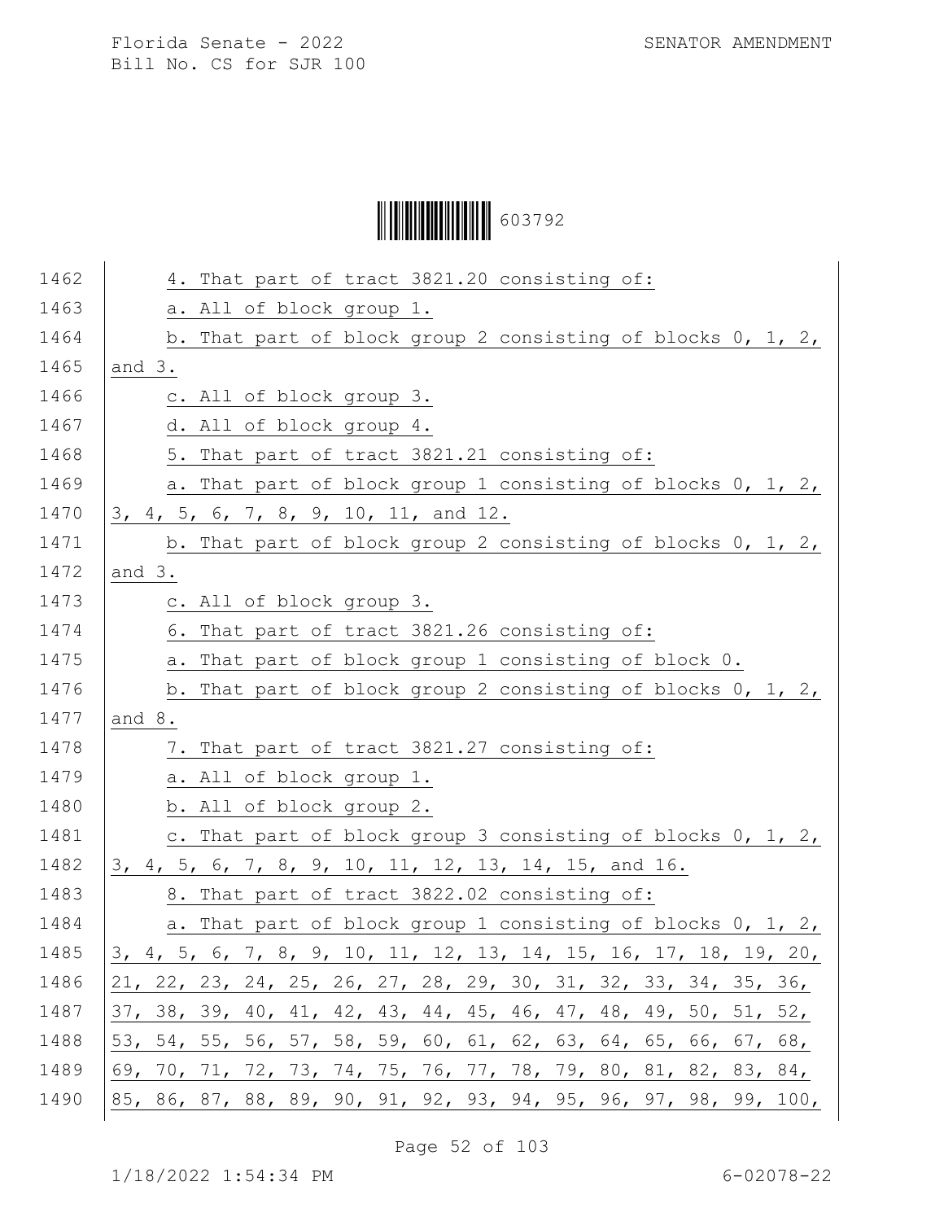4. That part of tract 3821.20 consisting of:

a. All of block group 1.

b. That part of block group 2 consisting of blocks 0, 1, 2, and 3.

c. All of block group 3.

d. All of block group 4.

5. That part of tract 3821.21 consisting of:

a. That part of block group 1 consisting of blocks 0, 1, 2, 3, 4, 5, 6, 7, 8, 9, 10, 11, and 12.

b. That part of block group 2 consisting of blocks 0, 1, 2, and 3.

c. All of block group 3.

6. That part of tract 3821.26 consisting of:

a. That part of block group 1 consisting of block 0.

b. That part of block group 2 consisting of blocks 0, 1, 2, and 8.

7. That part of tract 3821.27 consisting of:

a. All of block group 1.

b. All of block group 2.

c. That part of block group 3 consisting of blocks 0, 1, 2, 3, 4, 5, 6, 7, 8, 9, 10, 11, 12, 13, 14, 15, and 16.

8. That part of tract 3822.02 consisting of:

a. That part of block group 1 consisting of blocks 0, 1, 2, 3, 4, 5, 6, 7, 8, 9, 10, 11, 12, 13, 14, 15, 16, 17, 18, 19, 20, 21, 22, 23, 24, 25, 26, 27, 28, 29, 30, 31, 32, 33, 34, 35, 36, 37, 38, 39, 40, 41, 42, 43, 44, 45, 46, 47, 48, 49, 50, 51, 52, 53, 54, 55, 56, 57, 58, 59, 60, 61, 62, 63, 64, 65, 66, 67, 68, 69, 70, 71, 72, 73, 74, 75, 76, 77, 78, 79, 80, 81, 82, 83, 84, 85, 86, 87, 88, 89, 90, 91, 92, 93, 94, 95, 96, 97, 98, 99, 100,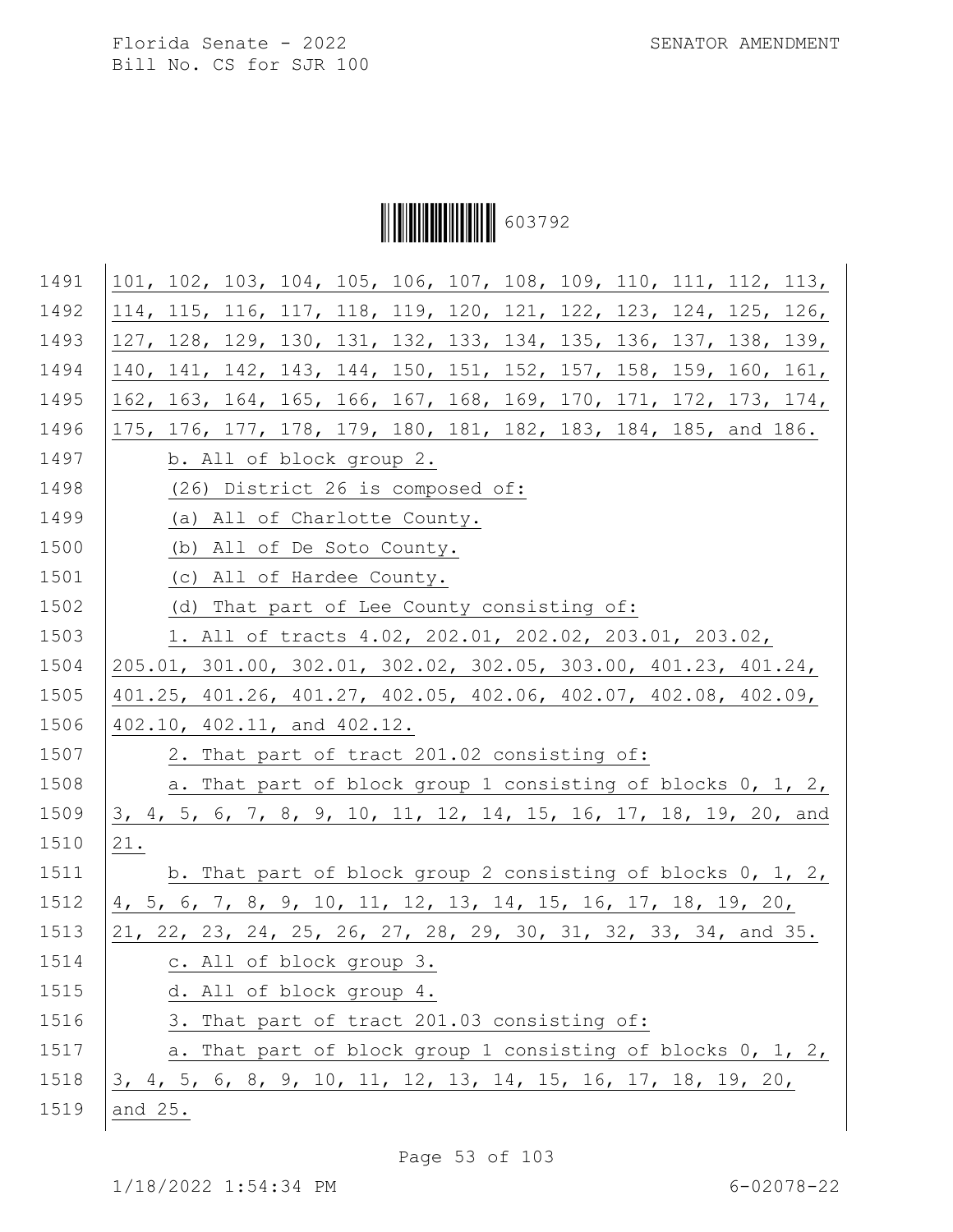101, 102, 103, 104, 105, 106, 107, 108, 109, 110, 111, 112, 113, 114, 115, 116, 117, 118, 119, 120, 121, 122, 123, 124, 125, 126, 127, 128, 129, 130, 131, 132, 133, 134, 135, 136, 137, 138, 139, 140, 141, 142, 143, 144, 150, 151, 152, 157, 158, 159, 160, 161, 162, 163, 164, 165, 166, 167, 168, 169, 170, 171, 172, 173, 174, 175, 176, 177, 178, 179, 180, 181, 182, 183, 184, 185, and 186.

b. All of block group 2.

(26) District 26 is composed of:

(a) All of Charlotte County.

(b) All of De Soto County.

(c) All of Hardee County.

(d) That part of Lee County consisting of:

1. All of tracts 4.02, 202.01, 202.02, 203.01, 203.02, 205.01, 301.00, 302.01, 302.02, 302.05, 303.00, 401.23, 401.24, 401.25, 401.26, 401.27, 402.05, 402.06, 402.07, 402.08, 402.09, 402.10, 402.11, and 402.12.

2. That part of tract 201.02 consisting of:

a. That part of block group 1 consisting of blocks 0, 1, 2, 3, 4, 5, 6, 7, 8, 9, 10, 11, 12, 14, 15, 16, 17, 18, 19, 20, and 21.

b. That part of block group 2 consisting of blocks 0, 1, 2, 4, 5, 6, 7, 8, 9, 10, 11, 12, 13, 14, 15, 16, 17, 18, 19, 20, 21, 22, 23, 24, 25, 26, 27, 28, 29, 30, 31, 32, 33, 34, and 35.

c. All of block group 3.

d. All of block group 4.

3. That part of tract 201.03 consisting of:

a. That part of block group 1 consisting of blocks 0, 1, 2, 3, 4, 5, 6, 8, 9, 10, 11, 12, 13, 14, 15, 16, 17, 18, 19, 20, and 25.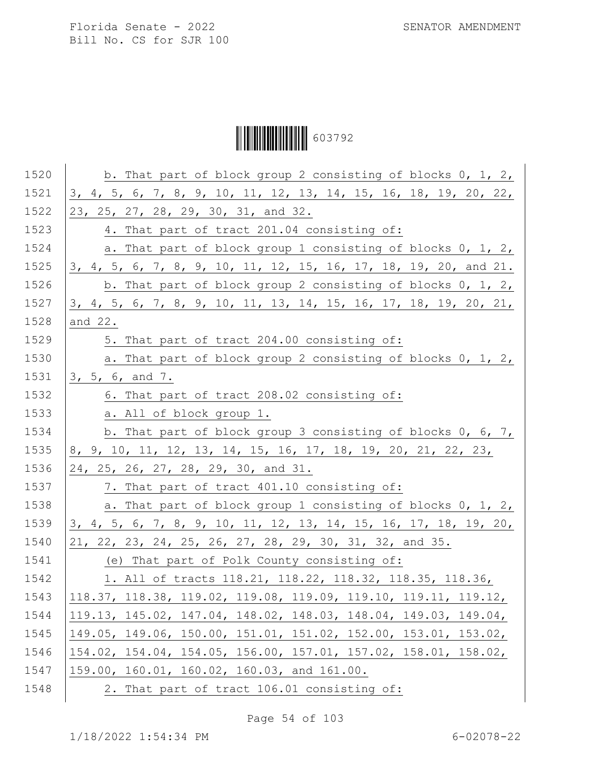b. That part of block group 2 consisting of blocks 0, 1, 2, 3, 4, 5, 6, 7, 8, 9, 10, 11, 12, 13, 14, 15, 16, 18, 19, 20, 22, 23, 25, 27, 28, 29, 30, 31, and 32.

4. That part of tract 201.04 consisting of:

a. That part of block group 1 consisting of blocks 0, 1, 2, 3, 4, 5, 6, 7, 8, 9, 10, 11, 12, 15, 16, 17, 18, 19, 20, and 21.

b. That part of block group 2 consisting of blocks 0, 1, 2, 3, 4, 5, 6, 7, 8, 9, 10, 11, 13, 14, 15, 16, 17, 18, 19, 20, 21, and 22.

5. That part of tract 204.00 consisting of:

a. That part of block group 2 consisting of blocks 0, 1, 2, 3, 5, 6, and 7.

6. That part of tract 208.02 consisting of:

a. All of block group 1.

b. That part of block group 3 consisting of blocks 0, 6, 7, 8, 9, 10, 11, 12, 13, 14, 15, 16, 17, 18, 19, 20, 21, 22, 23, 24, 25, 26, 27, 28, 29, 30, and 31.

7. That part of tract 401.10 consisting of:

a. That part of block group 1 consisting of blocks 0, 1, 2, 3, 4, 5, 6, 7, 8, 9, 10, 11, 12, 13, 14, 15, 16, 17, 18, 19, 20, 21, 22, 23, 24, 25, 26, 27, 28, 29, 30, 31, 32, and 35.

(e) That part of Polk County consisting of:

1. All of tracts 118.21, 118.22, 118.32, 118.35, 118.36, 118.37, 118.38, 119.02, 119.08, 119.09, 119.10, 119.11, 119.12, 119.13, 145.02, 147.04, 148.02, 148.03, 148.04, 149.03, 149.04, 149.05, 149.06, 150.00, 151.01, 151.02, 152.00, 153.01, 153.02, 154.02, 154.04, 154.05, 156.00, 157.01, 157.02, 158.01, 158.02, 159.00, 160.01, 160.02, 160.03, and 161.00.

2. That part of tract 106.01 consisting of: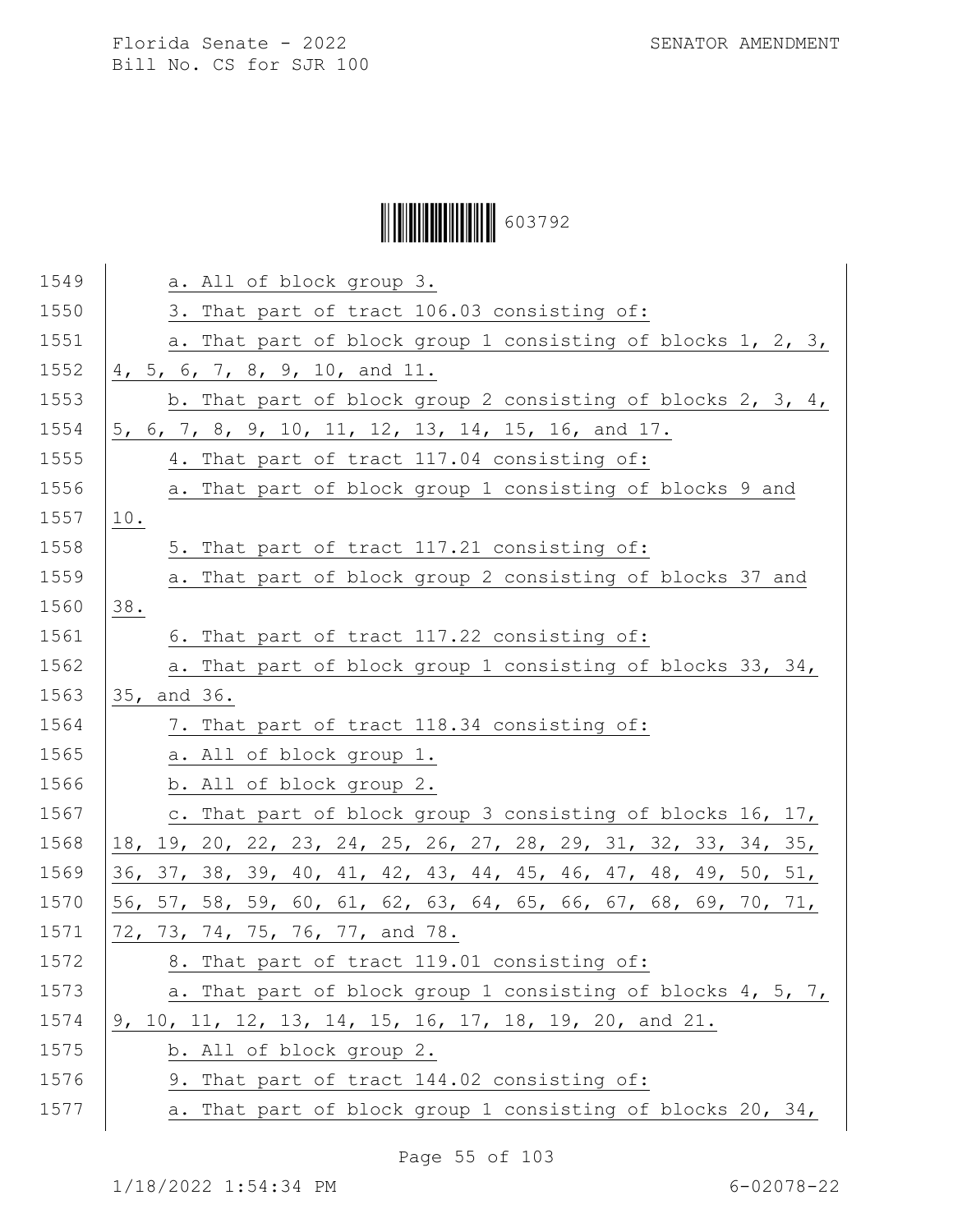a. All of block group 3.

3. That part of tract 106.03 consisting of:

a. That part of block group 1 consisting of blocks 1, 2, 3, 4, 5, 6, 7, 8, 9, 10, and 11.

b. That part of block group 2 consisting of blocks 2, 3, 4, 5, 6, 7, 8, 9, 10, 11, 12, 13, 14, 15, 16, and 17.

4. That part of tract 117.04 consisting of:

a. That part of block group 1 consisting of blocks 9 and 10.

5. That part of tract 117.21 consisting of:

a. That part of block group 2 consisting of blocks 37 and 38.

6. That part of tract 117.22 consisting of:

a. That part of block group 1 consisting of blocks 33, 34, 35, and 36.

7. That part of tract 118.34 consisting of:

a. All of block group 1.

b. All of block group 2.

c. That part of block group 3 consisting of blocks 16, 17, 18, 19, 20, 22, 23, 24, 25, 26, 27, 28, 29, 31, 32, 33, 34, 35, 36, 37, 38, 39, 40, 41, 42, 43, 44, 45, 46, 47, 48, 49, 50, 51, 56, 57, 58, 59, 60, 61, 62, 63, 64, 65, 66, 67, 68, 69, 70, 71, 72, 73, 74, 75, 76, 77, and 78.

8. That part of tract 119.01 consisting of:

a. That part of block group 1 consisting of blocks 4, 5, 7, 9, 10, 11, 12, 13, 14, 15, 16, 17, 18, 19, 20, and 21.

b. All of block group 2.

9. That part of tract 144.02 consisting of:

a. That part of block group 1 consisting of blocks 20, 34,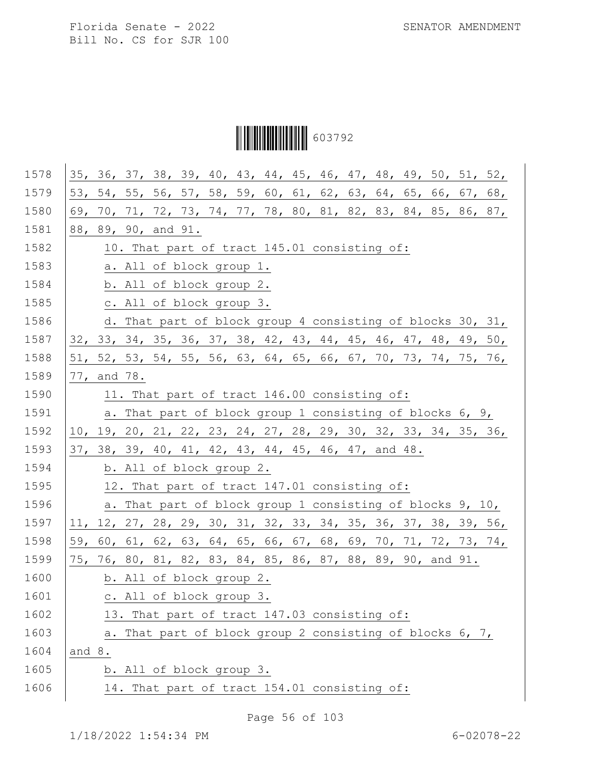35, 36, 37, 38, 39, 40, 43, 44, 45, 46, 47, 48, 49, 50, 51, 52, 53, 54, 55, 56, 57, 58, 59, 60, 61, 62, 63, 64, 65, 66, 67, 68, 69, 70, 71, 72, 73, 74, 77, 78, 80, 81, 82, 83, 84, 85, 86, 87, 88, 89, 90, and 91.

10. That part of tract 145.01 consisting of:

a. All of block group 1.

b. All of block group 2.

c. All of block group 3.

d. That part of block group 4 consisting of blocks 30, 31, 32, 33, 34, 35, 36, 37, 38, 42, 43, 44, 45, 46, 47, 48, 49, 50, 51, 52, 53, 54, 55, 56, 63, 64, 65, 66, 67, 70, 73, 74, 75, 76, 77, and 78.

11. That part of tract 146.00 consisting of:

a. That part of block group 1 consisting of blocks 6, 9, 10, 19, 20, 21, 22, 23, 24, 27, 28, 29, 30, 32, 33, 34, 35, 36, 37, 38, 39, 40, 41, 42, 43, 44, 45, 46, 47, and 48.

b. All of block group 2.

12. That part of tract 147.01 consisting of:

a. That part of block group 1 consisting of blocks 9, 10, 11, 12, 27, 28, 29, 30, 31, 32, 33, 34, 35, 36, 37, 38, 39, 56, 59, 60, 61, 62, 63, 64, 65, 66, 67, 68, 69, 70, 71, 72, 73, 74, 75, 76, 80, 81, 82, 83, 84, 85, 86, 87, 88, 89, 90, and 91.

b. All of block group 2.

c. All of block group 3.

13. That part of tract 147.03 consisting of:

a. That part of block group 2 consisting of blocks 6, 7, and 8.

b. All of block group 3.

14. That part of tract 154.01 consisting of: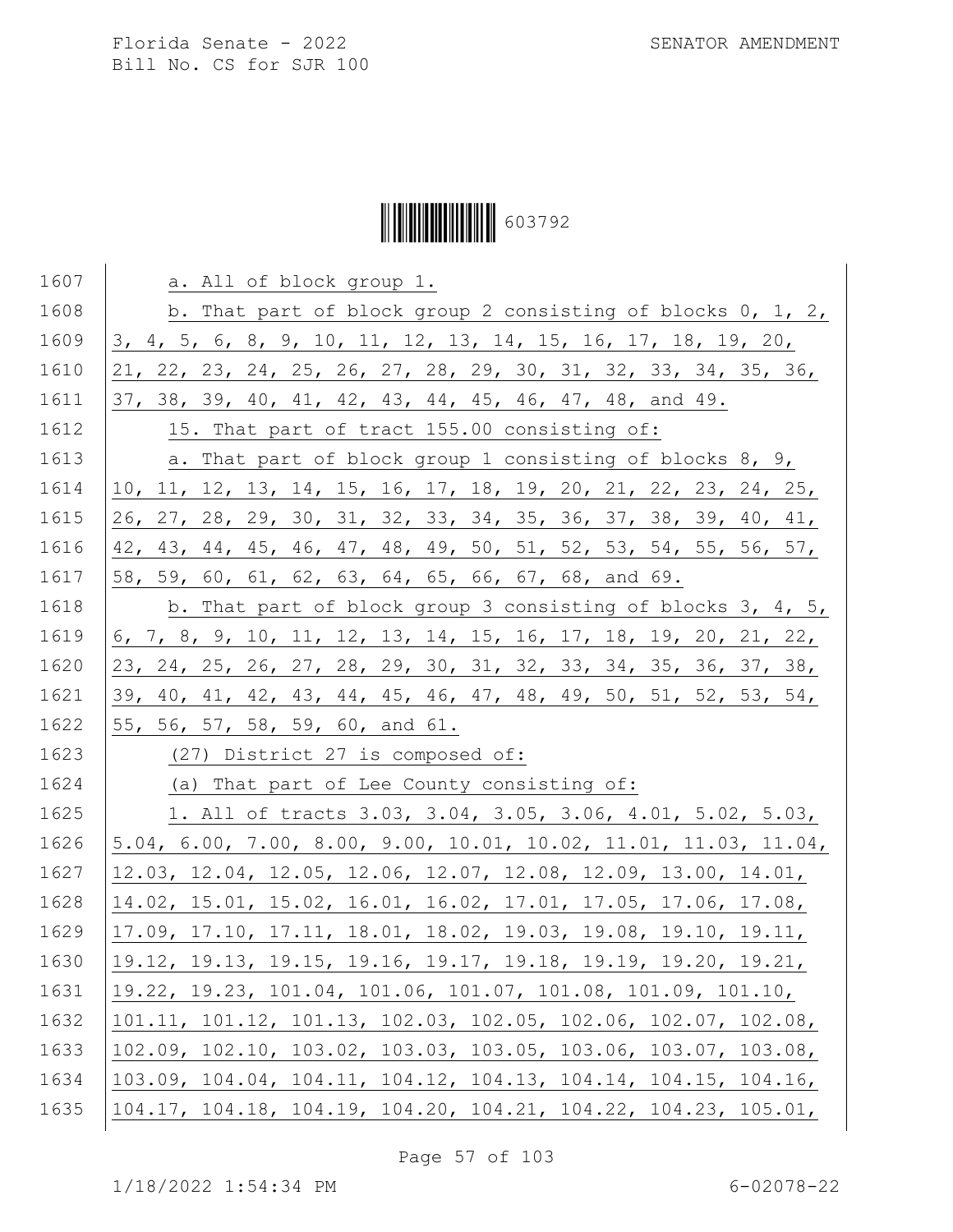a. All of block group 1.

b. That part of block group 2 consisting of blocks 0, 1, 2, 3, 4, 5, 6, 8, 9, 10, 11, 12, 13, 14, 15, 16, 17, 18, 19, 20, 21, 22, 23, 24, 25, 26, 27, 28, 29, 30, 31, 32, 33, 34, 35, 36, 37, 38, 39, 40, 41, 42, 43, 44, 45, 46, 47, 48, and 49.

15. That part of tract 155.00 consisting of:

a. That part of block group 1 consisting of blocks 8, 9, 10, 11, 12, 13, 14, 15, 16, 17, 18, 19, 20, 21, 22, 23, 24, 25, 26, 27, 28, 29, 30, 31, 32, 33, 34, 35, 36, 37, 38, 39, 40, 41, 42, 43, 44, 45, 46, 47, 48, 49, 50, 51, 52, 53, 54, 55, 56, 57, 58, 59, 60, 61, 62, 63, 64, 65, 66, 67, 68, and 69.

b. That part of block group 3 consisting of blocks 3, 4, 5, 6, 7, 8, 9, 10, 11, 12, 13, 14, 15, 16, 17, 18, 19, 20, 21, 22, 23, 24, 25, 26, 27, 28, 29, 30, 31, 32, 33, 34, 35, 36, 37, 38, 39, 40, 41, 42, 43, 44, 45, 46, 47, 48, 49, 50, 51, 52, 53, 54, 55, 56, 57, 58, 59, 60, and 61.

(27) District 27 is composed of:

(a) That part of Lee County consisting of:

1. All of tracts 3.03, 3.04, 3.05, 3.06, 4.01, 5.02, 5.03, 5.04, 6.00, 7.00, 8.00, 9.00, 10.01, 10.02, 11.01, 11.03, 11.04, 12.03, 12.04, 12.05, 12.06, 12.07, 12.08, 12.09, 13.00, 14.01, 14.02, 15.01, 15.02, 16.01, 16.02, 17.01, 17.05, 17.06, 17.08, 17.09, 17.10, 17.11, 18.01, 18.02, 19.03, 19.08, 19.10, 19.11, 19.12, 19.13, 19.15, 19.16, 19.17, 19.18, 19.19, 19.20, 19.21, 19.22, 19.23, 101.04, 101.06, 101.07, 101.08, 101.09, 101.10, 101.11, 101.12, 101.13, 102.03, 102.05, 102.06, 102.07, 102.08, 102.09, 102.10, 103.02, 103.03, 103.05, 103.06, 103.07, 103.08, 103.09, 104.04, 104.11, 104.12, 104.13, 104.14, 104.15, 104.16, 104.17, 104.18, 104.19, 104.20, 104.21, 104.22, 104.23, 105.01,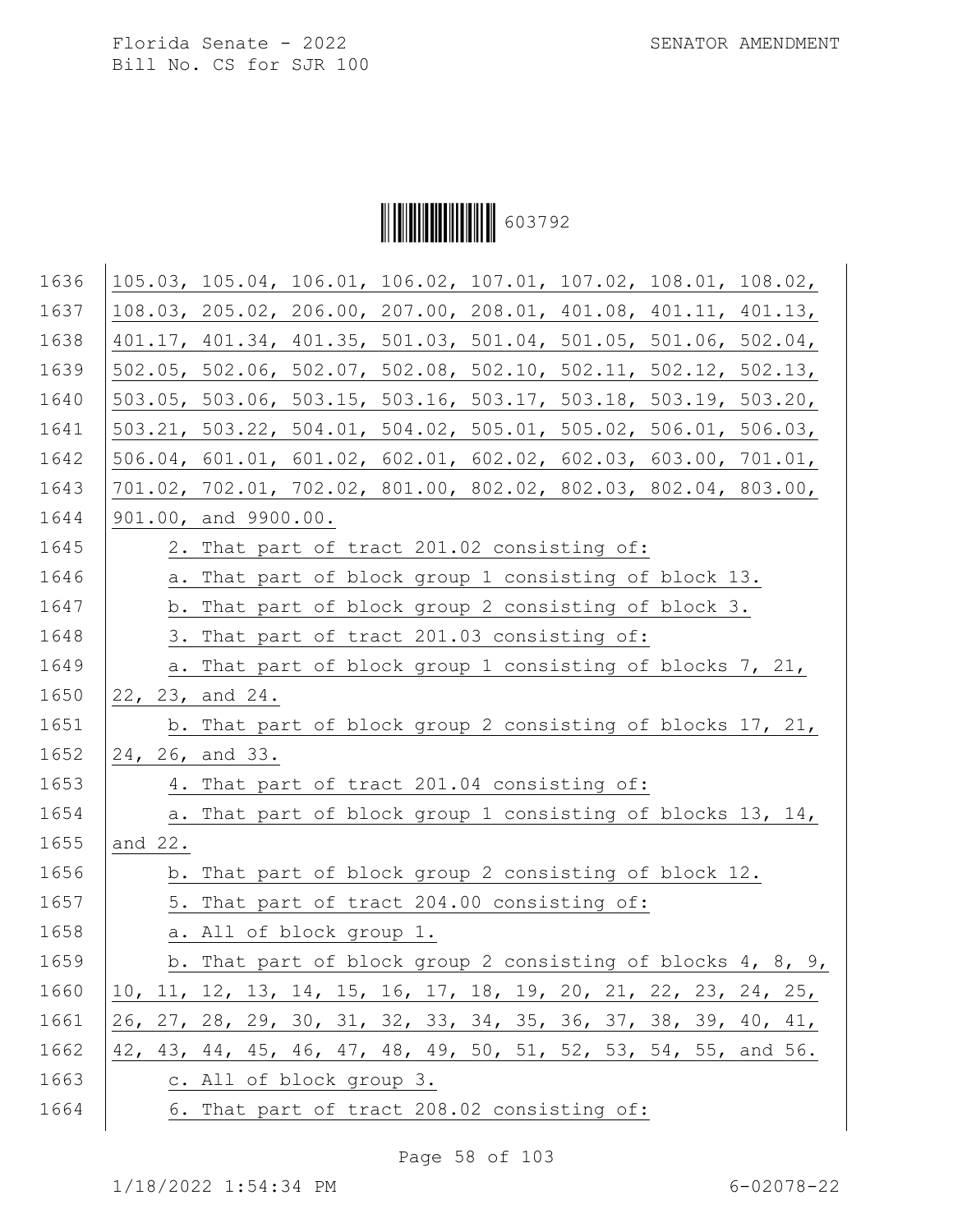105.03, 105.04, 106.01, 106.02, 107.01, 107.02, 108.01, 108.02, 108.03, 205.02, 206.00, 207.00, 208.01, 401.08, 401.11, 401.13, 401.17, 401.34, 401.35, 501.03, 501.04, 501.05, 501.06, 502.04, 502.05, 502.06, 502.07, 502.08, 502.10, 502.11, 502.12, 502.13, 503.05, 503.06, 503.15, 503.16, 503.17, 503.18, 503.19, 503.20, 503.21, 503.22, 504.01, 504.02, 505.01, 505.02, 506.01, 506.03, 506.04, 601.01, 601.02, 602.01, 602.02, 602.03, 603.00, 701.01, 701.02, 702.01, 702.02, 801.00, 802.02, 802.03, 802.04, 803.00, 901.00, and 9900.00.

2. That part of tract 201.02 consisting of:

a. That part of block group 1 consisting of block 13.

b. That part of block group 2 consisting of block 3.

3. That part of tract 201.03 consisting of:

a. That part of block group 1 consisting of blocks 7, 21, 22, 23, and 24.

b. That part of block group 2 consisting of blocks 17, 21, 24, 26, and 33.

4. That part of tract 201.04 consisting of:

a. That part of block group 1 consisting of blocks 13, 14, and 22.

b. That part of block group 2 consisting of block 12.

5. That part of tract 204.00 consisting of:

a. All of block group 1.

b. That part of block group 2 consisting of blocks 4, 8, 9, 10, 11, 12, 13, 14, 15, 16, 17, 18, 19, 20, 21, 22, 23, 24, 25, 26, 27, 28, 29, 30, 31, 32, 33, 34, 35, 36, 37, 38, 39, 40, 41, 42, 43, 44, 45, 46, 47, 48, 49, 50, 51, 52, 53, 54, 55, and 56.

c. All of block group 3.

6. That part of tract 208.02 consisting of: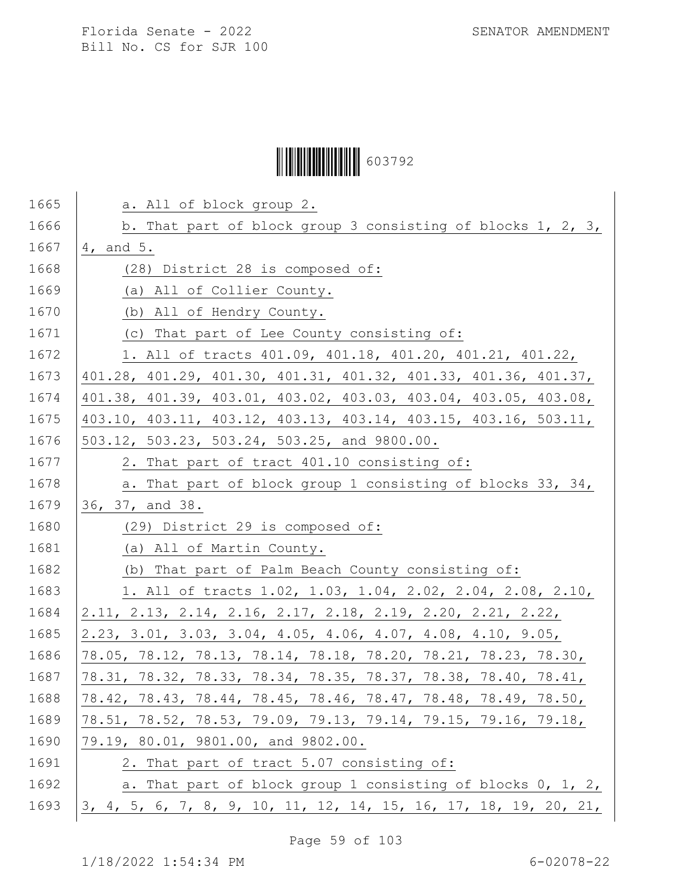a. All of block group 2.

b. That part of block group 3 consisting of blocks 1, 2, 3, 4, and 5.

(28) District 28 is composed of:

(a) All of Collier County.

(b) All of Hendry County.

(c) That part of Lee County consisting of:

1. All of tracts 401.09, 401.18, 401.20, 401.21, 401.22, 401.28, 401.29, 401.30, 401.31, 401.32, 401.33, 401.36, 401.37, 401.38, 401.39, 403.01, 403.02, 403.03, 403.04, 403.05, 403.08, 403.10, 403.11, 403.12, 403.13, 403.14, 403.15, 403.16, 503.11, 503.12, 503.23, 503.24, 503.25, and 9800.00.

2. That part of tract 401.10 consisting of:

a. That part of block group 1 consisting of blocks 33, 34, 36, 37, and 38.

(29) District 29 is composed of:

(a) All of Martin County.

(b) That part of Palm Beach County consisting of:

1. All of tracts 1.02, 1.03, 1.04, 2.02, 2.04, 2.08, 2.10, 2.11, 2.13, 2.14, 2.16, 2.17, 2.18, 2.19, 2.20, 2.21, 2.22, 2.23, 3.01, 3.03, 3.04, 4.05, 4.06, 4.07, 4.08, 4.10, 9.05, 78.05, 78.12, 78.13, 78.14, 78.18, 78.20, 78.21, 78.23, 78.30, 78.31, 78.32, 78.33, 78.34, 78.35, 78.37, 78.38, 78.40, 78.41, 78.42, 78.43, 78.44, 78.45, 78.46, 78.47, 78.48, 78.49, 78.50, 78.51, 78.52, 78.53, 79.09, 79.13, 79.14, 79.15, 79.16, 79.18, 79.19, 80.01, 9801.00, and 9802.00.

2. That part of tract 5.07 consisting of:

a. That part of block group 1 consisting of blocks 0, 1, 2, 3, 4, 5, 6, 7, 8, 9, 10, 11, 12, 14, 15, 16, 17, 18, 19, 20, 21,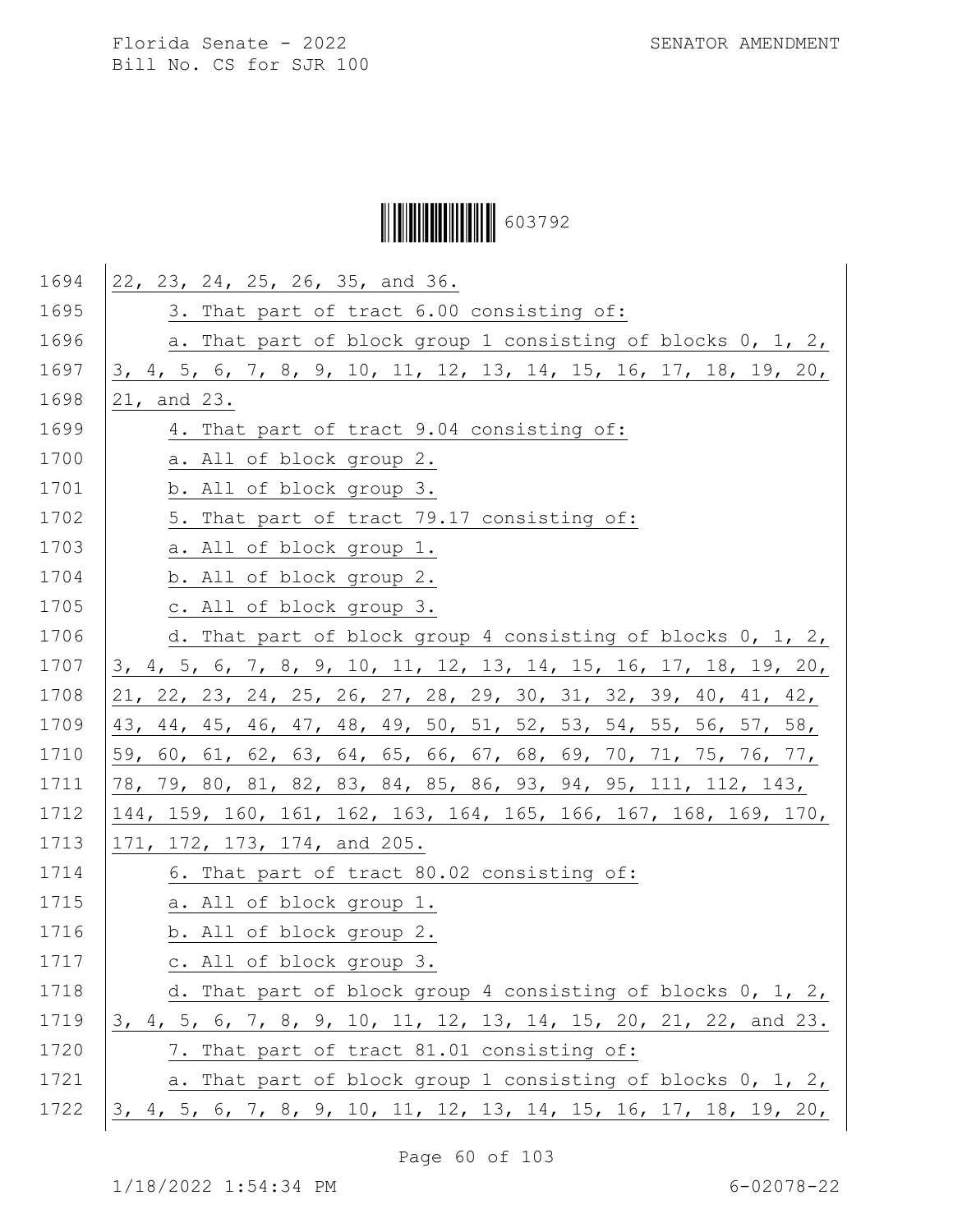22, 23, 24, 25, 26, 35, and 36.

3. That part of tract 6.00 consisting of:

a. That part of block group 1 consisting of blocks 0, 1, 2, 3, 4, 5, 6, 7, 8, 9, 10, 11, 12, 13, 14, 15, 16, 17, 18, 19, 20, 21, and 23.

4. That part of tract 9.04 consisting of:

a. All of block group 2.

b. All of block group 3.

5. That part of tract 79.17 consisting of:

a. All of block group 1.

b. All of block group 2.

c. All of block group 3.

d. That part of block group 4 consisting of blocks 0, 1, 2, 3, 4, 5, 6, 7, 8, 9, 10, 11, 12, 13, 14, 15, 16, 17, 18, 19, 20, 21, 22, 23, 24, 25, 26, 27, 28, 29, 30, 31, 32, 39, 40, 41, 42, 43, 44, 45, 46, 47, 48, 49, 50, 51, 52, 53, 54, 55, 56, 57, 58, 59, 60, 61, 62, 63, 64, 65, 66, 67, 68, 69, 70, 71, 75, 76, 77, 78, 79, 80, 81, 82, 83, 84, 85, 86, 93, 94, 95, 111, 112, 143, 144, 159, 160, 161, 162, 163, 164, 165, 166, 167, 168, 169, 170, 171, 172, 173, 174, and 205.

6. That part of tract 80.02 consisting of:

a. All of block group 1.

b. All of block group 2.

c. All of block group 3.

d. That part of block group 4 consisting of blocks 0, 1, 2, 3, 4, 5, 6, 7, 8, 9, 10, 11, 12, 13, 14, 15, 20, 21, 22, and 23.

7. That part of tract 81.01 consisting of:

a. That part of block group 1 consisting of blocks 0, 1, 2, 3, 4, 5, 6, 7, 8, 9, 10, 11, 12, 13, 14, 15, 16, 17, 18, 19, 20,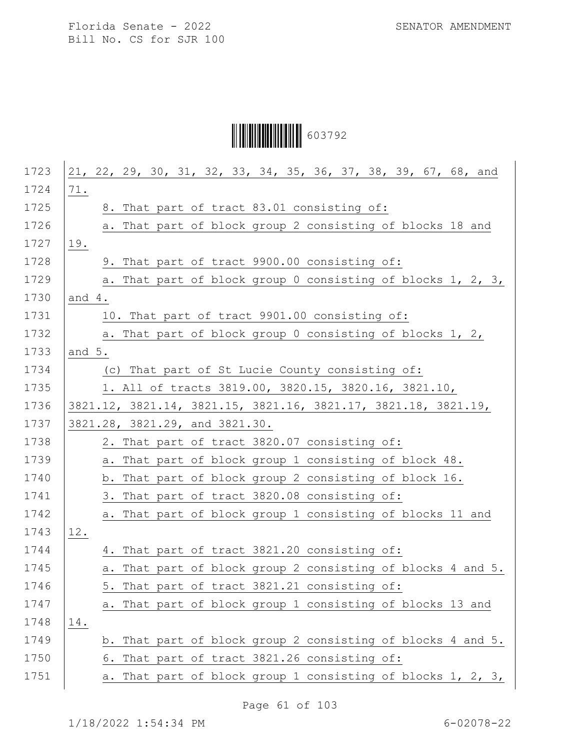21, 22, 29, 30, 31, 32, 33, 34, 35, 36, 37, 38, 39, 67, 68, and 71.

8. That part of tract 83.01 consisting of:

a. That part of block group 2 consisting of blocks 18 and 19.

9. That part of tract 9900.00 consisting of:

a. That part of block group 0 consisting of blocks 1, 2, 3, and 4.

10. That part of tract 9901.00 consisting of:

a. That part of block group 0 consisting of blocks 1, 2, and 5.

(c) That part of St Lucie County consisting of:

1. All of tracts 3819.00, 3820.15, 3820.16, 3821.10, 3821.12, 3821.14, 3821.15, 3821.16, 3821.17, 3821.18, 3821.19, 3821.28, 3821.29, and 3821.30.

2. That part of tract 3820.07 consisting of:

a. That part of block group 1 consisting of block 48.

b. That part of block group 2 consisting of block 16.

3. That part of tract 3820.08 consisting of:

a. That part of block group 1 consisting of blocks 11 and 12.

4. That part of tract 3821.20 consisting of:

a. That part of block group 2 consisting of blocks 4 and 5.

5. That part of tract 3821.21 consisting of:

a. That part of block group 1 consisting of blocks 13 and 14.

b. That part of block group 2 consisting of blocks 4 and 5.

6. That part of tract 3821.26 consisting of:

a. That part of block group 1 consisting of blocks 1, 2, 3,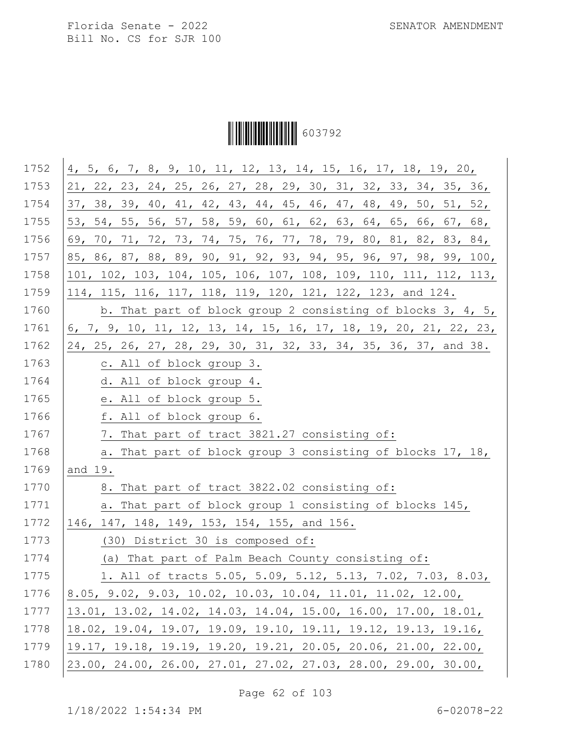4, 5, 6, 7, 8, 9, 10, 11, 12, 13, 14, 15, 16, 17, 18, 19, 20, 21, 22, 23, 24, 25, 26, 27, 28, 29, 30, 31, 32, 33, 34, 35, 36, 37, 38, 39, 40, 41, 42, 43, 44, 45, 46, 47, 48, 49, 50, 51, 52, 53, 54, 55, 56, 57, 58, 59, 60, 61, 62, 63, 64, 65, 66, 67, 68, 69, 70, 71, 72, 73, 74, 75, 76, 77, 78, 79, 80, 81, 82, 83, 84, 85, 86, 87, 88, 89, 90, 91, 92, 93, 94, 95, 96, 97, 98, 99, 100, 101, 102, 103, 104, 105, 106, 107, 108, 109, 110, 111, 112, 113, 114, 115, 116, 117, 118, 119, 120, 121, 122, 123, and 124.

b. That part of block group 2 consisting of blocks 3, 4, 5, 6, 7, 9, 10, 11, 12, 13, 14, 15, 16, 17, 18, 19, 20, 21, 22, 23, 24, 25, 26, 27, 28, 29, 30, 31, 32, 33, 34, 35, 36, 37, and 38.

c. All of block group 3.

d. All of block group 4.

e. All of block group 5.

f. All of block group 6.

7. That part of tract 3821.27 consisting of:

a. That part of block group 3 consisting of blocks 17, 18, and 19.

8. That part of tract 3822.02 consisting of:

a. That part of block group 1 consisting of blocks 145, 146, 147, 148, 149, 153, 154, 155, and 156.

(30) District 30 is composed of:

(a) That part of Palm Beach County consisting of:

1. All of tracts 5.05, 5.09, 5.12, 5.13, 7.02, 7.03, 8.03, 8.05, 9.02, 9.03, 10.02, 10.03, 10.04, 11.01, 11.02, 12.00, 13.01, 13.02, 14.02, 14.03, 14.04, 15.00, 16.00, 17.00, 18.01, 18.02, 19.04, 19.07, 19.09, 19.10, 19.11, 19.12, 19.13, 19.16, 19.17, 19.18, 19.19, 19.20, 19.21, 20.05, 20.06, 21.00, 22.00, 23.00, 24.00, 26.00, 27.01, 27.02, 27.03, 28.00, 29.00, 30.00,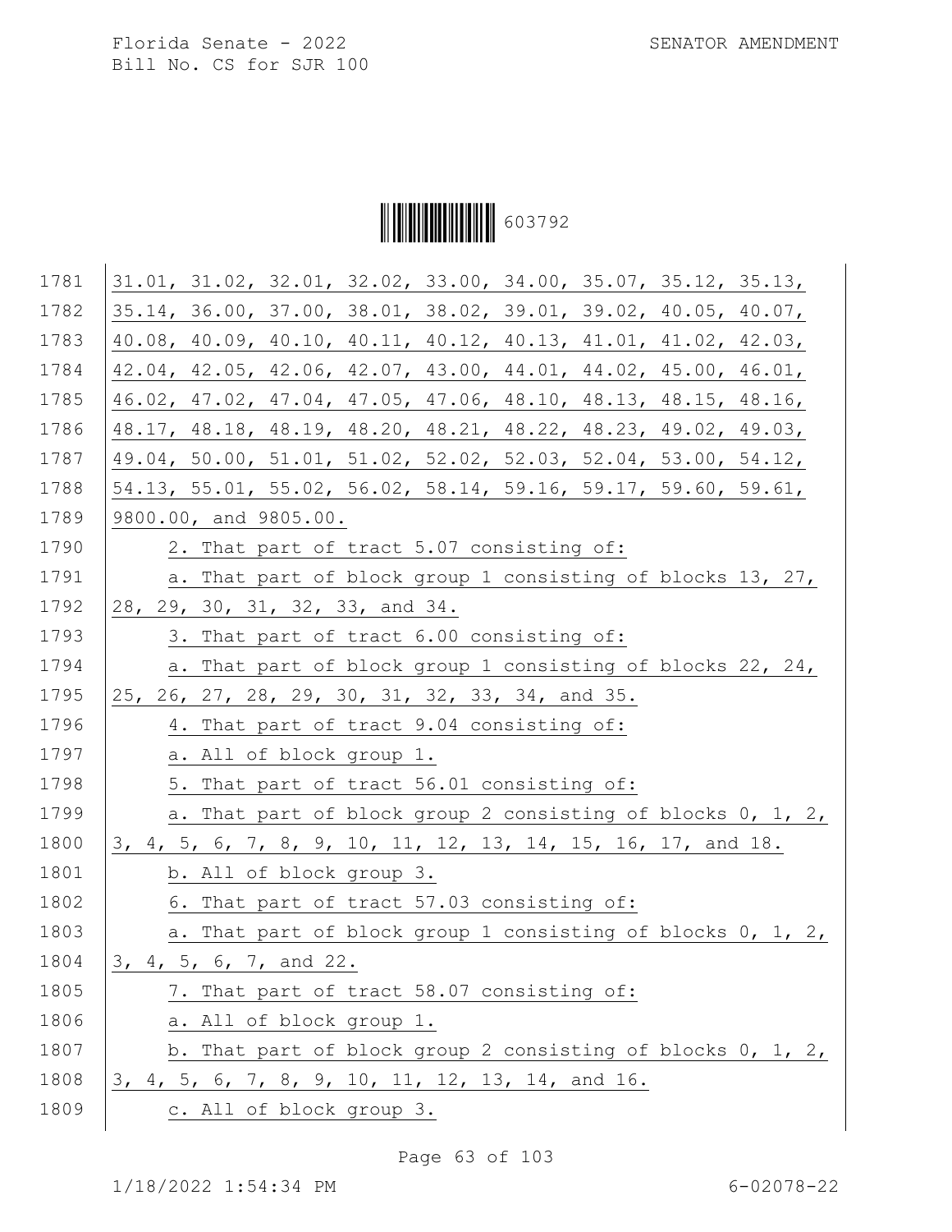31.01, 31.02, 32.01, 32.02, 33.00, 34.00, 35.07, 35.12, 35.13, 35.14, 36.00, 37.00, 38.01, 38.02, 39.01, 39.02, 40.05, 40.07, 40.08, 40.09, 40.10, 40.11, 40.12, 40.13, 41.01, 41.02, 42.03, 42.04, 42.05, 42.06, 42.07, 43.00, 44.01, 44.02, 45.00, 46.01, 46.02, 47.02, 47.04, 47.05, 47.06, 48.10, 48.13, 48.15, 48.16, 48.17, 48.18, 48.19, 48.20, 48.21, 48.22, 48.23, 49.02, 49.03, 49.04, 50.00, 51.01, 51.02, 52.02, 52.03, 52.04, 53.00, 54.12, 54.13, 55.01, 55.02, 56.02, 58.14, 59.16, 59.17, 59.60, 59.61, 9800.00, and 9805.00.

2. That part of tract 5.07 consisting of:

a. That part of block group 1 consisting of blocks 13, 27, 28, 29, 30, 31, 32, 33, and 34.

3. That part of tract 6.00 consisting of:

a. That part of block group 1 consisting of blocks 22, 24, 25, 26, 27, 28, 29, 30, 31, 32, 33, 34, and 35.

4. That part of tract 9.04 consisting of:

a. All of block group 1.

5. That part of tract 56.01 consisting of:

a. That part of block group 2 consisting of blocks 0, 1, 2, 3, 4, 5, 6, 7, 8, 9, 10, 11, 12, 13, 14, 15, 16, 17, and 18.

b. All of block group 3.

6. That part of tract 57.03 consisting of:

a. That part of block group 1 consisting of blocks 0, 1, 2, 3, 4, 5, 6, 7, and 22.

7. That part of tract 58.07 consisting of:

a. All of block group 1.

b. That part of block group 2 consisting of blocks 0, 1, 2, 3, 4, 5, 6, 7, 8, 9, 10, 11, 12, 13, 14, and 16.

c. All of block group 3.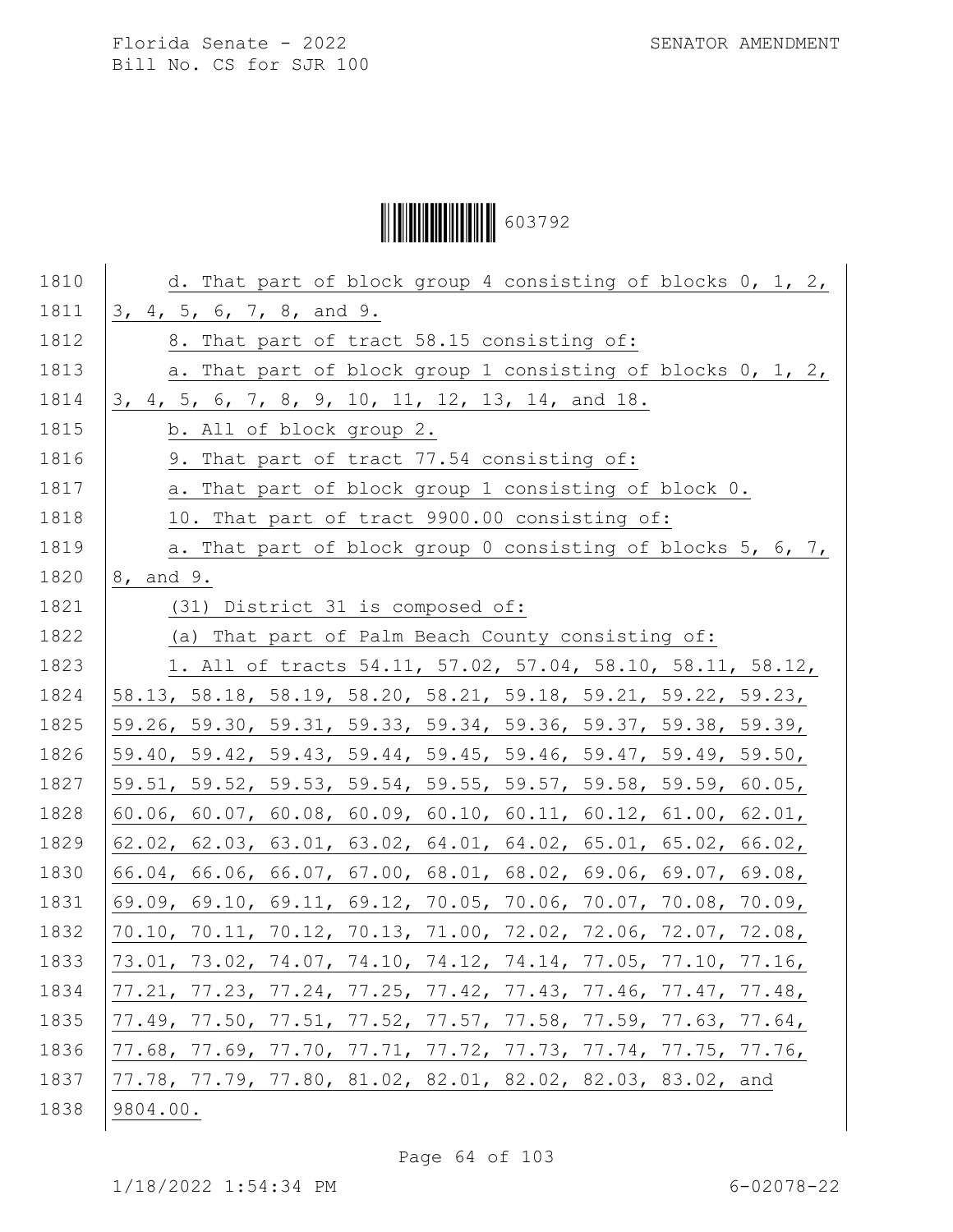d. That part of block group 4 consisting of blocks 0, 1, 2, 3, 4, 5, 6, 7, 8, and 9.

8. That part of tract 58.15 consisting of:

a. That part of block group 1 consisting of blocks 0, 1, 2, 3, 4, 5, 6, 7, 8, 9, 10, 11, 12, 13, 14, and 18.

b. All of block group 2.

9. That part of tract 77.54 consisting of:

a. That part of block group 1 consisting of block 0.

10. That part of tract 9900.00 consisting of:

a. That part of block group 0 consisting of blocks 5, 6, 7, 8, and 9.

(31) District 31 is composed of:

(a) That part of Palm Beach County consisting of:

1. All of tracts 54.11, 57.02, 57.04, 58.10, 58.11, 58.12, 58.13, 58.18, 58.19, 58.20, 58.21, 59.18, 59.21, 59.22, 59.23, 59.26, 59.30, 59.31, 59.33, 59.34, 59.36, 59.37, 59.38, 59.39, 59.40, 59.42, 59.43, 59.44, 59.45, 59.46, 59.47, 59.49, 59.50, 59.51, 59.52, 59.53, 59.54, 59.55, 59.57, 59.58, 59.59, 60.05, 60.06, 60.07, 60.08, 60.09, 60.10, 60.11, 60.12, 61.00, 62.01, 62.02, 62.03, 63.01, 63.02, 64.01, 64.02, 65.01, 65.02, 66.02, 66.04, 66.06, 66.07, 67.00, 68.01, 68.02, 69.06, 69.07, 69.08, 69.09, 69.10, 69.11, 69.12, 70.05, 70.06, 70.07, 70.08, 70.09, 70.10, 70.11, 70.12, 70.13, 71.00, 72.02, 72.06, 72.07, 72.08, 73.01, 73.02, 74.07, 74.10, 74.12, 74.14, 77.05, 77.10, 77.16, 77.21, 77.23, 77.24, 77.25, 77.42, 77.43, 77.46, 77.47, 77.48, 77.49, 77.50, 77.51, 77.52, 77.57, 77.58, 77.59, 77.63, 77.64, 77.68, 77.69, 77.70, 77.71, 77.72, 77.73, 77.74, 77.75, 77.76, 77.78, 77.79, 77.80, 81.02, 82.01, 82.02, 82.03, 83.02, and 9804.00.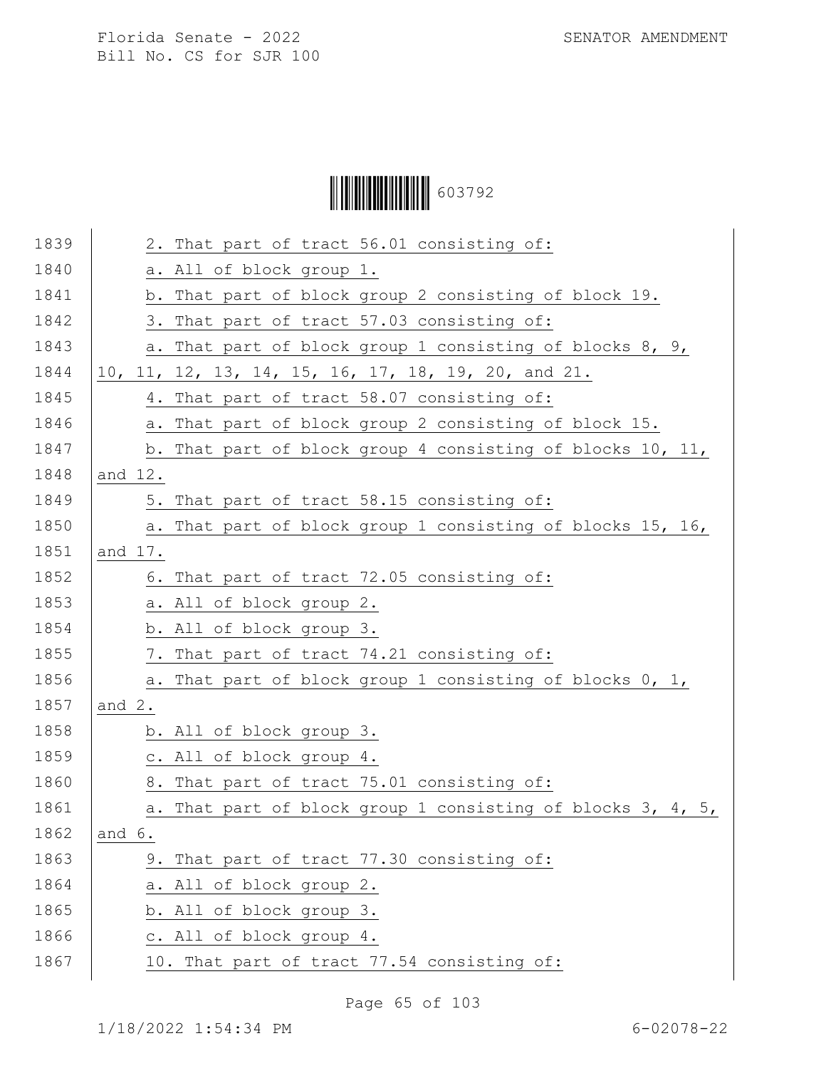2. That part of tract 56.01 consisting of:

a. All of block group 1.

b. That part of block group 2 consisting of block 19.

3. That part of tract 57.03 consisting of:

a. That part of block group 1 consisting of blocks 8, 9, 10, 11, 12, 13, 14, 15, 16, 17, 18, 19, 20, and 21.

4. That part of tract 58.07 consisting of:

a. That part of block group 2 consisting of block 15.

b. That part of block group 4 consisting of blocks 10, 11, and 12.

5. That part of tract 58.15 consisting of:

a. That part of block group 1 consisting of blocks 15, 16, and 17.

6. That part of tract 72.05 consisting of:

a. All of block group 2.

b. All of block group 3.

7. That part of tract 74.21 consisting of:

a. That part of block group 1 consisting of blocks 0, 1, and 2.

b. All of block group 3.

c. All of block group 4.

8. That part of tract 75.01 consisting of:

a. That part of block group 1 consisting of blocks 3, 4, 5, and 6.

9. That part of tract 77.30 consisting of:

a. All of block group 2.

b. All of block group 3.

c. All of block group 4.

10. That part of tract 77.54 consisting of: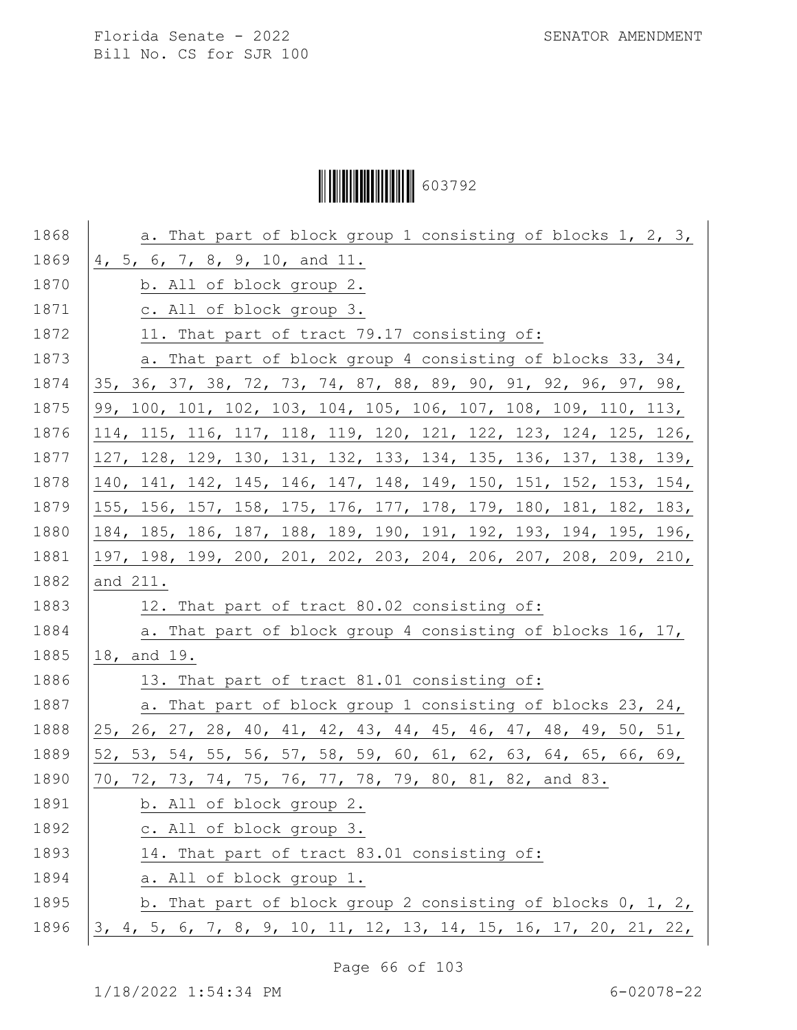a. That part of block group 1 consisting of blocks 1, 2, 3, 4, 5, 6, 7, 8, 9, 10, and 11.

b. All of block group 2.

c. All of block group 3.

11. That part of tract 79.17 consisting of:

a. That part of block group 4 consisting of blocks 33, 34, 35, 36, 37, 38, 72, 73, 74, 87, 88, 89, 90, 91, 92, 96, 97, 98, 99, 100, 101, 102, 103, 104, 105, 106, 107, 108, 109, 110, 113, 114, 115, 116, 117, 118, 119, 120, 121, 122, 123, 124, 125, 126, 127, 128, 129, 130, 131, 132, 133, 134, 135, 136, 137, 138, 139, 140, 141, 142, 145, 146, 147, 148, 149, 150, 151, 152, 153, 154, 155, 156, 157, 158, 175, 176, 177, 178, 179, 180, 181, 182, 183, 184, 185, 186, 187, 188, 189, 190, 191, 192, 193, 194, 195, 196, 197, 198, 199, 200, 201, 202, 203, 204, 206, 207, 208, 209, 210, and 211.

12. That part of tract 80.02 consisting of:

a. That part of block group 4 consisting of blocks 16, 17, 18, and 19.

13. That part of tract 81.01 consisting of:

a. That part of block group 1 consisting of blocks 23, 24, 25, 26, 27, 28, 40, 41, 42, 43, 44, 45, 46, 47, 48, 49, 50, 51, 52, 53, 54, 55, 56, 57, 58, 59, 60, 61, 62, 63, 64, 65, 66, 69, 70, 72, 73, 74, 75, 76, 77, 78, 79, 80, 81, 82, and 83.

b. All of block group 2.

c. All of block group 3.

14. That part of tract 83.01 consisting of:

a. All of block group 1.

b. That part of block group 2 consisting of blocks 0, 1, 2, 3, 4, 5, 6, 7, 8, 9, 10, 11, 12, 13, 14, 15, 16, 17, 20, 21, 22,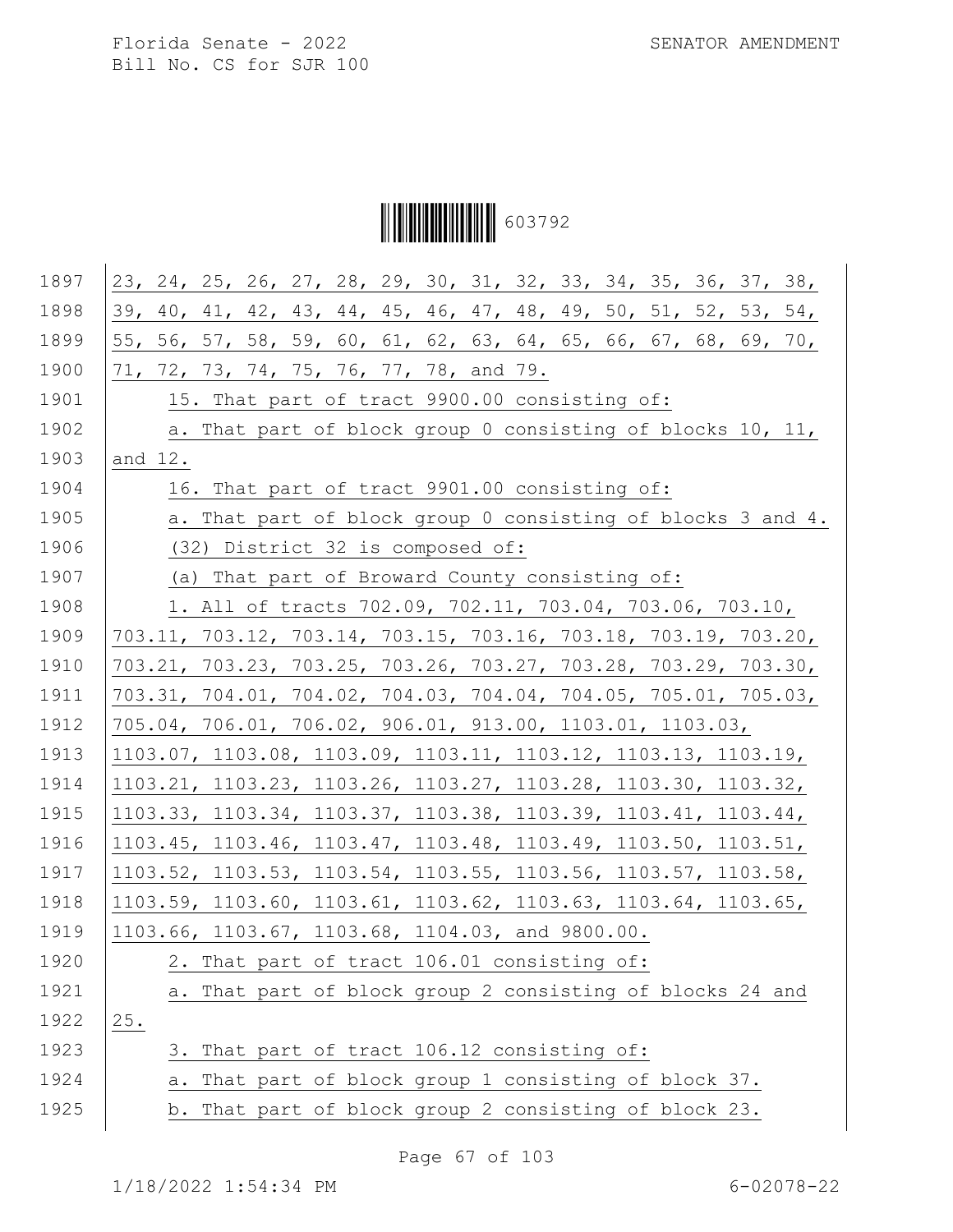23, 24, 25, 26, 27, 28, 29, 30, 31, 32, 33, 34, 35, 36, 37, 38, 39, 40, 41, 42, 43, 44, 45, 46, 47, 48, 49, 50, 51, 52, 53, 54, 55, 56, 57, 58, 59, 60, 61, 62, 63, 64, 65, 66, 67, 68, 69, 70, 71, 72, 73, 74, 75, 76, 77, 78, and 79.

15. That part of tract 9900.00 consisting of:

a. That part of block group 0 consisting of blocks 10, 11, and 12.

16. That part of tract 9901.00 consisting of:

a. That part of block group 0 consisting of blocks 3 and 4.

(32) District 32 is composed of:

(a) That part of Broward County consisting of:

1. All of tracts 702.09, 702.11, 703.04, 703.06, 703.10, 703.11, 703.12, 703.14, 703.15, 703.16, 703.18, 703.19, 703.20, 703.21, 703.23, 703.25, 703.26, 703.27, 703.28, 703.29, 703.30, 703.31, 704.01, 704.02, 704.03, 704.04, 704.05, 705.01, 705.03, 705.04, 706.01, 706.02, 906.01, 913.00, 1103.01, 1103.03, 1103.07, 1103.08, 1103.09, 1103.11, 1103.12, 1103.13, 1103.19, 1103.21, 1103.23, 1103.26, 1103.27, 1103.28, 1103.30, 1103.32, 1103.33, 1103.34, 1103.37, 1103.38, 1103.39, 1103.41, 1103.44, 1103.45, 1103.46, 1103.47, 1103.48, 1103.49, 1103.50, 1103.51, 1103.52, 1103.53, 1103.54, 1103.55, 1103.56, 1103.57, 1103.58, 1103.59, 1103.60, 1103.61, 1103.62, 1103.63, 1103.64, 1103.65, 1103.66, 1103.67, 1103.68, 1104.03, and 9800.00.

2. That part of tract 106.01 consisting of:

a. That part of block group 2 consisting of blocks 24 and 25.

3. That part of tract 106.12 consisting of:

a. That part of block group 1 consisting of block 37.

b. That part of block group 2 consisting of block 23.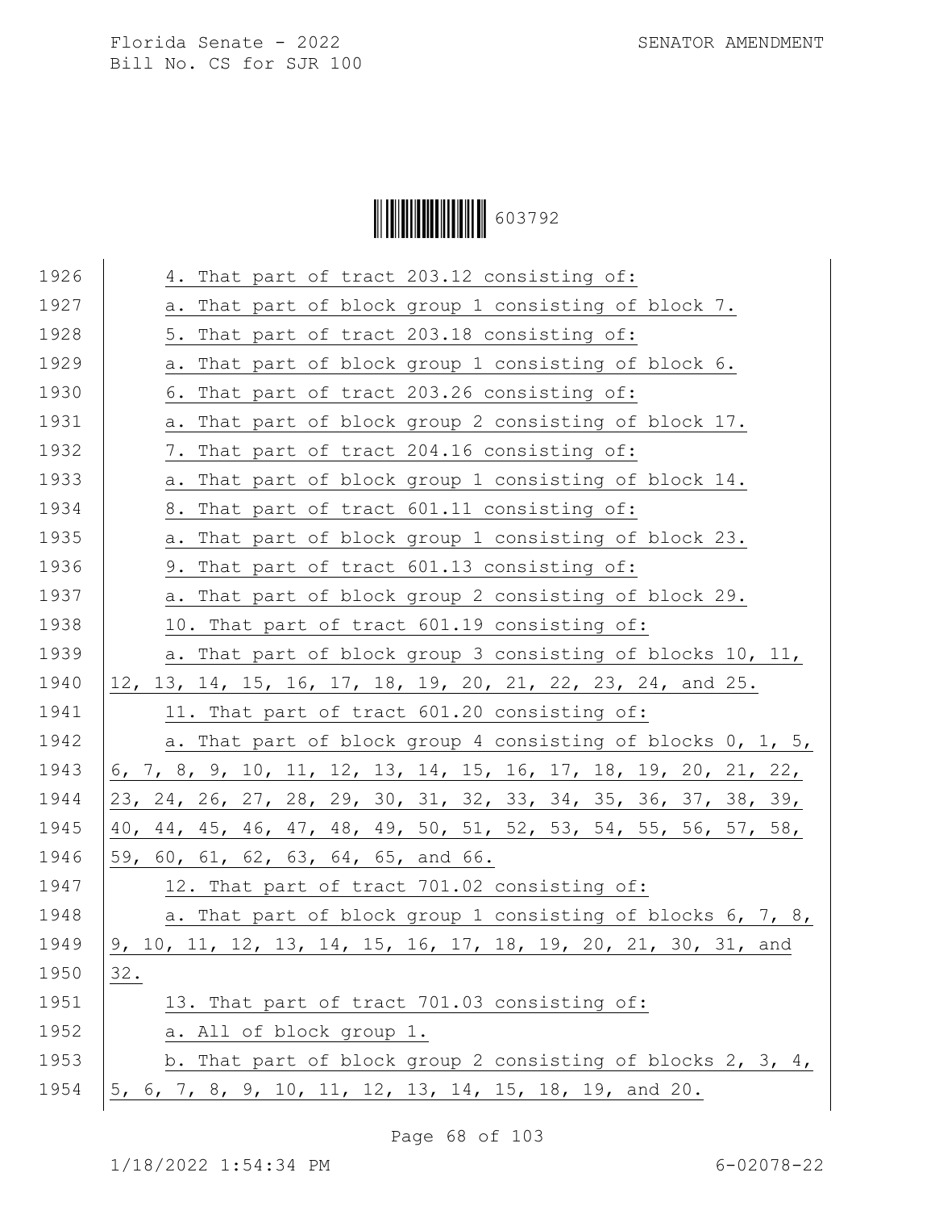4. That part of tract 203.12 consisting of:

a. That part of block group 1 consisting of block 7.

5. That part of tract 203.18 consisting of:

a. That part of block group 1 consisting of block 6.

6. That part of tract 203.26 consisting of:

a. That part of block group 2 consisting of block 17.

7. That part of tract 204.16 consisting of:

a. That part of block group 1 consisting of block 14.

8. That part of tract 601.11 consisting of:

a. That part of block group 1 consisting of block 23.

9. That part of tract 601.13 consisting of:

a. That part of block group 2 consisting of block 29.

10. That part of tract 601.19 consisting of:

a. That part of block group 3 consisting of blocks 10, 11, 12, 13, 14, 15, 16, 17, 18, 19, 20, 21, 22, 23, 24, and 25.

11. That part of tract 601.20 consisting of:

a. That part of block group 4 consisting of blocks 0, 1, 5, 6, 7, 8, 9, 10, 11, 12, 13, 14, 15, 16, 17, 18, 19, 20, 21, 22, 23, 24, 26, 27, 28, 29, 30, 31, 32, 33, 34, 35, 36, 37, 38, 39, 40, 44, 45, 46, 47, 48, 49, 50, 51, 52, 53, 54, 55, 56, 57, 58, 59, 60, 61, 62, 63, 64, 65, and 66.

12. That part of tract 701.02 consisting of:

a. That part of block group 1 consisting of blocks 6, 7, 8, 9, 10, 11, 12, 13, 14, 15, 16, 17, 18, 19, 20, 21, 30, 31, and 32.

13. That part of tract 701.03 consisting of:

a. All of block group 1.

b. That part of block group 2 consisting of blocks 2, 3, 4, 5, 6, 7, 8, 9, 10, 11, 12, 13, 14, 15, 18, 19, and 20.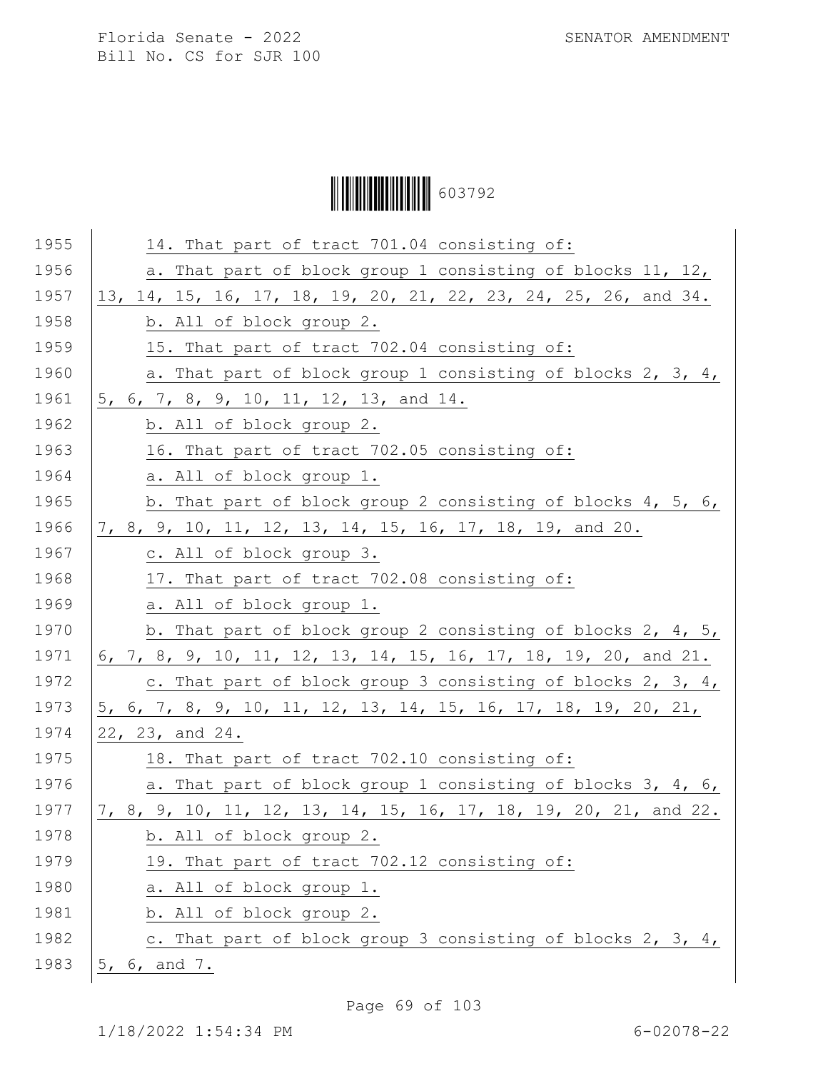14. That part of tract 701.04 consisting of:

a. That part of block group 1 consisting of blocks 11, 12, 13, 14, 15, 16, 17, 18, 19, 20, 21, 22, 23, 24, 25, 26, and 34.

b. All of block group 2.

15. That part of tract 702.04 consisting of:

a. That part of block group 1 consisting of blocks 2, 3, 4, 5, 6, 7, 8, 9, 10, 11, 12, 13, and 14.

b. All of block group 2.

16. That part of tract 702.05 consisting of:

a. All of block group 1.

b. That part of block group 2 consisting of blocks 4, 5, 6, 7, 8, 9, 10, 11, 12, 13, 14, 15, 16, 17, 18, 19, and 20.

c. All of block group 3.

17. That part of tract 702.08 consisting of:

a. All of block group 1.

b. That part of block group 2 consisting of blocks 2, 4, 5, 6, 7, 8, 9, 10, 11, 12, 13, 14, 15, 16, 17, 18, 19, 20, and 21.

c. That part of block group 3 consisting of blocks 2, 3, 4, 5, 6, 7, 8, 9, 10, 11, 12, 13, 14, 15, 16, 17, 18, 19, 20, 21, 22, 23, and 24.

18. That part of tract 702.10 consisting of:

a. That part of block group 1 consisting of blocks 3, 4, 6, 7, 8, 9, 10, 11, 12, 13, 14, 15, 16, 17, 18, 19, 20, 21, and 22.

b. All of block group 2.

19. That part of tract 702.12 consisting of:

a. All of block group 1.

b. All of block group 2.

c. That part of block group 3 consisting of blocks 2, 3, 4, 5, 6, and 7.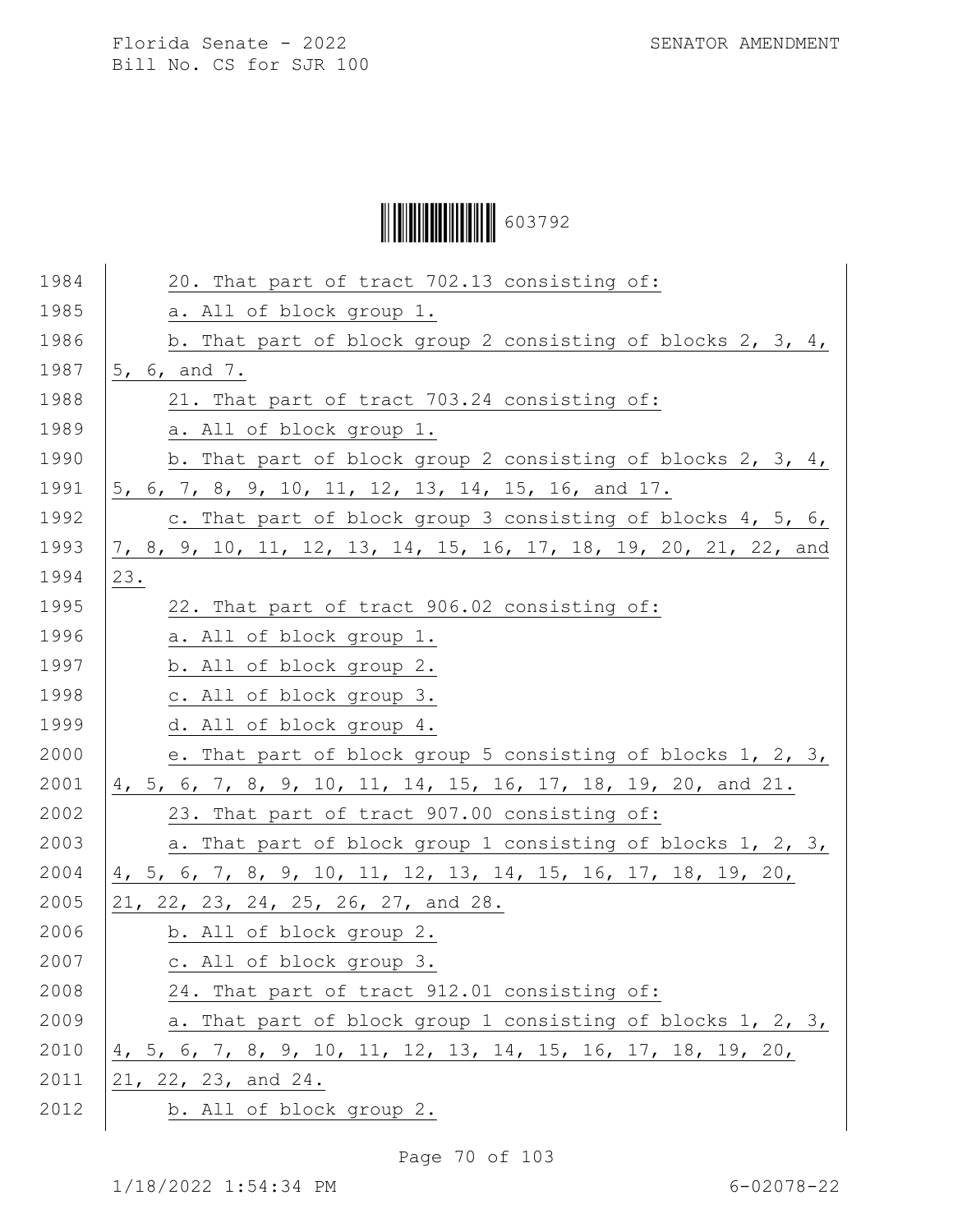20. That part of tract 702.13 consisting of:

a. All of block group 1.

b. That part of block group 2 consisting of blocks 2, 3, 4, 5, 6, and 7.

21. That part of tract 703.24 consisting of:

a. All of block group 1.

b. That part of block group 2 consisting of blocks 2, 3, 4, 5, 6, 7, 8, 9, 10, 11, 12, 13, 14, 15, 16, and 17.

c. That part of block group 3 consisting of blocks 4, 5, 6, 7, 8, 9, 10, 11, 12, 13, 14, 15, 16, 17, 18, 19, 20, 21, 22, and 23.

22. That part of tract 906.02 consisting of:

a. All of block group 1.

b. All of block group 2.

c. All of block group 3.

d. All of block group 4.

e. That part of block group 5 consisting of blocks 1, 2, 3, 4, 5, 6, 7, 8, 9, 10, 11, 14, 15, 16, 17, 18, 19, 20, and 21.

23. That part of tract 907.00 consisting of:

a. That part of block group 1 consisting of blocks 1, 2, 3, 4, 5, 6, 7, 8, 9, 10, 11, 12, 13, 14, 15, 16, 17, 18, 19, 20, 21, 22, 23, 24, 25, 26, 27, and 28.

b. All of block group 2.

c. All of block group 3.

24. That part of tract 912.01 consisting of:

a. That part of block group 1 consisting of blocks 1, 2, 3, 4, 5, 6, 7, 8, 9, 10, 11, 12, 13, 14, 15, 16, 17, 18, 19, 20, 21, 22, 23, and 24.

b. All of block group 2.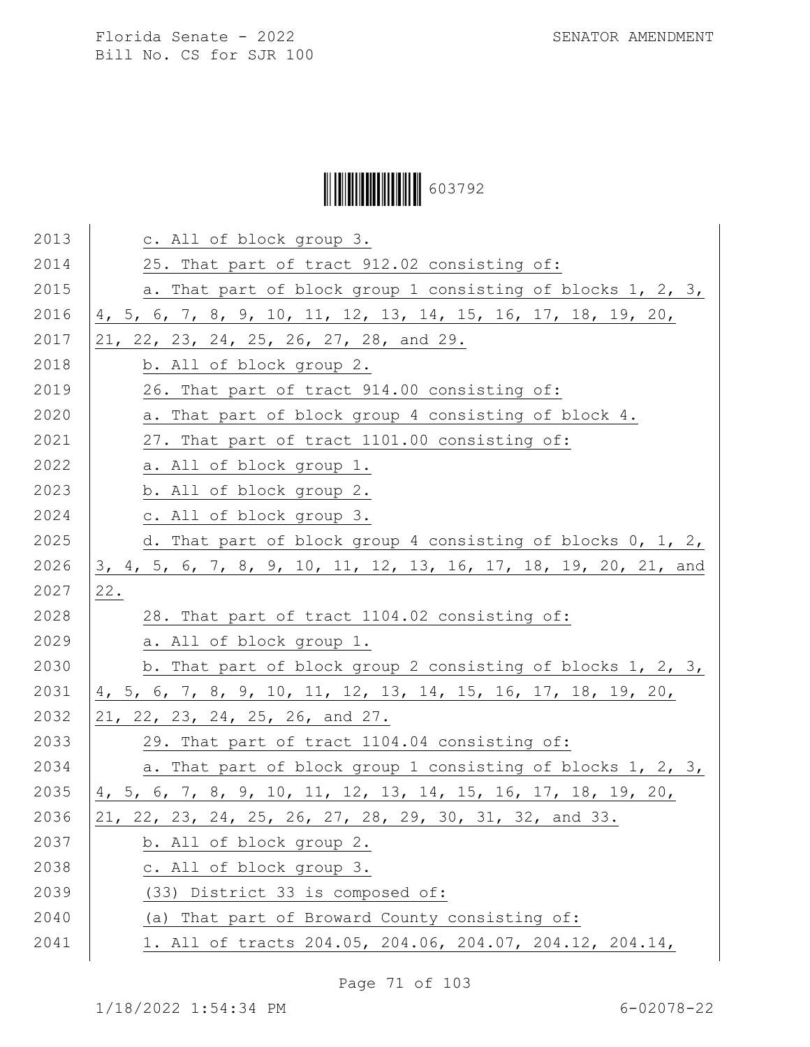2013 c. All of block group 3.

2014 25. That part of tract 912.02 consisting of:

2015 a. That part of block group 1 consisting of blocks 1, 2, 3,
2016 4, 5, 6, 7, 8, 9, 10, 11, 12, 13, 14, 15, 16, 17, 18, 19, 20,
2017 21, 22, 23, 24, 25, 26, 27, 28, and 29.

2018 b. All of block group 2.

2019 26. That part of tract 914.00 consisting of:

2020 a. That part of block group 4 consisting of block 4.

2021 27. That part of tract 1101.00 consisting of:

2022 a. All of block group 1.

2023 b. All of block group 2.

2024 c. All of block group 3.

2025 d. That part of block group 4 consisting of blocks 0, 1, 2,
2026 3, 4, 5, 6, 7, 8, 9, 10, 11, 12, 13, 16, 17, 18, 19, 20, 21, and
2027 22.

2028 28. That part of tract 1104.02 consisting of:

2029 a. All of block group 1.

2030 b. That part of block group 2 consisting of blocks 1, 2, 3,
2031 4, 5, 6, 7, 8, 9, 10, 11, 12, 13, 14, 15, 16, 17, 18, 19, 20,
2032 21, 22, 23, 24, 25, 26, and 27.

2033 29. That part of tract 1104.04 consisting of:

2034 a. That part of block group 1 consisting of blocks 1, 2, 3,
2035 4, 5, 6, 7, 8, 9, 10, 11, 12, 13, 14, 15, 16, 17, 18, 19, 20,
2036 21, 22, 23, 24, 25, 26, 27, 28, 29, 30, 31, 32, and 33.

2037 b. All of block group 2.

2038 c. All of block group 3.

2039 (33) District 33 is composed of:

2040 (a) That part of Broward County consisting of:

2041 1. All of tracts 204.05, 204.06, 204.07, 204.12, 204.14,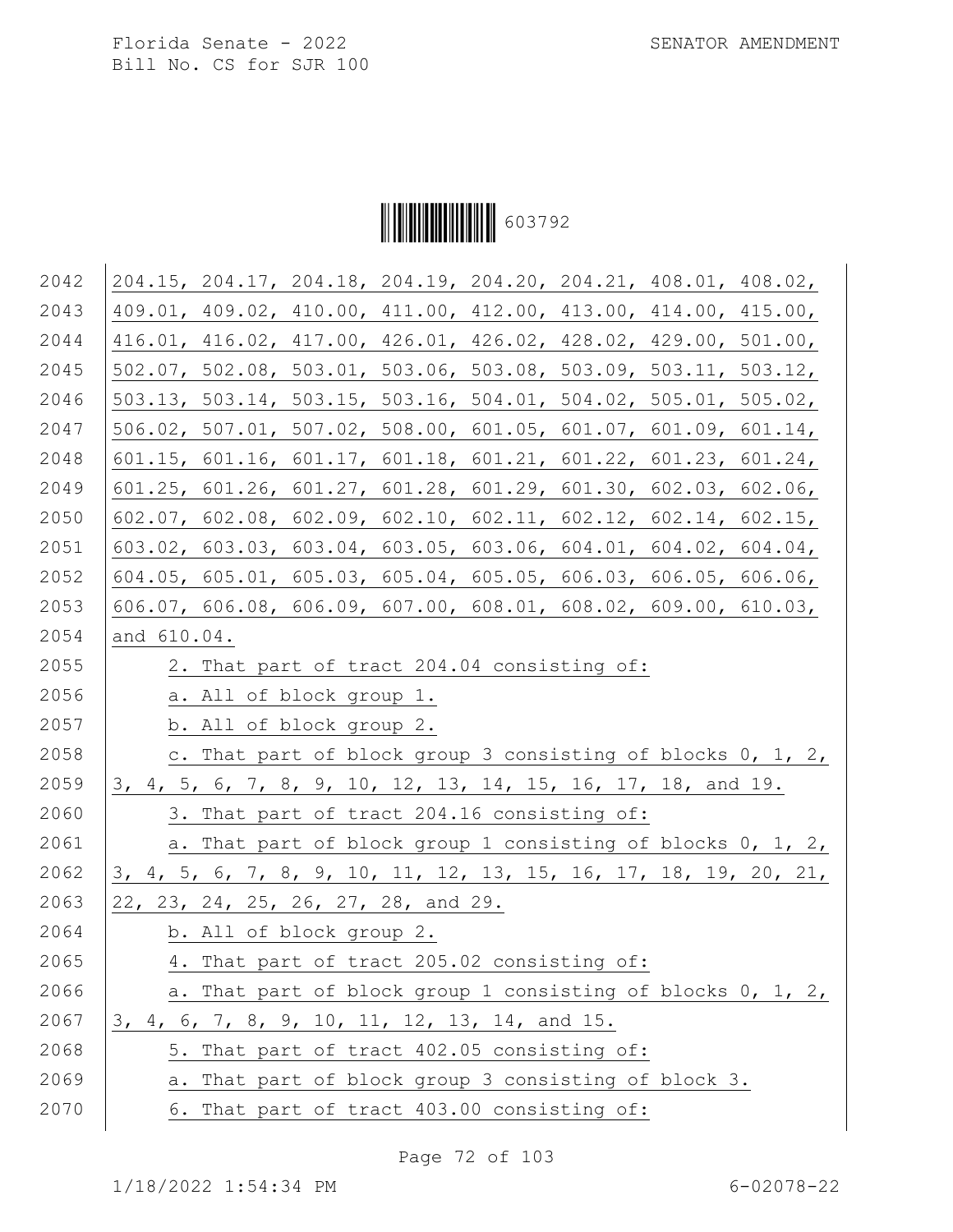204.15, 204.17, 204.18, 204.19, 204.20, 204.21, 408.01, 408.02, 409.01, 409.02, 410.00, 411.00, 412.00, 413.00, 414.00, 415.00, 416.01, 416.02, 417.00, 426.01, 426.02, 428.02, 429.00, 501.00, 502.07, 502.08, 503.01, 503.06, 503.08, 503.09, 503.11, 503.12, 503.13, 503.14, 503.15, 503.16, 504.01, 504.02, 505.01, 505.02, 506.02, 507.01, 507.02, 508.00, 601.05, 601.07, 601.09, 601.14, 601.15, 601.16, 601.17, 601.18, 601.21, 601.22, 601.23, 601.24, 601.25, 601.26, 601.27, 601.28, 601.29, 601.30, 602.03, 602.06, 602.07, 602.08, 602.09, 602.10, 602.11, 602.12, 602.14, 602.15, 603.02, 603.03, 603.04, 603.05, 603.06, 604.01, 604.02, 604.04, 604.05, 605.01, 605.03, 605.04, 605.05, 606.03, 606.05, 606.06, 606.07, 606.08, 606.09, 607.00, 608.01, 608.02, 609.00, 610.03, and 610.04.

2. That part of tract 204.04 consisting of:

a. All of block group 1.

b. All of block group 2.

c. That part of block group 3 consisting of blocks 0, 1, 2, 3, 4, 5, 6, 7, 8, 9, 10, 12, 13, 14, 15, 16, 17, 18, and 19.

3. That part of tract 204.16 consisting of:

a. That part of block group 1 consisting of blocks 0, 1, 2, 3, 4, 5, 6, 7, 8, 9, 10, 11, 12, 13, 15, 16, 17, 18, 19, 20, 21, 22, 23, 24, 25, 26, 27, 28, and 29.

b. All of block group 2.

4. That part of tract 205.02 consisting of:

a. That part of block group 1 consisting of blocks 0, 1, 2, 3, 4, 6, 7, 8, 9, 10, 11, 12, 13, 14, and 15.

5. That part of tract 402.05 consisting of:

a. That part of block group 3 consisting of block 3.

6. That part of tract 403.00 consisting of: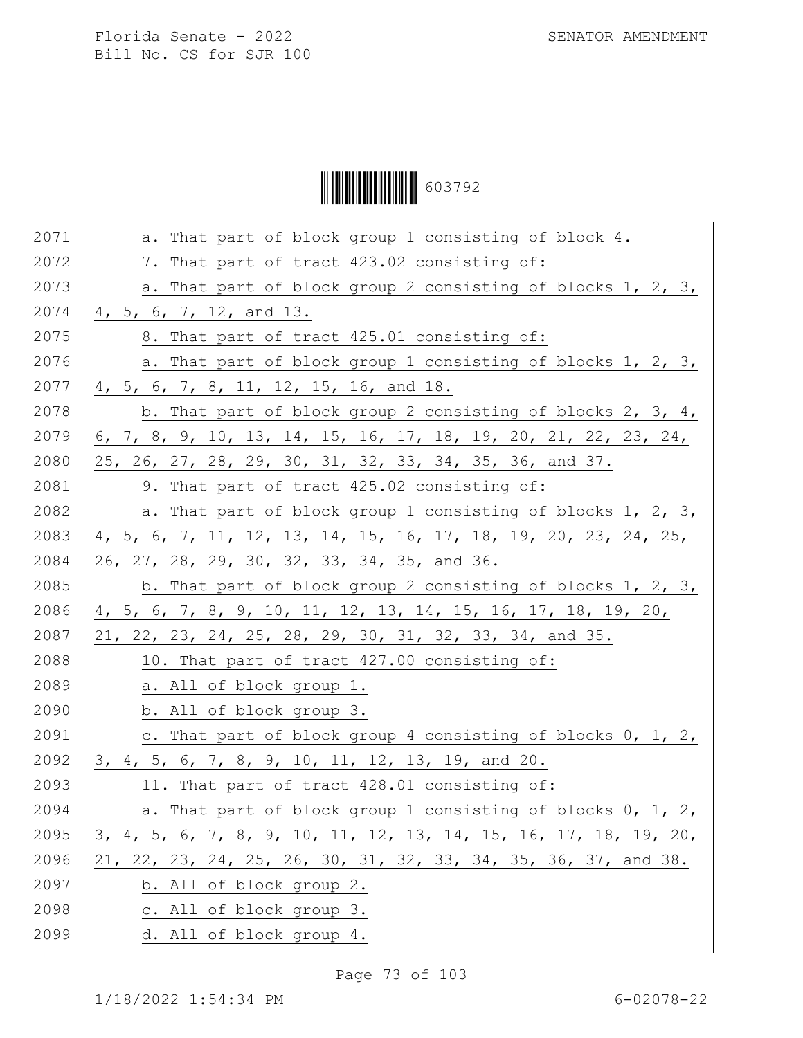a. That part of block group 1 consisting of block 4.

7. That part of tract 423.02 consisting of:

a. That part of block group 2 consisting of blocks 1, 2, 3, 4, 5, 6, 7, 12, and 13.

8. That part of tract 425.01 consisting of:

a. That part of block group 1 consisting of blocks 1, 2, 3, 4, 5, 6, 7, 8, 11, 12, 15, 16, and 18.

b. That part of block group 2 consisting of blocks 2, 3, 4, 6, 7, 8, 9, 10, 13, 14, 15, 16, 17, 18, 19, 20, 21, 22, 23, 24, 25, 26, 27, 28, 29, 30, 31, 32, 33, 34, 35, 36, and 37.

9. That part of tract 425.02 consisting of:

a. That part of block group 1 consisting of blocks 1, 2, 3, 4, 5, 6, 7, 11, 12, 13, 14, 15, 16, 17, 18, 19, 20, 23, 24, 25, 26, 27, 28, 29, 30, 32, 33, 34, 35, and 36.

b. That part of block group 2 consisting of blocks 1, 2, 3, 4, 5, 6, 7, 8, 9, 10, 11, 12, 13, 14, 15, 16, 17, 18, 19, 20, 21, 22, 23, 24, 25, 28, 29, 30, 31, 32, 33, 34, and 35.

10. That part of tract 427.00 consisting of:

a. All of block group 1.

b. All of block group 3.

c. That part of block group 4 consisting of blocks 0, 1, 2, 3, 4, 5, 6, 7, 8, 9, 10, 11, 12, 13, 19, and 20.

11. That part of tract 428.01 consisting of:

a. That part of block group 1 consisting of blocks 0, 1, 2, 3, 4, 5, 6, 7, 8, 9, 10, 11, 12, 13, 14, 15, 16, 17, 18, 19, 20, 21, 22, 23, 24, 25, 26, 30, 31, 32, 33, 34, 35, 36, 37, and 38.

b. All of block group 2.

c. All of block group 3.

d. All of block group 4.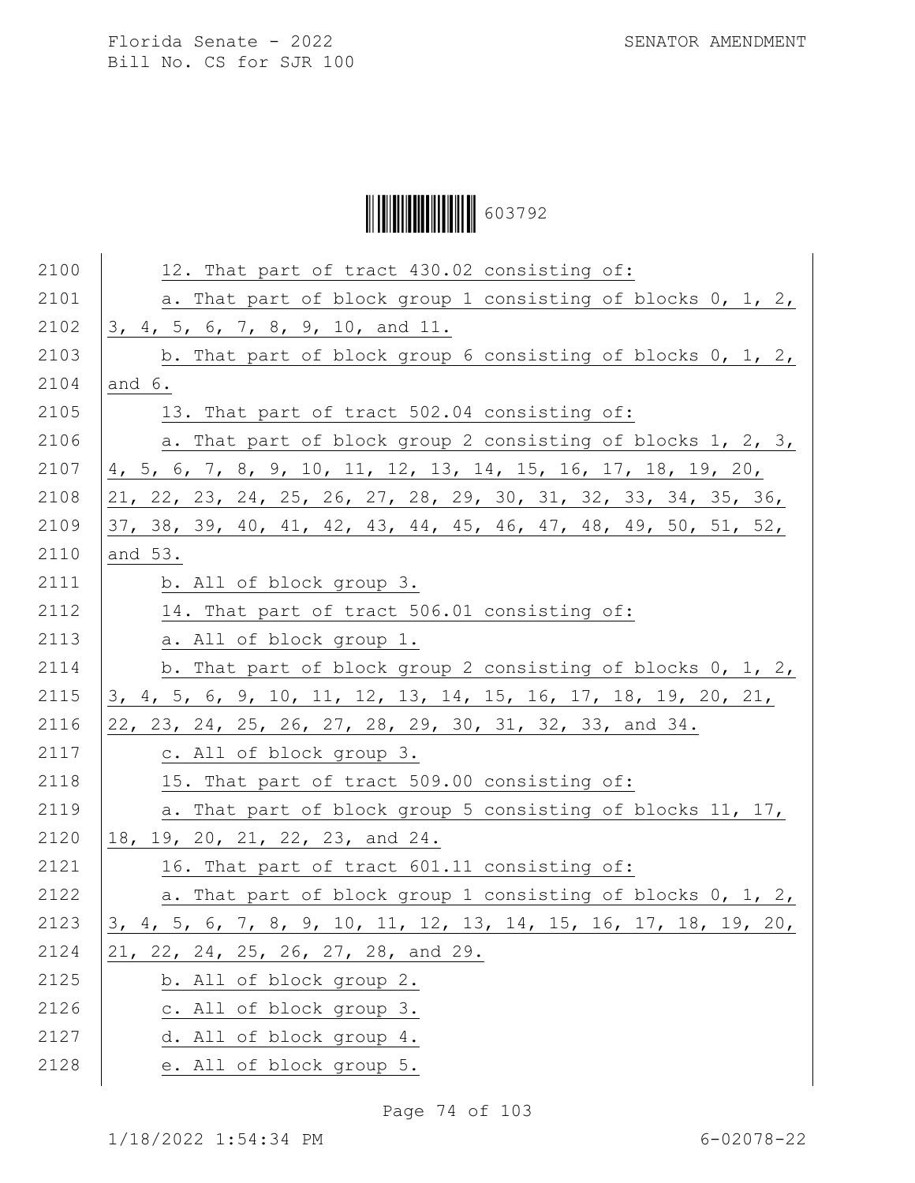12. That part of tract 430.02 consisting of:

a. That part of block group 1 consisting of blocks 0, 1, 2, 3, 4, 5, 6, 7, 8, 9, 10, and 11.

b. That part of block group 6 consisting of blocks 0, 1, 2, and 6.

13. That part of tract 502.04 consisting of:

a. That part of block group 2 consisting of blocks 1, 2, 3, 4, 5, 6, 7, 8, 9, 10, 11, 12, 13, 14, 15, 16, 17, 18, 19, 20, 21, 22, 23, 24, 25, 26, 27, 28, 29, 30, 31, 32, 33, 34, 35, 36, 37, 38, 39, 40, 41, 42, 43, 44, 45, 46, 47, 48, 49, 50, 51, 52, and 53.

b. All of block group 3.

14. That part of tract 506.01 consisting of:

a. All of block group 1.

b. That part of block group 2 consisting of blocks 0, 1, 2, 3, 4, 5, 6, 9, 10, 11, 12, 13, 14, 15, 16, 17, 18, 19, 20, 21, 22, 23, 24, 25, 26, 27, 28, 29, 30, 31, 32, 33, and 34.

c. All of block group 3.

15. That part of tract 509.00 consisting of:

a. That part of block group 5 consisting of blocks 11, 17, 18, 19, 20, 21, 22, 23, and 24.

16. That part of tract 601.11 consisting of:

a. That part of block group 1 consisting of blocks 0, 1, 2, 3, 4, 5, 6, 7, 8, 9, 10, 11, 12, 13, 14, 15, 16, 17, 18, 19, 20, 21, 22, 24, 25, 26, 27, 28, and 29.

b. All of block group 2.

c. All of block group 3.

d. All of block group 4.

e. All of block group 5.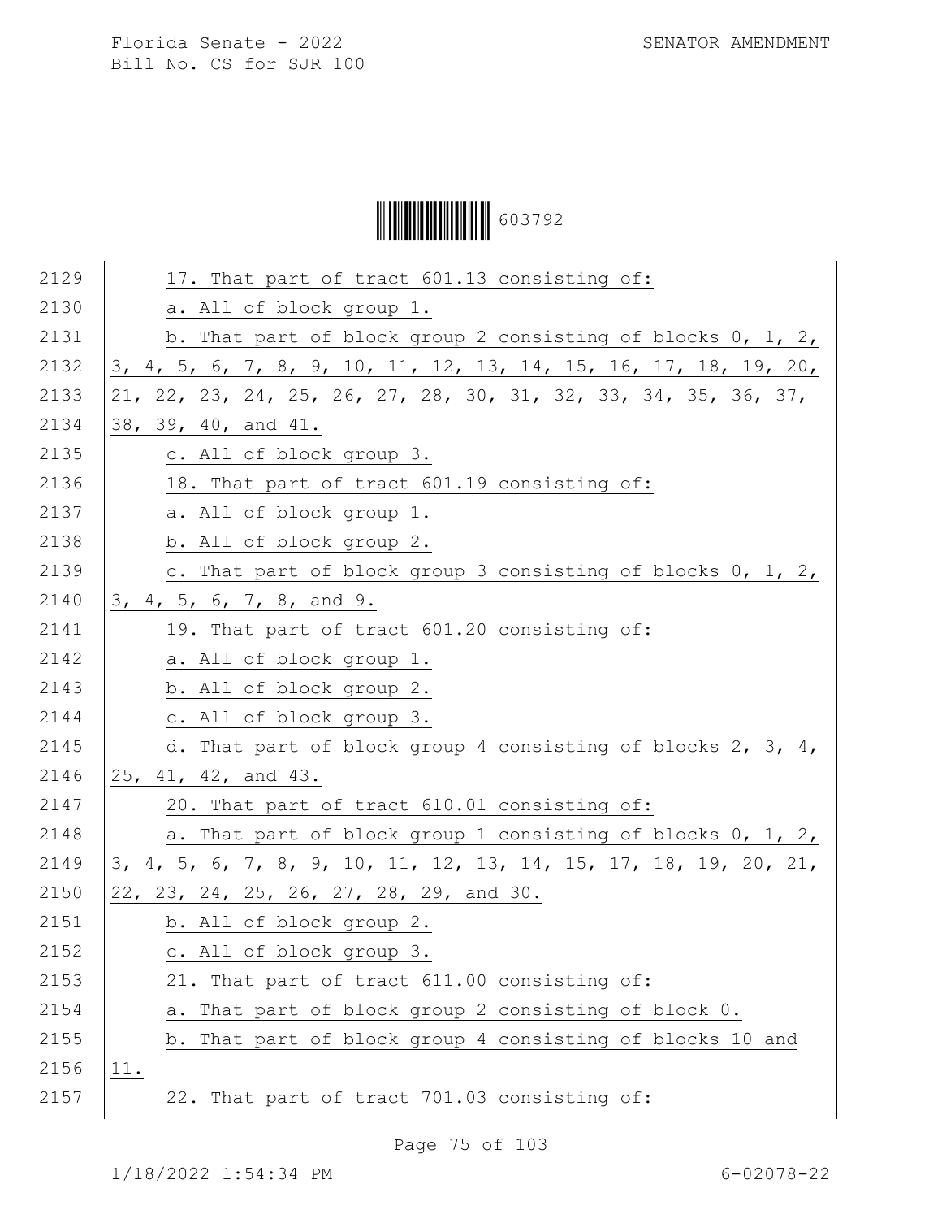17. That part of tract 601.13 consisting of:

a. All of block group 1.

b. That part of block group 2 consisting of blocks 0, 1, 2, 3, 4, 5, 6, 7, 8, 9, 10, 11, 12, 13, 14, 15, 16, 17, 18, 19, 20, 21, 22, 23, 24, 25, 26, 27, 28, 30, 31, 32, 33, 34, 35, 36, 37, 38, 39, 40, and 41.

c. All of block group 3.

18. That part of tract 601.19 consisting of:

a. All of block group 1.

b. All of block group 2.

c. That part of block group 3 consisting of blocks 0, 1, 2, 3, 4, 5, 6, 7, 8, and 9.

19. That part of tract 601.20 consisting of:

a. All of block group 1.

b. All of block group 2.

c. All of block group 3.

d. That part of block group 4 consisting of blocks 2, 3, 4, 25, 41, 42, and 43.

20. That part of tract 610.01 consisting of:

a. That part of block group 1 consisting of blocks 0, 1, 2, 3, 4, 5, 6, 7, 8, 9, 10, 11, 12, 13, 14, 15, 17, 18, 19, 20, 21, 22, 23, 24, 25, 26, 27, 28, 29, and 30.

b. All of block group 2.

c. All of block group 3.

21. That part of tract 611.00 consisting of:

a. That part of block group 2 consisting of block 0.

b. That part of block group 4 consisting of blocks 10 and 11.

22. That part of tract 701.03 consisting of: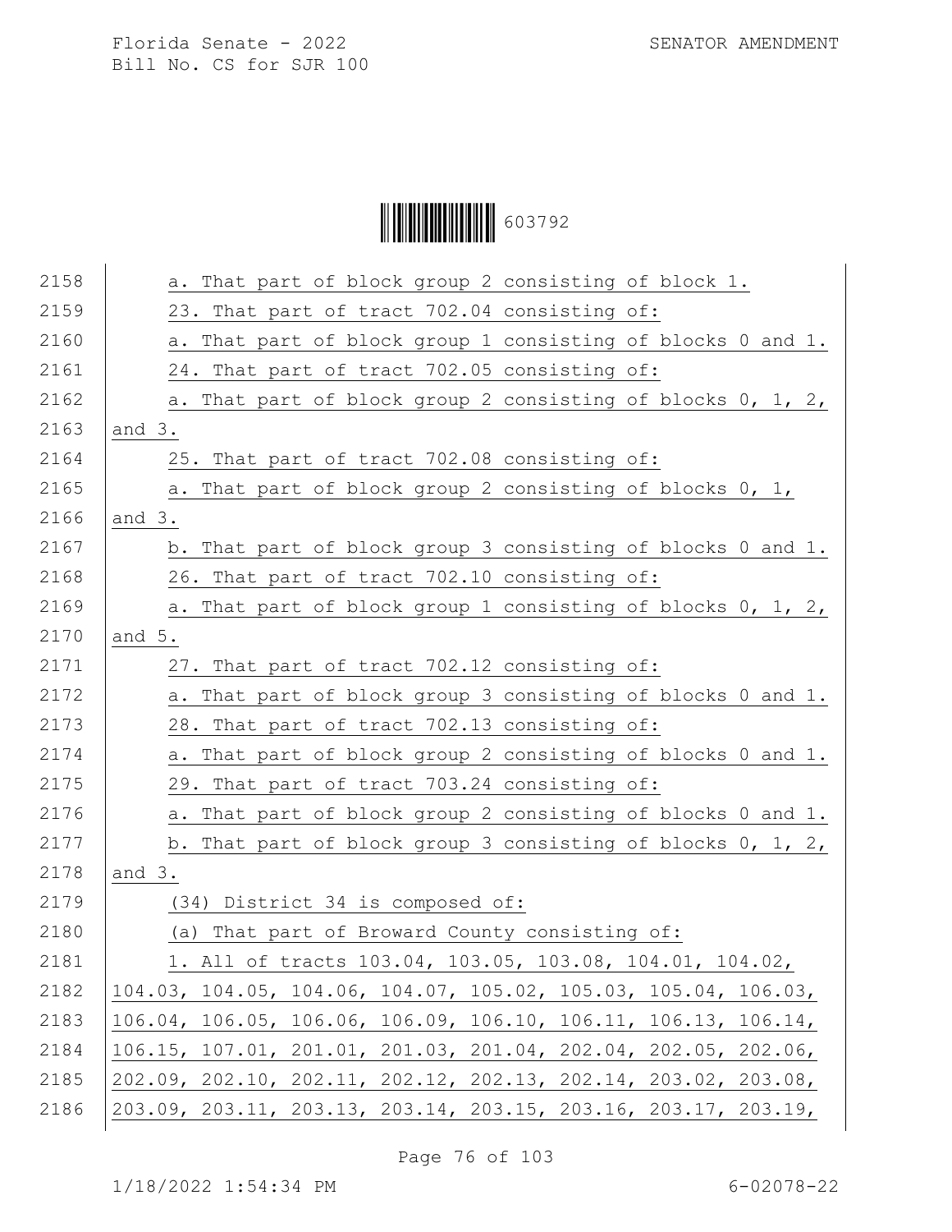a. That part of block group 2 consisting of block 1.

23. That part of tract 702.04 consisting of:

a. That part of block group 1 consisting of blocks 0 and 1.

24. That part of tract 702.05 consisting of:

a. That part of block group 2 consisting of blocks 0, 1, 2, and 3.

25. That part of tract 702.08 consisting of:

a. That part of block group 2 consisting of blocks 0, 1, and 3.

b. That part of block group 3 consisting of blocks 0 and 1.

26. That part of tract 702.10 consisting of:

a. That part of block group 1 consisting of blocks 0, 1, 2, and 5.

27. That part of tract 702.12 consisting of:

a. That part of block group 3 consisting of blocks 0 and 1.

28. That part of tract 702.13 consisting of:

a. That part of block group 2 consisting of blocks 0 and 1.

29. That part of tract 703.24 consisting of:

a. That part of block group 2 consisting of blocks 0 and 1.

b. That part of block group 3 consisting of blocks 0, 1, 2, and 3.

(34) District 34 is composed of:

(a) That part of Broward County consisting of:

1. All of tracts 103.04, 103.05, 103.08, 104.01, 104.02, 104.03, 104.05, 104.06, 104.07, 105.02, 105.03, 105.04, 106.03, 106.04, 106.05, 106.06, 106.09, 106.10, 106.11, 106.13, 106.14, 106.15, 107.01, 201.01, 201.03, 201.04, 202.04, 202.05, 202.06, 202.09, 202.10, 202.11, 202.12, 202.13, 202.14, 203.02, 203.08, 203.09, 203.11, 203.13, 203.14, 203.15, 203.16, 203.17, 203.19,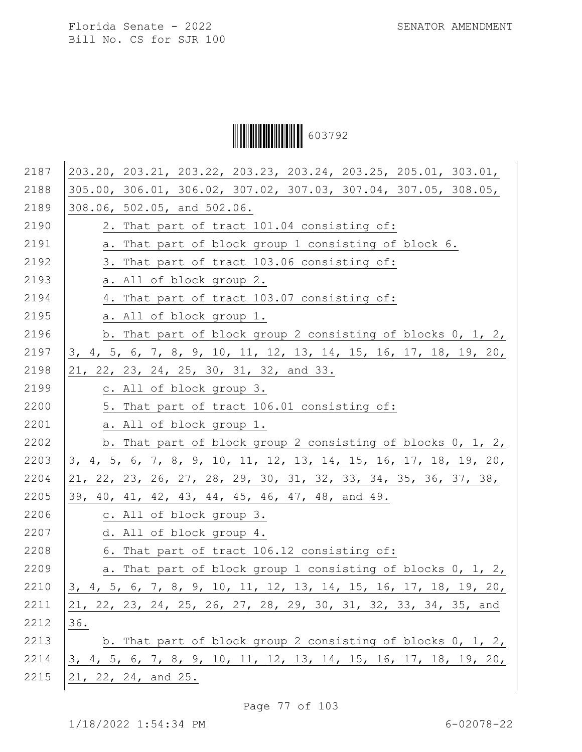203.20, 203.21, 203.22, 203.23, 203.24, 203.25, 205.01, 303.01, 305.00, 306.01, 306.02, 307.02, 307.03, 307.04, 307.05, 308.05, 308.06, 502.05, and 502.06.

2. That part of tract 101.04 consisting of:

a. That part of block group 1 consisting of block 6.

3. That part of tract 103.06 consisting of:

a. All of block group 2.

4. That part of tract 103.07 consisting of:

a. All of block group 1.

b. That part of block group 2 consisting of blocks 0, 1, 2, 3, 4, 5, 6, 7, 8, 9, 10, 11, 12, 13, 14, 15, 16, 17, 18, 19, 20, 21, 22, 23, 24, 25, 30, 31, 32, and 33.

c. All of block group 3.

5. That part of tract 106.01 consisting of:

a. All of block group 1.

b. That part of block group 2 consisting of blocks 0, 1, 2, 3, 4, 5, 6, 7, 8, 9, 10, 11, 12, 13, 14, 15, 16, 17, 18, 19, 20, 21, 22, 23, 26, 27, 28, 29, 30, 31, 32, 33, 34, 35, 36, 37, 38, 39, 40, 41, 42, 43, 44, 45, 46, 47, 48, and 49.

c. All of block group 3.

d. All of block group 4.

6. That part of tract 106.12 consisting of:

a. That part of block group 1 consisting of blocks 0, 1, 2, 3, 4, 5, 6, 7, 8, 9, 10, 11, 12, 13, 14, 15, 16, 17, 18, 19, 20, 21, 22, 23, 24, 25, 26, 27, 28, 29, 30, 31, 32, 33, 34, 35, and 36.

b. That part of block group 2 consisting of blocks 0, 1, 2, 3, 4, 5, 6, 7, 8, 9, 10, 11, 12, 13, 14, 15, 16, 17, 18, 19, 20, 21, 22, 24, and 25.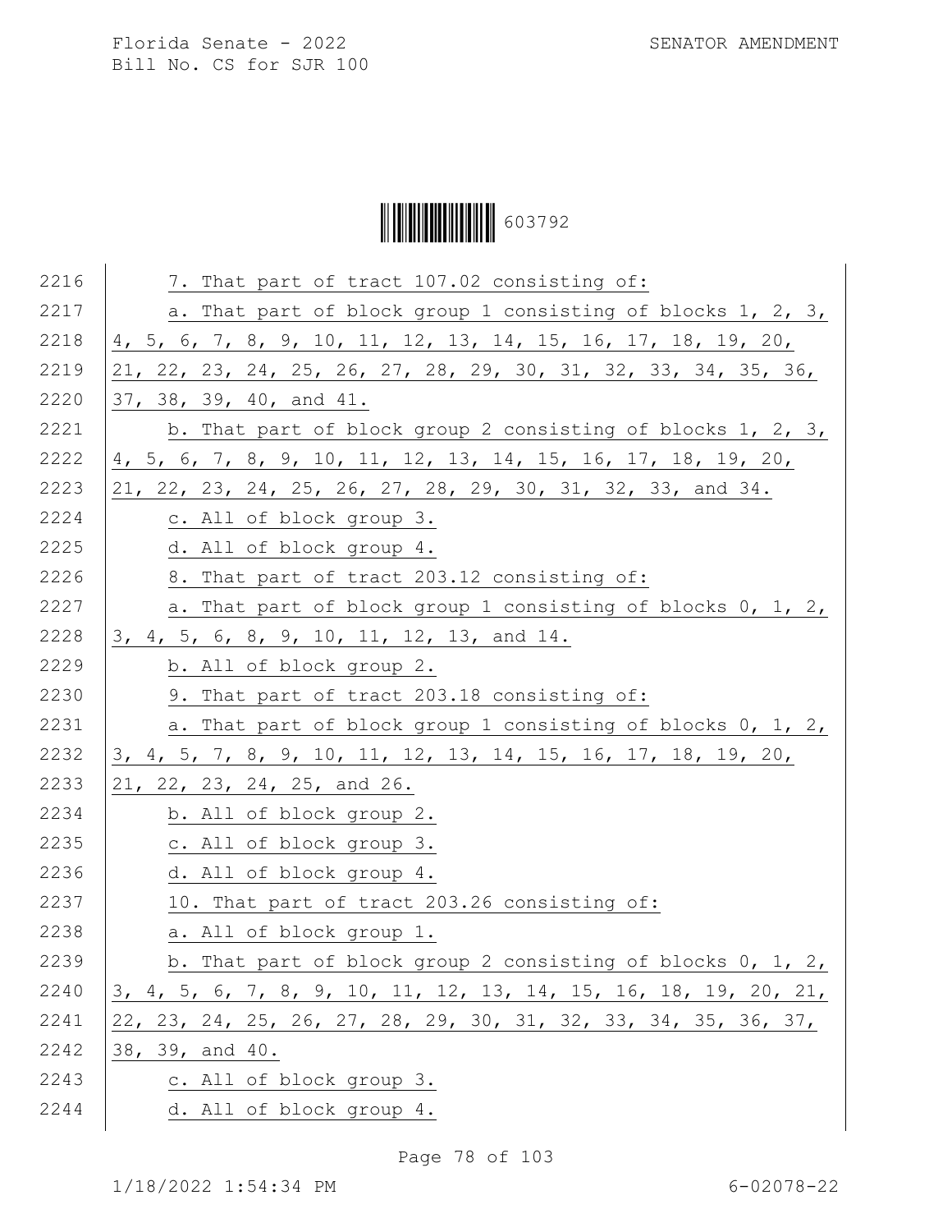7. That part of tract 107.02 consisting of:

a. That part of block group 1 consisting of blocks 1, 2, 3, 4, 5, 6, 7, 8, 9, 10, 11, 12, 13, 14, 15, 16, 17, 18, 19, 20, 21, 22, 23, 24, 25, 26, 27, 28, 29, 30, 31, 32, 33, 34, 35, 36, 37, 38, 39, 40, and 41.

b. That part of block group 2 consisting of blocks 1, 2, 3, 4, 5, 6, 7, 8, 9, 10, 11, 12, 13, 14, 15, 16, 17, 18, 19, 20, 21, 22, 23, 24, 25, 26, 27, 28, 29, 30, 31, 32, 33, and 34.

c. All of block group 3.

d. All of block group 4.

8. That part of tract 203.12 consisting of:

a. That part of block group 1 consisting of blocks 0, 1, 2, 3, 4, 5, 6, 8, 9, 10, 11, 12, 13, and 14.

b. All of block group 2.

9. That part of tract 203.18 consisting of:

a. That part of block group 1 consisting of blocks 0, 1, 2, 3, 4, 5, 7, 8, 9, 10, 11, 12, 13, 14, 15, 16, 17, 18, 19, 20, 21, 22, 23, 24, 25, and 26.

b. All of block group 2.

c. All of block group 3.

d. All of block group 4.

10. That part of tract 203.26 consisting of:

a. All of block group 1.

b. That part of block group 2 consisting of blocks 0, 1, 2, 3, 4, 5, 6, 7, 8, 9, 10, 11, 12, 13, 14, 15, 16, 18, 19, 20, 21, 22, 23, 24, 25, 26, 27, 28, 29, 30, 31, 32, 33, 34, 35, 36, 37, 38, 39, and 40.

c. All of block group 3.

d. All of block group 4.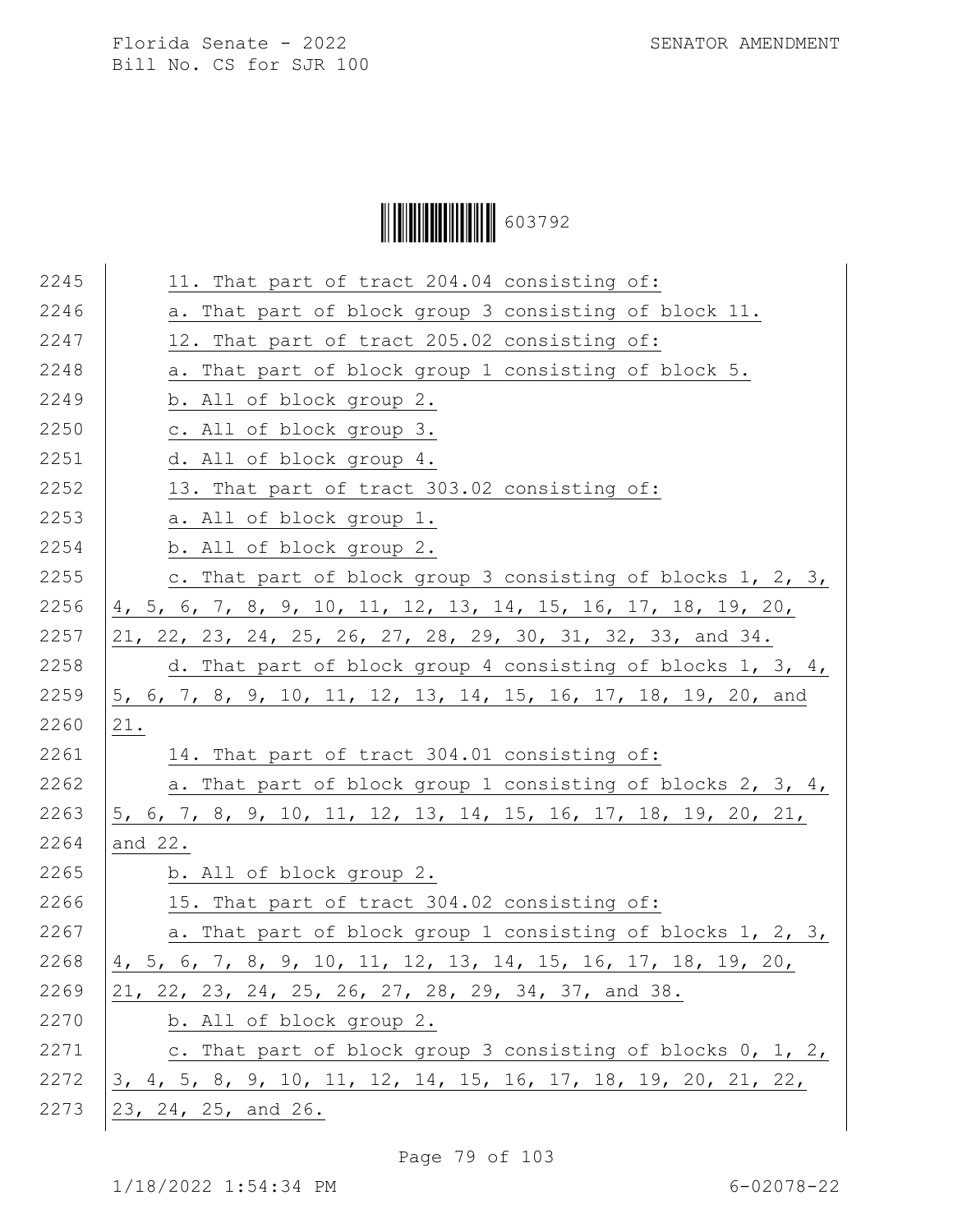11. That part of tract 204.04 consisting of:

a. That part of block group 3 consisting of block 11.

12. That part of tract 205.02 consisting of:

a. That part of block group 1 consisting of block 5.

b. All of block group 2.

c. All of block group 3.

d. All of block group 4.

13. That part of tract 303.02 consisting of:

a. All of block group 1.

b. All of block group 2.

c. That part of block group 3 consisting of blocks 1, 2, 3, 4, 5, 6, 7, 8, 9, 10, 11, 12, 13, 14, 15, 16, 17, 18, 19, 20, 21, 22, 23, 24, 25, 26, 27, 28, 29, 30, 31, 32, 33, and 34.

d. That part of block group 4 consisting of blocks 1, 3, 4, 5, 6, 7, 8, 9, 10, 11, 12, 13, 14, 15, 16, 17, 18, 19, 20, and 21.

14. That part of tract 304.01 consisting of:

a. That part of block group 1 consisting of blocks 2, 3, 4, 5, 6, 7, 8, 9, 10, 11, 12, 13, 14, 15, 16, 17, 18, 19, 20, 21, and 22.

b. All of block group 2.

15. That part of tract 304.02 consisting of:

a. That part of block group 1 consisting of blocks 1, 2, 3, 4, 5, 6, 7, 8, 9, 10, 11, 12, 13, 14, 15, 16, 17, 18, 19, 20, 21, 22, 23, 24, 25, 26, 27, 28, 29, 34, 37, and 38.

b. All of block group 2.

c. That part of block group 3 consisting of blocks 0, 1, 2, 3, 4, 5, 8, 9, 10, 11, 12, 14, 15, 16, 17, 18, 19, 20, 21, 22, 23, 24, 25, and 26.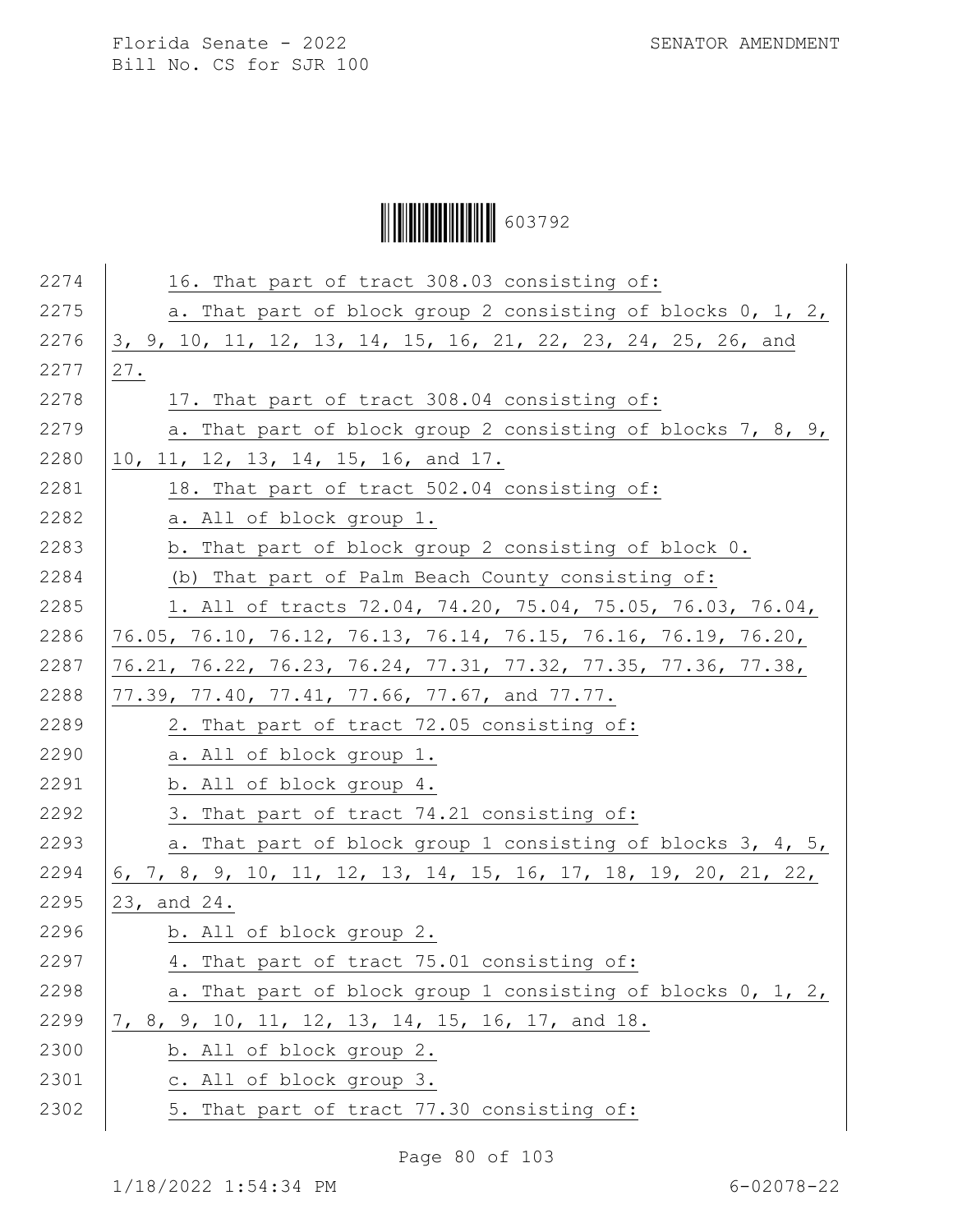16. That part of tract 308.03 consisting of:

a. That part of block group 2 consisting of blocks 0, 1, 2, 3, 9, 10, 11, 12, 13, 14, 15, 16, 21, 22, 23, 24, 25, 26, and 27.

17. That part of tract 308.04 consisting of:

a. That part of block group 2 consisting of blocks 7, 8, 9, 10, 11, 12, 13, 14, 15, 16, and 17.

18. That part of tract 502.04 consisting of:

a. All of block group 1.

b. That part of block group 2 consisting of block 0.

(b) That part of Palm Beach County consisting of:

1. All of tracts 72.04, 74.20, 75.04, 75.05, 76.03, 76.04, 76.05, 76.10, 76.12, 76.13, 76.14, 76.15, 76.16, 76.19, 76.20, 76.21, 76.22, 76.23, 76.24, 77.31, 77.32, 77.35, 77.36, 77.38, 77.39, 77.40, 77.41, 77.66, 77.67, and 77.77.

2. That part of tract 72.05 consisting of:

a. All of block group 1.

b. All of block group 4.

3. That part of tract 74.21 consisting of:

a. That part of block group 1 consisting of blocks 3, 4, 5, 6, 7, 8, 9, 10, 11, 12, 13, 14, 15, 16, 17, 18, 19, 20, 21, 22, 23, and 24.

b. All of block group 2.

4. That part of tract 75.01 consisting of:

a. That part of block group 1 consisting of blocks 0, 1, 2, 7, 8, 9, 10, 11, 12, 13, 14, 15, 16, 17, and 18.

b. All of block group 2.

c. All of block group 3.

5. That part of tract 77.30 consisting of: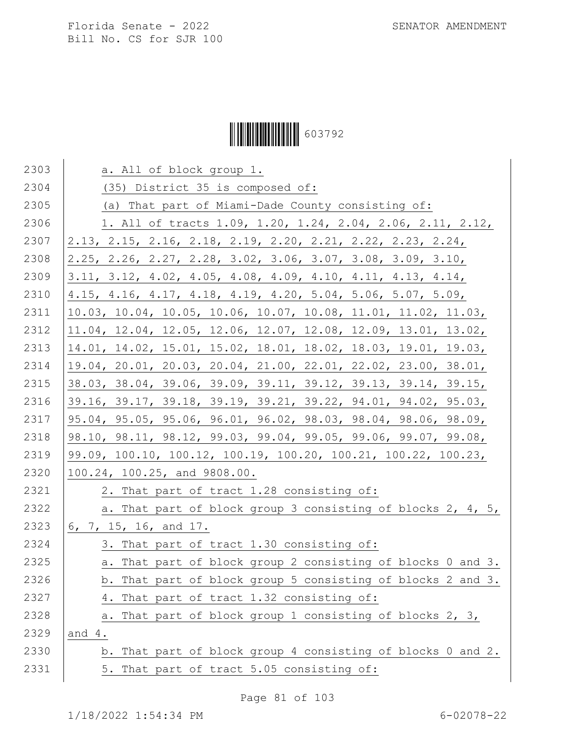a. All of block group 1.

(35) District 35 is composed of:

(a) That part of Miami-Dade County consisting of:

1. All of tracts 1.09, 1.20, 1.24, 2.04, 2.06, 2.11, 2.12, 2.13, 2.15, 2.16, 2.18, 2.19, 2.20, 2.21, 2.22, 2.23, 2.24, 2.25, 2.26, 2.27, 2.28, 3.02, 3.06, 3.07, 3.08, 3.09, 3.10, 3.11, 3.12, 4.02, 4.05, 4.08, 4.09, 4.10, 4.11, 4.13, 4.14, 4.15, 4.16, 4.17, 4.18, 4.19, 4.20, 5.04, 5.06, 5.07, 5.09, 10.03, 10.04, 10.05, 10.06, 10.07, 10.08, 11.01, 11.02, 11.03, 11.04, 12.04, 12.05, 12.06, 12.07, 12.08, 12.09, 13.01, 13.02, 14.01, 14.02, 15.01, 15.02, 18.01, 18.02, 18.03, 19.01, 19.03, 19.04, 20.01, 20.03, 20.04, 21.00, 22.01, 22.02, 23.00, 38.01, 38.03, 38.04, 39.06, 39.09, 39.11, 39.12, 39.13, 39.14, 39.15, 39.16, 39.17, 39.18, 39.19, 39.21, 39.22, 94.01, 94.02, 95.03, 95.04, 95.05, 95.06, 96.01, 96.02, 98.03, 98.04, 98.06, 98.09, 98.10, 98.11, 98.12, 99.03, 99.04, 99.05, 99.06, 99.07, 99.08, 99.09, 100.10, 100.12, 100.19, 100.20, 100.21, 100.22, 100.23, 100.24, 100.25, and 9808.00.

2. That part of tract 1.28 consisting of:

a. That part of block group 3 consisting of blocks 2, 4, 5, 6, 7, 15, 16, and 17.

3. That part of tract 1.30 consisting of:

a. That part of block group 2 consisting of blocks 0 and 3.

b. That part of block group 5 consisting of blocks 2 and 3.

4. That part of tract 1.32 consisting of:

a. That part of block group 1 consisting of blocks 2, 3, and 4.

b. That part of block group 4 consisting of blocks 0 and 2.

5. That part of tract 5.05 consisting of: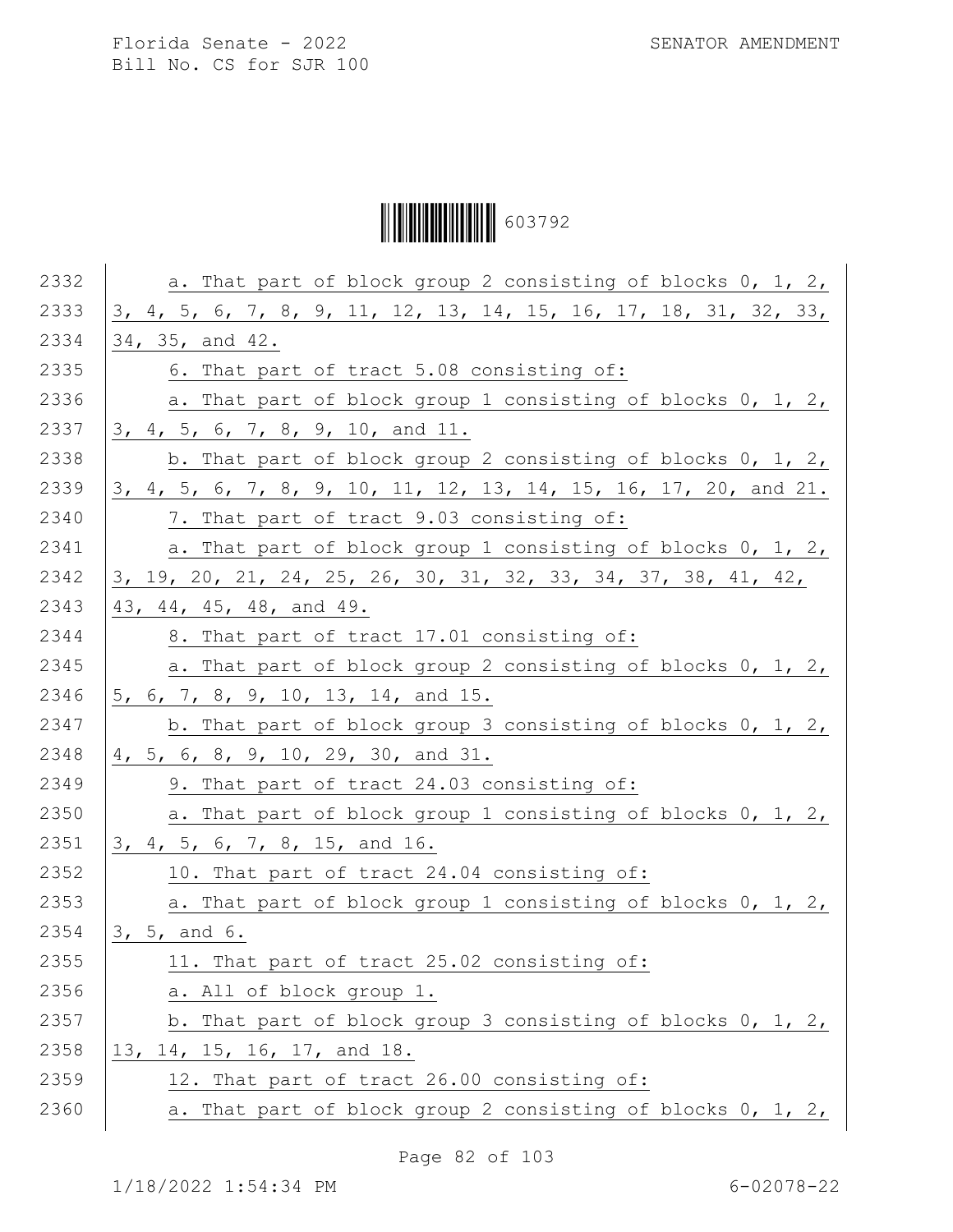a. That part of block group 2 consisting of blocks 0, 1, 2, 3, 4, 5, 6, 7, 8, 9, 11, 12, 13, 14, 15, 16, 17, 18, 31, 32, 33, 34, 35, and 42.

6. That part of tract 5.08 consisting of:

a. That part of block group 1 consisting of blocks 0, 1, 2, 3, 4, 5, 6, 7, 8, 9, 10, and 11.

b. That part of block group 2 consisting of blocks 0, 1, 2, 3, 4, 5, 6, 7, 8, 9, 10, 11, 12, 13, 14, 15, 16, 17, 20, and 21.

7. That part of tract 9.03 consisting of:

a. That part of block group 1 consisting of blocks 0, 1, 2, 3, 19, 20, 21, 24, 25, 26, 30, 31, 32, 33, 34, 37, 38, 41, 42, 43, 44, 45, 48, and 49.

8. That part of tract 17.01 consisting of:

a. That part of block group 2 consisting of blocks 0, 1, 2, 5, 6, 7, 8, 9, 10, 13, 14, and 15.

b. That part of block group 3 consisting of blocks 0, 1, 2, 4, 5, 6, 8, 9, 10, 29, 30, and 31.

9. That part of tract 24.03 consisting of:

a. That part of block group 1 consisting of blocks 0, 1, 2, 3, 4, 5, 6, 7, 8, 15, and 16.

10. That part of tract 24.04 consisting of:

a. That part of block group 1 consisting of blocks 0, 1, 2, 3, 5, and 6.

11. That part of tract 25.02 consisting of:

a. All of block group 1.

b. That part of block group 3 consisting of blocks 0, 1, 2, 13, 14, 15, 16, 17, and 18.

12. That part of tract 26.00 consisting of:

a. That part of block group 2 consisting of blocks 0, 1, 2,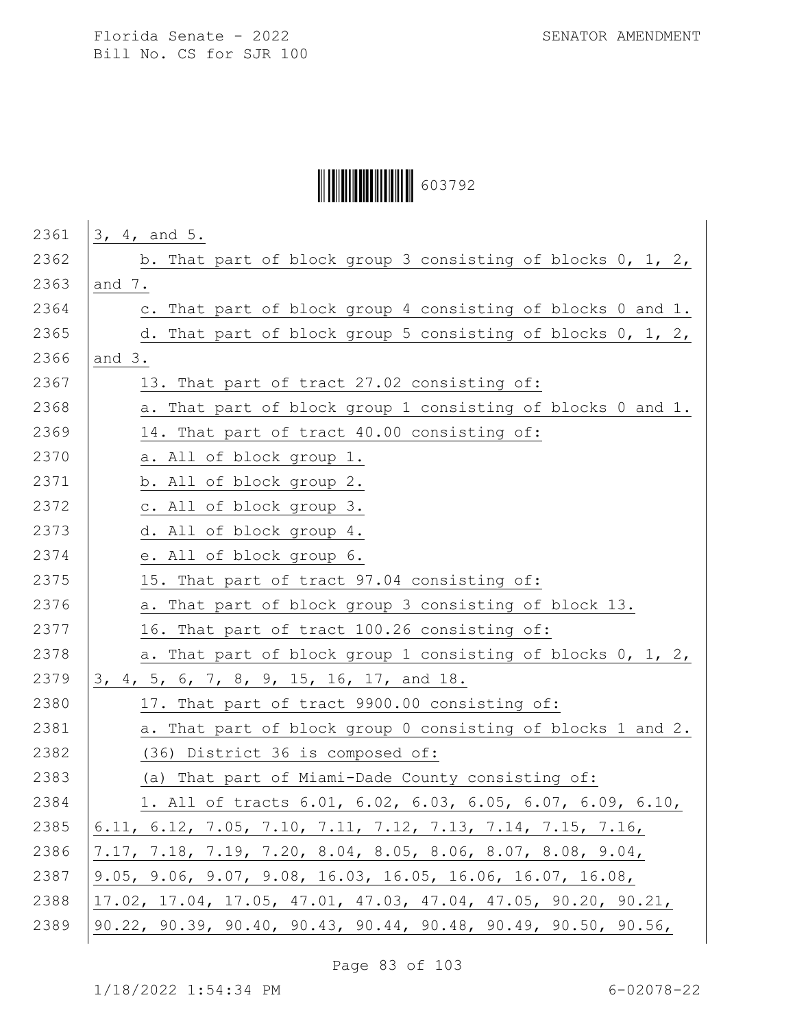3, 4, and 5.

b. That part of block group 3 consisting of blocks 0, 1, 2, and 7.

c. That part of block group 4 consisting of blocks 0 and 1.

d. That part of block group 5 consisting of blocks 0, 1, 2, and 3.

13. That part of tract 27.02 consisting of:

a. That part of block group 1 consisting of blocks 0 and 1.

14. That part of tract 40.00 consisting of:

a. All of block group 1.

b. All of block group 2.

c. All of block group 3.

d. All of block group 4.

e. All of block group 6.

15. That part of tract 97.04 consisting of:

a. That part of block group 3 consisting of block 13.

16. That part of tract 100.26 consisting of:

a. That part of block group 1 consisting of blocks 0, 1, 2, 3, 4, 5, 6, 7, 8, 9, 15, 16, 17, and 18.

17. That part of tract 9900.00 consisting of:

a. That part of block group 0 consisting of blocks 1 and 2.

(36) District 36 is composed of:

(a) That part of Miami-Dade County consisting of:

1. All of tracts 6.01, 6.02, 6.03, 6.05, 6.07, 6.09, 6.10, 6.11, 6.12, 7.05, 7.10, 7.11, 7.12, 7.13, 7.14, 7.15, 7.16, 7.17, 7.18, 7.19, 7.20, 8.04, 8.05, 8.06, 8.07, 8.08, 9.04, 9.05, 9.06, 9.07, 9.08, 16.03, 16.05, 16.06, 16.07, 16.08, 17.02, 17.04, 17.05, 47.01, 47.03, 47.04, 47.05, 90.20, 90.21, 90.22, 90.39, 90.40, 90.43, 90.44, 90.48, 90.49, 90.50, 90.56,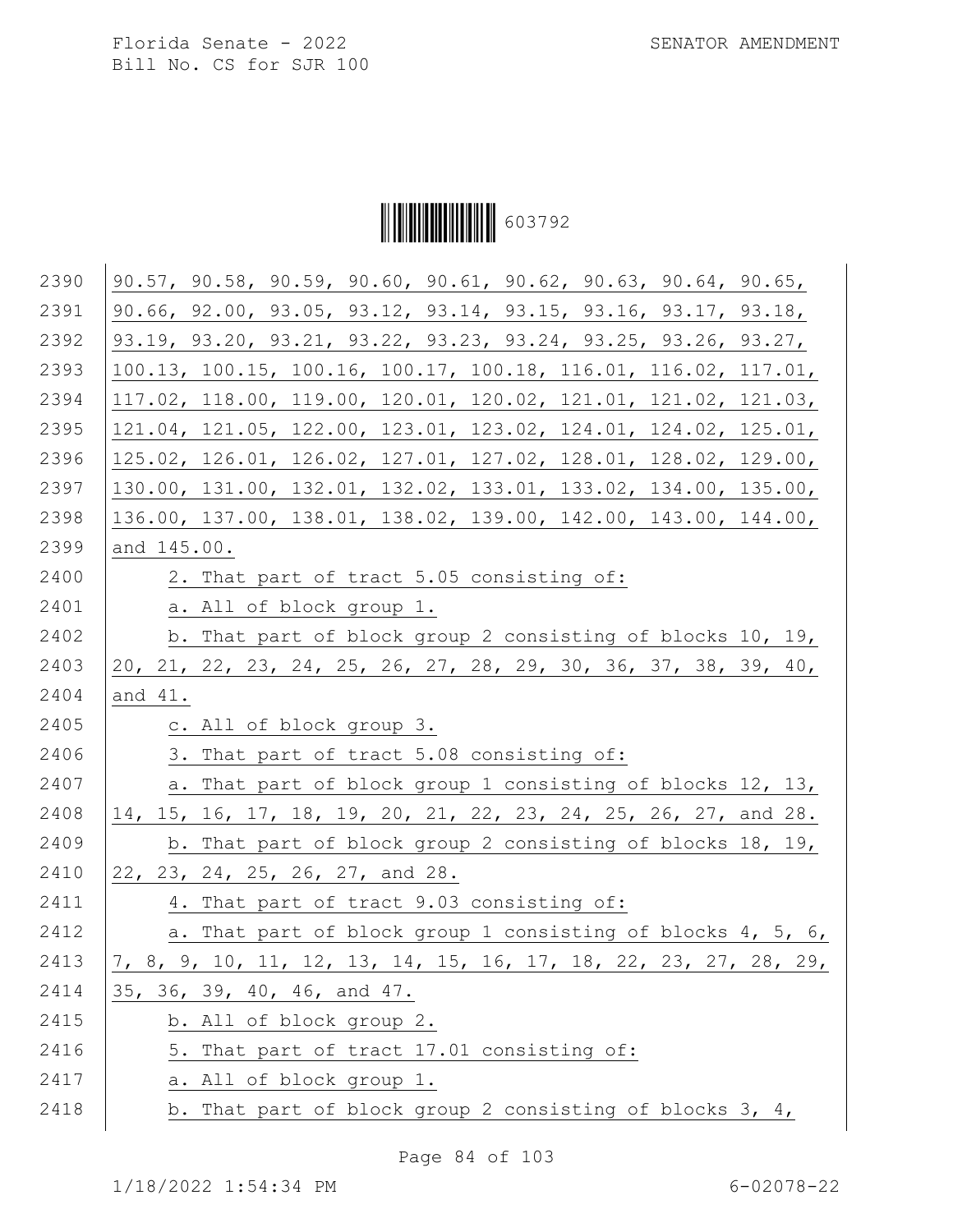90.57, 90.58, 90.59, 90.60, 90.61, 90.62, 90.63, 90.64, 90.65, 90.66, 92.00, 93.05, 93.12, 93.14, 93.15, 93.16, 93.17, 93.18, 93.19, 93.20, 93.21, 93.22, 93.23, 93.24, 93.25, 93.26, 93.27, 100.13, 100.15, 100.16, 100.17, 100.18, 116.01, 116.02, 117.01, 117.02, 118.00, 119.00, 120.01, 120.02, 121.01, 121.02, 121.03, 121.04, 121.05, 122.00, 123.01, 123.02, 124.01, 124.02, 125.01, 125.02, 126.01, 126.02, 127.01, 127.02, 128.01, 128.02, 129.00, 130.00, 131.00, 132.01, 132.02, 133.01, 133.02, 134.00, 135.00, 136.00, 137.00, 138.01, 138.02, 139.00, 142.00, 143.00, 144.00, and 145.00.

2. That part of tract 5.05 consisting of:

a. All of block group 1.

b. That part of block group 2 consisting of blocks 10, 19, 20, 21, 22, 23, 24, 25, 26, 27, 28, 29, 30, 36, 37, 38, 39, 40, and 41.

c. All of block group 3.

3. That part of tract 5.08 consisting of:

a. That part of block group 1 consisting of blocks 12, 13, 14, 15, 16, 17, 18, 19, 20, 21, 22, 23, 24, 25, 26, 27, and 28.

b. That part of block group 2 consisting of blocks 18, 19, 22, 23, 24, 25, 26, 27, and 28.

4. That part of tract 9.03 consisting of:

a. That part of block group 1 consisting of blocks 4, 5, 6, 7, 8, 9, 10, 11, 12, 13, 14, 15, 16, 17, 18, 22, 23, 27, 28, 29, 35, 36, 39, 40, 46, and 47.

b. All of block group 2.

5. That part of tract 17.01 consisting of:

a. All of block group 1.

b. That part of block group 2 consisting of blocks 3, 4,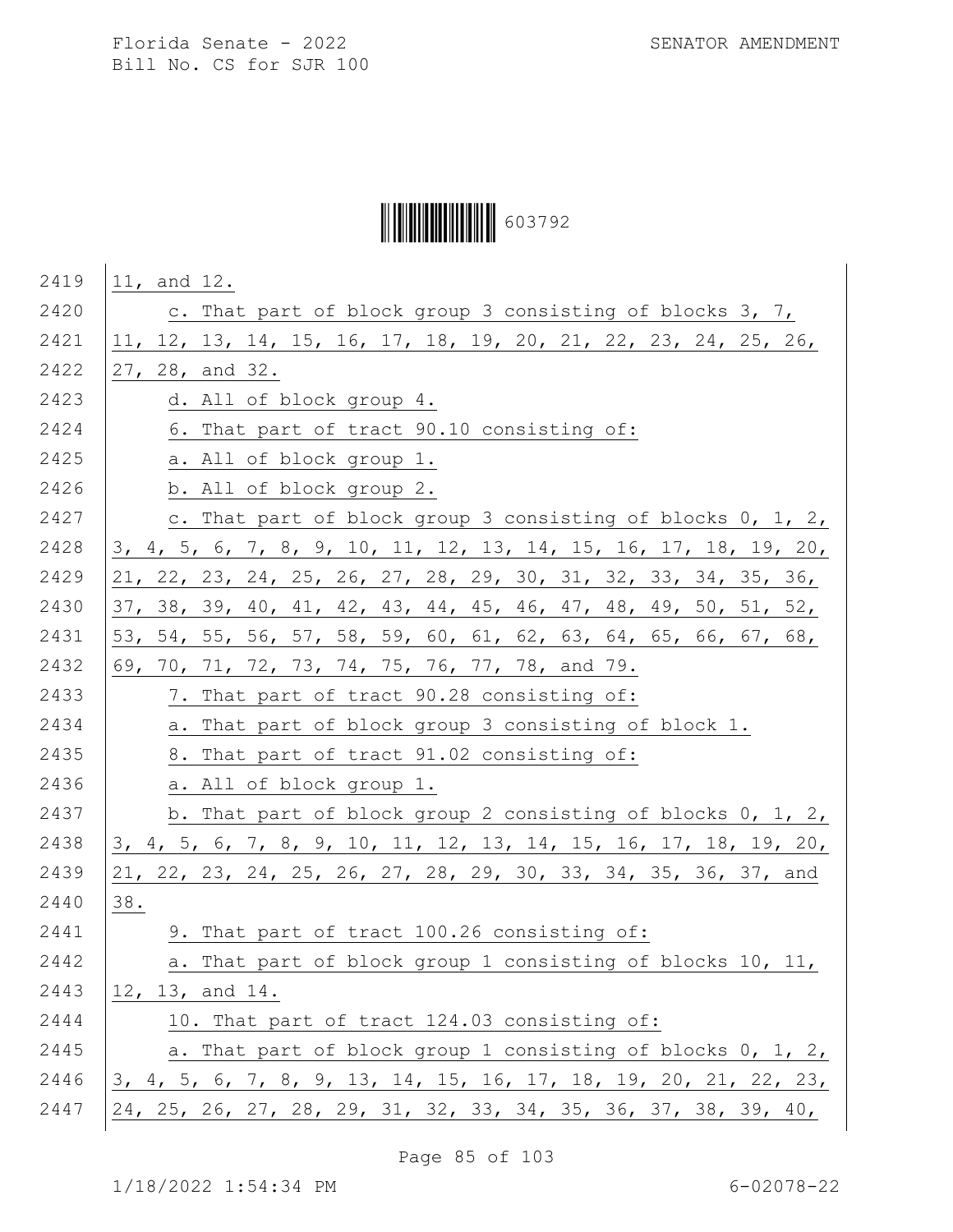11, and 12.

c. That part of block group 3 consisting of blocks 3, 7, 11, 12, 13, 14, 15, 16, 17, 18, 19, 20, 21, 22, 23, 24, 25, 26, 27, 28, and 32.

d. All of block group 4.

6. That part of tract 90.10 consisting of:

a. All of block group 1.

b. All of block group 2.

c. That part of block group 3 consisting of blocks 0, 1, 2, 3, 4, 5, 6, 7, 8, 9, 10, 11, 12, 13, 14, 15, 16, 17, 18, 19, 20, 21, 22, 23, 24, 25, 26, 27, 28, 29, 30, 31, 32, 33, 34, 35, 36, 37, 38, 39, 40, 41, 42, 43, 44, 45, 46, 47, 48, 49, 50, 51, 52, 53, 54, 55, 56, 57, 58, 59, 60, 61, 62, 63, 64, 65, 66, 67, 68, 69, 70, 71, 72, 73, 74, 75, 76, 77, 78, and 79.

7. That part of tract 90.28 consisting of:

a. That part of block group 3 consisting of block 1.

8. That part of tract 91.02 consisting of:

a. All of block group 1.

b. That part of block group 2 consisting of blocks 0, 1, 2, 3, 4, 5, 6, 7, 8, 9, 10, 11, 12, 13, 14, 15, 16, 17, 18, 19, 20, 21, 22, 23, 24, 25, 26, 27, 28, 29, 30, 33, 34, 35, 36, 37, and 38.

9. That part of tract 100.26 consisting of:

a. That part of block group 1 consisting of blocks 10, 11, 12, 13, and 14.

10. That part of tract 124.03 consisting of:

a. That part of block group 1 consisting of blocks 0, 1, 2, 3, 4, 5, 6, 7, 8, 9, 13, 14, 15, 16, 17, 18, 19, 20, 21, 22, 23, 24, 25, 26, 27, 28, 29, 31, 32, 33, 34, 35, 36, 37, 38, 39, 40,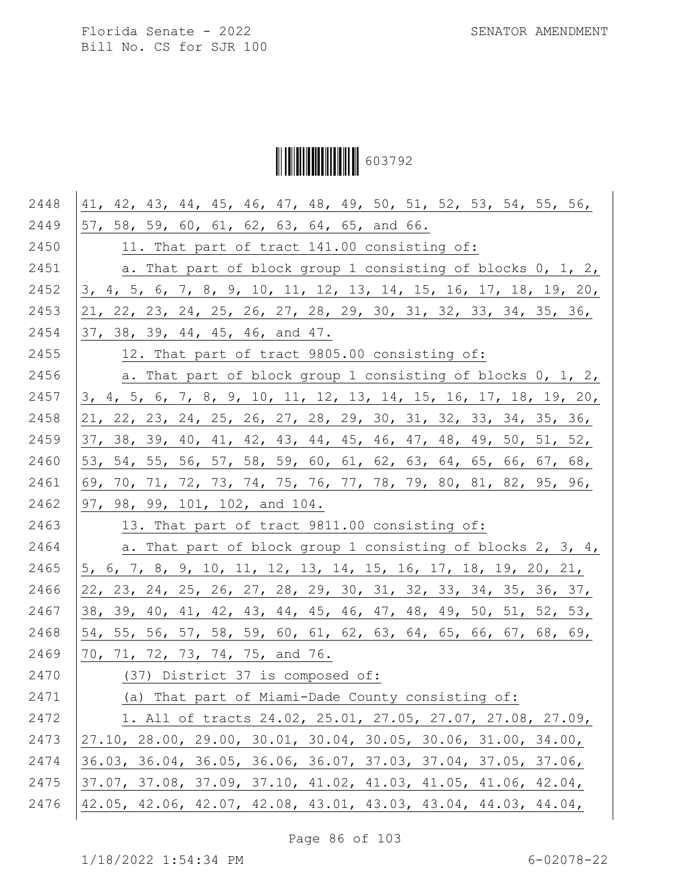41, 42, 43, 44, 45, 46, 47, 48, 49, 50, 51, 52, 53, 54, 55, 56, 57, 58, 59, 60, 61, 62, 63, 64, 65, and 66.

11. That part of tract 141.00 consisting of:

a. That part of block group 1 consisting of blocks 0, 1, 2, 3, 4, 5, 6, 7, 8, 9, 10, 11, 12, 13, 14, 15, 16, 17, 18, 19, 20, 21, 22, 23, 24, 25, 26, 27, 28, 29, 30, 31, 32, 33, 34, 35, 36, 37, 38, 39, 44, 45, 46, and 47.

12. That part of tract 9805.00 consisting of:

a. That part of block group 1 consisting of blocks 0, 1, 2, 3, 4, 5, 6, 7, 8, 9, 10, 11, 12, 13, 14, 15, 16, 17, 18, 19, 20, 21, 22, 23, 24, 25, 26, 27, 28, 29, 30, 31, 32, 33, 34, 35, 36, 37, 38, 39, 40, 41, 42, 43, 44, 45, 46, 47, 48, 49, 50, 51, 52, 53, 54, 55, 56, 57, 58, 59, 60, 61, 62, 63, 64, 65, 66, 67, 68, 69, 70, 71, 72, 73, 74, 75, 76, 77, 78, 79, 80, 81, 82, 95, 96, 97, 98, 99, 101, 102, and 104.

13. That part of tract 9811.00 consisting of:

a. That part of block group 1 consisting of blocks 2, 3, 4, 5, 6, 7, 8, 9, 10, 11, 12, 13, 14, 15, 16, 17, 18, 19, 20, 21, 22, 23, 24, 25, 26, 27, 28, 29, 30, 31, 32, 33, 34, 35, 36, 37, 38, 39, 40, 41, 42, 43, 44, 45, 46, 47, 48, 49, 50, 51, 52, 53, 54, 55, 56, 57, 58, 59, 60, 61, 62, 63, 64, 65, 66, 67, 68, 69, 70, 71, 72, 73, 74, 75, and 76.

(37) District 37 is composed of:

(a) That part of Miami-Dade County consisting of:

1. All of tracts 24.02, 25.01, 27.05, 27.07, 27.08, 27.09, 27.10, 28.00, 29.00, 30.01, 30.04, 30.05, 30.06, 31.00, 34.00, 36.03, 36.04, 36.05, 36.06, 36.07, 37.03, 37.04, 37.05, 37.06, 37.07, 37.08, 37.09, 37.10, 41.02, 41.03, 41.05, 41.06, 42.04, 42.05, 42.06, 42.07, 42.08, 43.01, 43.03, 43.04, 44.03, 44.04,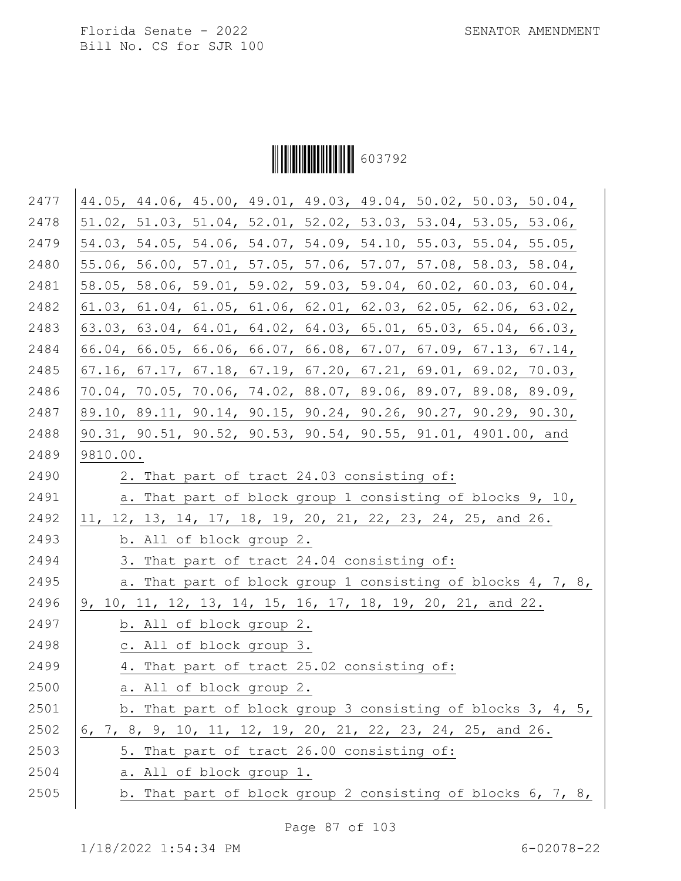44.05, 44.06, 45.00, 49.01, 49.03, 49.04, 50.02, 50.03, 50.04, 51.02, 51.03, 51.04, 52.01, 52.02, 53.03, 53.04, 53.05, 53.06, 54.03, 54.05, 54.06, 54.07, 54.09, 54.10, 55.03, 55.04, 55.05, 55.06, 56.00, 57.01, 57.05, 57.06, 57.07, 57.08, 58.03, 58.04, 58.05, 58.06, 59.01, 59.02, 59.03, 59.04, 60.02, 60.03, 60.04, 61.03, 61.04, 61.05, 61.06, 62.01, 62.03, 62.05, 62.06, 63.02, 63.03, 63.04, 64.01, 64.02, 64.03, 65.01, 65.03, 65.04, 66.03, 66.04, 66.05, 66.06, 66.07, 66.08, 67.07, 67.09, 67.13, 67.14, 67.16, 67.17, 67.18, 67.19, 67.20, 67.21, 69.01, 69.02, 70.03, 70.04, 70.05, 70.06, 74.02, 88.07, 89.06, 89.07, 89.08, 89.09, 89.10, 89.11, 90.14, 90.15, 90.24, 90.26, 90.27, 90.29, 90.30, 90.31, 90.51, 90.52, 90.53, 90.54, 90.55, 91.01, 4901.00, and 9810.00.

2. That part of tract 24.03 consisting of:

a. That part of block group 1 consisting of blocks 9, 10, 11, 12, 13, 14, 17, 18, 19, 20, 21, 22, 23, 24, 25, and 26.

b. All of block group 2.

3. That part of tract 24.04 consisting of:

a. That part of block group 1 consisting of blocks 4, 7, 8, 9, 10, 11, 12, 13, 14, 15, 16, 17, 18, 19, 20, 21, and 22.

b. All of block group 2.

c. All of block group 3.

4. That part of tract 25.02 consisting of:

a. All of block group 2.

b. That part of block group 3 consisting of blocks 3, 4, 5, 6, 7, 8, 9, 10, 11, 12, 19, 20, 21, 22, 23, 24, 25, and 26.

5. That part of tract 26.00 consisting of:

a. All of block group 1.

b. That part of block group 2 consisting of blocks 6, 7, 8,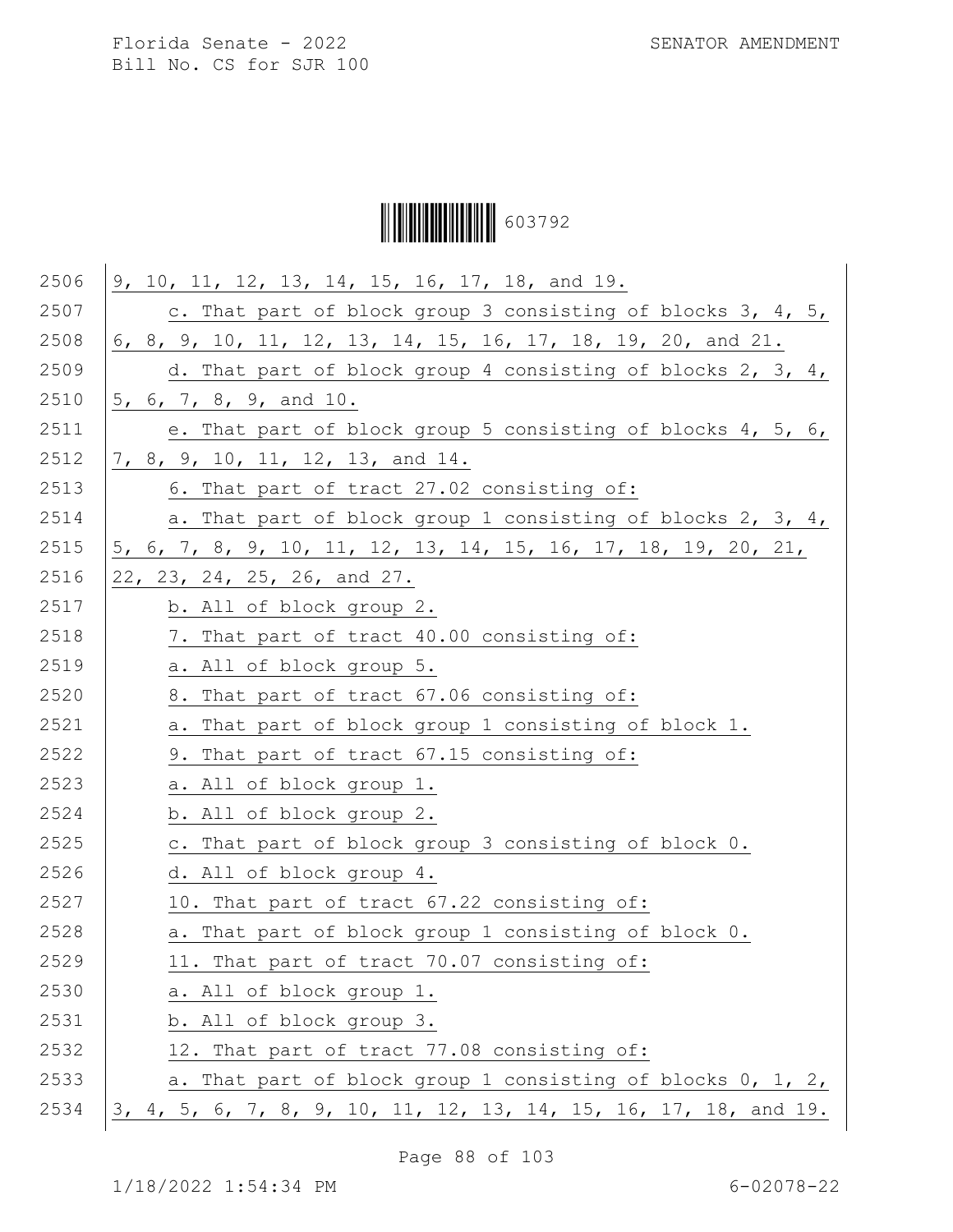9, 10, 11, 12, 13, 14, 15, 16, 17, 18, and 19.

c. That part of block group 3 consisting of blocks 3, 4, 5, 6, 8, 9, 10, 11, 12, 13, 14, 15, 16, 17, 18, 19, 20, and 21.

d. That part of block group 4 consisting of blocks 2, 3, 4, 5, 6, 7, 8, 9, and 10.

e. That part of block group 5 consisting of blocks 4, 5, 6, 7, 8, 9, 10, 11, 12, 13, and 14.

6. That part of tract 27.02 consisting of:

a. That part of block group 1 consisting of blocks 2, 3, 4, 5, 6, 7, 8, 9, 10, 11, 12, 13, 14, 15, 16, 17, 18, 19, 20, 21, 22, 23, 24, 25, 26, and 27.

b. All of block group 2.

7. That part of tract 40.00 consisting of:

a. All of block group 5.

8. That part of tract 67.06 consisting of:

a. That part of block group 1 consisting of block 1.

9. That part of tract 67.15 consisting of:

a. All of block group 1.

b. All of block group 2.

c. That part of block group 3 consisting of block 0.

d. All of block group 4.

10. That part of tract 67.22 consisting of:

a. That part of block group 1 consisting of block 0.

11. That part of tract 70.07 consisting of:

a. All of block group 1.

b. All of block group 3.

12. That part of tract 77.08 consisting of:

a. That part of block group 1 consisting of blocks 0, 1, 2, 3, 4, 5, 6, 7, 8, 9, 10, 11, 12, 13, 14, 15, 16, 17, 18, and 19.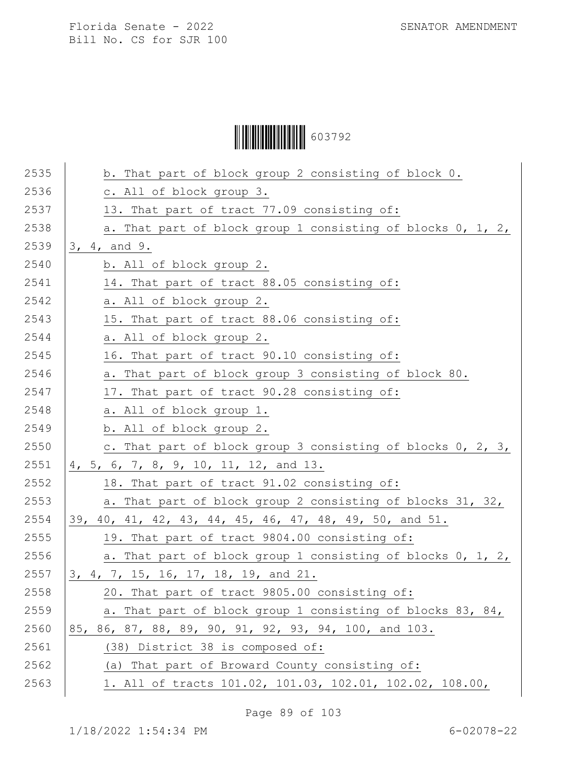b. That part of block group 2 consisting of block 0.

c. All of block group 3.

13. That part of tract 77.09 consisting of:

a. That part of block group 1 consisting of blocks 0, 1, 2, 3, 4, and 9.

b. All of block group 2.

14. That part of tract 88.05 consisting of:

a. All of block group 2.

15. That part of tract 88.06 consisting of:

a. All of block group 2.

16. That part of tract 90.10 consisting of:

a. That part of block group 3 consisting of block 80.

17. That part of tract 90.28 consisting of:

a. All of block group 1.

b. All of block group 2.

c. That part of block group 3 consisting of blocks 0, 2, 3, 4, 5, 6, 7, 8, 9, 10, 11, 12, and 13.

18. That part of tract 91.02 consisting of:

a. That part of block group 2 consisting of blocks 31, 32, 39, 40, 41, 42, 43, 44, 45, 46, 47, 48, 49, 50, and 51.

19. That part of tract 9804.00 consisting of:

a. That part of block group 1 consisting of blocks 0, 1, 2, 3, 4, 7, 15, 16, 17, 18, 19, and 21.

20. That part of tract 9805.00 consisting of:

a. That part of block group 1 consisting of blocks 83, 84, 85, 86, 87, 88, 89, 90, 91, 92, 93, 94, 100, and 103.

(38) District 38 is composed of:

(a) That part of Broward County consisting of:

1. All of tracts 101.02, 101.03, 102.01, 102.02, 108.00,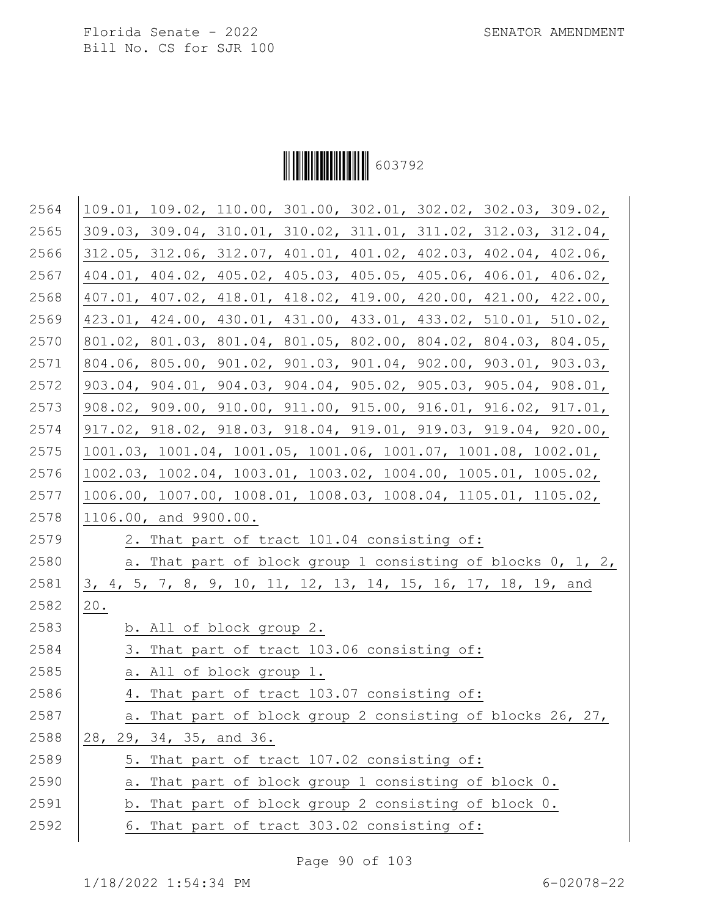109.01, 109.02, 110.00, 301.00, 302.01, 302.02, 302.03, 309.02, 309.03, 309.04, 310.01, 310.02, 311.01, 311.02, 312.03, 312.04, 312.05, 312.06, 312.07, 401.01, 401.02, 402.03, 402.04, 402.06, 404.01, 404.02, 405.02, 405.03, 405.05, 405.06, 406.01, 406.02, 407.01, 407.02, 418.01, 418.02, 419.00, 420.00, 421.00, 422.00, 423.01, 424.00, 430.01, 431.00, 433.01, 433.02, 510.01, 510.02, 801.02, 801.03, 801.04, 801.05, 802.00, 804.02, 804.03, 804.05, 804.06, 805.00, 901.02, 901.03, 901.04, 902.00, 903.01, 903.03, 903.04, 904.01, 904.03, 904.04, 905.02, 905.03, 905.04, 908.01, 908.02, 909.00, 910.00, 911.00, 915.00, 916.01, 916.02, 917.01, 917.02, 918.02, 918.03, 918.04, 919.01, 919.03, 919.04, 920.00, 1001.03, 1001.04, 1001.05, 1001.06, 1001.07, 1001.08, 1002.01, 1002.03, 1002.04, 1003.01, 1003.02, 1004.00, 1005.01, 1005.02, 1006.00, 1007.00, 1008.01, 1008.03, 1008.04, 1105.01, 1105.02, 1106.00, and 9900.00.

2. That part of tract 101.04 consisting of:

a. That part of block group 1 consisting of blocks 0, 1, 2, 3, 4, 5, 7, 8, 9, 10, 11, 12, 13, 14, 15, 16, 17, 18, 19, and 20.

b. All of block group 2.

3. That part of tract 103.06 consisting of:

a. All of block group 1.

4. That part of tract 103.07 consisting of:

a. That part of block group 2 consisting of blocks 26, 27, 28, 29, 34, 35, and 36.

5. That part of tract 107.02 consisting of:

a. That part of block group 1 consisting of block 0.

b. That part of block group 2 consisting of block 0.

6. That part of tract 303.02 consisting of: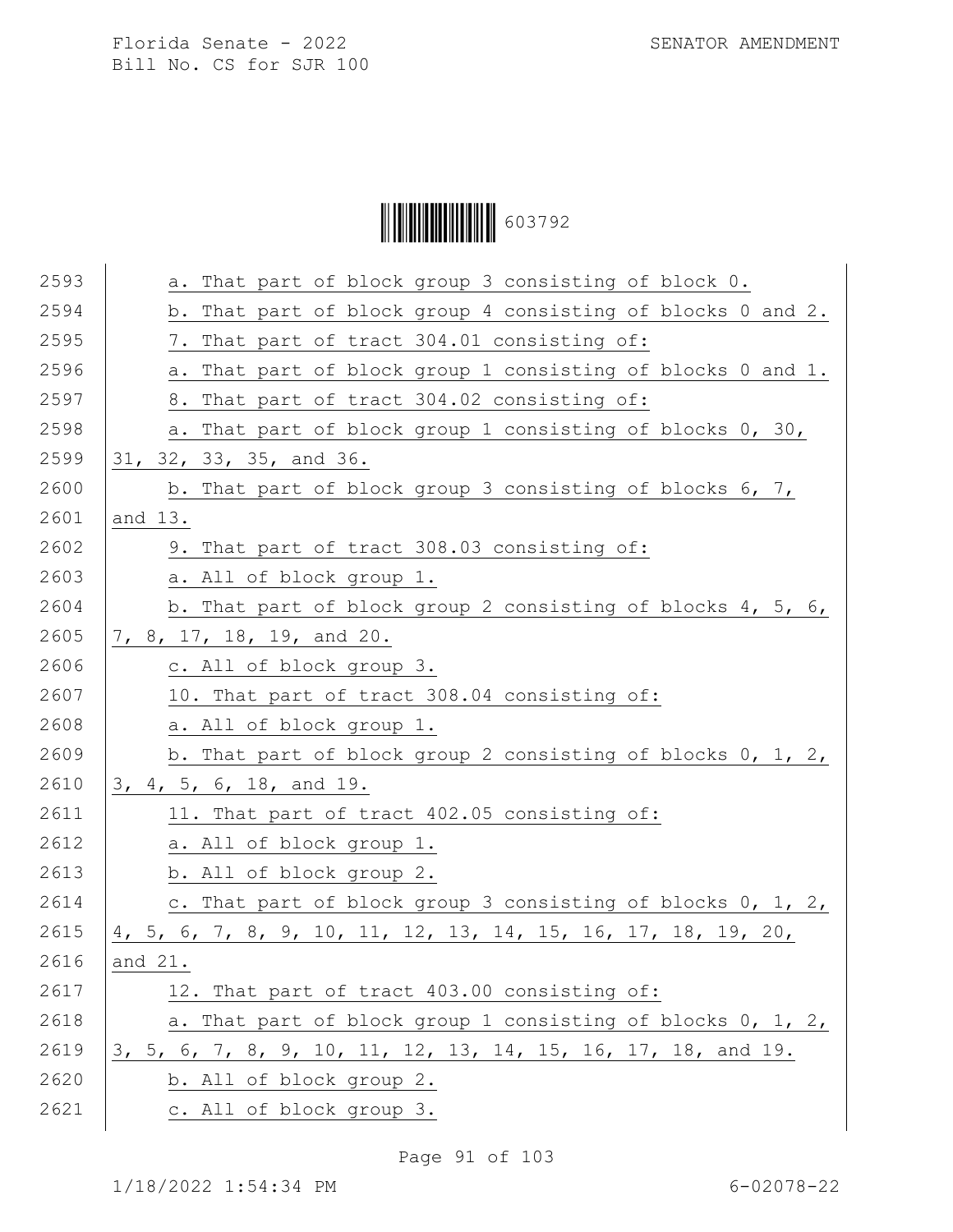a. That part of block group 3 consisting of block 0.

b. That part of block group 4 consisting of blocks 0 and 2.

7. That part of tract 304.01 consisting of:

a. That part of block group 1 consisting of blocks 0 and 1.

8. That part of tract 304.02 consisting of:

a. That part of block group 1 consisting of blocks 0, 30, 31, 32, 33, 35, and 36.

b. That part of block group 3 consisting of blocks 6, 7, and 13.

9. That part of tract 308.03 consisting of:

a. All of block group 1.

b. That part of block group 2 consisting of blocks 4, 5, 6, 7, 8, 17, 18, 19, and 20.

c. All of block group 3.

10. That part of tract 308.04 consisting of:

a. All of block group 1.

b. That part of block group 2 consisting of blocks 0, 1, 2, 3, 4, 5, 6, 18, and 19.

11. That part of tract 402.05 consisting of:

a. All of block group 1.

b. All of block group 2.

c. That part of block group 3 consisting of blocks 0, 1, 2, 4, 5, 6, 7, 8, 9, 10, 11, 12, 13, 14, 15, 16, 17, 18, 19, 20, and 21.

12. That part of tract 403.00 consisting of:

a. That part of block group 1 consisting of blocks 0, 1, 2, 3, 5, 6, 7, 8, 9, 10, 11, 12, 13, 14, 15, 16, 17, 18, and 19.

b. All of block group 2.

c. All of block group 3.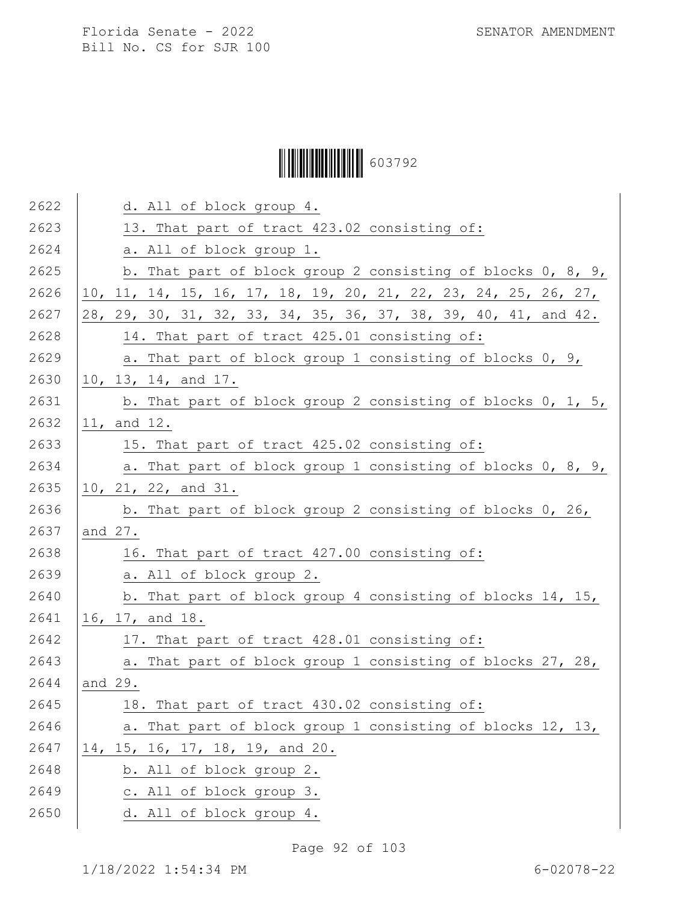d. All of block group 4.

13. That part of tract 423.02 consisting of:

a. All of block group 1.

b. That part of block group 2 consisting of blocks 0, 8, 9, 10, 11, 14, 15, 16, 17, 18, 19, 20, 21, 22, 23, 24, 25, 26, 27, 28, 29, 30, 31, 32, 33, 34, 35, 36, 37, 38, 39, 40, 41, and 42.

14. That part of tract 425.01 consisting of:

a. That part of block group 1 consisting of blocks 0, 9, 10, 13, 14, and 17.

b. That part of block group 2 consisting of blocks 0, 1, 5, 11, and 12.

15. That part of tract 425.02 consisting of:

a. That part of block group 1 consisting of blocks 0, 8, 9, 10, 21, 22, and 31.

b. That part of block group 2 consisting of blocks 0, 26, and 27.

16. That part of tract 427.00 consisting of:

a. All of block group 2.

b. That part of block group 4 consisting of blocks 14, 15, 16, 17, and 18.

17. That part of tract 428.01 consisting of:

a. That part of block group 1 consisting of blocks 27, 28, and 29.

18. That part of tract 430.02 consisting of:

a. That part of block group 1 consisting of blocks 12, 13, 14, 15, 16, 17, 18, 19, and 20.

b. All of block group 2.

c. All of block group 3.

d. All of block group 4.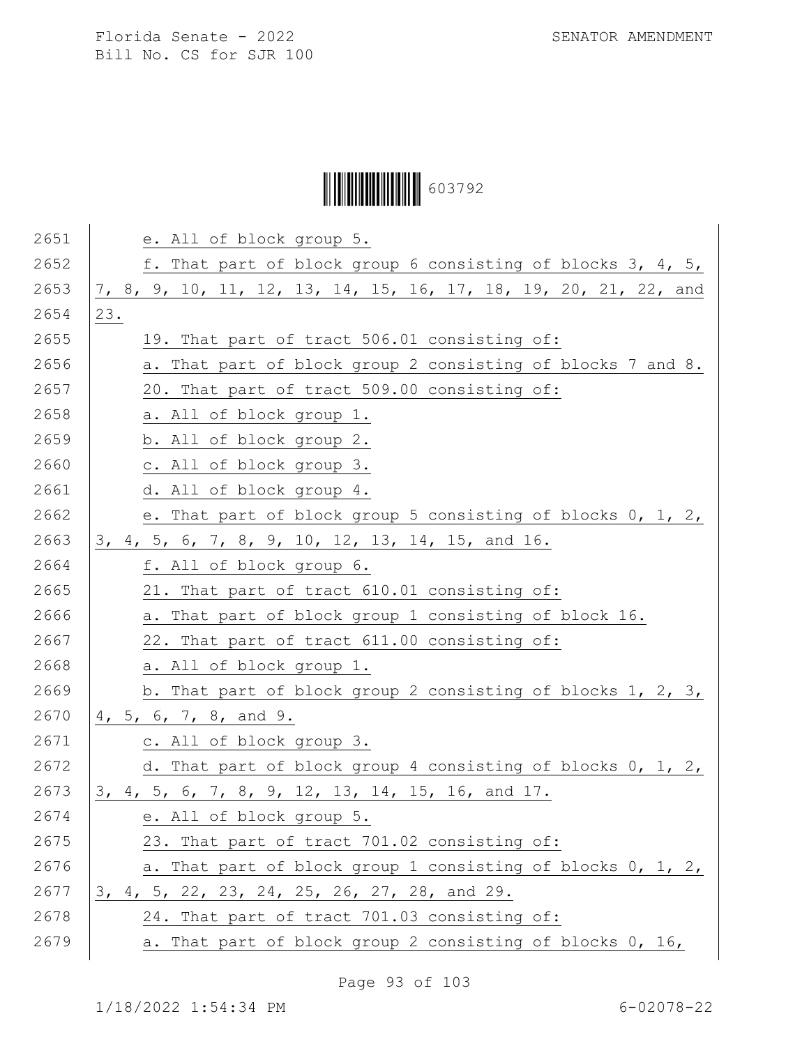e. All of block group 5.

f. That part of block group 6 consisting of blocks 3, 4, 5, 7, 8, 9, 10, 11, 12, 13, 14, 15, 16, 17, 18, 19, 20, 21, 22, and 23.

19. That part of tract 506.01 consisting of:

a. That part of block group 2 consisting of blocks 7 and 8.

20. That part of tract 509.00 consisting of:

a. All of block group 1.

b. All of block group 2.

c. All of block group 3.

d. All of block group 4.

e. That part of block group 5 consisting of blocks 0, 1, 2, 3, 4, 5, 6, 7, 8, 9, 10, 12, 13, 14, 15, and 16.

f. All of block group 6.

21. That part of tract 610.01 consisting of:

a. That part of block group 1 consisting of block 16.

22. That part of tract 611.00 consisting of:

a. All of block group 1.

b. That part of block group 2 consisting of blocks 1, 2, 3, 4, 5, 6, 7, 8, and 9.

c. All of block group 3.

d. That part of block group 4 consisting of blocks 0, 1, 2, 3, 4, 5, 6, 7, 8, 9, 12, 13, 14, 15, 16, and 17.

e. All of block group 5.

23. That part of tract 701.02 consisting of:

a. That part of block group 1 consisting of blocks 0, 1, 2, 3, 4, 5, 22, 23, 24, 25, 26, 27, 28, and 29.

24. That part of tract 701.03 consisting of:

a. That part of block group 2 consisting of blocks 0, 16,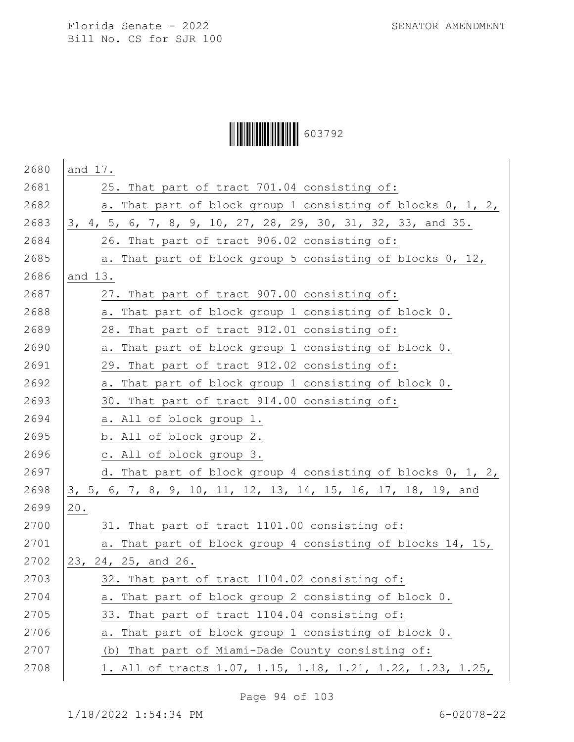and 17.

25. That part of tract 701.04 consisting of:

a. That part of block group 1 consisting of blocks 0, 1, 2, 3, 4, 5, 6, 7, 8, 9, 10, 27, 28, 29, 30, 31, 32, 33, and 35.

26. That part of tract 906.02 consisting of:

a. That part of block group 5 consisting of blocks 0, 12, and 13.

27. That part of tract 907.00 consisting of:

a. That part of block group 1 consisting of block 0.

28. That part of tract 912.01 consisting of:

a. That part of block group 1 consisting of block 0.

29. That part of tract 912.02 consisting of:

a. That part of block group 1 consisting of block 0.

30. That part of tract 914.00 consisting of:

a. All of block group 1.

b. All of block group 2.

c. All of block group 3.

d. That part of block group 4 consisting of blocks 0, 1, 2, 3, 5, 6, 7, 8, 9, 10, 11, 12, 13, 14, 15, 16, 17, 18, 19, and 20.

31. That part of tract 1101.00 consisting of:

a. That part of block group 4 consisting of blocks 14, 15, 23, 24, 25, and 26.

32. That part of tract 1104.02 consisting of:

a. That part of block group 2 consisting of block 0.

33. That part of tract 1104.04 consisting of:

a. That part of block group 1 consisting of block 0.

(b) That part of Miami-Dade County consisting of:

1. All of tracts 1.07, 1.15, 1.18, 1.21, 1.22, 1.23, 1.25,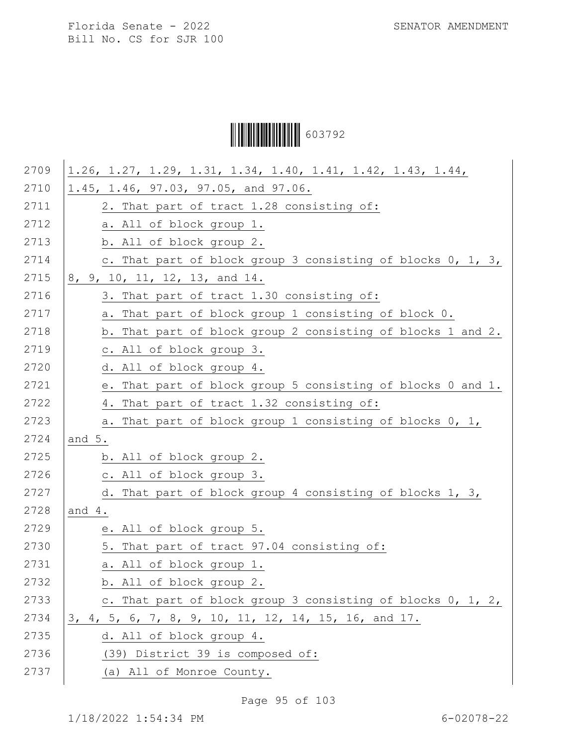1.26, 1.27, 1.29, 1.31, 1.34, 1.40, 1.41, 1.42, 1.43, 1.44, 1.45, 1.46, 97.03, 97.05, and 97.06.

2. That part of tract 1.28 consisting of:

a. All of block group 1.

b. All of block group 2.

c. That part of block group 3 consisting of blocks 0, 1, 3, 8, 9, 10, 11, 12, 13, and 14.

3. That part of tract 1.30 consisting of:

a. That part of block group 1 consisting of block 0.

b. That part of block group 2 consisting of blocks 1 and 2.

c. All of block group 3.

d. All of block group 4.

e. That part of block group 5 consisting of blocks 0 and 1.

4. That part of tract 1.32 consisting of:

a. That part of block group 1 consisting of blocks 0, 1, and 5.

b. All of block group 2.

c. All of block group 3.

d. That part of block group 4 consisting of blocks 1, 3, and 4.

e. All of block group 5.

5. That part of tract 97.04 consisting of:

a. All of block group 1.

b. All of block group 2.

c. That part of block group 3 consisting of blocks 0, 1, 2, 3, 4, 5, 6, 7, 8, 9, 10, 11, 12, 14, 15, 16, and 17.

d. All of block group 4.

(39) District 39 is composed of:

(a) All of Monroe County.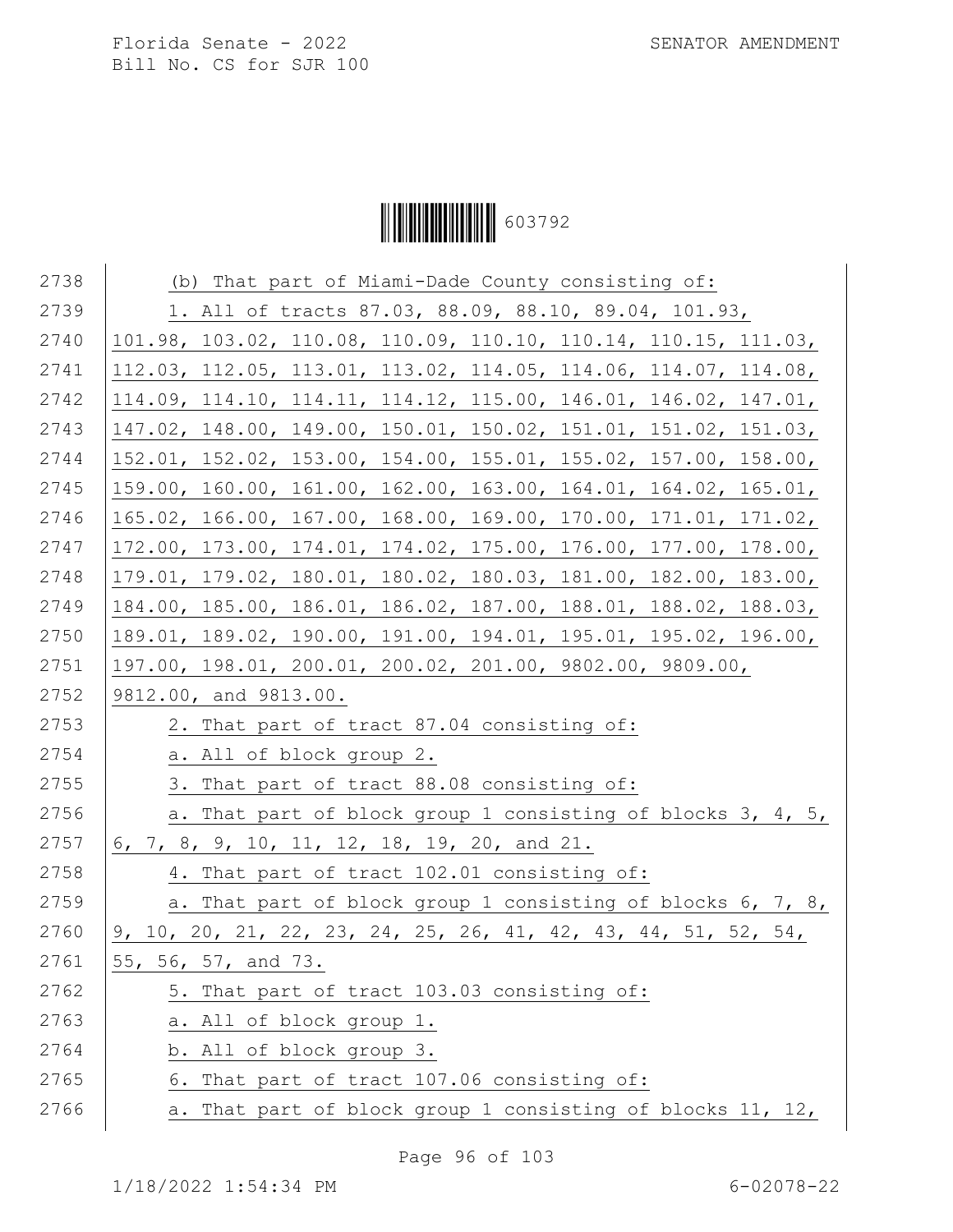(b) That part of Miami-Dade County consisting of:

1. All of tracts 87.03, 88.09, 88.10, 89.04, 101.93, 101.98, 103.02, 110.08, 110.09, 110.10, 110.14, 110.15, 111.03, 112.03, 112.05, 113.01, 113.02, 114.05, 114.06, 114.07, 114.08, 114.09, 114.10, 114.11, 114.12, 115.00, 146.01, 146.02, 147.01, 147.02, 148.00, 149.00, 150.01, 150.02, 151.01, 151.02, 151.03, 152.01, 152.02, 153.00, 154.00, 155.01, 155.02, 157.00, 158.00, 159.00, 160.00, 161.00, 162.00, 163.00, 164.01, 164.02, 165.01, 165.02, 166.00, 167.00, 168.00, 169.00, 170.00, 171.01, 171.02, 172.00, 173.00, 174.01, 174.02, 175.00, 176.00, 177.00, 178.00, 179.01, 179.02, 180.01, 180.02, 180.03, 181.00, 182.00, 183.00, 184.00, 185.00, 186.01, 186.02, 187.00, 188.01, 188.02, 188.03, 189.01, 189.02, 190.00, 191.00, 194.01, 195.01, 195.02, 196.00, 197.00, 198.01, 200.01, 200.02, 201.00, 9802.00, 9809.00, 9812.00, and 9813.00.

2. That part of tract 87.04 consisting of:

a. All of block group 2.

3. That part of tract 88.08 consisting of:

a. That part of block group 1 consisting of blocks 3, 4, 5, 6, 7, 8, 9, 10, 11, 12, 18, 19, 20, and 21.

4. That part of tract 102.01 consisting of:

a. That part of block group 1 consisting of blocks 6, 7, 8, 9, 10, 20, 21, 22, 23, 24, 25, 26, 41, 42, 43, 44, 51, 52, 54, 55, 56, 57, and 73.

5. That part of tract 103.03 consisting of:

a. All of block group 1.

b. All of block group 3.

6. That part of tract 107.06 consisting of:

a. That part of block group 1 consisting of blocks 11, 12,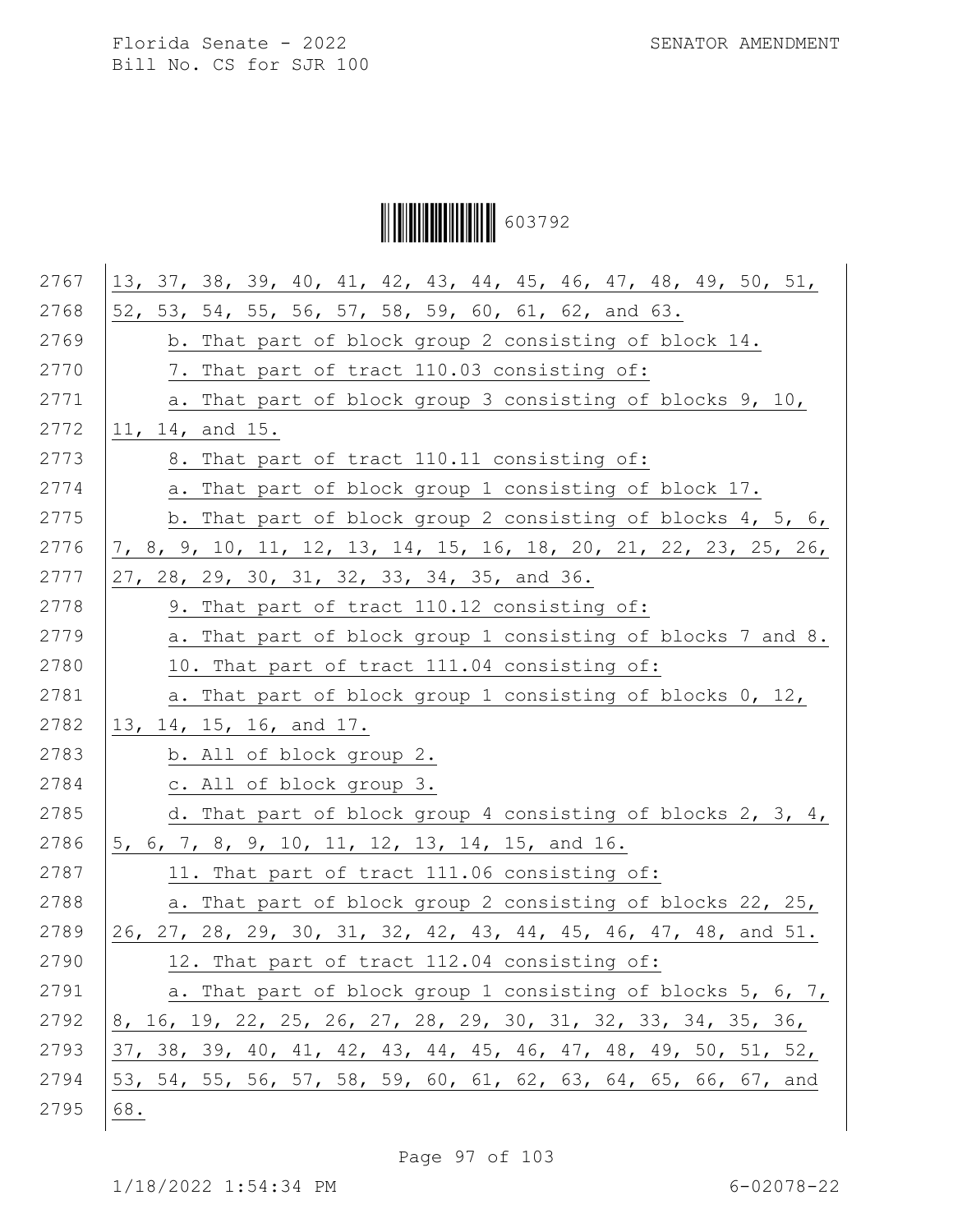13, 37, 38, 39, 40, 41, 42, 43, 44, 45, 46, 47, 48, 49, 50, 51, 52, 53, 54, 55, 56, 57, 58, 59, 60, 61, 62, and 63.

b. That part of block group 2 consisting of block 14.

7. That part of tract 110.03 consisting of:

a. That part of block group 3 consisting of blocks 9, 10, 11, 14, and 15.

8. That part of tract 110.11 consisting of:

a. That part of block group 1 consisting of block 17.

b. That part of block group 2 consisting of blocks 4, 5, 6, 7, 8, 9, 10, 11, 12, 13, 14, 15, 16, 18, 20, 21, 22, 23, 25, 26, 27, 28, 29, 30, 31, 32, 33, 34, 35, and 36.

9. That part of tract 110.12 consisting of:

a. That part of block group 1 consisting of blocks 7 and 8.

10. That part of tract 111.04 consisting of:

a. That part of block group 1 consisting of blocks 0, 12, 13, 14, 15, 16, and 17.

b. All of block group 2.

c. All of block group 3.

d. That part of block group 4 consisting of blocks 2, 3, 4, 5, 6, 7, 8, 9, 10, 11, 12, 13, 14, 15, and 16.

11. That part of tract 111.06 consisting of:

a. That part of block group 2 consisting of blocks 22, 25, 26, 27, 28, 29, 30, 31, 32, 42, 43, 44, 45, 46, 47, 48, and 51.

12. That part of tract 112.04 consisting of:

a. That part of block group 1 consisting of blocks 5, 6, 7, 8, 16, 19, 22, 25, 26, 27, 28, 29, 30, 31, 32, 33, 34, 35, 36, 37, 38, 39, 40, 41, 42, 43, 44, 45, 46, 47, 48, 49, 50, 51, 52, 53, 54, 55, 56, 57, 58, 59, 60, 61, 62, 63, 64, 65, 66, 67, and 68.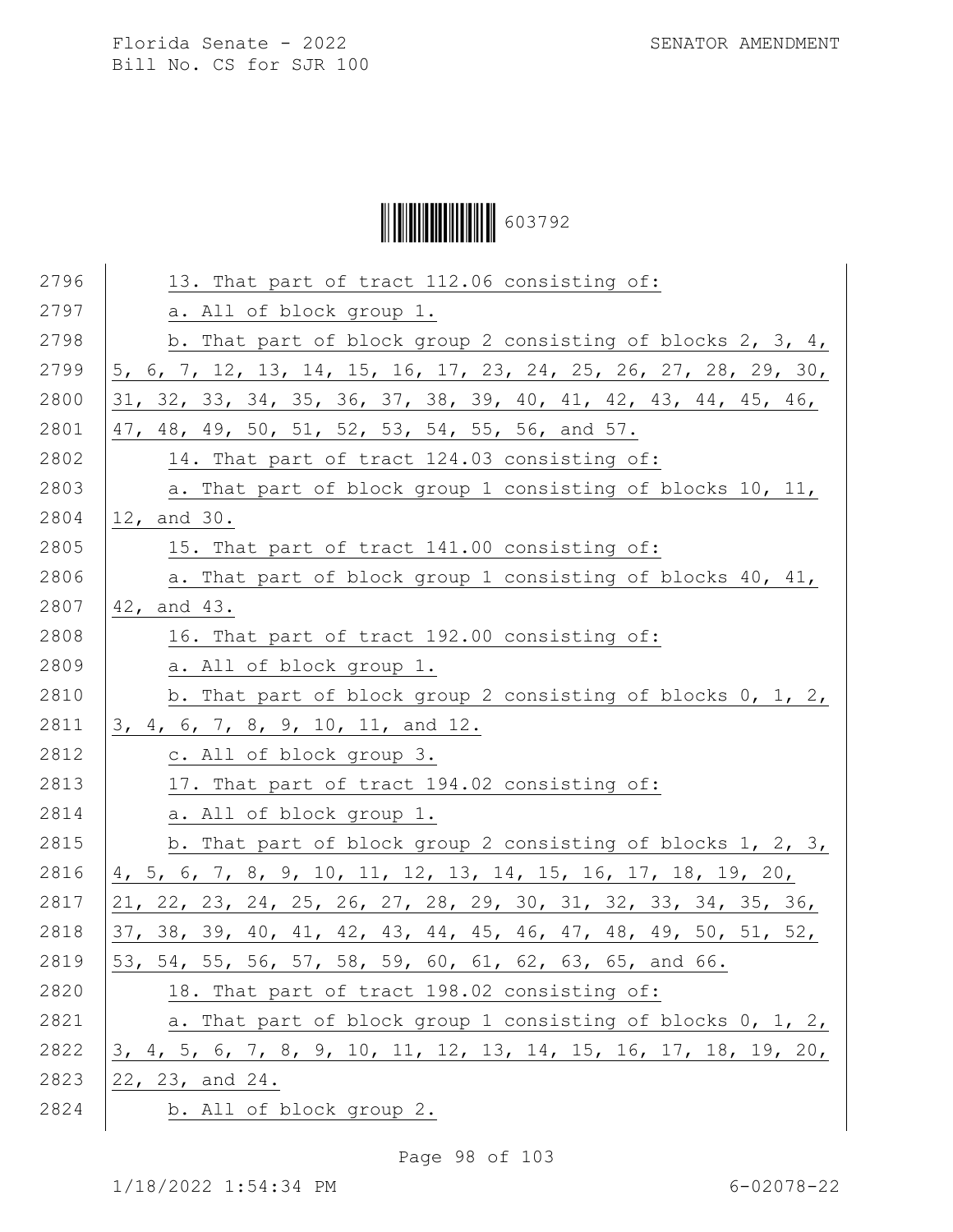13. That part of tract 112.06 consisting of:

a. All of block group 1.

b. That part of block group 2 consisting of blocks 2, 3, 4, 5, 6, 7, 12, 13, 14, 15, 16, 17, 23, 24, 25, 26, 27, 28, 29, 30, 31, 32, 33, 34, 35, 36, 37, 38, 39, 40, 41, 42, 43, 44, 45, 46, 47, 48, 49, 50, 51, 52, 53, 54, 55, 56, and 57.

14. That part of tract 124.03 consisting of:

a. That part of block group 1 consisting of blocks 10, 11, 12, and 30.

15. That part of tract 141.00 consisting of:

a. That part of block group 1 consisting of blocks 40, 41, 42, and 43.

16. That part of tract 192.00 consisting of:

a. All of block group 1.

b. That part of block group 2 consisting of blocks 0, 1, 2, 3, 4, 6, 7, 8, 9, 10, 11, and 12.

c. All of block group 3.

17. That part of tract 194.02 consisting of:

a. All of block group 1.

b. That part of block group 2 consisting of blocks 1, 2, 3, 4, 5, 6, 7, 8, 9, 10, 11, 12, 13, 14, 15, 16, 17, 18, 19, 20, 21, 22, 23, 24, 25, 26, 27, 28, 29, 30, 31, 32, 33, 34, 35, 36, 37, 38, 39, 40, 41, 42, 43, 44, 45, 46, 47, 48, 49, 50, 51, 52, 53, 54, 55, 56, 57, 58, 59, 60, 61, 62, 63, 65, and 66.

18. That part of tract 198.02 consisting of:

a. That part of block group 1 consisting of blocks 0, 1, 2, 3, 4, 5, 6, 7, 8, 9, 10, 11, 12, 13, 14, 15, 16, 17, 18, 19, 20, 22, 23, and 24.

b. All of block group 2.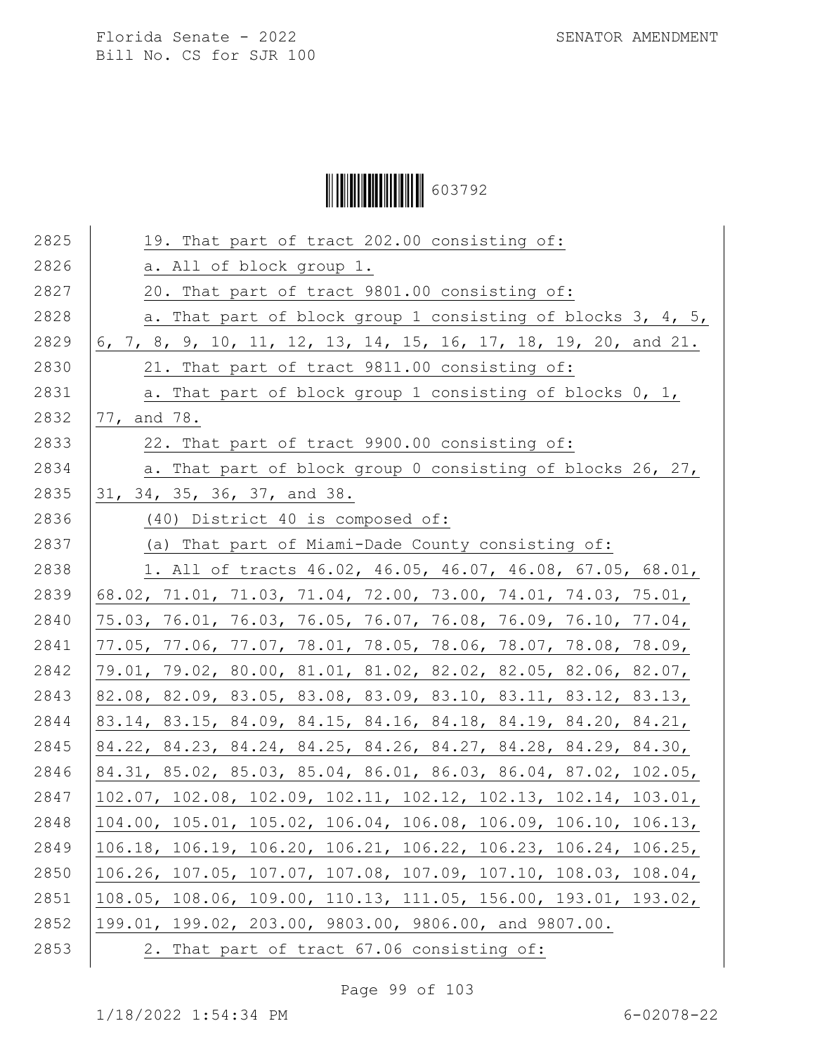19. That part of tract 202.00 consisting of:

a. All of block group 1.

20. That part of tract 9801.00 consisting of:

a. That part of block group 1 consisting of blocks 3, 4, 5, 6, 7, 8, 9, 10, 11, 12, 13, 14, 15, 16, 17, 18, 19, 20, and 21.

21. That part of tract 9811.00 consisting of:

a. That part of block group 1 consisting of blocks 0, 1, 77, and 78.

22. That part of tract 9900.00 consisting of:

a. That part of block group 0 consisting of blocks 26, 27, 31, 34, 35, 36, 37, and 38.

(40) District 40 is composed of:

(a) That part of Miami-Dade County consisting of:

1. All of tracts 46.02, 46.05, 46.07, 46.08, 67.05, 68.01, 68.02, 71.01, 71.03, 71.04, 72.00, 73.00, 74.01, 74.03, 75.01, 75.03, 76.01, 76.03, 76.05, 76.07, 76.08, 76.09, 76.10, 77.04, 77.05, 77.06, 77.07, 78.01, 78.05, 78.06, 78.07, 78.08, 78.09, 79.01, 79.02, 80.00, 81.01, 81.02, 82.02, 82.05, 82.06, 82.07, 82.08, 82.09, 83.05, 83.08, 83.09, 83.10, 83.11, 83.12, 83.13, 83.14, 83.15, 84.09, 84.15, 84.16, 84.18, 84.19, 84.20, 84.21, 84.22, 84.23, 84.24, 84.25, 84.26, 84.27, 84.28, 84.29, 84.30, 84.31, 85.02, 85.03, 85.04, 86.01, 86.03, 86.04, 87.02, 102.05, 102.07, 102.08, 102.09, 102.11, 102.12, 102.13, 102.14, 103.01, 104.00, 105.01, 105.02, 106.04, 106.08, 106.09, 106.10, 106.13, 106.18, 106.19, 106.20, 106.21, 106.22, 106.23, 106.24, 106.25, 106.26, 107.05, 107.07, 107.08, 107.09, 107.10, 108.03, 108.04, 108.05, 108.06, 109.00, 110.13, 111.05, 156.00, 193.01, 193.02, 199.01, 199.02, 203.00, 9803.00, 9806.00, and 9807.00.

2. That part of tract 67.06 consisting of: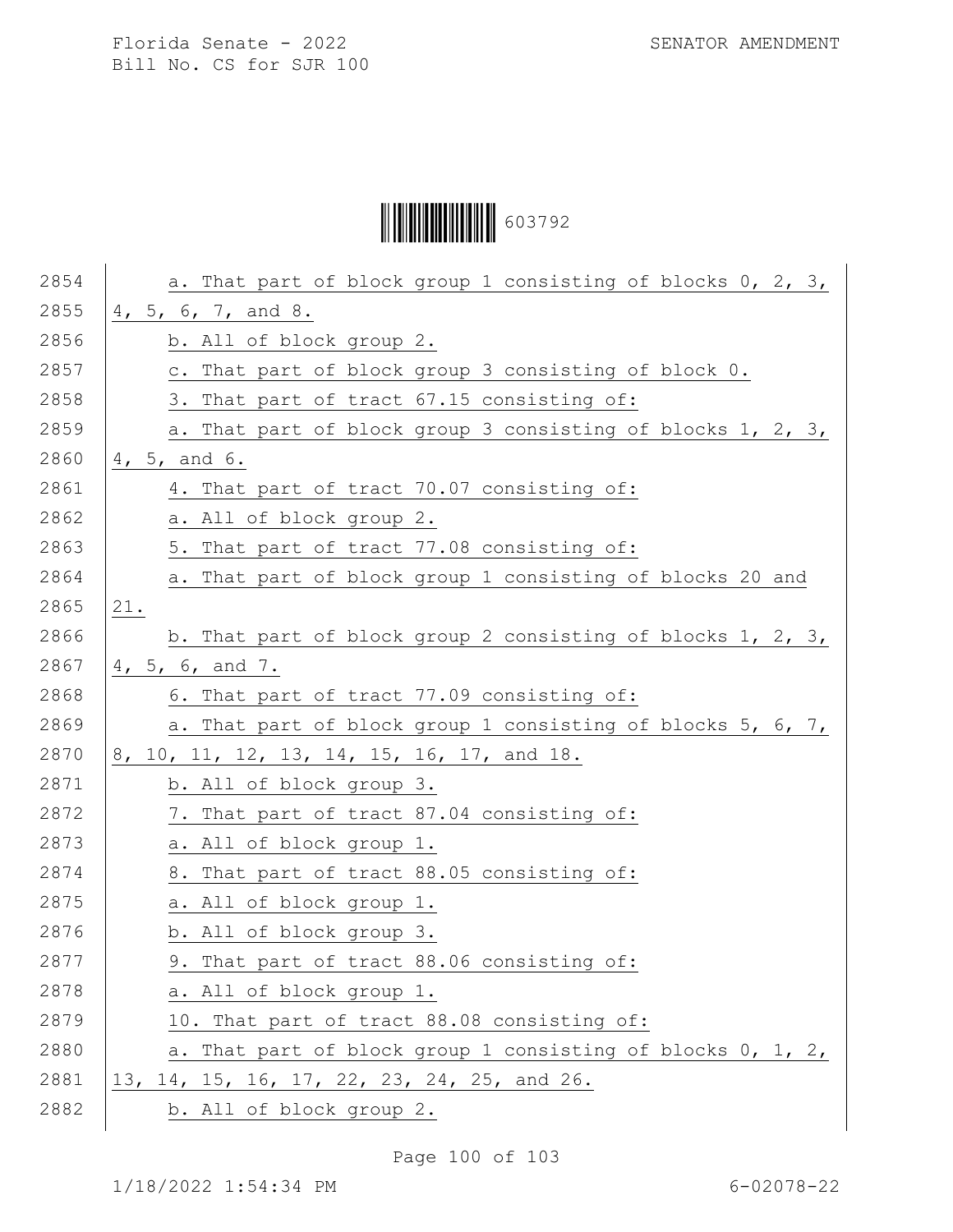a. That part of block group 1 consisting of blocks 0, 2, 3, 4, 5, 6, 7, and 8.

b. All of block group 2.

c. That part of block group 3 consisting of block 0.

3. That part of tract 67.15 consisting of:

a. That part of block group 3 consisting of blocks 1, 2, 3, 4, 5, and 6.

4. That part of tract 70.07 consisting of:

a. All of block group 2.

5. That part of tract 77.08 consisting of:

a. That part of block group 1 consisting of blocks 20 and 21.

b. That part of block group 2 consisting of blocks 1, 2, 3, 4, 5, 6, and 7.

6. That part of tract 77.09 consisting of:

a. That part of block group 1 consisting of blocks 5, 6, 7, 8, 10, 11, 12, 13, 14, 15, 16, 17, and 18.

b. All of block group 3.

7. That part of tract 87.04 consisting of:

a. All of block group 1.

8. That part of tract 88.05 consisting of:

a. All of block group 1.

b. All of block group 3.

9. That part of tract 88.06 consisting of:

a. All of block group 1.

10. That part of tract 88.08 consisting of:

a. That part of block group 1 consisting of blocks 0, 1, 2, 13, 14, 15, 16, 17, 22, 23, 24, 25, and 26.

b. All of block group 2.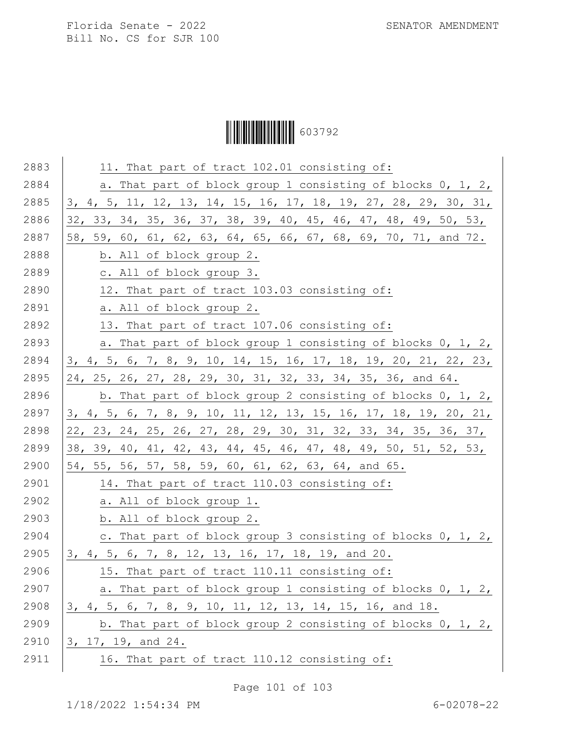11. That part of tract 102.01 consisting of:

a. That part of block group 1 consisting of blocks 0, 1, 2, 3, 4, 5, 11, 12, 13, 14, 15, 16, 17, 18, 19, 27, 28, 29, 30, 31, 32, 33, 34, 35, 36, 37, 38, 39, 40, 45, 46, 47, 48, 49, 50, 53, 58, 59, 60, 61, 62, 63, 64, 65, 66, 67, 68, 69, 70, 71, and 72.

b. All of block group 2.

c. All of block group 3.

12. That part of tract 103.03 consisting of:

a. All of block group 2.

13. That part of tract 107.06 consisting of:

a. That part of block group 1 consisting of blocks 0, 1, 2, 3, 4, 5, 6, 7, 8, 9, 10, 14, 15, 16, 17, 18, 19, 20, 21, 22, 23, 24, 25, 26, 27, 28, 29, 30, 31, 32, 33, 34, 35, 36, and 64.

b. That part of block group 2 consisting of blocks 0, 1, 2, 3, 4, 5, 6, 7, 8, 9, 10, 11, 12, 13, 15, 16, 17, 18, 19, 20, 21, 22, 23, 24, 25, 26, 27, 28, 29, 30, 31, 32, 33, 34, 35, 36, 37, 38, 39, 40, 41, 42, 43, 44, 45, 46, 47, 48, 49, 50, 51, 52, 53, 54, 55, 56, 57, 58, 59, 60, 61, 62, 63, 64, and 65.

14. That part of tract 110.03 consisting of:

a. All of block group 1.

b. All of block group 2.

c. That part of block group 3 consisting of blocks 0, 1, 2, 3, 4, 5, 6, 7, 8, 12, 13, 16, 17, 18, 19, and 20.

15. That part of tract 110.11 consisting of:

a. That part of block group 1 consisting of blocks 0, 1, 2, 3, 4, 5, 6, 7, 8, 9, 10, 11, 12, 13, 14, 15, 16, and 18.

b. That part of block group 2 consisting of blocks 0, 1, 2, 3, 17, 19, and 24.

16. That part of tract 110.12 consisting of: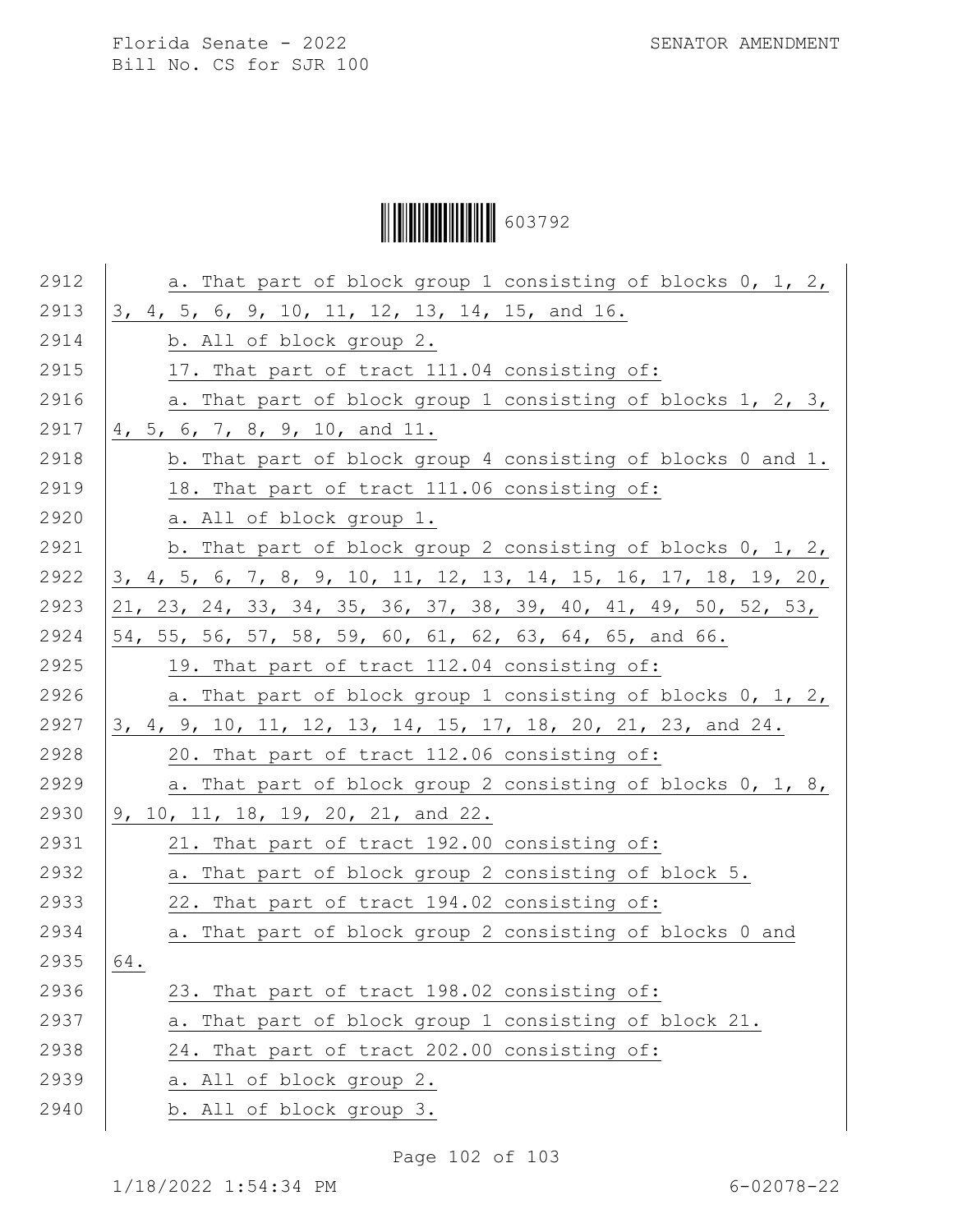a. That part of block group 1 consisting of blocks 0, 1, 2, 3, 4, 5, 6, 9, 10, 11, 12, 13, 14, 15, and 16.

b. All of block group 2.

17. That part of tract 111.04 consisting of:

a. That part of block group 1 consisting of blocks 1, 2, 3, 4, 5, 6, 7, 8, 9, 10, and 11.

b. That part of block group 4 consisting of blocks 0 and 1.

18. That part of tract 111.06 consisting of:

a. All of block group 1.

b. That part of block group 2 consisting of blocks 0, 1, 2, 3, 4, 5, 6, 7, 8, 9, 10, 11, 12, 13, 14, 15, 16, 17, 18, 19, 20, 21, 23, 24, 33, 34, 35, 36, 37, 38, 39, 40, 41, 49, 50, 52, 53, 54, 55, 56, 57, 58, 59, 60, 61, 62, 63, 64, 65, and 66.

19. That part of tract 112.04 consisting of:

a. That part of block group 1 consisting of blocks 0, 1, 2, 3, 4, 9, 10, 11, 12, 13, 14, 15, 17, 18, 20, 21, 23, and 24.

20. That part of tract 112.06 consisting of:

a. That part of block group 2 consisting of blocks 0, 1, 8, 9, 10, 11, 18, 19, 20, 21, and 22.

21. That part of tract 192.00 consisting of:

a. That part of block group 2 consisting of block 5.

22. That part of tract 194.02 consisting of:

a. That part of block group 2 consisting of blocks 0 and 64.

23. That part of tract 198.02 consisting of:

a. That part of block group 1 consisting of block 21.

24. That part of tract 202.00 consisting of:

a. All of block group 2.

b. All of block group 3.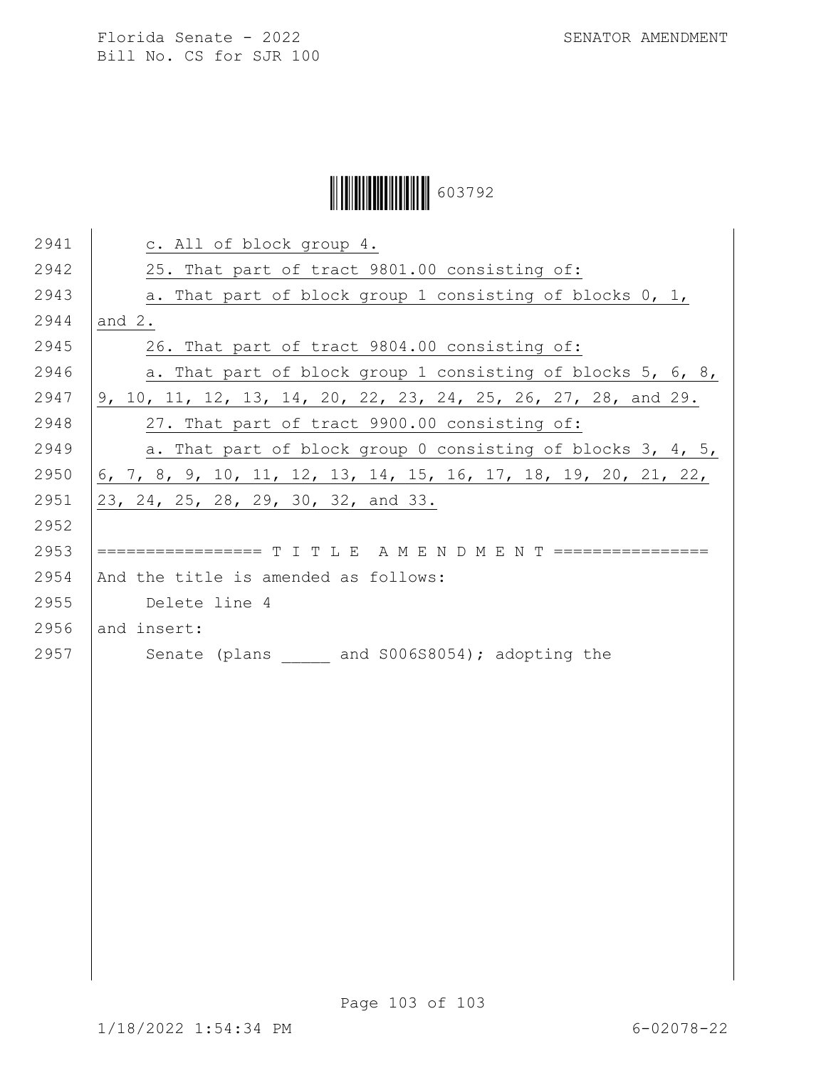c. All of block group 4.

25. That part of tract 9801.00 consisting of:

a. That part of block group 1 consisting of blocks 0, 1, and 2.

26. That part of tract 9804.00 consisting of:

a. That part of block group 1 consisting of blocks 5, 6, 8, 9, 10, 11, 12, 13, 14, 20, 22, 23, 24, 25, 26, 27, 28, and 29.

27. That part of tract 9900.00 consisting of:

a. That part of block group 0 consisting of blocks 3, 4, 5, 6, 7, 8, 9, 10, 11, 12, 13, 14, 15, 16, 17, 18, 19, 20, 21, 22, 23, 24, 25, 28, 29, 30, 32, and 33.

================= T I T L E A M E N D M E N T ================

And the title is amended as follows:

Delete line 4

and insert:

Senate (plans _____ and S006S8054); adopting the